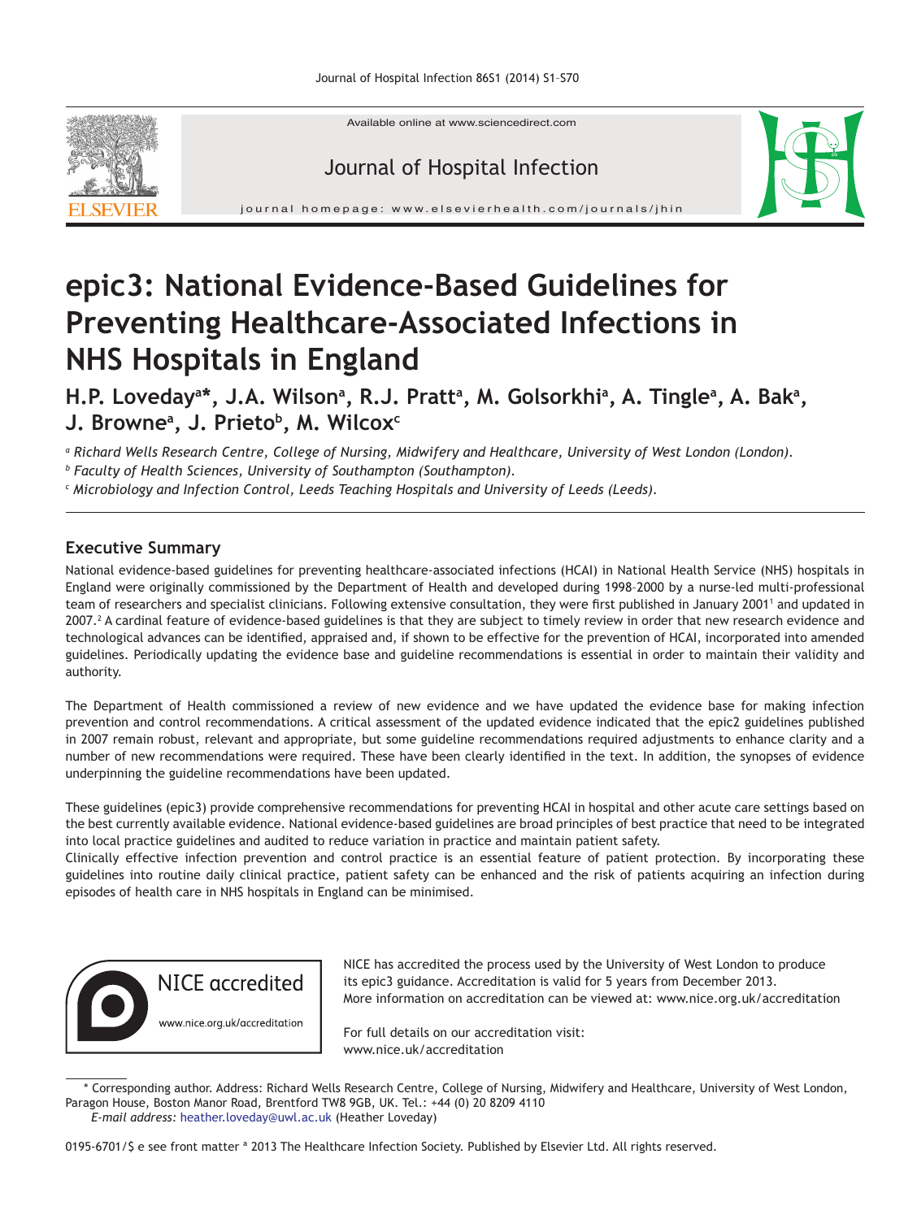Available online at www.sciencedirect.com

Journal of Hospital Infection

journal homepage: www.elsevierhealth.com/journals/jhin

# epic3: National Evidence-Based Guidelines for Preventing Healthcare-Associated Infections in NHS Hospitals in England

**H.P. Loveday[a]\*, J.A. Wilson[a], R.J. Pratt[a], M. Golsorkhi[a], A. Tingle[a], A. Bak[a], J. Browne[a], J. Prieto[b], M. Wilcox[c]**

[a] *Richard Wells Research Centre, College of Nursing, Midwifery and Healthcare, University of West London (London).*
[b] *Faculty of Health Sciences, University of Southampton (Southampton).*
[c] *Microbiology and Infection Control, Leeds Teaching Hospitals and University of Leeds (Leeds).*

## Executive Summary

National evidence-based guidelines for preventing healthcare-associated infections (HCAI) in National Health Service (NHS) hospitals in England were originally commissioned by the Department of Health and developed during 1998–2000 by a nurse-led multi-professional team of researchers and specialist clinicians. Following extensive consultation, they were first published in January 2001[1] and updated in 2007.[2] A cardinal feature of evidence-based guidelines is that they are subject to timely review in order that new research evidence and technological advances can be identified, appraised and, if shown to be effective for the prevention of HCAI, incorporated into amended guidelines. Periodically updating the evidence base and guideline recommendations is essential in order to maintain their validity and authority.

The Department of Health commissioned a review of new evidence and we have updated the evidence base for making infection prevention and control recommendations. A critical assessment of the updated evidence indicated that the epic2 guidelines published in 2007 remain robust, relevant and appropriate, but some guideline recommendations required adjustments to enhance clarity and a number of new recommendations were required. These have been clearly identified in the text. In addition, the synopses of evidence underpinning the guideline recommendations have been updated.

These guidelines (epic3) provide comprehensive recommendations for preventing HCAI in hospital and other acute care settings based on the best currently available evidence. National evidence-based guidelines are broad principles of best practice that need to be integrated into local practice guidelines and audited to reduce variation in practice and maintain patient safety.

Clinically effective infection prevention and control practice is an essential feature of patient protection. By incorporating these guidelines into routine daily clinical practice, patient safety can be enhanced and the risk of patients acquiring an infection during episodes of health care in NHS hospitals in England can be minimised.

NICE accredited
www.nice.org.uk/accreditation

NICE has accredited the process used by the University of West London to produce its epic3 guidance. Accreditation is valid for 5 years from December 2013. More information on accreditation can be viewed at: www.nice.org.uk/accreditation

For full details on our accreditation visit: www.nice.uk/accreditation

\* Corresponding author. Address: Richard Wells Research Centre, College of Nursing, Midwifery and Healthcare, University of West London, Paragon House, Boston Manor Road, Brentford TW8 9GB, UK. Tel.: +44 (0) 20 8209 4110
*E-mail address:* heather.loveday@uwl.ac.uk (Heather Loveday)

0195-6701/$ e see front matter ª 2013 The Healthcare Infection Society. Published by Elsevier Ltd. All rights reserved.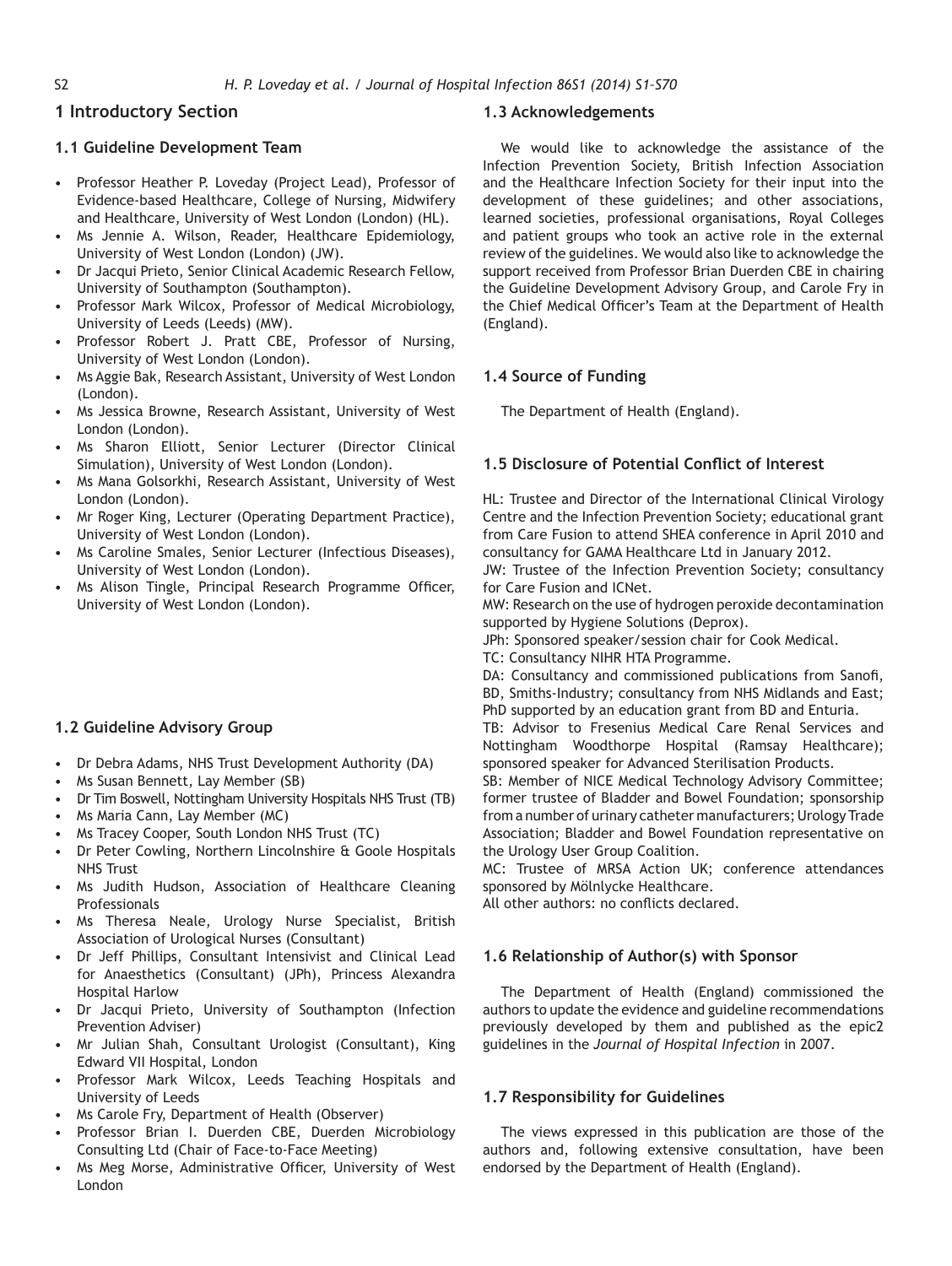# 1 Introductory Section

## 1.1 Guideline Development Team

- Professor Heather P. Loveday (Project Lead), Professor of Evidence-based Healthcare, College of Nursing, Midwifery and Healthcare, University of West London (London) (HL).
- Ms Jennie A. Wilson, Reader, Healthcare Epidemiology, University of West London (London) (JW).
- Dr Jacqui Prieto, Senior Clinical Academic Research Fellow, University of Southampton (Southampton).
- Professor Mark Wilcox, Professor of Medical Microbiology, University of Leeds (Leeds) (MW).
- Professor Robert J. Pratt CBE, Professor of Nursing, University of West London (London).
- Ms Aggie Bak, Research Assistant, University of West London (London).
- Ms Jessica Browne, Research Assistant, University of West London (London).
- Ms Sharon Elliott, Senior Lecturer (Director Clinical Simulation), University of West London (London).
- Ms Mana Golsorkhi, Research Assistant, University of West London (London).
- Mr Roger King, Lecturer (Operating Department Practice), University of West London (London).
- Ms Caroline Smales, Senior Lecturer (Infectious Diseases), University of West London (London).
- Ms Alison Tingle, Principal Research Programme Officer, University of West London (London).

## 1.2 Guideline Advisory Group

- Dr Debra Adams, NHS Trust Development Authority (DA)
- Ms Susan Bennett, Lay Member (SB)
- Dr Tim Boswell, Nottingham University Hospitals NHS Trust (TB)
- Ms Maria Cann, Lay Member (MC)
- Ms Tracey Cooper, South London NHS Trust (TC)
- Dr Peter Cowling, Northern Lincolnshire & Goole Hospitals NHS Trust
- Ms Judith Hudson, Association of Healthcare Cleaning Professionals
- Ms Theresa Neale, Urology Nurse Specialist, British Association of Urological Nurses (Consultant)
- Dr Jeff Phillips, Consultant Intensivist and Clinical Lead for Anaesthetics (Consultant) (JPh), Princess Alexandra Hospital Harlow
- Dr Jacqui Prieto, University of Southampton (Infection Prevention Adviser)
- Mr Julian Shah, Consultant Urologist (Consultant), King Edward VII Hospital, London
- Professor Mark Wilcox, Leeds Teaching Hospitals and University of Leeds
- Ms Carole Fry, Department of Health (Observer)
- Professor Brian I. Duerden CBE, Duerden Microbiology Consulting Ltd (Chair of Face-to-Face Meeting)
- Ms Meg Morse, Administrative Officer, University of West London

## 1.3 Acknowledgements

We would like to acknowledge the assistance of the Infection Prevention Society, British Infection Association and the Healthcare Infection Society for their input into the development of these guidelines; and other associations, learned societies, professional organisations, Royal Colleges and patient groups who took an active role in the external review of the guidelines. We would also like to acknowledge the support received from Professor Brian Duerden CBE in chairing the Guideline Development Advisory Group, and Carole Fry in the Chief Medical Officer's Team at the Department of Health (England).

## 1.4 Source of Funding

The Department of Health (England).

## 1.5 Disclosure of Potential Conflict of Interest

HL: Trustee and Director of the International Clinical Virology Centre and the Infection Prevention Society; educational grant from Care Fusion to attend SHEA conference in April 2010 and consultancy for GAMA Healthcare Ltd in January 2012.

JW: Trustee of the Infection Prevention Society; consultancy for Care Fusion and ICNet.

MW: Research on the use of hydrogen peroxide decontamination supported by Hygiene Solutions (Deprox).

JPh: Sponsored speaker/session chair for Cook Medical.

TC: Consultancy NIHR HTA Programme.

DA: Consultancy and commissioned publications from Sanofi, BD, Smiths-Industry; consultancy from NHS Midlands and East; PhD supported by an education grant from BD and Enturia.

TB: Advisor to Fresenius Medical Care Renal Services and Nottingham Woodthorpe Hospital (Ramsay Healthcare); sponsored speaker for Advanced Sterilisation Products.

SB: Member of NICE Medical Technology Advisory Committee; former trustee of Bladder and Bowel Foundation; sponsorship from a number of urinary catheter manufacturers; Urology Trade Association; Bladder and Bowel Foundation representative on the Urology User Group Coalition.

MC: Trustee of MRSA Action UK; conference attendances sponsored by Mölnlycke Healthcare.

All other authors: no conflicts declared.

## 1.6 Relationship of Author(s) with Sponsor

The Department of Health (England) commissioned the authors to update the evidence and guideline recommendations previously developed by them and published as the epic2 guidelines in the *Journal of Hospital Infection* in 2007.

## 1.7 Responsibility for Guidelines

The views expressed in this publication are those of the authors and, following extensive consultation, have been endorsed by the Department of Health (England).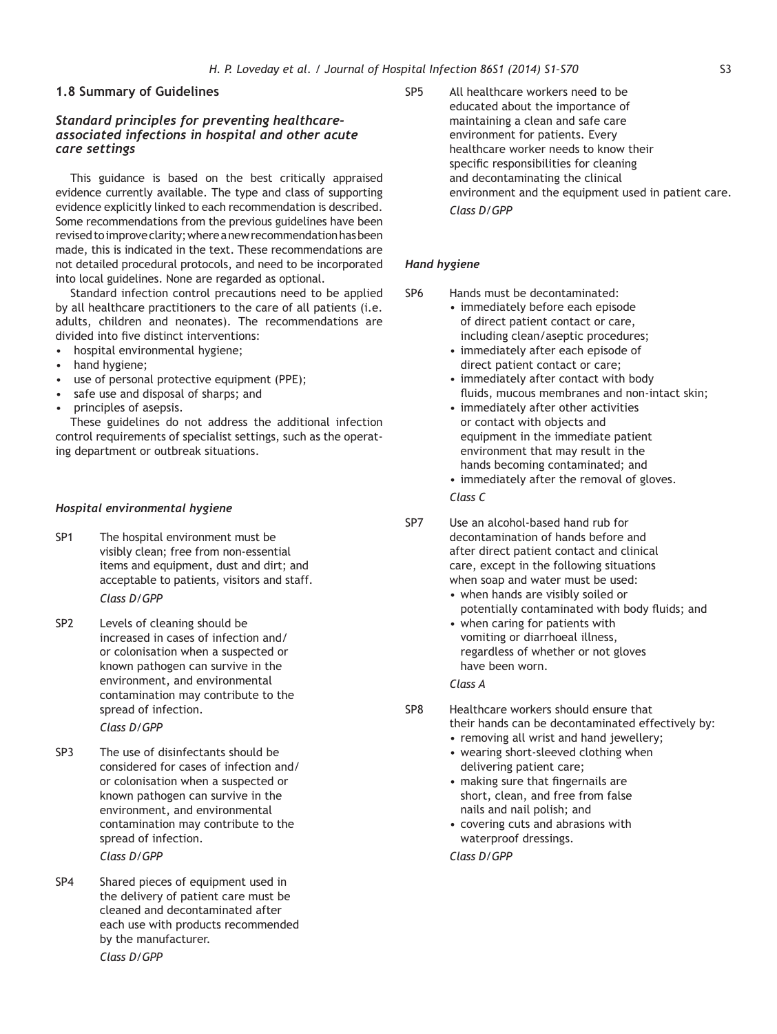## 1.8 Summary of Guidelines

### *Standard principles for preventing healthcare-associated infections in hospital and other acute care settings*

This guidance is based on the best critically appraised evidence currently available. The type and class of supporting evidence explicitly linked to each recommendation is described. Some recommendations from the previous guidelines have been revised to improve clarity; where a new recommendation has been made, this is indicated in the text. These recommendations are not detailed procedural protocols, and need to be incorporated into local guidelines. None are regarded as optional.

Standard infection control precautions need to be applied by all healthcare practitioners to the care of all patients (i.e. adults, children and neonates). The recommendations are divided into five distinct interventions:

- hospital environmental hygiene;
- hand hygiene;
- use of personal protective equipment (PPE);
- safe use and disposal of sharps; and
- principles of asepsis.

These guidelines do not address the additional infection control requirements of specialist settings, such as the operating department or outbreak situations.

#### *Hospital environmental hygiene*

SP1 The hospital environment must be visibly clean; free from non-essential items and equipment, dust and dirt; and acceptable to patients, visitors and staff.
*Class D/GPP*

SP2 Levels of cleaning should be increased in cases of infection and/or colonisation when a suspected or known pathogen can survive in the environment, and environmental contamination may contribute to the spread of infection.
*Class D/GPP*

SP3 The use of disinfectants should be considered for cases of infection and/or colonisation when a suspected or known pathogen can survive in the environment, and environmental contamination may contribute to the spread of infection.
*Class D/GPP*

SP4 Shared pieces of equipment used in the delivery of patient care must be cleaned and decontaminated after each use with products recommended by the manufacturer.
*Class D/GPP*

SP5 All healthcare workers need to be educated about the importance of maintaining a clean and safe care environment for patients. Every healthcare worker needs to know their specific responsibilities for cleaning and decontaminating the clinical environment and the equipment used in patient care.
*Class D/GPP*

#### *Hand hygiene*

SP6 Hands must be decontaminated:

- immediately before each episode of direct patient contact or care, including clean/aseptic procedures;
- immediately after each episode of direct patient contact or care;
- immediately after contact with body fluids, mucous membranes and non-intact skin;
- immediately after other activities or contact with objects and equipment in the immediate patient environment that may result in the hands becoming contaminated; and
- immediately after the removal of gloves.

*Class C*

SP7 Use an alcohol-based hand rub for decontamination of hands before and after direct patient contact and clinical care, except in the following situations when soap and water must be used:

- when hands are visibly soiled or potentially contaminated with body fluids; and
- when caring for patients with vomiting or diarrhoeal illness, regardless of whether or not gloves have been worn.

*Class A*

SP8 Healthcare workers should ensure that their hands can be decontaminated effectively by:

- removing all wrist and hand jewellery;
- wearing short-sleeved clothing when delivering patient care;
- making sure that fingernails are short, clean, and free from false nails and nail polish; and
- covering cuts and abrasions with waterproof dressings.

*Class D/GPP*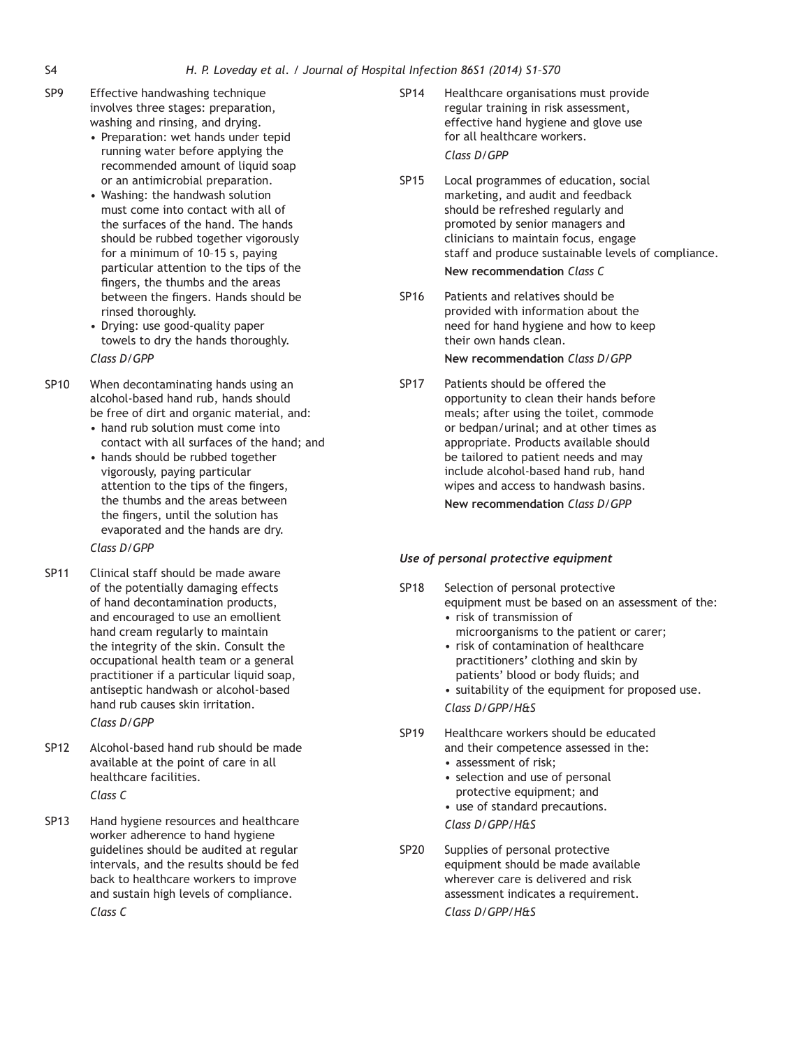SP9 Effective handwashing technique involves three stages: preparation, washing and rinsing, and drying.

- Preparation: wet hands under tepid running water before applying the recommended amount of liquid soap or an antimicrobial preparation.
- Washing: the handwash solution must come into contact with all of the surfaces of the hand. The hands should be rubbed together vigorously for a minimum of 10–15 s, paying particular attention to the tips of the fingers, the thumbs and the areas between the fingers. Hands should be rinsed thoroughly.
- Drying: use good-quality paper towels to dry the hands thoroughly.

*Class D/GPP*

SP10 When decontaminating hands using an alcohol-based hand rub, hands should be free of dirt and organic material, and:

- hand rub solution must come into contact with all surfaces of the hand; and
- hands should be rubbed together vigorously, paying particular attention to the tips of the fingers, the thumbs and the areas between the fingers, until the solution has evaporated and the hands are dry.

*Class D/GPP*

SP11 Clinical staff should be made aware of the potentially damaging effects of hand decontamination products, and encouraged to use an emollient hand cream regularly to maintain the integrity of the skin. Consult the occupational health team or a general practitioner if a particular liquid soap, antiseptic handwash or alcohol-based hand rub causes skin irritation.

*Class D/GPP*

SP12 Alcohol-based hand rub should be made available at the point of care in all healthcare facilities.

*Class C*

SP13 Hand hygiene resources and healthcare worker adherence to hand hygiene guidelines should be audited at regular intervals, and the results should be fed back to healthcare workers to improve and sustain high levels of compliance.

*Class C*

SP14 Healthcare organisations must provide regular training in risk assessment, effective hand hygiene and glove use for all healthcare workers.

*Class D/GPP*

SP15 Local programmes of education, social marketing, and audit and feedback should be refreshed regularly and promoted by senior managers and clinicians to maintain focus, engage staff and produce sustainable levels of compliance.

**New recommendation** *Class C*

SP16 Patients and relatives should be provided with information about the need for hand hygiene and how to keep their own hands clean.

**New recommendation** *Class D/GPP*

SP17 Patients should be offered the opportunity to clean their hands before meals; after using the toilet, commode or bedpan/urinal; and at other times as appropriate. Products available should be tailored to patient needs and may include alcohol-based hand rub, hand wipes and access to handwash basins.

**New recommendation** *Class D/GPP*

### *Use of personal protective equipment*

SP18 Selection of personal protective equipment must be based on an assessment of the:

- risk of transmission of microorganisms to the patient or carer;
- risk of contamination of healthcare practitioners' clothing and skin by patients' blood or body fluids; and
- suitability of the equipment for proposed use.

*Class D/GPP/H&S*

SP19 Healthcare workers should be educated and their competence assessed in the:

- assessment of risk;
- selection and use of personal protective equipment; and
- use of standard precautions.

*Class D/GPP/H&S*

SP20 Supplies of personal protective equipment should be made available wherever care is delivered and risk assessment indicates a requirement.

*Class D/GPP/H&S*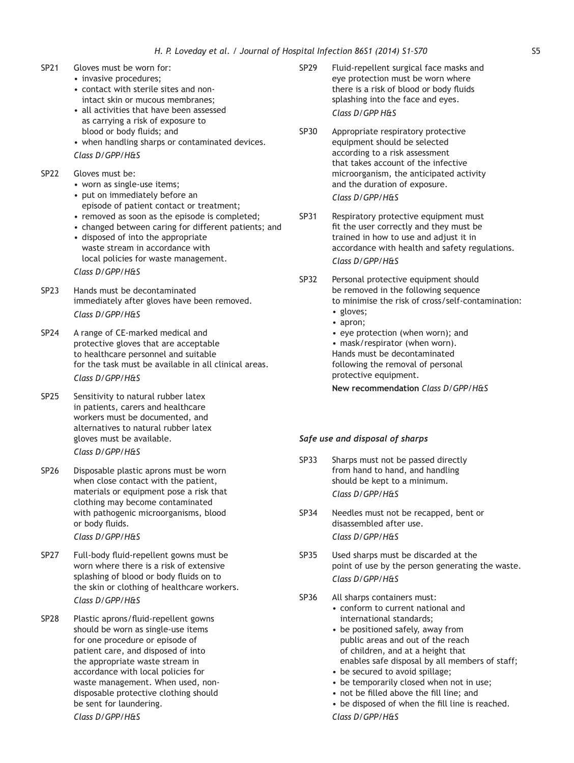SP21 Gloves must be worn for:

- invasive procedures;
- contact with sterile sites and non-intact skin or mucous membranes;
- all activities that have been assessed as carrying a risk of exposure to blood or body fluids; and
- when handling sharps or contaminated devices.

*Class D/GPP/H&S*

SP22 Gloves must be:

- worn as single-use items;
- put on immediately before an episode of patient contact or treatment;
- removed as soon as the episode is completed;
- changed between caring for different patients; and
- disposed of into the appropriate waste stream in accordance with local policies for waste management.

*Class D/GPP/H&S*

SP23 Hands must be decontaminated immediately after gloves have been removed.

*Class D/GPP/H&S*

SP24 A range of CE-marked medical and protective gloves that are acceptable to healthcare personnel and suitable for the task must be available in all clinical areas.

*Class D/GPP/H&S*

SP25 Sensitivity to natural rubber latex in patients, carers and healthcare workers must be documented, and alternatives to natural rubber latex gloves must be available.

*Class D/GPP/H&S*

SP26 Disposable plastic aprons must be worn when close contact with the patient, materials or equipment pose a risk that clothing may become contaminated with pathogenic microorganisms, blood or body fluids.

*Class D/GPP/H&S*

SP27 Full-body fluid-repellent gowns must be worn where there is a risk of extensive splashing of blood or body fluids on to the skin or clothing of healthcare workers.

*Class D/GPP/H&S*

SP28 Plastic aprons/fluid-repellent gowns should be worn as single-use items for one procedure or episode of patient care, and disposed of into the appropriate waste stream in accordance with local policies for waste management. When used, non-disposable protective clothing should be sent for laundering.

*Class D/GPP/H&S*

SP29 Fluid-repellent surgical face masks and eye protection must be worn where there is a risk of blood or body fluids splashing into the face and eyes.

*Class D/GPP H&S*

SP30 Appropriate respiratory protective equipment should be selected according to a risk assessment that takes account of the infective microorganism, the anticipated activity and the duration of exposure.

*Class D/GPP/H&S*

SP31 Respiratory protective equipment must fit the user correctly and they must be trained in how to use and adjust it in accordance with health and safety regulations.

*Class D/GPP/H&S*

SP32 Personal protective equipment should be removed in the following sequence to minimise the risk of cross/self-contamination:

- gloves;
- apron;
- eye protection (when worn); and
- mask/respirator (when worn).

Hands must be decontaminated following the removal of personal protective equipment.

**New recommendation** *Class D/GPP/H&S*

### *Safe use and disposal of sharps*

SP33 Sharps must not be passed directly from hand to hand, and handling should be kept to a minimum.

*Class D/GPP/H&S*

SP34 Needles must not be recapped, bent or disassembled after use.

*Class D/GPP/H&S*

SP35 Used sharps must be discarded at the point of use by the person generating the waste.

*Class D/GPP/H&S*

SP36 All sharps containers must:

- conform to current national and international standards;
- be positioned safely, away from public areas and out of the reach of children, and at a height that enables safe disposal by all members of staff;
- be secured to avoid spillage;
- be temporarily closed when not in use;
- not be filled above the fill line; and
- be disposed of when the fill line is reached.

*Class D/GPP/H&S*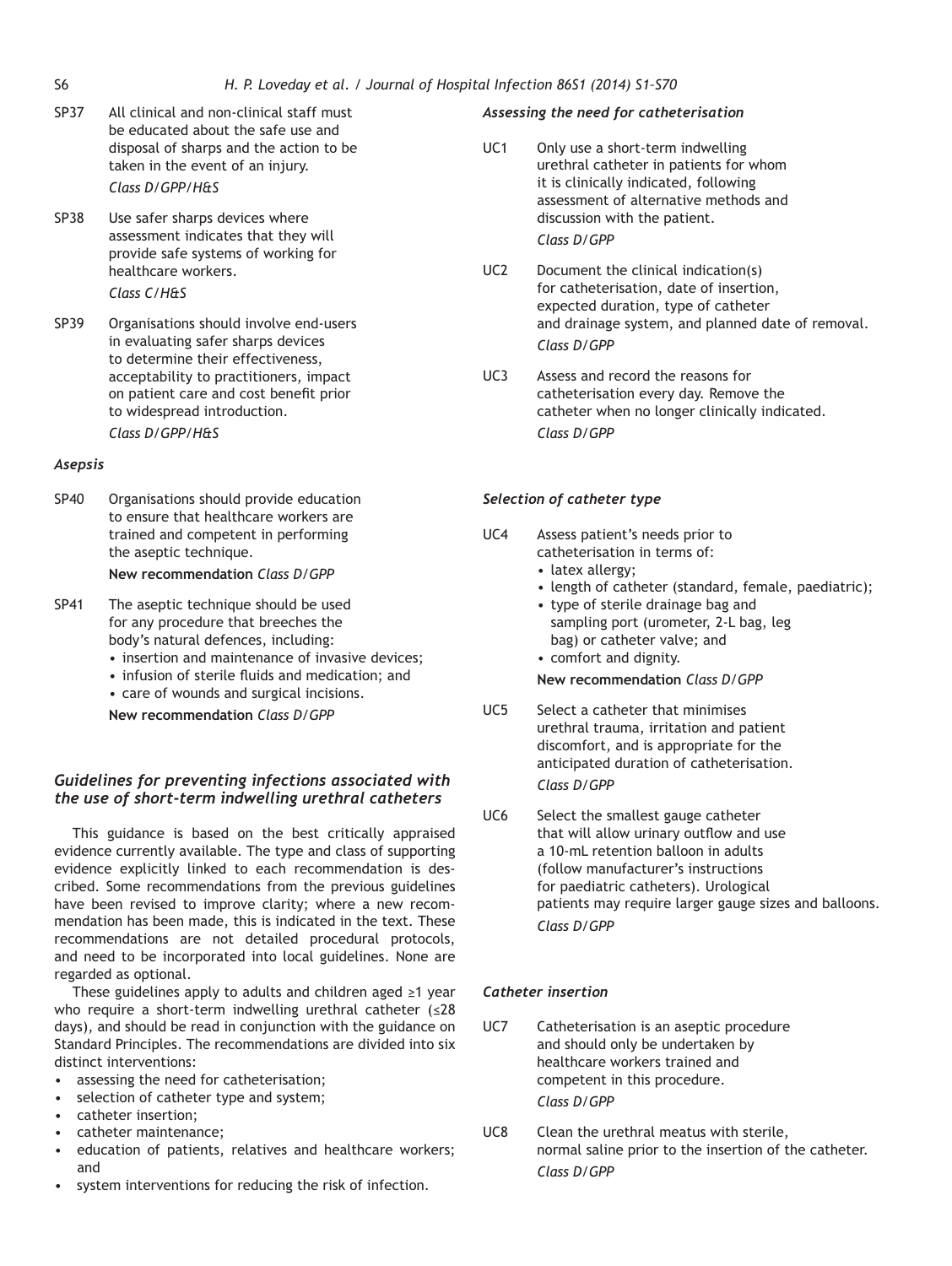SP37 All clinical and non-clinical staff must be educated about the safe use and disposal of sharps and the action to be taken in the event of an injury.
*Class D/GPP/H&S*

SP38 Use safer sharps devices where assessment indicates that they will provide safe systems of working for healthcare workers.
*Class C/H&S*

SP39 Organisations should involve end-users in evaluating safer sharps devices to determine their effectiveness, acceptability to practitioners, impact on patient care and cost benefit prior to widespread introduction.
*Class D/GPP/H&S*

*Asepsis*

SP40 Organisations should provide education to ensure that healthcare workers are trained and competent in performing the aseptic technique.
**New recommendation** *Class D/GPP*

SP41 The aseptic technique should be used for any procedure that breeches the body's natural defences, including:
- insertion and maintenance of invasive devices;
- infusion of sterile fluids and medication; and
- care of wounds and surgical incisions.

**New recommendation** *Class D/GPP*

## *Guidelines for preventing infections associated with the use of short-term indwelling urethral catheters*

This guidance is based on the best critically appraised evidence currently available. The type and class of supporting evidence explicitly linked to each recommendation is described. Some recommendations from the previous guidelines have been revised to improve clarity; where a new recommendation has been made, this is indicated in the text. These recommendations are not detailed procedural protocols, and need to be incorporated into local guidelines. None are regarded as optional.

These guidelines apply to adults and children aged ≥1 year who require a short-term indwelling urethral catheter (≤28 days), and should be read in conjunction with the guidance on Standard Principles. The recommendations are divided into six distinct interventions:

- assessing the need for catheterisation;
- selection of catheter type and system;
- catheter insertion;
- catheter maintenance;
- education of patients, relatives and healthcare workers; and
- system interventions for reducing the risk of infection.

*Assessing the need for catheterisation*

UC1 Only use a short-term indwelling urethral catheter in patients for whom it is clinically indicated, following assessment of alternative methods and discussion with the patient.
*Class D/GPP*

UC2 Document the clinical indication(s) for catheterisation, date of insertion, expected duration, type of catheter and drainage system, and planned date of removal.
*Class D/GPP*

UC3 Assess and record the reasons for catheterisation every day. Remove the catheter when no longer clinically indicated.
*Class D/GPP*

*Selection of catheter type*

UC4 Assess patient's needs prior to catheterisation in terms of:
- latex allergy;
- length of catheter (standard, female, paediatric);
- type of sterile drainage bag and sampling port (urometer, 2-L bag, leg bag) or catheter valve; and
- comfort and dignity.

**New recommendation** *Class D/GPP*

UC5 Select a catheter that minimises urethral trauma, irritation and patient discomfort, and is appropriate for the anticipated duration of catheterisation.
*Class D/GPP*

UC6 Select the smallest gauge catheter that will allow urinary outflow and use a 10-mL retention balloon in adults (follow manufacturer's instructions for paediatric catheters). Urological patients may require larger gauge sizes and balloons.
*Class D/GPP*

*Catheter insertion*

UC7 Catheterisation is an aseptic procedure and should only be undertaken by healthcare workers trained and competent in this procedure.
*Class D/GPP*

UC8 Clean the urethral meatus with sterile, normal saline prior to the insertion of the catheter.
*Class D/GPP*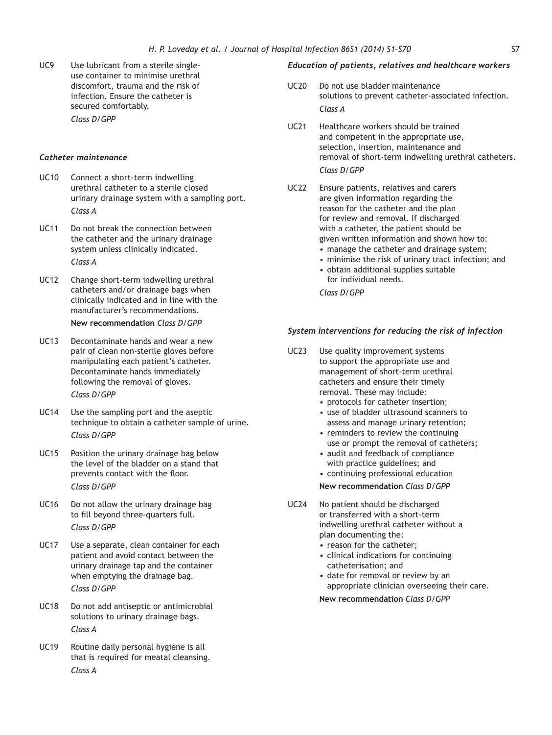UC9 Use lubricant from a sterile single-use container to minimise urethral discomfort, trauma and the risk of infection. Ensure the catheter is secured comfortably.
*Class D/GPP*

### *Catheter maintenance*

UC10 Connect a short-term indwelling urethral catheter to a sterile closed urinary drainage system with a sampling port.
*Class A*

UC11 Do not break the connection between the catheter and the urinary drainage system unless clinically indicated.
*Class A*

UC12 Change short-term indwelling urethral catheters and/or drainage bags when clinically indicated and in line with the manufacturer's recommendations.
**New recommendation** *Class D/GPP*

UC13 Decontaminate hands and wear a new pair of clean non-sterile gloves before manipulating each patient's catheter. Decontaminate hands immediately following the removal of gloves.
*Class D/GPP*

UC14 Use the sampling port and the aseptic technique to obtain a catheter sample of urine.
*Class D/GPP*

UC15 Position the urinary drainage bag below the level of the bladder on a stand that prevents contact with the floor.
*Class D/GPP*

UC16 Do not allow the urinary drainage bag to fill beyond three-quarters full.
*Class D/GPP*

UC17 Use a separate, clean container for each patient and avoid contact between the urinary drainage tap and the container when emptying the drainage bag.
*Class D/GPP*

UC18 Do not add antiseptic or antimicrobial solutions to urinary drainage bags.
*Class A*

UC19 Routine daily personal hygiene is all that is required for meatal cleansing.
*Class A*

### *Education of patients, relatives and healthcare workers*

UC20 Do not use bladder maintenance solutions to prevent catheter-associated infection.
*Class A*

UC21 Healthcare workers should be trained and competent in the appropriate use, selection, insertion, maintenance and removal of short-term indwelling urethral catheters.
*Class D/GPP*

UC22 Ensure patients, relatives and carers are given information regarding the reason for the catheter and the plan for review and removal. If discharged with a catheter, the patient should be given written information and shown how to:

- manage the catheter and drainage system;
- minimise the risk of urinary tract infection; and
- obtain additional supplies suitable for individual needs.

*Class D/GPP*

### *System interventions for reducing the risk of infection*

UC23 Use quality improvement systems to support the appropriate use and management of short-term urethral catheters and ensure their timely removal. These may include:

- protocols for catheter insertion;
- use of bladder ultrasound scanners to assess and manage urinary retention;
- reminders to review the continuing use or prompt the removal of catheters;
- audit and feedback of compliance with practice guidelines; and
- continuing professional education

**New recommendation** *Class D/GPP*

UC24 No patient should be discharged or transferred with a short-term indwelling urethral catheter without a plan documenting the:

- reason for the catheter;
- clinical indications for continuing catheterisation; and
- date for removal or review by an appropriate clinician overseeing their care.

**New recommendation** *Class D/GPP*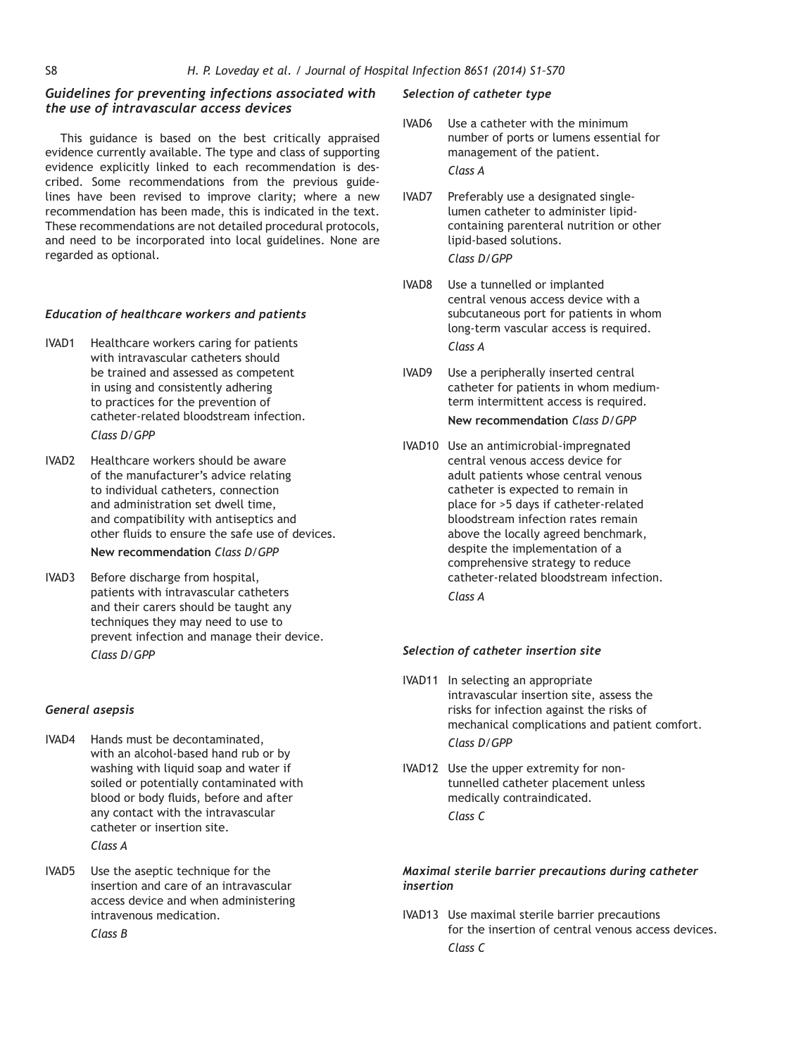## Guidelines for preventing infections associated with the use of intravascular access devices

This guidance is based on the best critically appraised evidence currently available. The type and class of supporting evidence explicitly linked to each recommendation is described. Some recommendations from the previous guidelines have been revised to improve clarity; where a new recommendation has been made, this is indicated in the text. These recommendations are not detailed procedural protocols, and need to be incorporated into local guidelines. None are regarded as optional.

### Education of healthcare workers and patients

IVAD1 Healthcare workers caring for patients with intravascular catheters should be trained and assessed as competent in using and consistently adhering to practices for the prevention of catheter-related bloodstream infection.
*Class D/GPP*

IVAD2 Healthcare workers should be aware of the manufacturer's advice relating to individual catheters, connection and administration set dwell time, and compatibility with antiseptics and other fluids to ensure the safe use of devices.
**New recommendation** *Class D/GPP*

IVAD3 Before discharge from hospital, patients with intravascular catheters and their carers should be taught any techniques they may need to use to prevent infection and manage their device.
*Class D/GPP*

### General asepsis

IVAD4 Hands must be decontaminated, with an alcohol-based hand rub or by washing with liquid soap and water if soiled or potentially contaminated with blood or body fluids, before and after any contact with the intravascular catheter or insertion site.
*Class A*

IVAD5 Use the aseptic technique for the insertion and care of an intravascular access device and when administering intravenous medication.
*Class B*

### Selection of catheter type

IVAD6 Use a catheter with the minimum number of ports or lumens essential for management of the patient.
*Class A*

IVAD7 Preferably use a designated single-lumen catheter to administer lipid-containing parenteral nutrition or other lipid-based solutions.
*Class D/GPP*

IVAD8 Use a tunnelled or implanted central venous access device with a subcutaneous port for patients in whom long-term vascular access is required.
*Class A*

IVAD9 Use a peripherally inserted central catheter for patients in whom medium-term intermittent access is required.
**New recommendation** *Class D/GPP*

IVAD10 Use an antimicrobial-impregnated central venous access device for adult patients whose central venous catheter is expected to remain in place for >5 days if catheter-related bloodstream infection rates remain above the locally agreed benchmark, despite the implementation of a comprehensive strategy to reduce catheter-related bloodstream infection.
*Class A*

### Selection of catheter insertion site

IVAD11 In selecting an appropriate intravascular insertion site, assess the risks for infection against the risks of mechanical complications and patient comfort.
*Class D/GPP*

IVAD12 Use the upper extremity for non-tunnelled catheter placement unless medically contraindicated.
*Class C*

### Maximal sterile barrier precautions during catheter insertion

IVAD13 Use maximal sterile barrier precautions for the insertion of central venous access devices.
*Class C*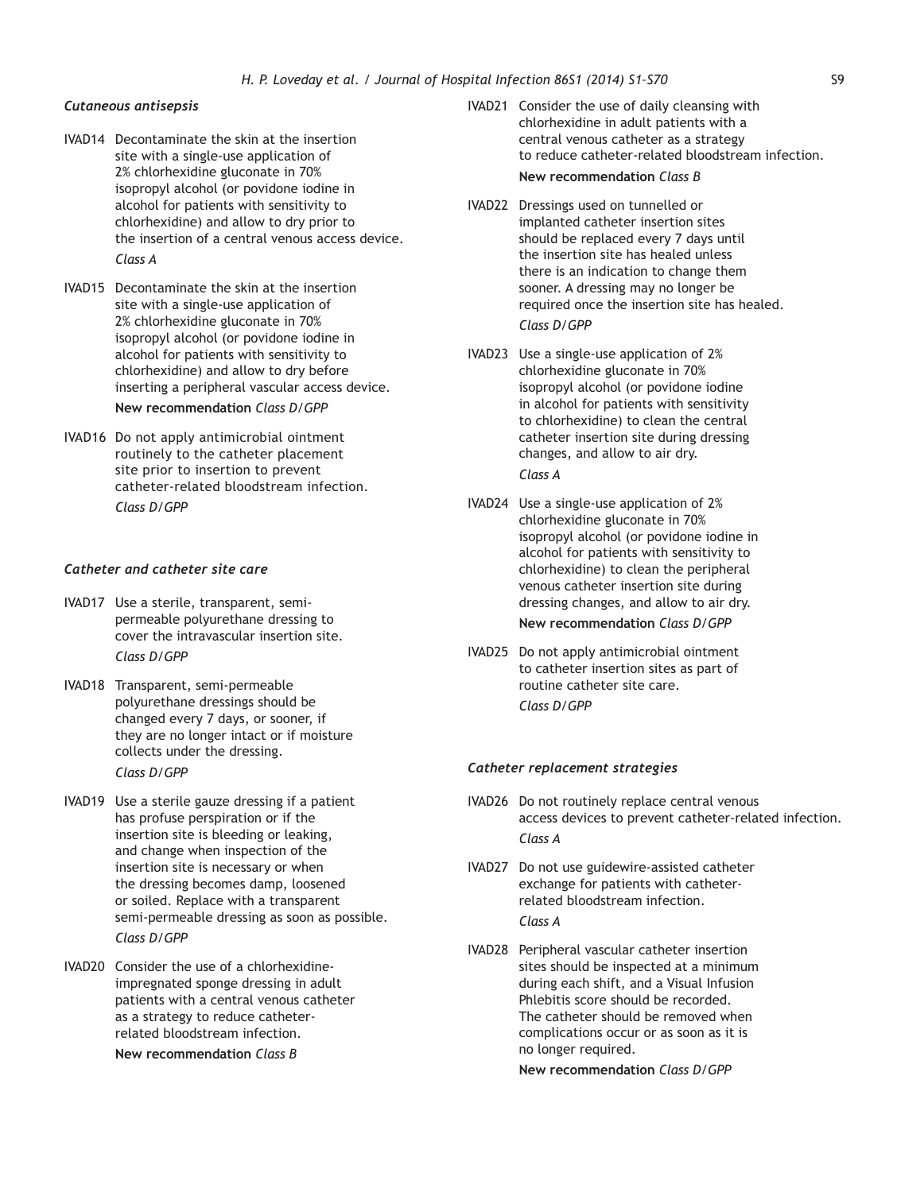### *Cutaneous antisepsis*

IVAD14 Decontaminate the skin at the insertion site with a single-use application of 2% chlorhexidine gluconate in 70% isopropyl alcohol (or povidone iodine in alcohol for patients with sensitivity to chlorhexidine) and allow to dry prior to the insertion of a central venous access device.
*Class A*

IVAD15 Decontaminate the skin at the insertion site with a single-use application of 2% chlorhexidine gluconate in 70% isopropyl alcohol (or povidone iodine in alcohol for patients with sensitivity to chlorhexidine) and allow to dry before inserting a peripheral vascular access device.
**New recommendation** *Class D/GPP*

IVAD16 Do not apply antimicrobial ointment routinely to the catheter placement site prior to insertion to prevent catheter-related bloodstream infection.
*Class D/GPP*

### *Catheter and catheter site care*

IVAD17 Use a sterile, transparent, semi-permeable polyurethane dressing to cover the intravascular insertion site.
*Class D/GPP*

IVAD18 Transparent, semi-permeable polyurethane dressings should be changed every 7 days, or sooner, if they are no longer intact or if moisture collects under the dressing.
*Class D/GPP*

IVAD19 Use a sterile gauze dressing if a patient has profuse perspiration or if the insertion site is bleeding or leaking, and change when inspection of the insertion site is necessary or when the dressing becomes damp, loosened or soiled. Replace with a transparent semi-permeable dressing as soon as possible.
*Class D/GPP*

IVAD20 Consider the use of a chlorhexidine-impregnated sponge dressing in adult patients with a central venous catheter as a strategy to reduce catheter-related bloodstream infection.
**New recommendation** *Class B*

IVAD21 Consider the use of daily cleansing with chlorhexidine in adult patients with a central venous catheter as a strategy to reduce catheter-related bloodstream infection.
**New recommendation** *Class B*

IVAD22 Dressings used on tunnelled or implanted catheter insertion sites should be replaced every 7 days until the insertion site has healed unless there is an indication to change them sooner. A dressing may no longer be required once the insertion site has healed.
*Class D/GPP*

IVAD23 Use a single-use application of 2% chlorhexidine gluconate in 70% isopropyl alcohol (or povidone iodine in alcohol for patients with sensitivity to chlorhexidine) to clean the central catheter insertion site during dressing changes, and allow to air dry.
*Class A*

IVAD24 Use a single-use application of 2% chlorhexidine gluconate in 70% isopropyl alcohol (or povidone iodine in alcohol for patients with sensitivity to chlorhexidine) to clean the peripheral venous catheter insertion site during dressing changes, and allow to air dry.
**New recommendation** *Class D/GPP*

IVAD25 Do not apply antimicrobial ointment to catheter insertion sites as part of routine catheter site care.
*Class D/GPP*

### *Catheter replacement strategies*

IVAD26 Do not routinely replace central venous access devices to prevent catheter-related infection.
*Class A*

IVAD27 Do not use guidewire-assisted catheter exchange for patients with catheter-related bloodstream infection.
*Class A*

IVAD28 Peripheral vascular catheter insertion sites should be inspected at a minimum during each shift, and a Visual Infusion Phlebitis score should be recorded. The catheter should be removed when complications occur or as soon as it is no longer required.
**New recommendation** *Class D/GPP*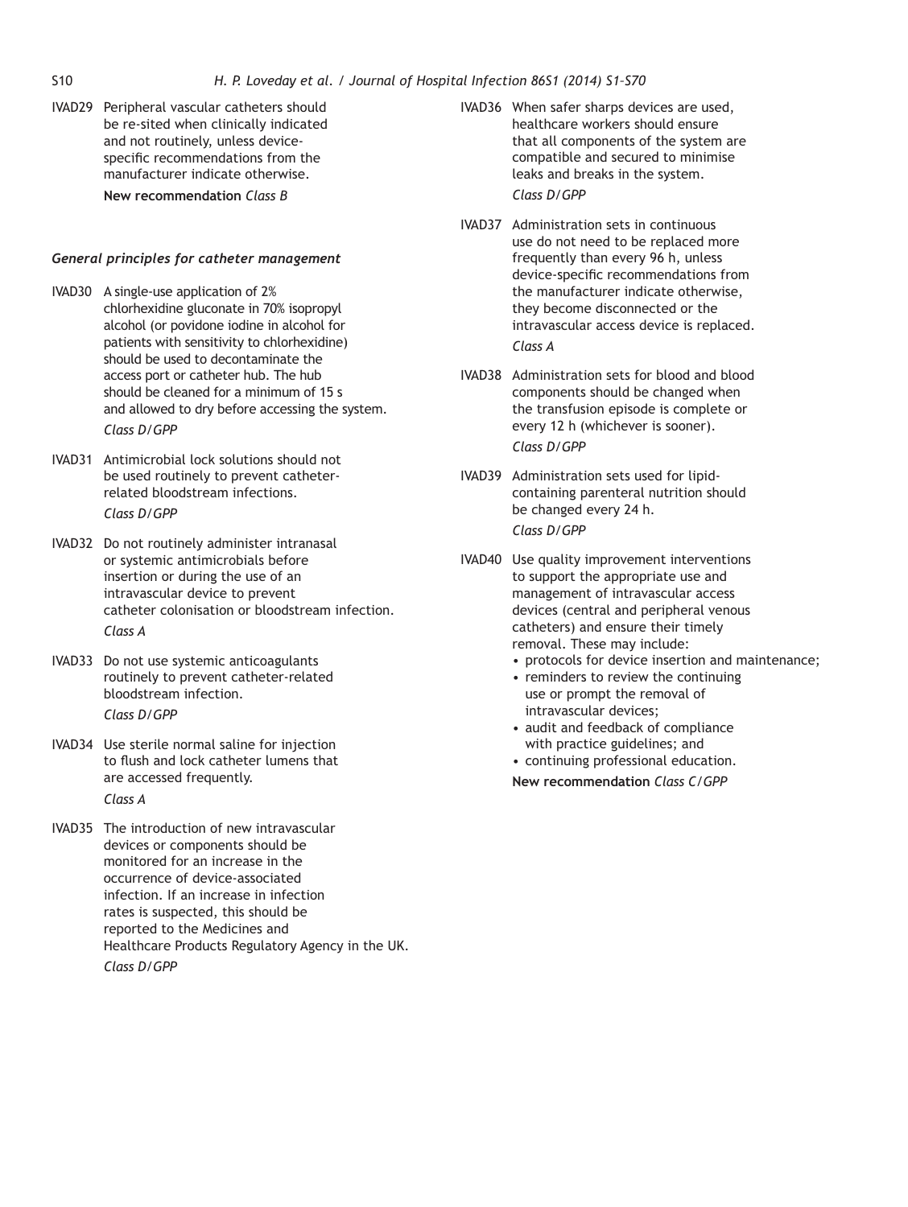IVAD29 Peripheral vascular catheters should be re-sited when clinically indicated and not routinely, unless device-specific recommendations from the manufacturer indicate otherwise.

**New recommendation** *Class B*

### *General principles for catheter management*

IVAD30 A single-use application of 2% chlorhexidine gluconate in 70% isopropyl alcohol (or povidone iodine in alcohol for patients with sensitivity to chlorhexidine) should be used to decontaminate the access port or catheter hub. The hub should be cleaned for a minimum of 15 s and allowed to dry before accessing the system.

*Class D/GPP*

IVAD31 Antimicrobial lock solutions should not be used routinely to prevent catheter-related bloodstream infections.

*Class D/GPP*

IVAD32 Do not routinely administer intranasal or systemic antimicrobials before insertion or during the use of an intravascular device to prevent catheter colonisation or bloodstream infection.

*Class A*

IVAD33 Do not use systemic anticoagulants routinely to prevent catheter-related bloodstream infection.

*Class D/GPP*

IVAD34 Use sterile normal saline for injection to flush and lock catheter lumens that are accessed frequently.

*Class A*

IVAD35 The introduction of new intravascular devices or components should be monitored for an increase in the occurrence of device-associated infection. If an increase in infection rates is suspected, this should be reported to the Medicines and Healthcare Products Regulatory Agency in the UK.

*Class D/GPP*

IVAD36 When safer sharps devices are used, healthcare workers should ensure that all components of the system are compatible and secured to minimise leaks and breaks in the system.

*Class D/GPP*

IVAD37 Administration sets in continuous use do not need to be replaced more frequently than every 96 h, unless device-specific recommendations from the manufacturer indicate otherwise, they become disconnected or the intravascular access device is replaced.

*Class A*

IVAD38 Administration sets for blood and blood components should be changed when the transfusion episode is complete or every 12 h (whichever is sooner).

*Class D/GPP*

IVAD39 Administration sets used for lipid-containing parenteral nutrition should be changed every 24 h.

*Class D/GPP*

IVAD40 Use quality improvement interventions to support the appropriate use and management of intravascular access devices (central and peripheral venous catheters) and ensure their timely removal. These may include:

- protocols for device insertion and maintenance;
- reminders to review the continuing use or prompt the removal of intravascular devices;
- audit and feedback of compliance with practice guidelines; and
- continuing professional education.

**New recommendation** *Class C/GPP*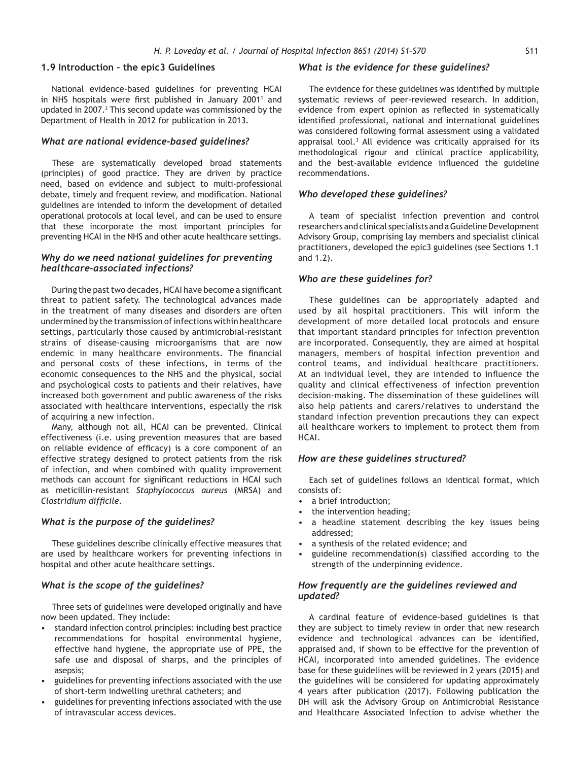## 1.9 Introduction – the epic3 Guidelines

National evidence-based guidelines for preventing HCAI in NHS hospitals were first published in January 2001[1] and updated in 2007.[2] This second update was commissioned by the Department of Health in 2012 for publication in 2013.

### *What are national evidence-based guidelines?*

These are systematically developed broad statements (principles) of good practice. They are driven by practice need, based on evidence and subject to multi-professional debate, timely and frequent review, and modification. National guidelines are intended to inform the development of detailed operational protocols at local level, and can be used to ensure that these incorporate the most important principles for preventing HCAI in the NHS and other acute healthcare settings.

### *Why do we need national guidelines for preventing healthcare-associated infections?*

During the past two decades, HCAI have become a significant threat to patient safety. The technological advances made in the treatment of many diseases and disorders are often undermined by the transmission of infections within healthcare settings, particularly those caused by antimicrobial-resistant strains of disease-causing microorganisms that are now endemic in many healthcare environments. The financial and personal costs of these infections, in terms of the economic consequences to the NHS and the physical, social and psychological costs to patients and their relatives, have increased both government and public awareness of the risks associated with healthcare interventions, especially the risk of acquiring a new infection.

Many, although not all, HCAI can be prevented. Clinical effectiveness (i.e. using prevention measures that are based on reliable evidence of efficacy) is a core component of an effective strategy designed to protect patients from the risk of infection, and when combined with quality improvement methods can account for significant reductions in HCAI such as meticillin-resistant *Staphylococcus aureus* (MRSA) and *Clostridium difficile*.

### *What is the purpose of the guidelines?*

These guidelines describe clinically effective measures that are used by healthcare workers for preventing infections in hospital and other acute healthcare settings.

### *What is the scope of the guidelines?*

Three sets of guidelines were developed originally and have now been updated. They include:

- standard infection control principles: including best practice recommendations for hospital environmental hygiene, effective hand hygiene, the appropriate use of PPE, the safe use and disposal of sharps, and the principles of asepsis;
- guidelines for preventing infections associated with the use of short-term indwelling urethral catheters; and
- guidelines for preventing infections associated with the use of intravascular access devices.

### *What is the evidence for these guidelines?*

The evidence for these guidelines was identified by multiple systematic reviews of peer-reviewed research. In addition, evidence from expert opinion as reflected in systematically identified professional, national and international guidelines was considered following formal assessment using a validated appraisal tool.[3] All evidence was critically appraised for its methodological rigour and clinical practice applicability, and the best-available evidence influenced the guideline recommendations.

### *Who developed these guidelines?*

A team of specialist infection prevention and control researchers and clinical specialists and a Guideline Development Advisory Group, comprising lay members and specialist clinical practitioners, developed the epic3 guidelines (see Sections 1.1 and 1.2).

### *Who are these guidelines for?*

These guidelines can be appropriately adapted and used by all hospital practitioners. This will inform the development of more detailed local protocols and ensure that important standard principles for infection prevention are incorporated. Consequently, they are aimed at hospital managers, members of hospital infection prevention and control teams, and individual healthcare practitioners. At an individual level, they are intended to influence the quality and clinical effectiveness of infection prevention decision-making. The dissemination of these guidelines will also help patients and carers/relatives to understand the standard infection prevention precautions they can expect all healthcare workers to implement to protect them from HCAI.

### *How are these guidelines structured?*

Each set of guidelines follows an identical format, which consists of:

- a brief introduction;
- the intervention heading;
- a headline statement describing the key issues being addressed;
- a synthesis of the related evidence; and
- guideline recommendation(s) classified according to the strength of the underpinning evidence.

### *How frequently are the guidelines reviewed and updated?*

A cardinal feature of evidence-based guidelines is that they are subject to timely review in order that new research evidence and technological advances can be identified, appraised and, if shown to be effective for the prevention of HCAI, incorporated into amended guidelines. The evidence base for these guidelines will be reviewed in 2 years (2015) and the guidelines will be considered for updating approximately 4 years after publication (2017). Following publication the DH will ask the Advisory Group on Antimicrobial Resistance and Healthcare Associated Infection to advise whether the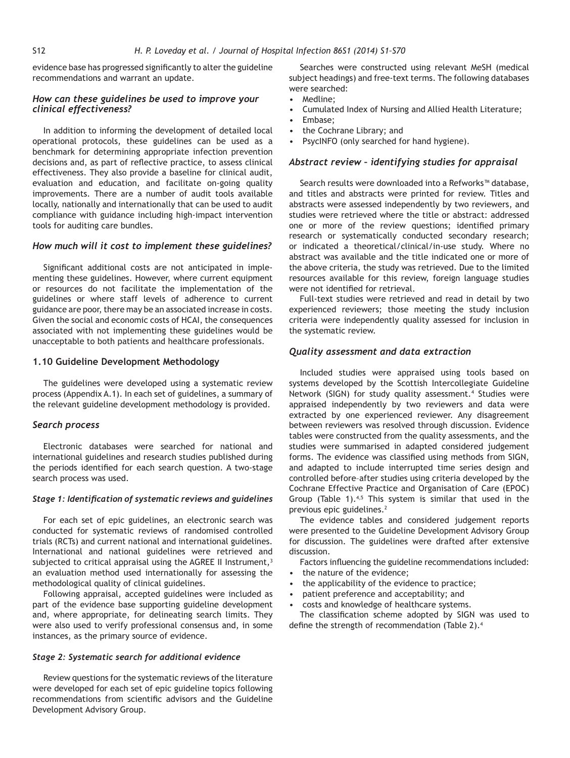evidence base has progressed significantly to alter the guideline recommendations and warrant an update.

### *How can these guidelines be used to improve your clinical effectiveness?*

In addition to informing the development of detailed local operational protocols, these guidelines can be used as a benchmark for determining appropriate infection prevention decisions and, as part of reflective practice, to assess clinical effectiveness. They also provide a baseline for clinical audit, evaluation and education, and facilitate on-going quality improvements. There are a number of audit tools available locally, nationally and internationally that can be used to audit compliance with guidance including high-impact intervention tools for auditing care bundles.

### *How much will it cost to implement these guidelines?*

Significant additional costs are not anticipated in implementing these guidelines. However, where current equipment or resources do not facilitate the implementation of the guidelines or where staff levels of adherence to current guidance are poor, there may be an associated increase in costs. Given the social and economic costs of HCAI, the consequences associated with not implementing these guidelines would be unacceptable to both patients and healthcare professionals.

## 1.10 Guideline Development Methodology

The guidelines were developed using a systematic review process (Appendix A.1). In each set of guidelines, a summary of the relevant guideline development methodology is provided.

### *Search process*

Electronic databases were searched for national and international guidelines and research studies published during the periods identified for each search question. A two-stage search process was used.

#### *Stage 1: Identification of systematic reviews and guidelines*

For each set of epic guidelines, an electronic search was conducted for systematic reviews of randomised controlled trials (RCTs) and current national and international guidelines. International and national guidelines were retrieved and subjected to critical appraisal using the AGREE II Instrument,[3] an evaluation method used internationally for assessing the methodological quality of clinical guidelines.

Following appraisal, accepted guidelines were included as part of the evidence base supporting guideline development and, where appropriate, for delineating search limits. They were also used to verify professional consensus and, in some instances, as the primary source of evidence.

#### *Stage 2: Systematic search for additional evidence*

Review questions for the systematic reviews of the literature were developed for each set of epic guideline topics following recommendations from scientific advisors and the Guideline Development Advisory Group.

Searches were constructed using relevant MeSH (medical subject headings) and free-text terms. The following databases were searched:

- Medline;
- Cumulated Index of Nursing and Allied Health Literature;
- Embase;
- the Cochrane Library; and
- PsycINFO (only searched for hand hygiene).

### *Abstract review – identifying studies for appraisal*

Search results were downloaded into a Refworks™ database, and titles and abstracts were printed for review. Titles and abstracts were assessed independently by two reviewers, and studies were retrieved where the title or abstract: addressed one or more of the review questions; identified primary research or systematically conducted secondary research; or indicated a theoretical/clinical/in-use study. Where no abstract was available and the title indicated one or more of the above criteria, the study was retrieved. Due to the limited resources available for this review, foreign language studies were not identified for retrieval.

Full-text studies were retrieved and read in detail by two experienced reviewers; those meeting the study inclusion criteria were independently quality assessed for inclusion in the systematic review.

### *Quality assessment and data extraction*

Included studies were appraised using tools based on systems developed by the Scottish Intercollegiate Guideline Network (SIGN) for study quality assessment.[4] Studies were appraised independently by two reviewers and data were extracted by one experienced reviewer. Any disagreement between reviewers was resolved through discussion. Evidence tables were constructed from the quality assessments, and the studies were summarised in adapted considered judgement forms. The evidence was classified using methods from SIGN, and adapted to include interrupted time series design and controlled before–after studies using criteria developed by the Cochrane Effective Practice and Organisation of Care (EPOC) Group (Table 1).[4,5] This system is similar that used in the previous epic guidelines.[2]

The evidence tables and considered judgement reports were presented to the Guideline Development Advisory Group for discussion. The guidelines were drafted after extensive discussion.

Factors influencing the guideline recommendations included:

- the nature of the evidence;
- the applicability of the evidence to practice;
- patient preference and acceptability; and
- costs and knowledge of healthcare systems.

The classification scheme adopted by SIGN was used to define the strength of recommendation (Table 2).[4]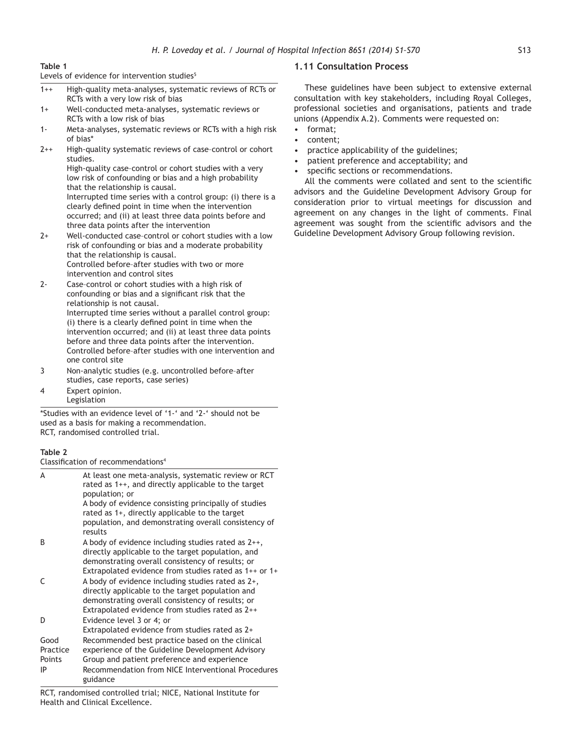**Table 1**
Levels of evidence for intervention studies[5]

| | |
|---|---|
| 1++ | High-quality meta-analyses, systematic reviews of RCTs or RCTs with a very low risk of bias |
| 1+ | Well-conducted meta-analyses, systematic reviews or RCTs with a low risk of bias |
| 1- | Meta-analyses, systematic reviews or RCTs with a high risk of bias* |
| 2++ | High-quality systematic reviews of case–control or cohort studies. High-quality case–control or cohort studies with a very low risk of confounding or bias and a high probability that the relationship is causal. Interrupted time series with a control group: (i) there is a clearly defined point in time when the intervention occurred; and (ii) at least three data points before and three data points after the intervention |
| 2+ | Well-conducted case–control or cohort studies with a low risk of confounding or bias and a moderate probability that the relationship is causal. Controlled before–after studies with two or more intervention and control sites |
| 2- | Case–control or cohort studies with a high risk of confounding or bias and a significant risk that the relationship is not causal. Interrupted time series without a parallel control group: (i) there is a clearly defined point in time when the intervention occurred; and (ii) at least three data points before and three data points after the intervention. Controlled before–after studies with one intervention and one control site |
| 3 | Non-analytic studies (e.g. uncontrolled before–after studies, case reports, case series) |
| 4 | Expert opinion. Legislation |

*Studies with an evidence level of '1-' and '2-' should not be used as a basis for making a recommendation.
RCT, randomised controlled trial.

**Table 2**
Classification of recommendations[4]

| | |
|---|---|
| A | At least one meta-analysis, systematic review or RCT rated as 1++, and directly applicable to the target population; or A body of evidence consisting principally of studies rated as 1+, directly applicable to the target population, and demonstrating overall consistency of results |
| B | A body of evidence including studies rated as 2++, directly applicable to the target population, and demonstrating overall consistency of results; or Extrapolated evidence from studies rated as 1++ or 1+ |
| C | A body of evidence including studies rated as 2+, directly applicable to the target population and demonstrating overall consistency of results; or Extrapolated evidence from studies rated as 2++ |
| D | Evidence level 3 or 4; or Extrapolated evidence from studies rated as 2+ |
| Good Practice Points | Recommended best practice based on the clinical experience of the Guideline Development Advisory Group and patient preference and experience |
| IP | Recommendation from NICE Interventional Procedures guidance |

RCT, randomised controlled trial; NICE, National Institute for Health and Clinical Excellence.

## 1.11 Consultation Process

These guidelines have been subject to extensive external consultation with key stakeholders, including Royal Colleges, professional societies and organisations, patients and trade unions (Appendix A.2). Comments were requested on:

- format;
- content;
- practice applicability of the guidelines;
- patient preference and acceptability; and
- specific sections or recommendations.

All the comments were collated and sent to the scientific advisors and the Guideline Development Advisory Group for consideration prior to virtual meetings for discussion and agreement on any changes in the light of comments. Final agreement was sought from the scientific advisors and the Guideline Development Advisory Group following revision.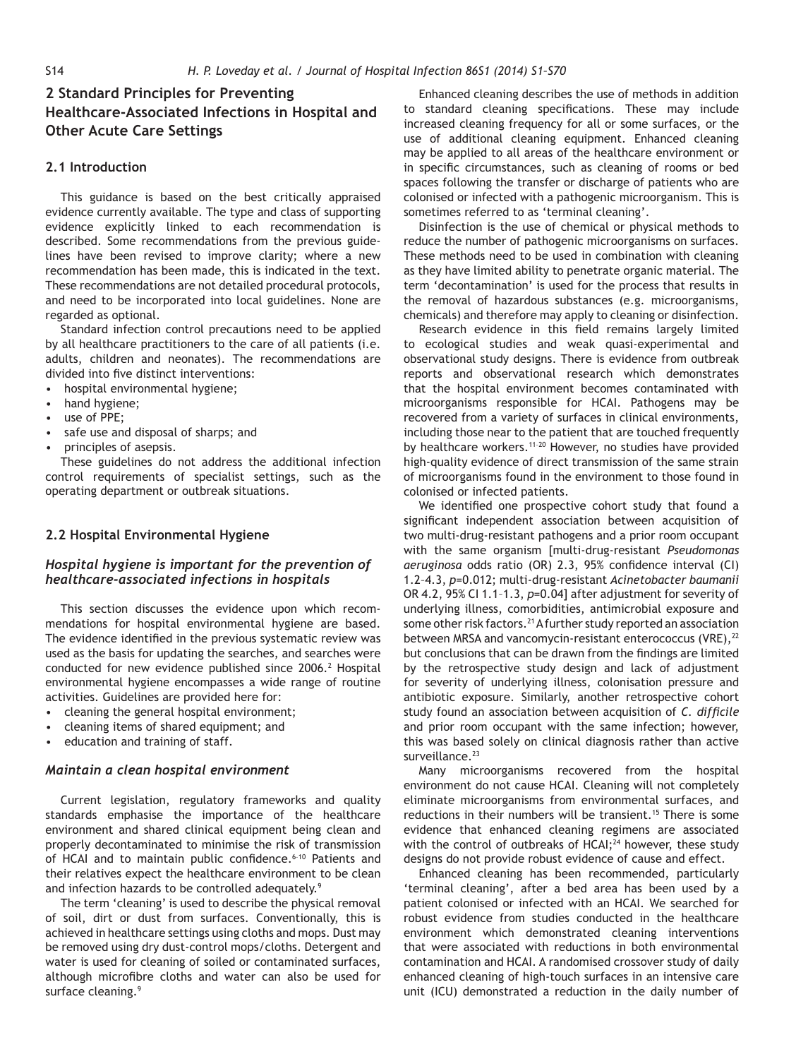## 2 Standard Principles for Preventing Healthcare-Associated Infections in Hospital and Other Acute Care Settings

### 2.1 Introduction

This guidance is based on the best critically appraised evidence currently available. The type and class of supporting evidence explicitly linked to each recommendation is described. Some recommendations from the previous guidelines have been revised to improve clarity; where a new recommendation has been made, this is indicated in the text. These recommendations are not detailed procedural protocols, and need to be incorporated into local guidelines. None are regarded as optional.

Standard infection control precautions need to be applied by all healthcare practitioners to the care of all patients (i.e. adults, children and neonates). The recommendations are divided into five distinct interventions:

- hospital environmental hygiene;
- hand hygiene;
- use of PPE;
- safe use and disposal of sharps; and
- principles of asepsis.

These guidelines do not address the additional infection control requirements of specialist settings, such as the operating department or outbreak situations.

### 2.2 Hospital Environmental Hygiene

#### *Hospital hygiene is important for the prevention of healthcare-associated infections in hospitals*

This section discusses the evidence upon which recommendations for hospital environmental hygiene are based. The evidence identified in the previous systematic review was used as the basis for updating the searches, and searches were conducted for new evidence published since 2006.[2] Hospital environmental hygiene encompasses a wide range of routine activities. Guidelines are provided here for:

- cleaning the general hospital environment;
- cleaning items of shared equipment; and
- education and training of staff.

#### *Maintain a clean hospital environment*

Current legislation, regulatory frameworks and quality standards emphasise the importance of the healthcare environment and shared clinical equipment being clean and properly decontaminated to minimise the risk of transmission of HCAI and to maintain public confidence.[6-10] Patients and their relatives expect the healthcare environment to be clean and infection hazards to be controlled adequately.[9]

The term 'cleaning' is used to describe the physical removal of soil, dirt or dust from surfaces. Conventionally, this is achieved in healthcare settings using cloths and mops. Dust may be removed using dry dust-control mops/cloths. Detergent and water is used for cleaning of soiled or contaminated surfaces, although microfibre cloths and water can also be used for surface cleaning.[9]

Enhanced cleaning describes the use of methods in addition to standard cleaning specifications. These may include increased cleaning frequency for all or some surfaces, or the use of additional cleaning equipment. Enhanced cleaning may be applied to all areas of the healthcare environment or in specific circumstances, such as cleaning of rooms or bed spaces following the transfer or discharge of patients who are colonised or infected with a pathogenic microorganism. This is sometimes referred to as 'terminal cleaning'.

Disinfection is the use of chemical or physical methods to reduce the number of pathogenic microorganisms on surfaces. These methods need to be used in combination with cleaning as they have limited ability to penetrate organic material. The term 'decontamination' is used for the process that results in the removal of hazardous substances (e.g. microorganisms, chemicals) and therefore may apply to cleaning or disinfection.

Research evidence in this field remains largely limited to ecological studies and weak quasi-experimental and observational study designs. There is evidence from outbreak reports and observational research which demonstrates that the hospital environment becomes contaminated with microorganisms responsible for HCAI. Pathogens may be recovered from a variety of surfaces in clinical environments, including those near to the patient that are touched frequently by healthcare workers.[11-20] However, no studies have provided high-quality evidence of direct transmission of the same strain of microorganisms found in the environment to those found in colonised or infected patients.

We identified one prospective cohort study that found a significant independent association between acquisition of two multi-drug-resistant pathogens and a prior room occupant with the same organism [multi-drug-resistant *Pseudomonas aeruginosa* odds ratio (OR) 2.3, 95% confidence interval (CI) 1.2–4.3, $p$=0.012; multi-drug-resistant *Acinetobacter baumanii* OR 4.2, 95% CI 1.1–1.3, $p$=0.04] after adjustment for severity of underlying illness, comorbidities, antimicrobial exposure and some other risk factors.[21] A further study reported an association between MRSA and vancomycin-resistant enterococcus (VRE),[22] but conclusions that can be drawn from the findings are limited by the retrospective study design and lack of adjustment for severity of underlying illness, colonisation pressure and antibiotic exposure. Similarly, another retrospective cohort study found an association between acquisition of *C. difficile* and prior room occupant with the same infection; however, this was based solely on clinical diagnosis rather than active surveillance.[23]

Many microorganisms recovered from the hospital environment do not cause HCAI. Cleaning will not completely eliminate microorganisms from environmental surfaces, and reductions in their numbers will be transient.[15] There is some evidence that enhanced cleaning regimens are associated with the control of outbreaks of HCAI;[24] however, these study designs do not provide robust evidence of cause and effect.

Enhanced cleaning has been recommended, particularly 'terminal cleaning', after a bed area has been used by a patient colonised or infected with an HCAI. We searched for robust evidence from studies conducted in the healthcare environment which demonstrated cleaning interventions that were associated with reductions in both environmental contamination and HCAI. A randomised crossover study of daily enhanced cleaning of high-touch surfaces in an intensive care unit (ICU) demonstrated a reduction in the daily number of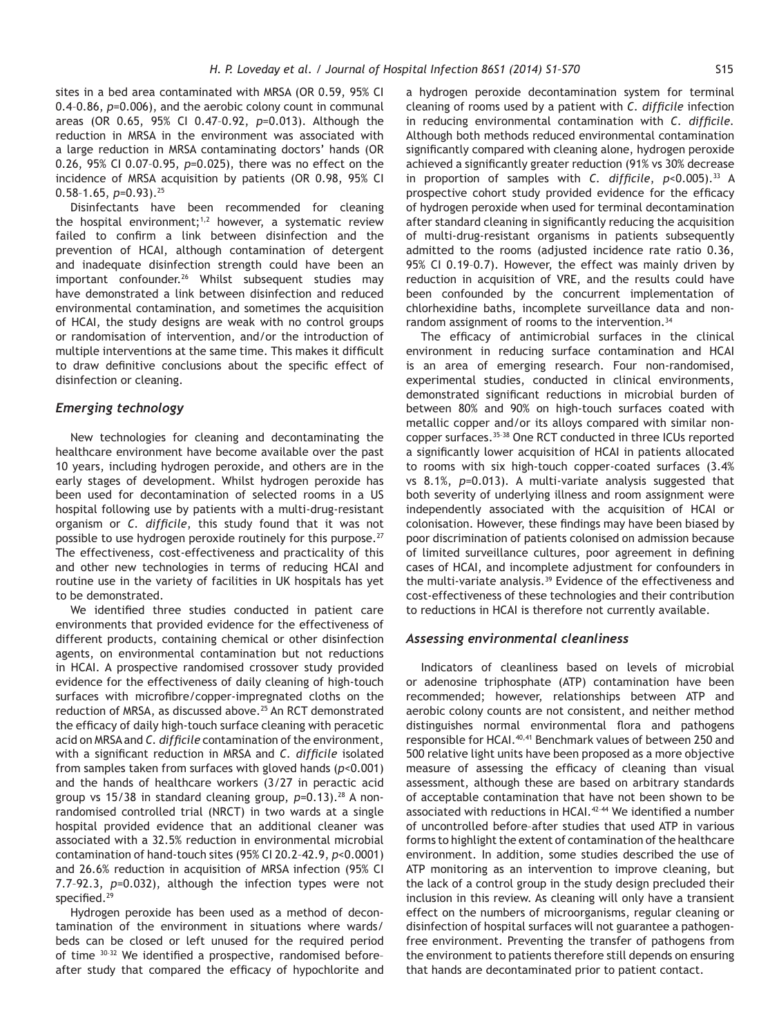sites in a bed area contaminated with MRSA (OR 0.59, 95% CI 0.4–0.86, *p*=0.006), and the aerobic colony count in communal areas (OR 0.65, 95% CI 0.47–0.92, *p*=0.013). Although the reduction in MRSA in the environment was associated with a large reduction in MRSA contaminating doctors' hands (OR 0.26, 95% CI 0.07–0.95, *p*=0.025), there was no effect on the incidence of MRSA acquisition by patients (OR 0.98, 95% CI 0.58–1.65, *p*=0.93).[25]

Disinfectants have been recommended for cleaning the hospital environment;[1,2] however, a systematic review failed to confirm a link between disinfection and the prevention of HCAI, although contamination of detergent and inadequate disinfection strength could have been an important confounder.[26] Whilst subsequent studies may have demonstrated a link between disinfection and reduced environmental contamination, and sometimes the acquisition of HCAI, the study designs are weak with no control groups or randomisation of intervention, and/or the introduction of multiple interventions at the same time. This makes it difficult to draw definitive conclusions about the specific effect of disinfection or cleaning.

### *Emerging technology*

New technologies for cleaning and decontaminating the healthcare environment have become available over the past 10 years, including hydrogen peroxide, and others are in the early stages of development. Whilst hydrogen peroxide has been used for decontamination of selected rooms in a US hospital following use by patients with a multi-drug-resistant organism or *C. difficile*, this study found that it was not possible to use hydrogen peroxide routinely for this purpose.[27] The effectiveness, cost-effectiveness and practicality of this and other new technologies in terms of reducing HCAI and routine use in the variety of facilities in UK hospitals has yet to be demonstrated.

We identified three studies conducted in patient care environments that provided evidence for the effectiveness of different products, containing chemical or other disinfection agents, on environmental contamination but not reductions in HCAI. A prospective randomised crossover study provided evidence for the effectiveness of daily cleaning of high-touch surfaces with microfibre/copper-impregnated cloths on the reduction of MRSA, as discussed above.[25] An RCT demonstrated the efficacy of daily high-touch surface cleaning with peracetic acid on MRSA and *C. difficile* contamination of the environment, with a significant reduction in MRSA and *C. difficile* isolated from samples taken from surfaces with gloved hands (*p*<0.001) and the hands of healthcare workers (3/27 in peractic acid group vs 15/38 in standard cleaning group, *p*=0.13).[28] A non-randomised controlled trial (NRCT) in two wards at a single hospital provided evidence that an additional cleaner was associated with a 32.5% reduction in environmental microbial contamination of hand-touch sites (95% CI 20.2–42.9, *p*<0.0001) and 26.6% reduction in acquisition of MRSA infection (95% CI 7.7–92.3, *p*=0.032), although the infection types were not specified.[29]

Hydrogen peroxide has been used as a method of decontamination of the environment in situations where wards/beds can be closed or left unused for the required period of time [30–32] We identified a prospective, randomised before–after study that compared the efficacy of hypochlorite and a hydrogen peroxide decontamination system for terminal cleaning of rooms used by a patient with *C. difficile* infection in reducing environmental contamination with *C. difficile*. Although both methods reduced environmental contamination significantly compared with cleaning alone, hydrogen peroxide achieved a significantly greater reduction (91% vs 30% decrease in proportion of samples with *C. difficile*, *p*<0.005).[33] A prospective cohort study provided evidence for the efficacy of hydrogen peroxide when used for terminal decontamination after standard cleaning in significantly reducing the acquisition of multi-drug-resistant organisms in patients subsequently admitted to the rooms (adjusted incidence rate ratio 0.36, 95% CI 0.19–0.7). However, the effect was mainly driven by reduction in acquisition of VRE, and the results could have been confounded by the concurrent implementation of chlorhexidine baths, incomplete surveillance data and non-random assignment of rooms to the intervention.[34]

The efficacy of antimicrobial surfaces in the clinical environment in reducing surface contamination and HCAI is an area of emerging research. Four non-randomised, experimental studies, conducted in clinical environments, demonstrated significant reductions in microbial burden of between 80% and 90% on high-touch surfaces coated with metallic copper and/or its alloys compared with similar non-copper surfaces.[35–38] One RCT conducted in three ICUs reported a significantly lower acquisition of HCAI in patients allocated to rooms with six high-touch copper-coated surfaces (3.4% vs 8.1%, *p*=0.013). A multi-variate analysis suggested that both severity of underlying illness and room assignment were independently associated with the acquisition of HCAI or colonisation. However, these findings may have been biased by poor discrimination of patients colonised on admission because of limited surveillance cultures, poor agreement in defining cases of HCAI, and incomplete adjustment for confounders in the multi-variate analysis.[39] Evidence of the effectiveness and cost-effectiveness of these technologies and their contribution to reductions in HCAI is therefore not currently available.

### *Assessing environmental cleanliness*

Indicators of cleanliness based on levels of microbial or adenosine triphosphate (ATP) contamination have been recommended; however, relationships between ATP and aerobic colony counts are not consistent, and neither method distinguishes normal environmental flora and pathogens responsible for HCAI.[40,41] Benchmark values of between 250 and 500 relative light units have been proposed as a more objective measure of assessing the efficacy of cleaning than visual assessment, although these are based on arbitrary standards of acceptable contamination that have not been shown to be associated with reductions in HCAI.[42–44] We identified a number of uncontrolled before–after studies that used ATP in various forms to highlight the extent of contamination of the healthcare environment. In addition, some studies described the use of ATP monitoring as an intervention to improve cleaning, but the lack of a control group in the study design precluded their inclusion in this review. As cleaning will only have a transient effect on the numbers of microorganisms, regular cleaning or disinfection of hospital surfaces will not guarantee a pathogen-free environment. Preventing the transfer of pathogens from the environment to patients therefore still depends on ensuring that hands are decontaminated prior to patient contact.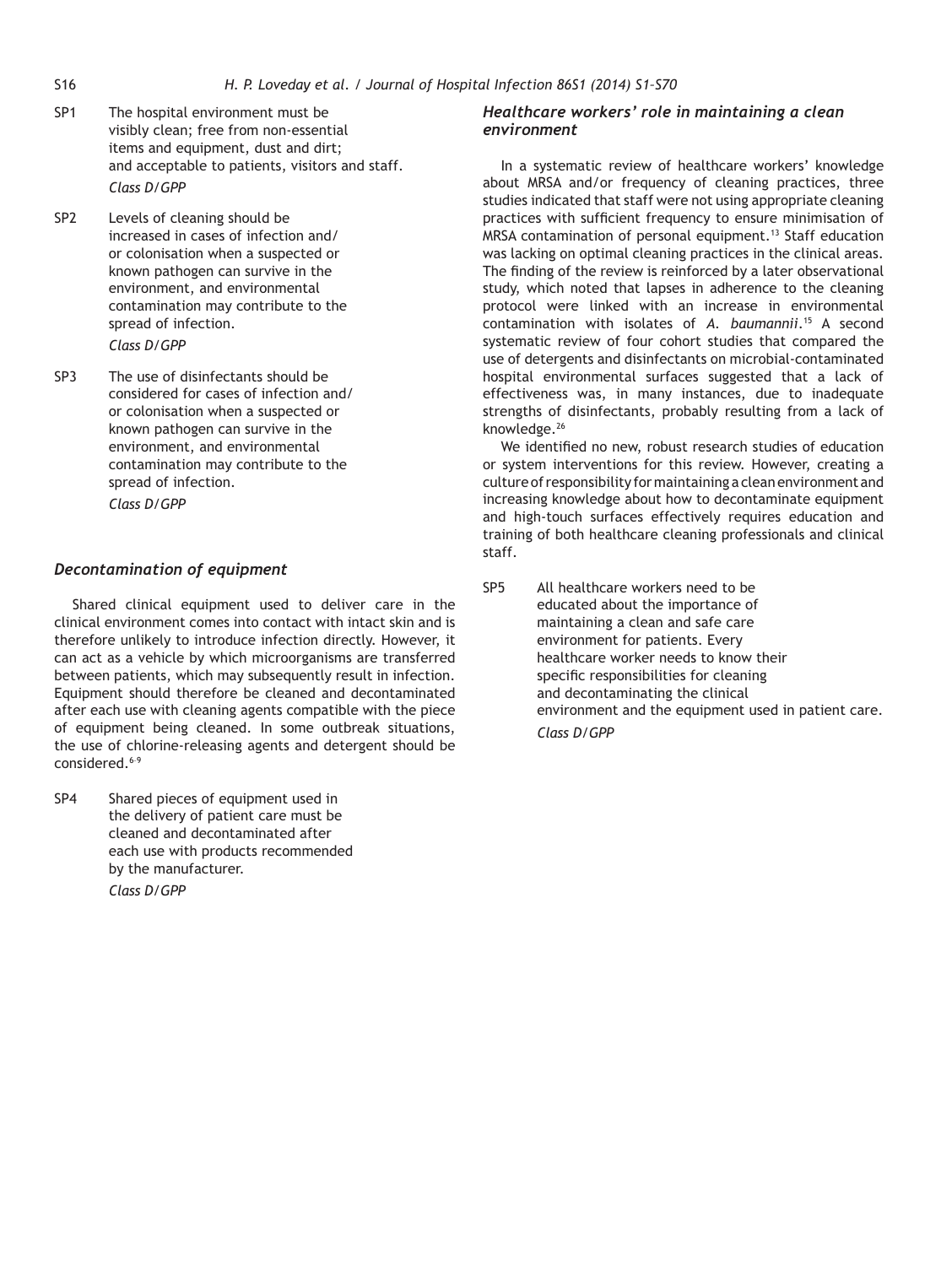SP1 The hospital environment must be visibly clean; free from non-essential items and equipment, dust and dirt; and acceptable to patients, visitors and staff.
*Class D/GPP*

SP2 Levels of cleaning should be increased in cases of infection and/or colonisation when a suspected or known pathogen can survive in the environment, and environmental contamination may contribute to the spread of infection.
*Class D/GPP*

SP3 The use of disinfectants should be considered for cases of infection and/or colonisation when a suspected or known pathogen can survive in the environment, and environmental contamination may contribute to the spread of infection.
*Class D/GPP*

### *Decontamination of equipment*

Shared clinical equipment used to deliver care in the clinical environment comes into contact with intact skin and is therefore unlikely to introduce infection directly. However, it can act as a vehicle by which microorganisms are transferred between patients, which may subsequently result in infection. Equipment should therefore be cleaned and decontaminated after each use with cleaning agents compatible with the piece of equipment being cleaned. In some outbreak situations, the use of chlorine-releasing agents and detergent should be considered.[6-9]

SP4 Shared pieces of equipment used in the delivery of patient care must be cleaned and decontaminated after each use with products recommended by the manufacturer.
*Class D/GPP*

### *Healthcare workers' role in maintaining a clean environment*

In a systematic review of healthcare workers' knowledge about MRSA and/or frequency of cleaning practices, three studies indicated that staff were not using appropriate cleaning practices with sufficient frequency to ensure minimisation of MRSA contamination of personal equipment.[13] Staff education was lacking on optimal cleaning practices in the clinical areas. The finding of the review is reinforced by a later observational study, which noted that lapses in adherence to the cleaning protocol were linked with an increase in environmental contamination with isolates of *A. baumannii*.[15] A second systematic review of four cohort studies that compared the use of detergents and disinfectants on microbial-contaminated hospital environmental surfaces suggested that a lack of effectiveness was, in many instances, due to inadequate strengths of disinfectants, probably resulting from a lack of knowledge.[26]

We identified no new, robust research studies of education or system interventions for this review. However, creating a culture of responsibility for maintaining a clean environment and increasing knowledge about how to decontaminate equipment and high-touch surfaces effectively requires education and training of both healthcare cleaning professionals and clinical staff.

SP5 All healthcare workers need to be educated about the importance of maintaining a clean and safe care environment for patients. Every healthcare worker needs to know their specific responsibilities for cleaning and decontaminating the clinical environment and the equipment used in patient care.
*Class D/GPP*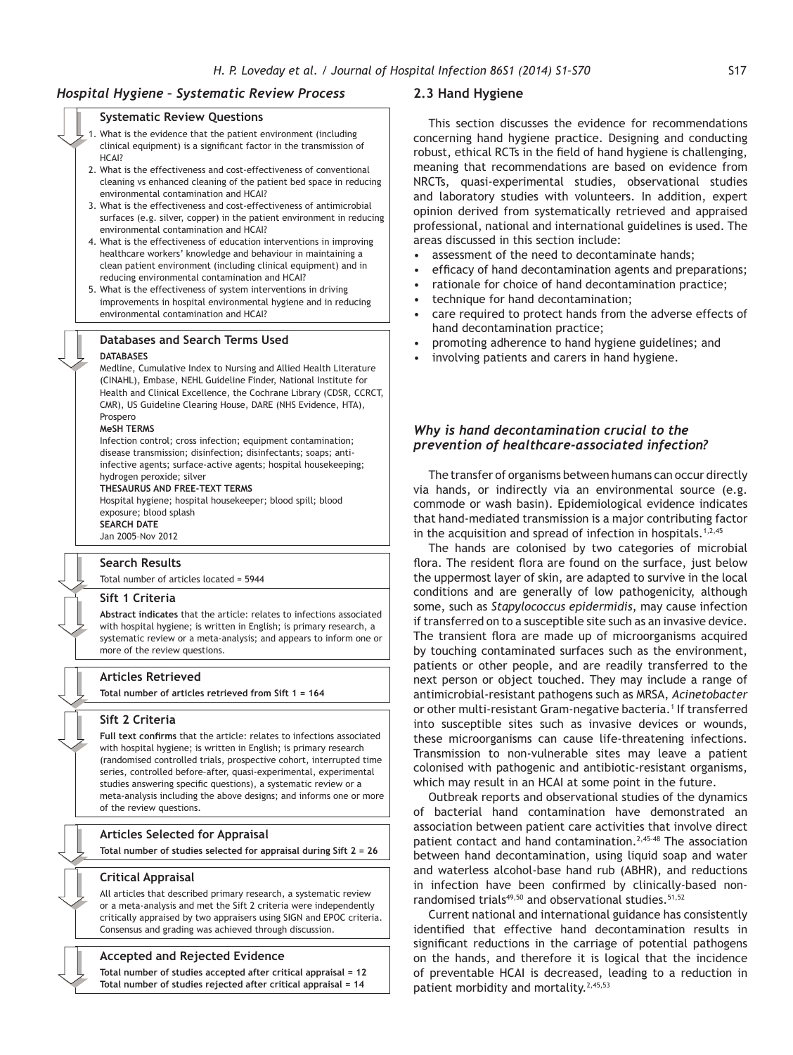## Hospital Hygiene – Systematic Review Process

### Systematic Review Questions

1. What is the evidence that the patient environment (including clinical equipment) is a significant factor in the transmission of HCAI?
2. What is the effectiveness and cost-effectiveness of conventional cleaning vs enhanced cleaning of the patient bed space in reducing environmental contamination and HCAI?
3. What is the effectiveness and cost-effectiveness of antimicrobial surfaces (e.g. silver, copper) in the patient environment in reducing environmental contamination and HCAI?
4. What is the effectiveness of education interventions in improving healthcare workers' knowledge and behaviour in maintaining a clean patient environment (including clinical equipment) and in reducing environmental contamination and HCAI?
5. What is the effectiveness of system interventions in driving improvements in hospital environmental hygiene and in reducing environmental contamination and HCAI?

### Databases and Search Terms Used

**DATABASES**
Medline, Cumulative Index to Nursing and Allied Health Literature (CINAHL), Embase, NEHL Guideline Finder, National Institute for Health and Clinical Excellence, the Cochrane Library (CDSR, CCRCT, CMR), US Guideline Clearing House, DARE (NHS Evidence, HTA), Prospero

**MeSH TERMS**
Infection control; cross infection; equipment contamination; disease transmission; disinfection; disinfectants; soaps; anti-infective agents; surface-active agents; hospital housekeeping; hydrogen peroxide; silver

**THESAURUS AND FREE-TEXT TERMS**
Hospital hygiene; hospital housekeeper; blood spill; blood exposure; blood splash

**SEARCH DATE**
Jan 2005–Nov 2012

### Search Results

Total number of articles located = 5944

### Sift 1 Criteria

**Abstract indicates** that the article: relates to infections associated with hospital hygiene; is written in English; is primary research, a systematic review or a meta-analysis; and appears to inform one or more of the review questions.

### Articles Retrieved

**Total number of articles retrieved from Sift 1 = 164**

### Sift 2 Criteria

**Full text confirms** that the article: relates to infections associated with hospital hygiene; is written in English; is primary research (randomised controlled trials, prospective cohort, interrupted time series, controlled before–after, quasi-experimental, experimental studies answering specific questions), a systematic review or a meta-analysis including the above designs; and informs one or more of the review questions.

### Articles Selected for Appraisal

**Total number of studies selected for appraisal during Sift 2 = 26**

### Critical Appraisal

All articles that described primary research, a systematic review or a meta-analysis and met the Sift 2 criteria were independently critically appraised by two appraisers using SIGN and EPOC criteria. Consensus and grading was achieved through discussion.

### Accepted and Rejected Evidence

**Total number of studies accepted after critical appraisal = 12**
**Total number of studies rejected after critical appraisal = 14**

## 2.3 Hand Hygiene

This section discusses the evidence for recommendations concerning hand hygiene practice. Designing and conducting robust, ethical RCTs in the field of hand hygiene is challenging, meaning that recommendations are based on evidence from NRCTs, quasi-experimental studies, observational studies and laboratory studies with volunteers. In addition, expert opinion derived from systematically retrieved and appraised professional, national and international guidelines is used. The areas discussed in this section include:

- assessment of the need to decontaminate hands;
- efficacy of hand decontamination agents and preparations;
- rationale for choice of hand decontamination practice;
- technique for hand decontamination;
- care required to protect hands from the adverse effects of hand decontamination practice;
- promoting adherence to hand hygiene guidelines; and
- involving patients and carers in hand hygiene.

### *Why is hand decontamination crucial to the prevention of healthcare-associated infection?*

The transfer of organisms between humans can occur directly via hands, or indirectly via an environmental source (e.g. commode or wash basin). Epidemiological evidence indicates that hand-mediated transmission is a major contributing factor in the acquisition and spread of infection in hospitals.[1,2,45]

The hands are colonised by two categories of microbial flora. The resident flora are found on the surface, just below the uppermost layer of skin, are adapted to survive in the local conditions and are generally of low pathogenicity, although some, such as *Stapylococcus epidermidis*, may cause infection if transferred on to a susceptible site such as an invasive device. The transient flora are made up of microorganisms acquired by touching contaminated surfaces such as the environment, patients or other people, and are readily transferred to the next person or object touched. They may include a range of antimicrobial-resistant pathogens such as MRSA, *Acinetobacter* or other multi-resistant Gram-negative bacteria.[1] If transferred into susceptible sites such as invasive devices or wounds, these microorganisms can cause life-threatening infections. Transmission to non-vulnerable sites may leave a patient colonised with pathogenic and antibiotic-resistant organisms, which may result in an HCAI at some point in the future.

Outbreak reports and observational studies of the dynamics of bacterial hand contamination have demonstrated an association between patient care activities that involve direct patient contact and hand contamination.[2,45–48] The association between hand decontamination, using liquid soap and water and waterless alcohol-base hand rub (ABHR), and reductions in infection have been confirmed by clinically-based non-randomised trials[49,50] and observational studies.[51,52]

Current national and international guidance has consistently identified that effective hand decontamination results in significant reductions in the carriage of potential pathogens on the hands, and therefore it is logical that the incidence of preventable HCAI is decreased, leading to a reduction in patient morbidity and mortality.[2,45,53]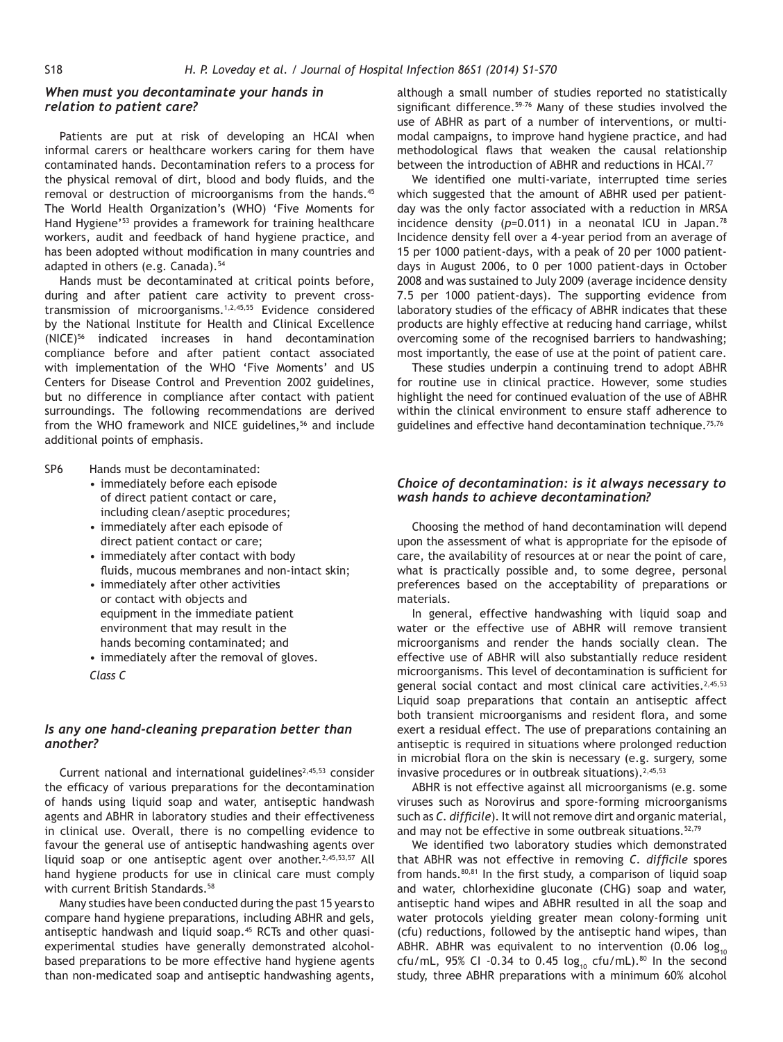### *When must you decontaminate your hands in relation to patient care?*

Patients are put at risk of developing an HCAI when informal carers or healthcare workers caring for them have contaminated hands. Decontamination refers to a process for the physical removal of dirt, blood and body fluids, and the removal or destruction of microorganisms from the hands.[45] The World Health Organization's (WHO) 'Five Moments for Hand Hygiene'[53] provides a framework for training healthcare workers, audit and feedback of hand hygiene practice, and has been adopted without modification in many countries and adapted in others (e.g. Canada).[54]

Hands must be decontaminated at critical points before, during and after patient care activity to prevent cross-transmission of microorganisms.[1,2,45,55] Evidence considered by the National Institute for Health and Clinical Excellence (NICE)[56] indicated increases in hand decontamination compliance before and after patient contact associated with implementation of the WHO 'Five Moments' and US Centers for Disease Control and Prevention 2002 guidelines, but no difference in compliance after contact with patient surroundings. The following recommendations are derived from the WHO framework and NICE guidelines,[56] and include additional points of emphasis.

SP6 Hands must be decontaminated:

- immediately before each episode of direct patient contact or care, including clean/aseptic procedures;
- immediately after each episode of direct patient contact or care;
- immediately after contact with body fluids, mucous membranes and non-intact skin;
- immediately after other activities or contact with objects and equipment in the immediate patient environment that may result in the hands becoming contaminated; and
- immediately after the removal of gloves.

*Class C*

### *Is any one hand-cleaning preparation better than another?*

Current national and international guidelines[2,45,53] consider the efficacy of various preparations for the decontamination of hands using liquid soap and water, antiseptic handwash agents and ABHR in laboratory studies and their effectiveness in clinical use. Overall, there is no compelling evidence to favour the general use of antiseptic handwashing agents over liquid soap or one antiseptic agent over another.[2,45,53,57] All hand hygiene products for use in clinical care must comply with current British Standards.[58]

Many studies have been conducted during the past 15 years to compare hand hygiene preparations, including ABHR and gels, antiseptic handwash and liquid soap.[45] RCTs and other quasi-experimental studies have generally demonstrated alcohol-based preparations to be more effective hand hygiene agents than non-medicated soap and antiseptic handwashing agents, although a small number of studies reported no statistically significant difference.[59–76] Many of these studies involved the use of ABHR as part of a number of interventions, or multi-modal campaigns, to improve hand hygiene practice, and had methodological flaws that weaken the causal relationship between the introduction of ABHR and reductions in HCAI.[77]

We identified one multi-variate, interrupted time series which suggested that the amount of ABHR used per patient-day was the only factor associated with a reduction in MRSA incidence density ($p=0.011$) in a neonatal ICU in Japan.[78] Incidence density fell over a 4-year period from an average of 15 per 1000 patient-days, with a peak of 20 per 1000 patient-days in August 2006, to 0 per 1000 patient-days in October 2008 and was sustained to July 2009 (average incidence density 7.5 per 1000 patient-days). The supporting evidence from laboratory studies of the efficacy of ABHR indicates that these products are highly effective at reducing hand carriage, whilst overcoming some of the recognised barriers to handwashing; most importantly, the ease of use at the point of patient care.

These studies underpin a continuing trend to adopt ABHR for routine use in clinical practice. However, some studies highlight the need for continued evaluation of the use of ABHR within the clinical environment to ensure staff adherence to guidelines and effective hand decontamination technique.[75,76]

### *Choice of decontamination: is it always necessary to wash hands to achieve decontamination?*

Choosing the method of hand decontamination will depend upon the assessment of what is appropriate for the episode of care, the availability of resources at or near the point of care, what is practically possible and, to some degree, personal preferences based on the acceptability of preparations or materials.

In general, effective handwashing with liquid soap and water or the effective use of ABHR will remove transient microorganisms and render the hands socially clean. The effective use of ABHR will also substantially reduce resident microorganisms. This level of decontamination is sufficient for general social contact and most clinical care activities.[2,45,53] Liquid soap preparations that contain an antiseptic affect both transient microorganisms and resident flora, and some exert a residual effect. The use of preparations containing an antiseptic is required in situations where prolonged reduction in microbial flora on the skin is necessary (e.g. surgery, some invasive procedures or in outbreak situations).[2,45,53]

ABHR is not effective against all microorganisms (e.g. some viruses such as Norovirus and spore-forming microorganisms such as *C. difficile*). It will not remove dirt and organic material, and may not be effective in some outbreak situations.[52,79]

We identified two laboratory studies which demonstrated that ABHR was not effective in removing *C. difficile* spores from hands.[80,81] In the first study, a comparison of liquid soap and water, chlorhexidine gluconate (CHG) soap and water, antiseptic hand wipes and ABHR resulted in all the soap and water protocols yielding greater mean colony-forming unit (cfu) reductions, followed by the antiseptic hand wipes, than ABHR. ABHR was equivalent to no intervention (0.06 $\log_{10}$ cfu/mL, 95% CI -0.34 to 0.45 $\log_{10}$ cfu/mL).[80] In the second study, three ABHR preparations with a minimum 60% alcohol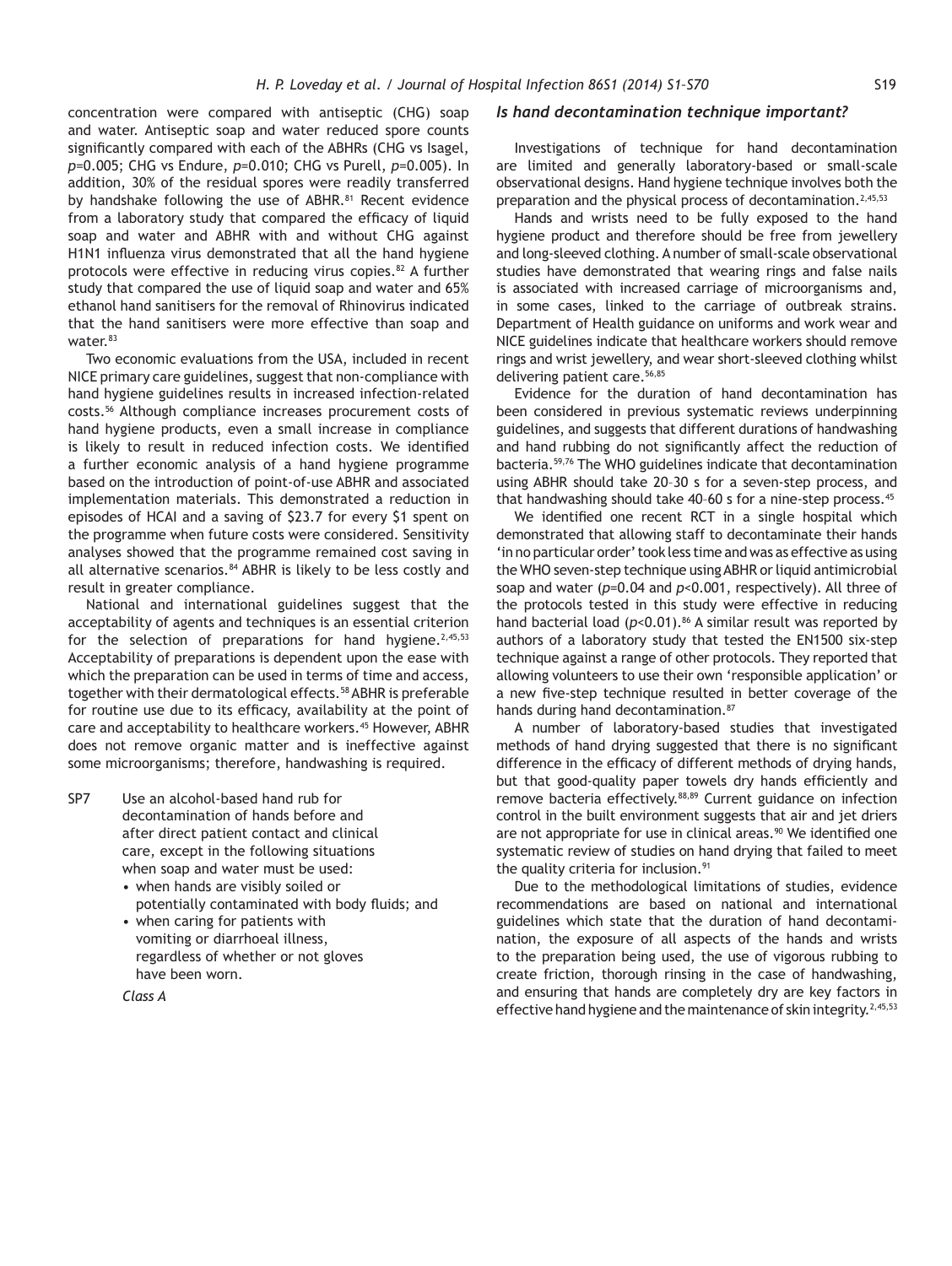concentration were compared with antiseptic (CHG) soap and water. Antiseptic soap and water reduced spore counts significantly compared with each of the ABHRs (CHG vs Isagel, $p$=0.005; CHG vs Endure, $p$=0.010; CHG vs Purell, $p$=0.005). In addition, 30% of the residual spores were readily transferred by handshake following the use of ABHR.[81] Recent evidence from a laboratory study that compared the efficacy of liquid soap and water and ABHR with and without CHG against H1N1 influenza virus demonstrated that all the hand hygiene protocols were effective in reducing virus copies.[82] A further study that compared the use of liquid soap and water and 65% ethanol hand sanitisers for the removal of Rhinovirus indicated that the hand sanitisers were more effective than soap and water.[83]

Two economic evaluations from the USA, included in recent NICE primary care guidelines, suggest that non-compliance with hand hygiene guidelines results in increased infection-related costs.[56] Although compliance increases procurement costs of hand hygiene products, even a small increase in compliance is likely to result in reduced infection costs. We identified a further economic analysis of a hand hygiene programme based on the introduction of point-of-use ABHR and associated implementation materials. This demonstrated a reduction in episodes of HCAI and a saving of $23.7 for every $1 spent on the programme when future costs were considered. Sensitivity analyses showed that the programme remained cost saving in all alternative scenarios.[84] ABHR is likely to be less costly and result in greater compliance.

National and international guidelines suggest that the acceptability of agents and techniques is an essential criterion for the selection of preparations for hand hygiene.[2,45,53] Acceptability of preparations is dependent upon the ease with which the preparation can be used in terms of time and access, together with their dermatological effects.[58] ABHR is preferable for routine use due to its efficacy, availability at the point of care and acceptability to healthcare workers.[45] However, ABHR does not remove organic matter and is ineffective against some microorganisms; therefore, handwashing is required.

SP7 Use an alcohol-based hand rub for decontamination of hands before and after direct patient contact and clinical care, except in the following situations when soap and water must be used:

- when hands are visibly soiled or potentially contaminated with body fluids; and
- when caring for patients with vomiting or diarrhoeal illness, regardless of whether or not gloves have been worn.

*Class A*

### Is hand decontamination technique important?

Investigations of technique for hand decontamination are limited and generally laboratory-based or small-scale observational designs. Hand hygiene technique involves both the preparation and the physical process of decontamination.[2,45,53]

Hands and wrists need to be fully exposed to the hand hygiene product and therefore should be free from jewellery and long-sleeved clothing. A number of small-scale observational studies have demonstrated that wearing rings and false nails is associated with increased carriage of microorganisms and, in some cases, linked to the carriage of outbreak strains. Department of Health guidance on uniforms and work wear and NICE guidelines indicate that healthcare workers should remove rings and wrist jewellery, and wear short-sleeved clothing whilst delivering patient care.[56,85]

Evidence for the duration of hand decontamination has been considered in previous systematic reviews underpinning guidelines, and suggests that different durations of handwashing and hand rubbing do not significantly affect the reduction of bacteria.[59,76] The WHO guidelines indicate that decontamination using ABHR should take 20–30 s for a seven-step process, and that handwashing should take 40–60 s for a nine-step process.[45]

We identified one recent RCT in a single hospital which demonstrated that allowing staff to decontaminate their hands 'in no particular order' took less time and was as effective as using the WHO seven-step technique using ABHR or liquid antimicrobial soap and water ($p$=0.04 and $p$<0.001, respectively). All three of the protocols tested in this study were effective in reducing hand bacterial load ($p$<0.01).[86] A similar result was reported by authors of a laboratory study that tested the EN1500 six-step technique against a range of other protocols. They reported that allowing volunteers to use their own 'responsible application' or a new five-step technique resulted in better coverage of the hands during hand decontamination.[87]

A number of laboratory-based studies that investigated methods of hand drying suggested that there is no significant difference in the efficacy of different methods of drying hands, but that good-quality paper towels dry hands efficiently and remove bacteria effectively.[88,89] Current guidance on infection control in the built environment suggests that air and jet driers are not appropriate for use in clinical areas.[90] We identified one systematic review of studies on hand drying that failed to meet the quality criteria for inclusion.[91]

Due to the methodological limitations of studies, evidence recommendations are based on national and international guidelines which state that the duration of hand decontamination, the exposure of all aspects of the hands and wrists to the preparation being used, the use of vigorous rubbing to create friction, thorough rinsing in the case of handwashing, and ensuring that hands are completely dry are key factors in effective hand hygiene and the maintenance of skin integrity.[2,45,53]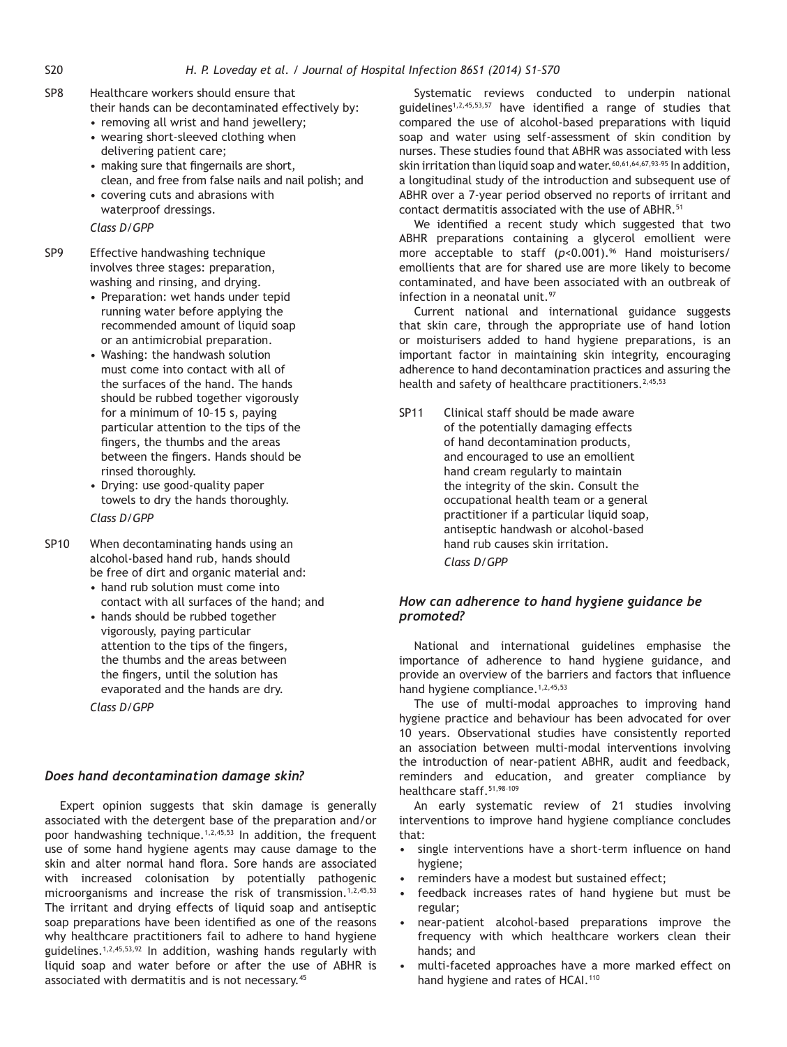SP8 Healthcare workers should ensure that their hands can be decontaminated effectively by:
- removing all wrist and hand jewellery;
- wearing short-sleeved clothing when delivering patient care;
- making sure that fingernails are short, clean, and free from false nails and nail polish; and
- covering cuts and abrasions with waterproof dressings.

*Class D/GPP*

SP9 Effective handwashing technique involves three stages: preparation, washing and rinsing, and drying.
- Preparation: wet hands under tepid running water before applying the recommended amount of liquid soap or an antimicrobial preparation.
- Washing: the handwash solution must come into contact with all of the surfaces of the hand. The hands should be rubbed together vigorously for a minimum of 10–15 s, paying particular attention to the tips of the fingers, the thumbs and the areas between the fingers. Hands should be rinsed thoroughly.
- Drying: use good-quality paper towels to dry the hands thoroughly.

*Class D/GPP*

SP10 When decontaminating hands using an alcohol-based hand rub, hands should be free of dirt and organic material and:
- hand rub solution must come into contact with all surfaces of the hand; and
- hands should be rubbed together vigorously, paying particular attention to the tips of the fingers, the thumbs and the areas between the fingers, until the solution has evaporated and the hands are dry.

*Class D/GPP*

### *Does hand decontamination damage skin?*

Expert opinion suggests that skin damage is generally associated with the detergent base of the preparation and/or poor handwashing technique.[1,2,45,53] In addition, the frequent use of some hand hygiene agents may cause damage to the skin and alter normal hand flora. Sore hands are associated with increased colonisation by potentially pathogenic microorganisms and increase the risk of transmission.[1,2,45,53] The irritant and drying effects of liquid soap and antiseptic soap preparations have been identified as one of the reasons why healthcare practitioners fail to adhere to hand hygiene guidelines.[1,2,45,53,92] In addition, washing hands regularly with liquid soap and water before or after the use of ABHR is associated with dermatitis and is not necessary.[45]

Systematic reviews conducted to underpin national guidelines[1,2,45,53,57] have identified a range of studies that compared the use of alcohol-based preparations with liquid soap and water using self-assessment of skin condition by nurses. These studies found that ABHR was associated with less skin irritation than liquid soap and water.[60,61,64,67,93–95] In addition, a longitudinal study of the introduction and subsequent use of ABHR over a 7-year period observed no reports of irritant and contact dermatitis associated with the use of ABHR.[51]

We identified a recent study which suggested that two ABHR preparations containing a glycerol emollient were more acceptable to staff ($p$<0.001).[96] Hand moisturisers/emollients that are for shared use are more likely to become contaminated, and have been associated with an outbreak of infection in a neonatal unit.[97]

Current national and international guidance suggests that skin care, through the appropriate use of hand lotion or moisturisers added to hand hygiene preparations, is an important factor in maintaining skin integrity, encouraging adherence to hand decontamination practices and assuring the health and safety of healthcare practitioners.[2,45,53]

SP11 Clinical staff should be made aware of the potentially damaging effects of hand decontamination products, and encouraged to use an emollient hand cream regularly to maintain the integrity of the skin. Consult the occupational health team or a general practitioner if a particular liquid soap, antiseptic handwash or alcohol-based hand rub causes skin irritation.

*Class D/GPP*

### *How can adherence to hand hygiene guidance be promoted?*

National and international guidelines emphasise the importance of adherence to hand hygiene guidance, and provide an overview of the barriers and factors that influence hand hygiene compliance.[1,2,45,53]

The use of multi-modal approaches to improving hand hygiene practice and behaviour has been advocated for over 10 years. Observational studies have consistently reported an association between multi-modal interventions involving the introduction of near-patient ABHR, audit and feedback, reminders and education, and greater compliance by healthcare staff.[51,98–109]

An early systematic review of 21 studies involving interventions to improve hand hygiene compliance concludes that:

- single interventions have a short-term influence on hand hygiene;
- reminders have a modest but sustained effect;
- feedback increases rates of hand hygiene but must be regular;
- near-patient alcohol-based preparations improve the frequency with which healthcare workers clean their hands; and
- multi-faceted approaches have a more marked effect on hand hygiene and rates of HCAI.[110]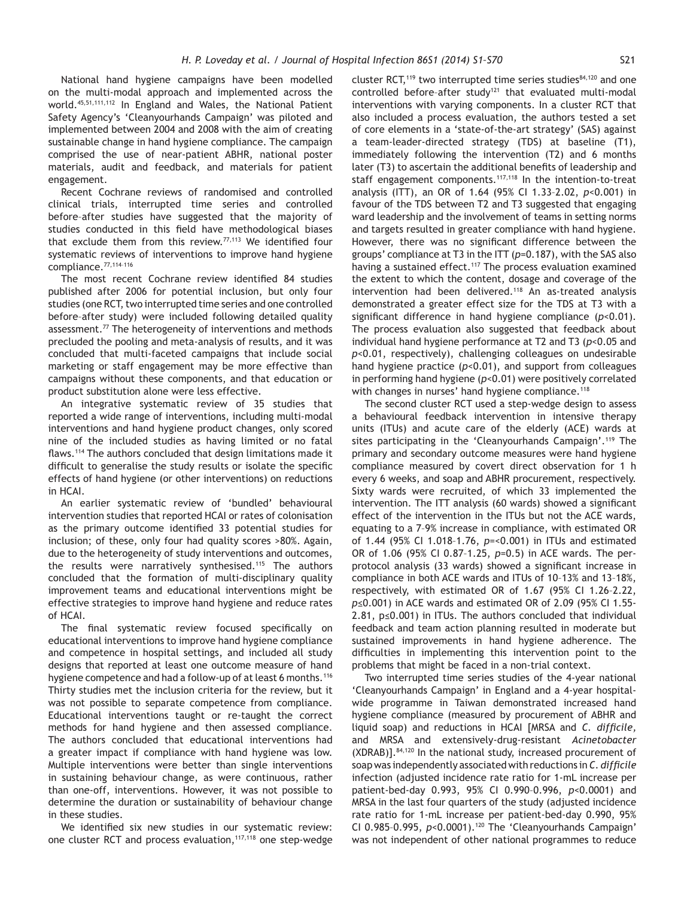National hand hygiene campaigns have been modelled on the multi-modal approach and implemented across the world.[45,51,111,112] In England and Wales, the National Patient Safety Agency's 'Cleanyourhands Campaign' was piloted and implemented between 2004 and 2008 with the aim of creating sustainable change in hand hygiene compliance. The campaign comprised the use of near-patient ABHR, national poster materials, audit and feedback, and materials for patient engagement.

Recent Cochrane reviews of randomised and controlled clinical trials, interrupted time series and controlled before–after studies have suggested that the majority of studies conducted in this field have methodological biases that exclude them from this review.[77,113] We identified four systematic reviews of interventions to improve hand hygiene compliance.[77,114–116]

The most recent Cochrane review identified 84 studies published after 2006 for potential inclusion, but only four studies (one RCT, two interrupted time series and one controlled before–after study) were included following detailed quality assessment.[77] The heterogeneity of interventions and methods precluded the pooling and meta-analysis of results, and it was concluded that multi-faceted campaigns that include social marketing or staff engagement may be more effective than campaigns without these components, and that education or product substitution alone were less effective.

An integrative systematic review of 35 studies that reported a wide range of interventions, including multi-modal interventions and hand hygiene product changes, only scored nine of the included studies as having limited or no fatal flaws.[114] The authors concluded that design limitations made it difficult to generalise the study results or isolate the specific effects of hand hygiene (or other interventions) on reductions in HCAI.

An earlier systematic review of 'bundled' behavioural intervention studies that reported HCAI or rates of colonisation as the primary outcome identified 33 potential studies for inclusion; of these, only four had quality scores >80%. Again, due to the heterogeneity of study interventions and outcomes, the results were narratively synthesised.[115] The authors concluded that the formation of multi-disciplinary quality improvement teams and educational interventions might be effective strategies to improve hand hygiene and reduce rates of HCAI.

The final systematic review focused specifically on educational interventions to improve hand hygiene compliance and competence in hospital settings, and included all study designs that reported at least one outcome measure of hand hygiene competence and had a follow-up of at least 6 months.[116] Thirty studies met the inclusion criteria for the review, but it was not possible to separate competence from compliance. Educational interventions taught or re-taught the correct methods for hand hygiene and then assessed compliance. The authors concluded that educational interventions had a greater impact if compliance with hand hygiene was low. Multiple interventions were better than single interventions in sustaining behaviour change, as were continuous, rather than one-off, interventions. However, it was not possible to determine the duration or sustainability of behaviour change in these studies.

We identified six new studies in our systematic review: one cluster RCT and process evaluation,[117,118] one step-wedge cluster RCT,[119] two interrupted time series studies[84,120] and one controlled before–after study[121] that evaluated multi-modal interventions with varying components. In a cluster RCT that also included a process evaluation, the authors tested a set of core elements in a 'state-of-the-art strategy' (SAS) against a team-leader-directed strategy (TDS) at baseline (T1), immediately following the intervention (T2) and 6 months later (T3) to ascertain the additional benefits of leadership and staff engagement components.[117,118] In the intention-to-treat analysis (ITT), an OR of 1.64 (95% CI 1.33–2.02, $p$<0.001) in favour of the TDS between T2 and T3 suggested that engaging ward leadership and the involvement of teams in setting norms and targets resulted in greater compliance with hand hygiene. However, there was no significant difference between the groups' compliance at T3 in the ITT ($p$=0.187), with the SAS also having a sustained effect.[117] The process evaluation examined the extent to which the content, dosage and coverage of the intervention had been delivered.[118] An as-treated analysis demonstrated a greater effect size for the TDS at T3 with a significant difference in hand hygiene compliance ($p$<0.01). The process evaluation also suggested that feedback about individual hand hygiene performance at T2 and T3 ($p$<0.05 and $p$<0.01, respectively), challenging colleagues on undesirable hand hygiene practice ($p$<0.01), and support from colleagues in performing hand hygiene ($p$<0.01) were positively correlated with changes in nurses' hand hygiene compliance.[118]

The second cluster RCT used a step-wedge design to assess a behavioural feedback intervention in intensive therapy units (ITUs) and acute care of the elderly (ACE) wards at sites participating in the 'Cleanyourhands Campaign'.[119] The primary and secondary outcome measures were hand hygiene compliance measured by covert direct observation for 1 h every 6 weeks, and soap and ABHR procurement, respectively. Sixty wards were recruited, of which 33 implemented the intervention. The ITT analysis (60 wards) showed a significant effect of the intervention in the ITUs but not the ACE wards, equating to a 7–9% increase in compliance, with estimated OR of 1.44 (95% CI 1.018–1.76, $p$=<0.001) in ITUs and estimated OR of 1.06 (95% CI 0.87–1.25, $p$=0.5) in ACE wards. The per-protocol analysis (33 wards) showed a significant increase in compliance in both ACE wards and ITUs of 10–13% and 13–18%, respectively, with estimated OR of 1.67 (95% CI 1.26–2.22, $p$≤0.001) in ACE wards and estimated OR of 2.09 (95% CI 1.55-2.81, p≤0.001) in ITUs. The authors concluded that individual feedback and team action planning resulted in moderate but sustained improvements in hand hygiene adherence. The difficulties in implementing this intervention point to the problems that might be faced in a non-trial context.

Two interrupted time series studies of the 4-year national 'Cleanyourhands Campaign' in England and a 4-year hospital-wide programme in Taiwan demonstrated increased hand hygiene compliance (measured by procurement of ABHR and liquid soap) and reductions in HCAI [MRSA and *C. difficile*, and MRSA and extensively-drug-resistant *Acinetobacter* (XDRAB)].[84,120] In the national study, increased procurement of soap was independently associated with reductions in *C. difficile* infection (adjusted incidence rate ratio for 1-mL increase per patient-bed-day 0.993, 95% CI 0.990–0.996, $p$<0.0001) and MRSA in the last four quarters of the study (adjusted incidence rate ratio for 1-mL increase per patient-bed-day 0.990, 95% CI 0.985–0.995, $p$<0.0001).[120] The 'Cleanyourhands Campaign' was not independent of other national programmes to reduce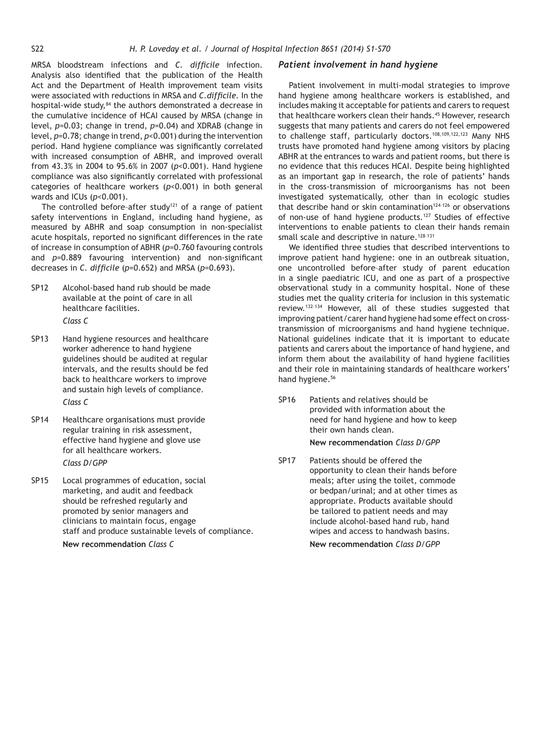MRSA bloodstream infections and *C. difficile* infection. Analysis also identified that the publication of the Health Act and the Department of Health improvement team visits were associated with reductions in MRSA and *C.difficile*. In the hospital-wide study,[84] the authors demonstrated a decrease in the cumulative incidence of HCAI caused by MRSA (change in level, $p=0.03$; change in trend, $p=0.04$) and XDRAB (change in level, $p=0.78$; change in trend, $p<0.001$) during the intervention period. Hand hygiene compliance was significantly correlated with increased consumption of ABHR, and improved overall from 43.3% in 2004 to 95.6% in 2007 ($p<0.001$). Hand hygiene compliance was also significantly correlated with professional categories of healthcare workers ($p<0.001$) in both general wards and ICUs ($p<0.001$).

The controlled before–after study[121] of a range of patient safety interventions in England, including hand hygiene, as measured by ABHR and soap consumption in non-specialist acute hospitals, reported no significant differences in the rate of increase in consumption of ABHR ($p=0.760$ favouring controls and $p=0.889$ favouring intervention) and non-significant decreases in *C. difficile* ($p=0.652$) and MRSA ($p=0.693$).

SP12 Alcohol-based hand rub should be made available at the point of care in all healthcare facilities.
*Class C*

SP13 Hand hygiene resources and healthcare worker adherence to hand hygiene guidelines should be audited at regular intervals, and the results should be fed back to healthcare workers to improve and sustain high levels of compliance.
*Class C*

SP14 Healthcare organisations must provide regular training in risk assessment, effective hand hygiene and glove use for all healthcare workers.
*Class D/GPP*

SP15 Local programmes of education, social marketing, and audit and feedback should be refreshed regularly and promoted by senior managers and clinicians to maintain focus, engage staff and produce sustainable levels of compliance.
**New recommendation** *Class C*

### *Patient involvement in hand hygiene*

Patient involvement in multi-modal strategies to improve hand hygiene among healthcare workers is established, and includes making it acceptable for patients and carers to request that healthcare workers clean their hands.[45] However, research suggests that many patients and carers do not feel empowered to challenge staff, particularly doctors.[108,109,122,123] Many NHS trusts have promoted hand hygiene among visitors by placing ABHR at the entrances to wards and patient rooms, but there is no evidence that this reduces HCAI. Despite being highlighted as an important gap in research, the role of patients' hands in the cross-transmission of microorganisms has not been investigated systematically, other than in ecologic studies that describe hand or skin contamination[124–126] or observations of non-use of hand hygiene products.[127] Studies of effective interventions to enable patients to clean their hands remain small scale and descriptive in nature.[128–131]

We identified three studies that described interventions to improve patient hand hygiene: one in an outbreak situation, one uncontrolled before–after study of parent education in a single paediatric ICU, and one as part of a prospective observational study in a community hospital. None of these studies met the quality criteria for inclusion in this systematic review.[132–134] However, all of these studies suggested that improving patient/carer hand hygiene had some effect on cross-transmission of microorganisms and hand hygiene technique. National guidelines indicate that it is important to educate patients and carers about the importance of hand hygiene, and inform them about the availability of hand hygiene facilities and their role in maintaining standards of healthcare workers' hand hygiene.[56]

SP16 Patients and relatives should be provided with information about the need for hand hygiene and how to keep their own hands clean.
**New recommendation** *Class D/GPP*

SP17 Patients should be offered the opportunity to clean their hands before meals; after using the toilet, commode or bedpan/urinal; and at other times as appropriate. Products available should be tailored to patient needs and may include alcohol-based hand rub, hand wipes and access to handwash basins.
**New recommendation** *Class D/GPP*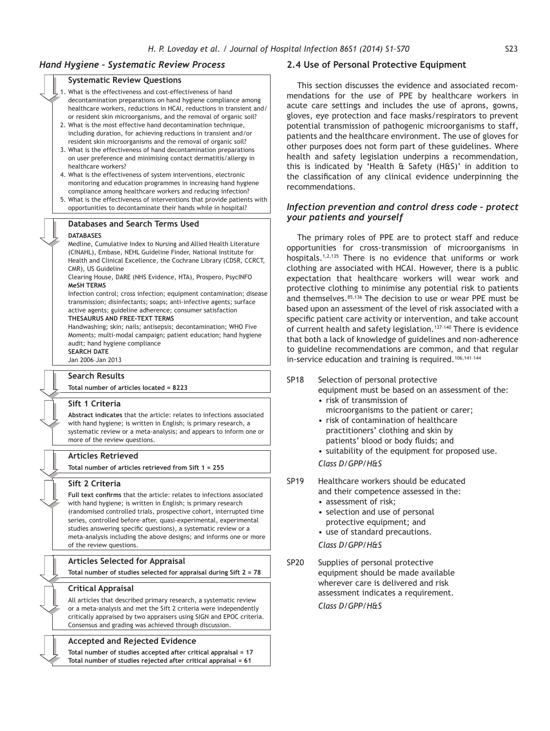### *Hand Hygiene – Systematic Review Process*

**Systematic Review Questions**

1. What is the effectiveness and cost-effectiveness of hand decontamination preparations on hand hygiene compliance among healthcare workers, reductions in HCAI, reductions in transient and/or resident skin microorganisms, and the removal of organic soil?
2. What is the most effective hand decontamination technique, including duration, for achieving reductions in transient and/or resident skin microorganisms and the removal of organic soil?
3. What is the effectiveness of hand decontamination preparations on user preference and minimising contact dermatitis/allergy in healthcare workers?
4. What is the effectiveness of system interventions, electronic monitoring and education programmes in increasing hand hygiene compliance among healthcare workers and reducing infection?
5. What is the effectiveness of interventions that provide patients with opportunities to decontaminate their hands while in hospital?

**Databases and Search Terms Used**

**DATABASES**
Medline, Cumulative Index to Nursing and Allied Health Literature (CINAHL), Embase, NEHL Guideline Finder, National Institute for Health and Clinical Excellence, the Cochrane Library (CDSR, CCRCT, CMR), US Guideline
Clearing House, DARE (NHS Evidence, HTA), Prospero, PsycINFO
**MeSH TERMS**
Infection control; cross infection; equipment contamination; disease transmission; disinfectants; soaps; anti-infective agents; surface active agents; guideline adherence; consumer satisfaction
**THESAURUS AND FREE-TEXT TERMS**
Handwashing; skin; nails; antisepsis; decontamination; WHO Five Moments; multi-modal campaign; patient education; hand hygiene audit; hand hygiene compliance
**SEARCH DATE**
Jan 2006–Jan 2013

**Search Results**

**Total number of articles located = 8223**

**Sift 1 Criteria**

**Abstract indicates** that the article: relates to infections associated with hand hygiene; is written in English; is primary research, a systematic review or a meta-analysis; and appears to inform one or more of the review questions.

**Articles Retrieved**

**Total number of articles retrieved from Sift 1 = 255**

**Sift 2 Criteria**

**Full text confirms** that the article: relates to infections associated with hand hygiene; is written in English; is primary research (randomised controlled trials, prospective cohort, interrupted time series, controlled before–after, quasi-experimental, experimental studies answering specific questions), a systematic review or a meta-analysis including the above designs; and informs one or more of the review questions.

**Articles Selected for Appraisal**

**Total number of studies selected for appraisal during Sift 2 = 78**

**Critical Appraisal**

All articles that described primary research, a systematic review or a meta-analysis and met the Sift 2 criteria were independently critically appraised by two appraisers using SIGN and EPOC criteria. Consensus and grading was achieved through discussion.

**Accepted and Rejected Evidence**

**Total number of studies accepted after critical appraisal = 17**
**Total number of studies rejected after critical appraisal = 61**

## 2.4 Use of Personal Protective Equipment

This section discusses the evidence and associated recommendations for the use of PPE by healthcare workers in acute care settings and includes the use of aprons, gowns, gloves, eye protection and face masks/respirators to prevent potential transmission of pathogenic microorganisms to staff, patients and the healthcare environment. The use of gloves for other purposes does not form part of these guidelines. Where health and safety legislation underpins a recommendation, this is indicated by 'Health & Safety (H&S)' in addition to the classification of any clinical evidence underpinning the recommendations.

### *Infection prevention and control dress code – protect your patients and yourself*

The primary roles of PPE are to protect staff and reduce opportunities for cross-transmission of microorganisms in hospitals.[1,2,135] There is no evidence that uniforms or work clothing are associated with HCAI. However, there is a public expectation that healthcare workers will wear work and protective clothing to minimise any potential risk to patients and themselves.[85,136] The decision to use or wear PPE must be based upon an assessment of the level of risk associated with a specific patient care activity or intervention, and take account of current health and safety legislation.[137–140] There is evidence that both a lack of knowledge of guidelines and non-adherence to guideline recommendations are common, and that regular in-service education and training is required.[106,141–144]

SP18 Selection of personal protective equipment must be based on an assessment of the:
- risk of transmission of microorganisms to the patient or carer;
- risk of contamination of healthcare practitioners' clothing and skin by patients' blood or body fluids; and
- suitability of the equipment for proposed use.

*Class D/GPP/H&S*

SP19 Healthcare workers should be educated and their competence assessed in the:
- assessment of risk;
- selection and use of personal protective equipment; and
- use of standard precautions.

*Class D/GPP/H&S*

SP20 Supplies of personal protective equipment should be made available wherever care is delivered and risk assessment indicates a requirement.

*Class D/GPP/H&S*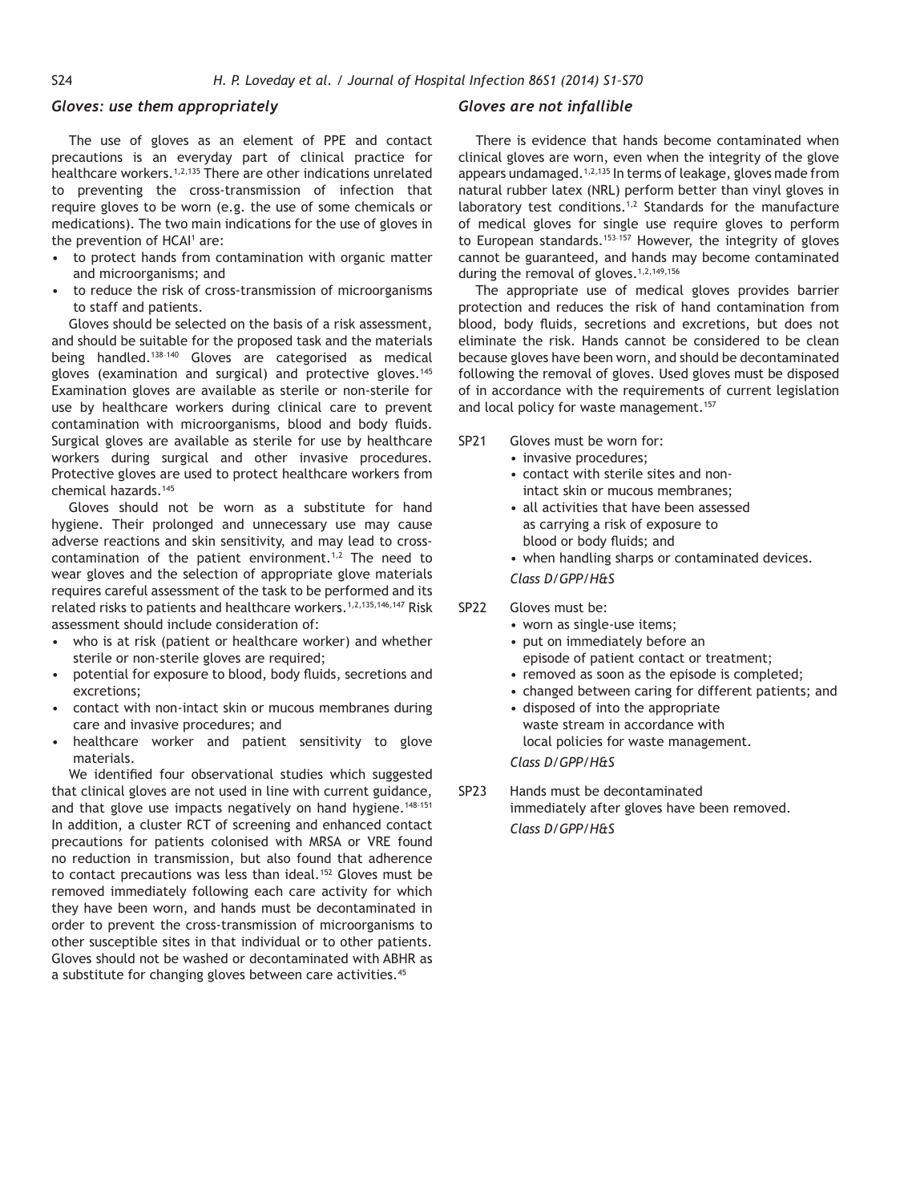### *Gloves: use them appropriately*

The use of gloves as an element of PPE and contact precautions is an everyday part of clinical practice for healthcare workers.[1,2,135] There are other indications unrelated to preventing the cross-transmission of infection that require gloves to be worn (e.g. the use of some chemicals or medications). The two main indications for the use of gloves in the prevention of HCAI[1] are:

- to protect hands from contamination with organic matter and microorganisms; and
- to reduce the risk of cross-transmission of microorganisms to staff and patients.

Gloves should be selected on the basis of a risk assessment, and should be suitable for the proposed task and the materials being handled.[138–140] Gloves are categorised as medical gloves (examination and surgical) and protective gloves.[145] Examination gloves are available as sterile or non-sterile for use by healthcare workers during clinical care to prevent contamination with microorganisms, blood and body fluids. Surgical gloves are available as sterile for use by healthcare workers during surgical and other invasive procedures. Protective gloves are used to protect healthcare workers from chemical hazards.[145]

Gloves should not be worn as a substitute for hand hygiene. Their prolonged and unnecessary use may cause adverse reactions and skin sensitivity, and may lead to cross-contamination of the patient environment.[1,2] The need to wear gloves and the selection of appropriate glove materials requires careful assessment of the task to be performed and its related risks to patients and healthcare workers.[1,2,135,146,147] Risk assessment should include consideration of:

- who is at risk (patient or healthcare worker) and whether sterile or non-sterile gloves are required;
- potential for exposure to blood, body fluids, secretions and excretions;
- contact with non-intact skin or mucous membranes during care and invasive procedures; and
- healthcare worker and patient sensitivity to glove materials.

We identified four observational studies which suggested that clinical gloves are not used in line with current guidance, and that glove use impacts negatively on hand hygiene.[148–151] In addition, a cluster RCT of screening and enhanced contact precautions for patients colonised with MRSA or VRE found no reduction in transmission, but also found that adherence to contact precautions was less than ideal.[152] Gloves must be removed immediately following each care activity for which they have been worn, and hands must be decontaminated in order to prevent the cross-transmission of microorganisms to other susceptible sites in that individual or to other patients. Gloves should not be washed or decontaminated with ABHR as a substitute for changing gloves between care activities.[45]

### *Gloves are not infallible*

There is evidence that hands become contaminated when clinical gloves are worn, even when the integrity of the glove appears undamaged.[1,2,135] In terms of leakage, gloves made from natural rubber latex (NRL) perform better than vinyl gloves in laboratory test conditions.[1,2] Standards for the manufacture of medical gloves for single use require gloves to perform to European standards.[153–157] However, the integrity of gloves cannot be guaranteed, and hands may become contaminated during the removal of gloves.[1,2,149,156]

The appropriate use of medical gloves provides barrier protection and reduces the risk of hand contamination from blood, body fluids, secretions and excretions, but does not eliminate the risk. Hands cannot be considered to be clean because gloves have been worn, and should be decontaminated following the removal of gloves. Used gloves must be disposed of in accordance with the requirements of current legislation and local policy for waste management.[157]

SP21 Gloves must be worn for:
- invasive procedures;
- contact with sterile sites and non-intact skin or mucous membranes;
- all activities that have been assessed as carrying a risk of exposure to blood or body fluids; and
- when handling sharps or contaminated devices.

*Class D/GPP/H&S*

SP22 Gloves must be:
- worn as single-use items;
- put on immediately before an episode of patient contact or treatment;
- removed as soon as the episode is completed;
- changed between caring for different patients; and
- disposed of into the appropriate waste stream in accordance with local policies for waste management.

*Class D/GPP/H&S*

SP23 Hands must be decontaminated immediately after gloves have been removed.

*Class D/GPP/H&S*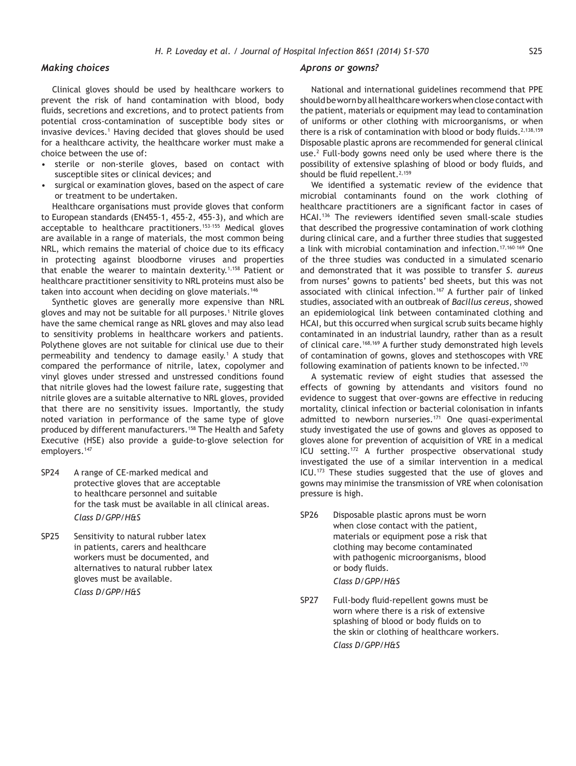### Making choices

Clinical gloves should be used by healthcare workers to prevent the risk of hand contamination with blood, body fluids, secretions and excretions, and to protect patients from potential cross-contamination of susceptible body sites or invasive devices.[1] Having decided that gloves should be used for a healthcare activity, the healthcare worker must make a choice between the use of:

- sterile or non-sterile gloves, based on contact with susceptible sites or clinical devices; and
- surgical or examination gloves, based on the aspect of care or treatment to be undertaken.

Healthcare organisations must provide gloves that conform to European standards (EN455-1, 455-2, 455-3), and which are acceptable to healthcare practitioners.[153–155] Medical gloves are available in a range of materials, the most common being NRL, which remains the material of choice due to its efficacy in protecting against bloodborne viruses and properties that enable the wearer to maintain dexterity.[1,158] Patient or healthcare practitioner sensitivity to NRL proteins must also be taken into account when deciding on glove materials.[146]

Synthetic gloves are generally more expensive than NRL gloves and may not be suitable for all purposes.[1] Nitrile gloves have the same chemical range as NRL gloves and may also lead to sensitivity problems in healthcare workers and patients. Polythene gloves are not suitable for clinical use due to their permeability and tendency to damage easily.[1] A study that compared the performance of nitrile, latex, copolymer and vinyl gloves under stressed and unstressed conditions found that nitrile gloves had the lowest failure rate, suggesting that nitrile gloves are a suitable alternative to NRL gloves, provided that there are no sensitivity issues. Importantly, the study noted variation in performance of the same type of glove produced by different manufacturers.[158] The Health and Safety Executive (HSE) also provide a guide-to-glove selection for employers.[147]

SP24 A range of CE-marked medical and protective gloves that are acceptable to healthcare personnel and suitable for the task must be available in all clinical areas.
*Class D/GPP/H&S*

SP25 Sensitivity to natural rubber latex in patients, carers and healthcare workers must be documented, and alternatives to natural rubber latex gloves must be available.
*Class D/GPP/H&S*

### Aprons or gowns?

National and international guidelines recommend that PPE should be worn by all healthcare workers when close contact with the patient, materials or equipment may lead to contamination of uniforms or other clothing with microorganisms, or when there is a risk of contamination with blood or body fluids.[2,138,159] Disposable plastic aprons are recommended for general clinical use.[2] Full-body gowns need only be used where there is the possibility of extensive splashing of blood or body fluids, and should be fluid repellent.[2,159]

We identified a systematic review of the evidence that microbial contaminants found on the work clothing of healthcare practitioners are a significant factor in cases of HCAI.[136] The reviewers identified seven small-scale studies that described the progressive contamination of work clothing during clinical care, and a further three studies that suggested a link with microbial contamination and infection.[17,160–169] One of the three studies was conducted in a simulated scenario and demonstrated that it was possible to transfer *S. aureus* from nurses' gowns to patients' bed sheets, but this was not associated with clinical infection.[167] A further pair of linked studies, associated with an outbreak of *Bacillus cereus*, showed an epidemiological link between contaminated clothing and HCAI, but this occurred when surgical scrub suits became highly contaminated in an industrial laundry, rather than as a result of clinical care.[168,169] A further study demonstrated high levels of contamination of gowns, gloves and stethoscopes with VRE following examination of patients known to be infected.[170]

A systematic review of eight studies that assessed the effects of gowning by attendants and visitors found no evidence to suggest that over-gowns are effective in reducing mortality, clinical infection or bacterial colonisation in infants admitted to newborn nurseries.[171] One quasi-experimental study investigated the use of gowns and gloves as opposed to gloves alone for prevention of acquisition of VRE in a medical ICU setting.[172] A further prospective observational study investigated the use of a similar intervention in a medical ICU.[173] These studies suggested that the use of gloves and gowns may minimise the transmission of VRE when colonisation pressure is high.

SP26 Disposable plastic aprons must be worn when close contact with the patient, materials or equipment pose a risk that clothing may become contaminated with pathogenic microorganisms, blood or body fluids.
*Class D/GPP/H&S*

SP27 Full-body fluid-repellent gowns must be worn where there is a risk of extensive splashing of blood or body fluids on to the skin or clothing of healthcare workers.
*Class D/GPP/H&S*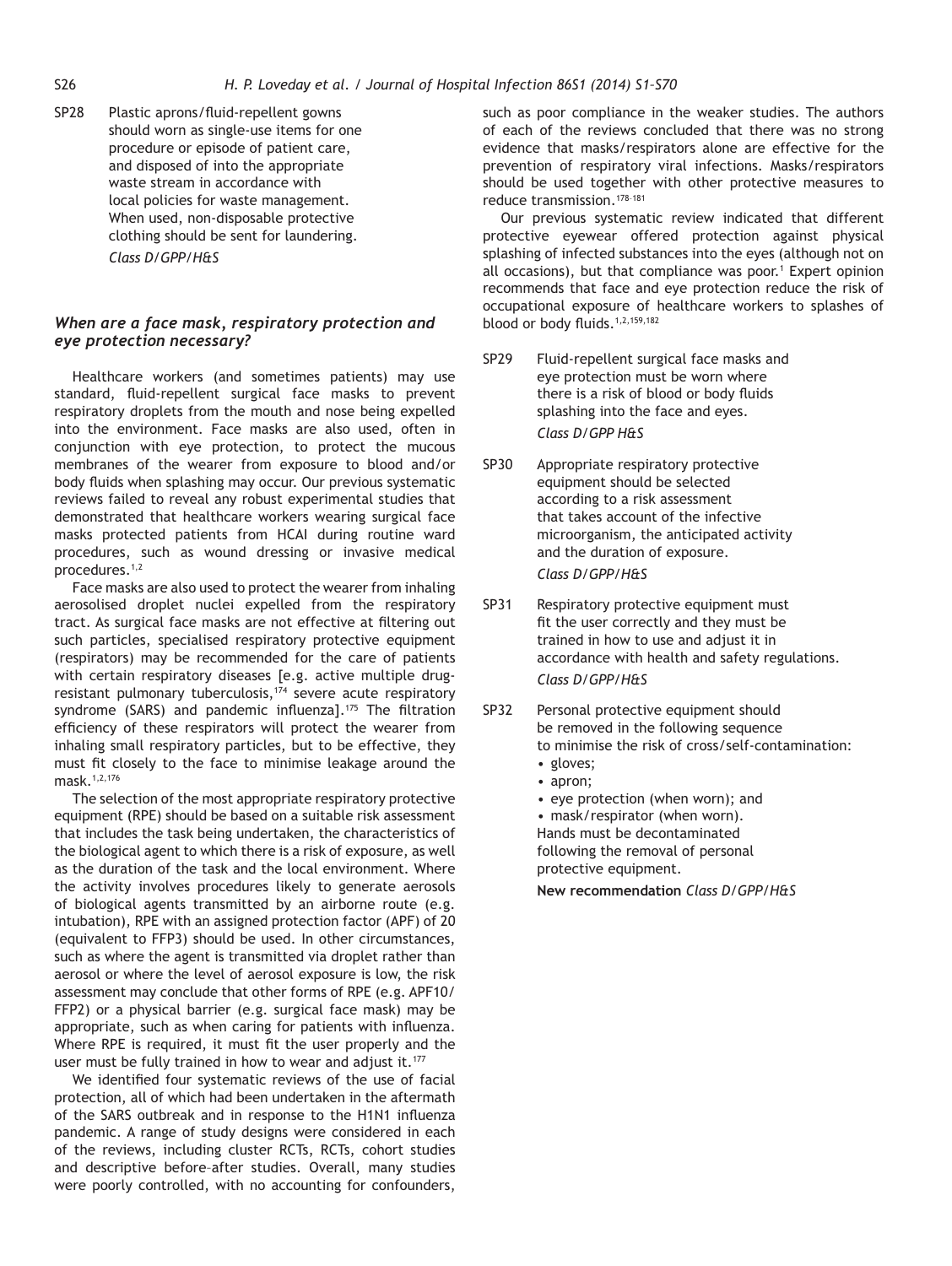SP28 Plastic aprons/fluid-repellent gowns should worn as single-use items for one procedure or episode of patient care, and disposed of into the appropriate waste stream in accordance with local policies for waste management. When used, non-disposable protective clothing should be sent for laundering.
*Class D/GPP/H&S*

### *When are a face mask, respiratory protection and eye protection necessary?*

Healthcare workers (and sometimes patients) may use standard, fluid-repellent surgical face masks to prevent respiratory droplets from the mouth and nose being expelled into the environment. Face masks are also used, often in conjunction with eye protection, to protect the mucous membranes of the wearer from exposure to blood and/or body fluids when splashing may occur. Our previous systematic reviews failed to reveal any robust experimental studies that demonstrated that healthcare workers wearing surgical face masks protected patients from HCAI during routine ward procedures, such as wound dressing or invasive medical procedures.[1,2]

Face masks are also used to protect the wearer from inhaling aerosolised droplet nuclei expelled from the respiratory tract. As surgical face masks are not effective at filtering out such particles, specialised respiratory protective equipment (respirators) may be recommended for the care of patients with certain respiratory diseases [e.g. active multiple drug-resistant pulmonary tuberculosis,[174] severe acute respiratory syndrome (SARS) and pandemic influenza].[175] The filtration efficiency of these respirators will protect the wearer from inhaling small respiratory particles, but to be effective, they must fit closely to the face to minimise leakage around the mask.[1,2,176]

The selection of the most appropriate respiratory protective equipment (RPE) should be based on a suitable risk assessment that includes the task being undertaken, the characteristics of the biological agent to which there is a risk of exposure, as well as the duration of the task and the local environment. Where the activity involves procedures likely to generate aerosols of biological agents transmitted by an airborne route (e.g. intubation), RPE with an assigned protection factor (APF) of 20 (equivalent to FFP3) should be used. In other circumstances, such as where the agent is transmitted via droplet rather than aerosol or where the level of aerosol exposure is low, the risk assessment may conclude that other forms of RPE (e.g. APF10/FFP2) or a physical barrier (e.g. surgical face mask) may be appropriate, such as when caring for patients with influenza. Where RPE is required, it must fit the user properly and the user must be fully trained in how to wear and adjust it.[177]

We identified four systematic reviews of the use of facial protection, all of which had been undertaken in the aftermath of the SARS outbreak and in response to the H1N1 influenza pandemic. A range of study designs were considered in each of the reviews, including cluster RCTs, RCTs, cohort studies and descriptive before–after studies. Overall, many studies were poorly controlled, with no accounting for confounders, such as poor compliance in the weaker studies. The authors of each of the reviews concluded that there was no strong evidence that masks/respirators alone are effective for the prevention of respiratory viral infections. Masks/respirators should be used together with other protective measures to reduce transmission.[178–181]

Our previous systematic review indicated that different protective eyewear offered protection against physical splashing of infected substances into the eyes (although not on all occasions), but that compliance was poor.[1] Expert opinion recommends that face and eye protection reduce the risk of occupational exposure of healthcare workers to splashes of blood or body fluids.[1,2,159,182]

SP29 Fluid-repellent surgical face masks and eye protection must be worn where there is a risk of blood or body fluids splashing into the face and eyes.
*Class D/GPP H&S*

SP30 Appropriate respiratory protective equipment should be selected according to a risk assessment that takes account of the infective microorganism, the anticipated activity and the duration of exposure.
*Class D/GPP/H&S*

SP31 Respiratory protective equipment must fit the user correctly and they must be trained in how to use and adjust it in accordance with health and safety regulations.
*Class D/GPP/H&S*

SP32 Personal protective equipment should be removed in the following sequence to minimise the risk of cross/self-contamination:

- gloves;
- apron;
- eye protection (when worn); and
- mask/respirator (when worn).

Hands must be decontaminated following the removal of personal protective equipment.
**New recommendation** *Class D/GPP/H&S*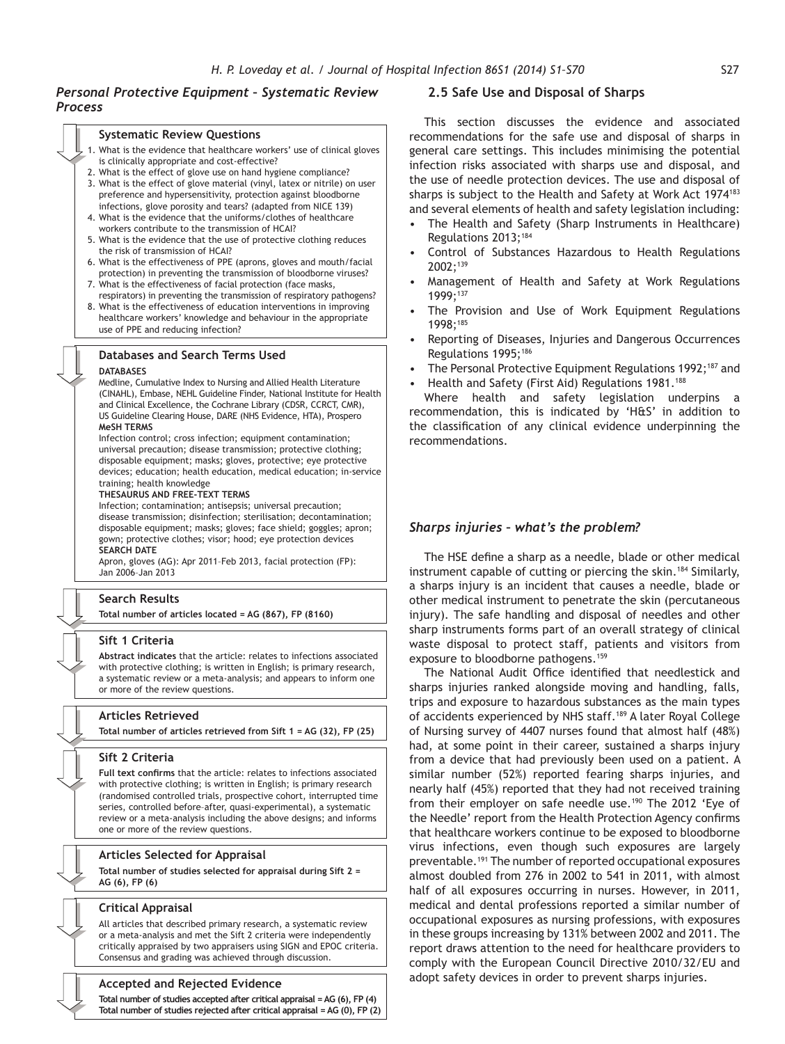### *Personal Protective Equipment – Systematic Review Process*

**Systematic Review Questions**

1. What is the evidence that healthcare workers' use of clinical gloves is clinically appropriate and cost-effective?
2. What is the effect of glove use on hand hygiene compliance?
3. What is the effect of glove material (vinyl, latex or nitrile) on user preference and hypersensitivity, protection against bloodborne infections, glove porosity and tears? (adapted from NICE 139)
4. What is the evidence that the uniforms/clothes of healthcare workers contribute to the transmission of HCAI?
5. What is the evidence that the use of protective clothing reduces the risk of transmission of HCAI?
6. What is the effectiveness of PPE (aprons, gloves and mouth/facial protection) in preventing the transmission of bloodborne viruses?
7. What is the effectiveness of facial protection (face masks, respirators) in preventing the transmission of respiratory pathogens?
8. What is the effectiveness of education interventions in improving healthcare workers' knowledge and behaviour in the appropriate use of PPE and reducing infection?

**Databases and Search Terms Used**

**DATABASES**

Medline, Cumulative Index to Nursing and Allied Health Literature (CINAHL), Embase, NEHL Guideline Finder, National Institute for Health and Clinical Excellence, the Cochrane Library (CDSR, CCRCT, CMR), US Guideline Clearing House, DARE (NHS Evidence, HTA), Prospero

**MeSH TERMS**

Infection control; cross infection; equipment contamination; universal precaution; disease transmission; protective clothing; disposable equipment; masks; gloves, protective; eye protective devices; education; health education, medical education; in-service training; health knowledge

**THESAURUS AND FREE-TEXT TERMS**

Infection; contamination; antisepsis; universal precaution; disease transmission; disinfection; sterilisation; decontamination; disposable equipment; masks; gloves; face shield; goggles; apron; gown; protective clothes; visor; hood; eye protection devices

**SEARCH DATE**

Apron, gloves (AG): Apr 2011–Feb 2013, facial protection (FP): Jan 2006–Jan 2013

**Search Results**

**Total number of articles located = AG (867), FP (8160)**

**Sift 1 Criteria**

**Abstract indicates** that the article: relates to infections associated with protective clothing; is written in English; is primary research, a systematic review or a meta-analysis; and appears to inform one or more of the review questions.

**Articles Retrieved**

**Total number of articles retrieved from Sift 1 = AG (32), FP (25)**

**Sift 2 Criteria**

**Full text confirms** that the article: relates to infections associated with protective clothing; is written in English; is primary research (randomised controlled trials, prospective cohort, interrupted time series, controlled before–after, quasi-experimental), a systematic review or a meta-analysis including the above designs; and informs one or more of the review questions.

**Articles Selected for Appraisal**

**Total number of studies selected for appraisal during Sift 2 = AG (6), FP (6)**

**Critical Appraisal**

All articles that described primary research, a systematic review or a meta-analysis and met the Sift 2 criteria were independently critically appraised by two appraisers using SIGN and EPOC criteria. Consensus and grading was achieved through discussion.

**Accepted and Rejected Evidence**

**Total number of studies accepted after critical appraisal = AG (6), FP (4)**
**Total number of studies rejected after critical appraisal = AG (0), FP (2)**

## 2.5 Safe Use and Disposal of Sharps

This section discusses the evidence and associated recommendations for the safe use and disposal of sharps in general care settings. This includes minimising the potential infection risks associated with sharps use and disposal, and the use of needle protection devices. The use and disposal of sharps is subject to the Health and Safety at Work Act 1974[183] and several elements of health and safety legislation including:

- The Health and Safety (Sharp Instruments in Healthcare) Regulations 2013;[184]
- Control of Substances Hazardous to Health Regulations 2002;[139]
- Management of Health and Safety at Work Regulations 1999;[137]
- The Provision and Use of Work Equipment Regulations 1998;[185]
- Reporting of Diseases, Injuries and Dangerous Occurrences Regulations 1995;[186]
- The Personal Protective Equipment Regulations 1992;[187] and
- Health and Safety (First Aid) Regulations 1981.[188]

Where health and safety legislation underpins a recommendation, this is indicated by 'H&S' in addition to the classification of any clinical evidence underpinning the recommendations.

### *Sharps injuries – what's the problem?*

The HSE define a sharp as a needle, blade or other medical instrument capable of cutting or piercing the skin.[184] Similarly, a sharps injury is an incident that causes a needle, blade or other medical instrument to penetrate the skin (percutaneous injury). The safe handling and disposal of needles and other sharp instruments forms part of an overall strategy of clinical waste disposal to protect staff, patients and visitors from exposure to bloodborne pathogens.[159]

The National Audit Office identified that needlestick and sharps injuries ranked alongside moving and handling, falls, trips and exposure to hazardous substances as the main types of accidents experienced by NHS staff.[189] A later Royal College of Nursing survey of 4407 nurses found that almost half (48%) had, at some point in their career, sustained a sharps injury from a device that had previously been used on a patient. A similar number (52%) reported fearing sharps injuries, and nearly half (45%) reported that they had not received training from their employer on safe needle use.[190] The 2012 'Eye of the Needle' report from the Health Protection Agency confirms that healthcare workers continue to be exposed to bloodborne virus infections, even though such exposures are largely preventable.[191] The number of reported occupational exposures almost doubled from 276 in 2002 to 541 in 2011, with almost half of all exposures occurring in nurses. However, in 2011, medical and dental professions reported a similar number of occupational exposures as nursing professions, with exposures in these groups increasing by 131% between 2002 and 2011. The report draws attention to the need for healthcare providers to comply with the European Council Directive 2010/32/EU and adopt safety devices in order to prevent sharps injuries.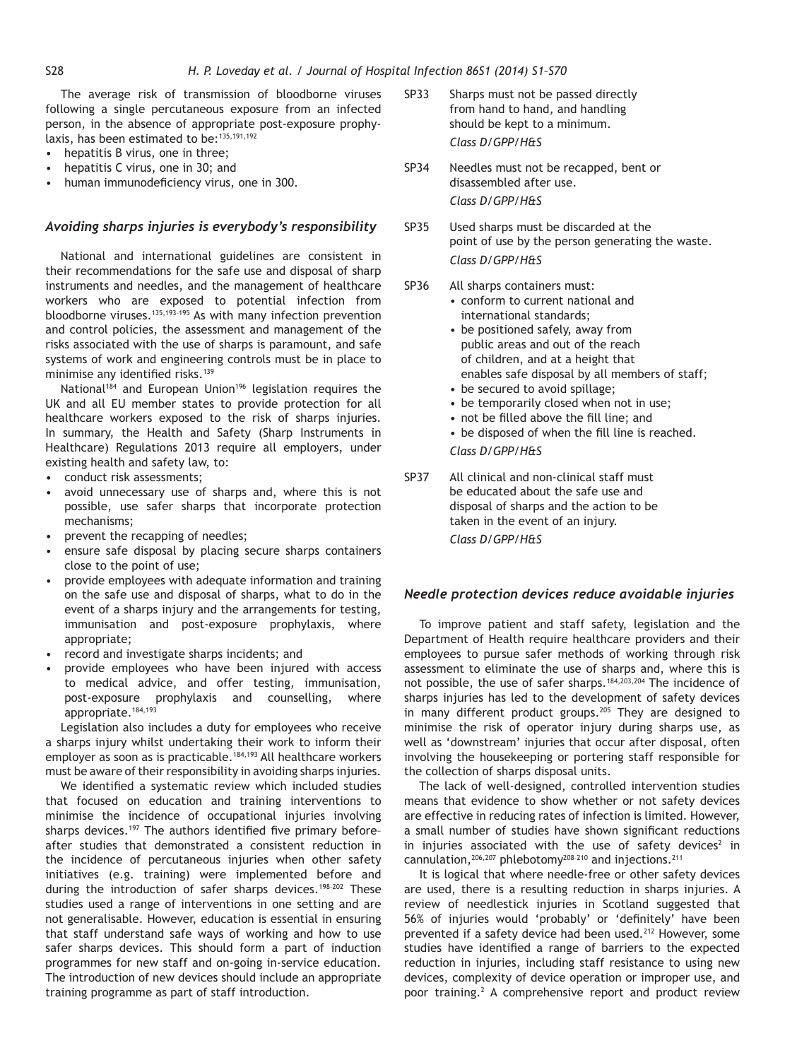The average risk of transmission of bloodborne viruses following a single percutaneous exposure from an infected person, in the absence of appropriate post-exposure prophylaxis, has been estimated to be:[135,191,192]

- hepatitis B virus, one in three;
- hepatitis C virus, one in 30; and
- human immunodeficiency virus, one in 300.

### *Avoiding sharps injuries is everybody's responsibility*

National and international guidelines are consistent in their recommendations for the safe use and disposal of sharp instruments and needles, and the management of healthcare workers who are exposed to potential infection from bloodborne viruses.[135,193–195] As with many infection prevention and control policies, the assessment and management of the risks associated with the use of sharps is paramount, and safe systems of work and engineering controls must be in place to minimise any identified risks.[139]

National[184] and European Union[196] legislation requires the UK and all EU member states to provide protection for all healthcare workers exposed to the risk of sharps injuries. In summary, the Health and Safety (Sharp Instruments in Healthcare) Regulations 2013 require all employers, under existing health and safety law, to:

- conduct risk assessments;
- avoid unnecessary use of sharps and, where this is not possible, use safer sharps that incorporate protection mechanisms;
- prevent the recapping of needles;
- ensure safe disposal by placing secure sharps containers close to the point of use;
- provide employees with adequate information and training on the safe use and disposal of sharps, what to do in the event of a sharps injury and the arrangements for testing, immunisation and post-exposure prophylaxis, where appropriate;
- record and investigate sharps incidents; and
- provide employees who have been injured with access to medical advice, and offer testing, immunisation, post-exposure prophylaxis and counselling, where appropriate.[184,193]

Legislation also includes a duty for employees who receive a sharps injury whilst undertaking their work to inform their employer as soon as is practicable.[184,193] All healthcare workers must be aware of their responsibility in avoiding sharps injuries.

We identified a systematic review which included studies that focused on education and training interventions to minimise the incidence of occupational injuries involving sharps devices.[197] The authors identified five primary before–after studies that demonstrated a consistent reduction in the incidence of percutaneous injuries when other safety initiatives (e.g. training) were implemented before and during the introduction of safer sharps devices.[198–202] These studies used a range of interventions in one setting and are not generalisable. However, education is essential in ensuring that staff understand safe ways of working and how to use safer sharps devices. This should form a part of induction programmes for new staff and on-going in-service education. The introduction of new devices should include an appropriate training programme as part of staff introduction.

SP33 Sharps must not be passed directly from hand to hand, and handling should be kept to a minimum.
*Class D/GPP/H&S*

SP34 Needles must not be recapped, bent or disassembled after use.
*Class D/GPP/H&S*

SP35 Used sharps must be discarded at the point of use by the person generating the waste.
*Class D/GPP/H&S*

SP36 All sharps containers must:
- conform to current national and international standards;
- be positioned safely, away from public areas and out of the reach of children, and at a height that enables safe disposal by all members of staff;
- be secured to avoid spillage;
- be temporarily closed when not in use;
- not be filled above the fill line; and
- be disposed of when the fill line is reached.

*Class D/GPP/H&S*

SP37 All clinical and non-clinical staff must be educated about the safe use and disposal of sharps and the action to be taken in the event of an injury.
*Class D/GPP/H&S*

### *Needle protection devices reduce avoidable injuries*

To improve patient and staff safety, legislation and the Department of Health require healthcare providers and their employees to pursue safer methods of working through risk assessment to eliminate the use of sharps and, where this is not possible, the use of safer sharps.[184,203,204] The incidence of sharps injuries has led to the development of safety devices in many different product groups.[205] They are designed to minimise the risk of operator injury during sharps use, as well as 'downstream' injuries that occur after disposal, often involving the housekeeping or portering staff responsible for the collection of sharps disposal units.

The lack of well-designed, controlled intervention studies means that evidence to show whether or not safety devices are effective in reducing rates of infection is limited. However, a small number of studies have shown significant reductions in injuries associated with the use of safety devices[2] in cannulation,[206,207] phlebotomy[208–210] and injections.[211]

It is logical that where needle-free or other safety devices are used, there is a resulting reduction in sharps injuries. A review of needlestick injuries in Scotland suggested that 56% of injuries would 'probably' or 'definitely' have been prevented if a safety device had been used.[212] However, some studies have identified a range of barriers to the expected reduction in injuries, including staff resistance to using new devices, complexity of device operation or improper use, and poor training.[2] A comprehensive report and product review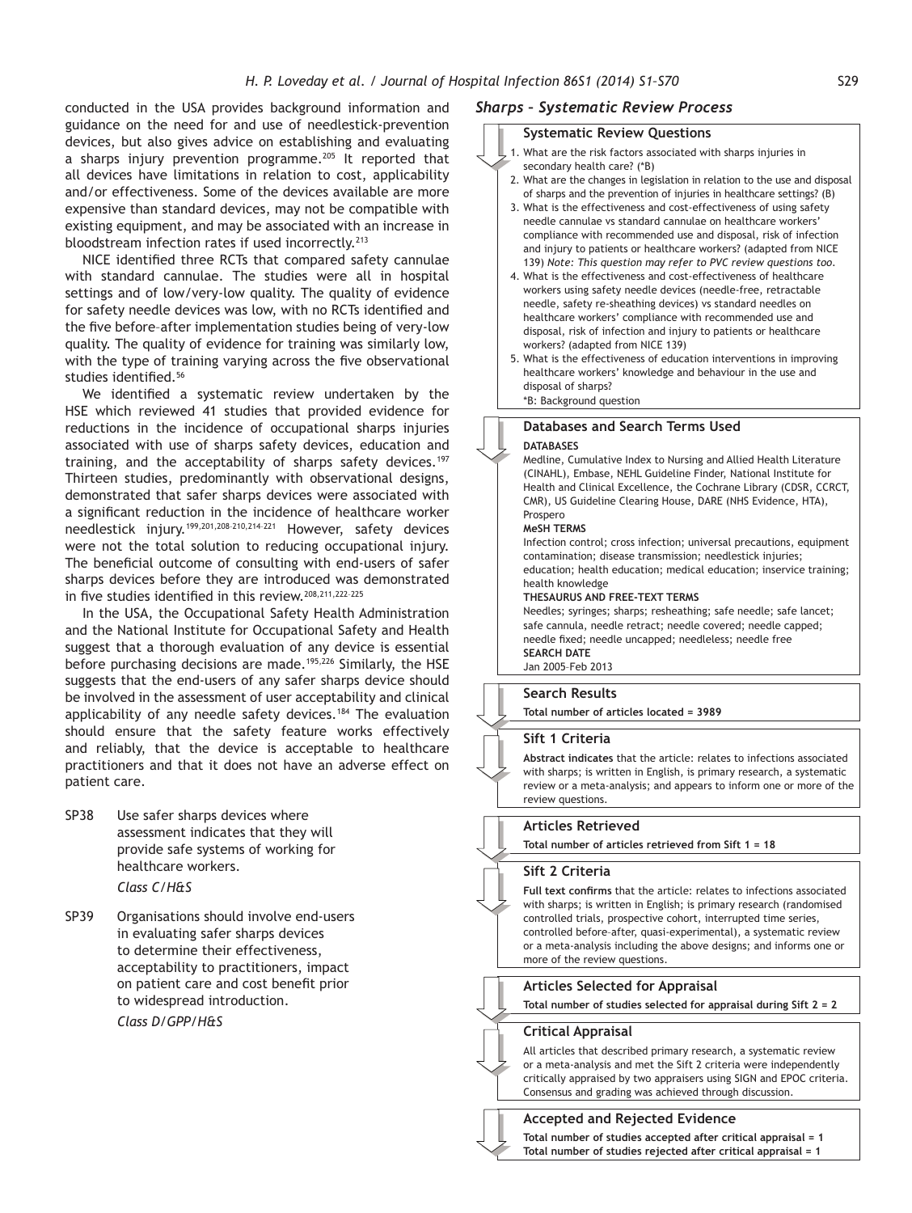conducted in the USA provides background information and guidance on the need for and use of needlestick-prevention devices, but also gives advice on establishing and evaluating a sharps injury prevention programme.[205] It reported that all devices have limitations in relation to cost, applicability and/or effectiveness. Some of the devices available are more expensive than standard devices, may not be compatible with existing equipment, and may be associated with an increase in bloodstream infection rates if used incorrectly.[213]

NICE identified three RCTs that compared safety cannulae with standard cannulae. The studies were all in hospital settings and of low/very-low quality. The quality of evidence for safety needle devices was low, with no RCTs identified and the five before–after implementation studies being of very-low quality. The quality of evidence for training was similarly low, with the type of training varying across the five observational studies identified.[56]

We identified a systematic review undertaken by the HSE which reviewed 41 studies that provided evidence for reductions in the incidence of occupational sharps injuries associated with use of sharps safety devices, education and training, and the acceptability of sharps safety devices.[197] Thirteen studies, predominantly with observational designs, demonstrated that safer sharps devices were associated with a significant reduction in the incidence of healthcare worker needlestick injury.[199,201,208–210,214–221] However, safety devices were not the total solution to reducing occupational injury. The beneficial outcome of consulting with end-users of safer sharps devices before they are introduced was demonstrated in five studies identified in this review.[208,211,222–225]

In the USA, the Occupational Safety Health Administration and the National Institute for Occupational Safety and Health suggest that a thorough evaluation of any device is essential before purchasing decisions are made.[195,226] Similarly, the HSE suggests that the end-users of any safer sharps device should be involved in the assessment of user acceptability and clinical applicability of any needle safety devices.[184] The evaluation should ensure that the safety feature works effectively and reliably, that the device is acceptable to healthcare practitioners and that it does not have an adverse effect on patient care.

SP38 Use safer sharps devices where assessment indicates that they will provide safe systems of working for healthcare workers.
*Class C/H&S*

SP39 Organisations should involve end-users in evaluating safer sharps devices to determine their effectiveness, acceptability to practitioners, impact on patient care and cost benefit prior to widespread introduction.
*Class D/GPP/H&S*

## *Sharps – Systematic Review Process*

**Systematic Review Questions**

1. What are the risk factors associated with sharps injuries in secondary health care? (*B)
2. What are the changes in legislation in relation to the use and disposal of sharps and the prevention of injuries in healthcare settings? (B)
3. What is the effectiveness and cost-effectiveness of using safety needle cannulae vs standard cannulae on healthcare workers' compliance with recommended use and disposal, risk of infection and injury to patients or healthcare workers? (adapted from NICE 139) *Note: This question may refer to PVC review questions too.*
4. What is the effectiveness and cost-effectiveness of healthcare workers using safety needle devices (needle-free, retractable needle, safety re-sheathing devices) vs standard needles on healthcare workers' compliance with recommended use and disposal, risk of infection and injury to patients or healthcare workers? (adapted from NICE 139)
5. What is the effectiveness of education interventions in improving healthcare workers' knowledge and behaviour in the use and disposal of sharps?

*B: Background question

**Databases and Search Terms Used**

**DATABASES**
Medline, Cumulative Index to Nursing and Allied Health Literature (CINAHL), Embase, NEHL Guideline Finder, National Institute for Health and Clinical Excellence, the Cochrane Library (CDSR, CCRCT, CMR), US Guideline Clearing House, DARE (NHS Evidence, HTA), Prospero

**MeSH TERMS**
Infection control; cross infection; universal precautions, equipment contamination; disease transmission; needlestick injuries; education; health education; medical education; inservice training; health knowledge

**THESAURUS AND FREE-TEXT TERMS**
Needles; syringes; sharps; resheathing; safe needle; safe lancet; safe cannula, needle retract; needle covered; needle capped; needle fixed; needle uncapped; needleless; needle free

**SEARCH DATE**
Jan 2005–Feb 2013

**Search Results**

**Total number of articles located = 3989**

**Sift 1 Criteria**

**Abstract indicates** that the article: relates to infections associated with sharps; is written in English, is primary research, a systematic review or a meta-analysis; and appears to inform one or more of the review questions.

**Articles Retrieved**

**Total number of articles retrieved from Sift 1 = 18**

**Sift 2 Criteria**

**Full text confirms** that the article: relates to infections associated with sharps; is written in English; is primary research (randomised controlled trials, prospective cohort, interrupted time series, controlled before-after, quasi-experimental), a systematic review or a meta-analysis including the above designs; and informs one or more of the review questions.

**Articles Selected for Appraisal**

**Total number of studies selected for appraisal during Sift 2 = 2**

**Critical Appraisal**

All articles that described primary research, a systematic review or a meta-analysis and met the Sift 2 criteria were independently critically appraised by two appraisers using SIGN and EPOC criteria. Consensus and grading was achieved through discussion.

**Accepted and Rejected Evidence**

**Total number of studies accepted after critical appraisal = 1**
**Total number of studies rejected after critical appraisal = 1**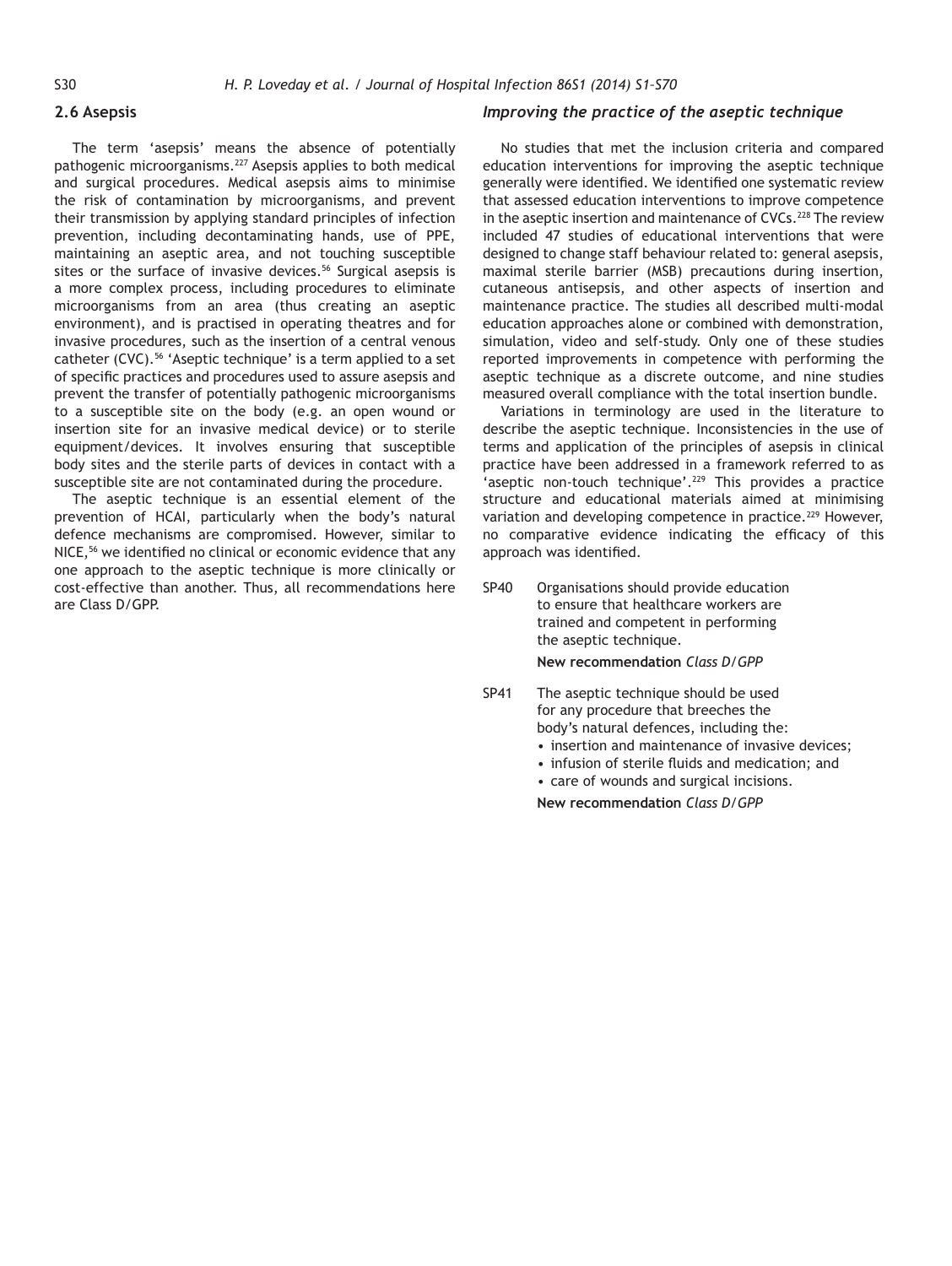## 2.6 Asepsis

The term 'asepsis' means the absence of potentially pathogenic microorganisms.[227] Asepsis applies to both medical and surgical procedures. Medical asepsis aims to minimise the risk of contamination by microorganisms, and prevent their transmission by applying standard principles of infection prevention, including decontaminating hands, use of PPE, maintaining an aseptic area, and not touching susceptible sites or the surface of invasive devices.[56] Surgical asepsis is a more complex process, including procedures to eliminate microorganisms from an area (thus creating an aseptic environment), and is practised in operating theatres and for invasive procedures, such as the insertion of a central venous catheter (CVC).[56] 'Aseptic technique' is a term applied to a set of specific practices and procedures used to assure asepsis and prevent the transfer of potentially pathogenic microorganisms to a susceptible site on the body (e.g. an open wound or insertion site for an invasive medical device) or to sterile equipment/devices. It involves ensuring that susceptible body sites and the sterile parts of devices in contact with a susceptible site are not contaminated during the procedure.

The aseptic technique is an essential element of the prevention of HCAI, particularly when the body's natural defence mechanisms are compromised. However, similar to NICE,[56] we identified no clinical or economic evidence that any one approach to the aseptic technique is more clinically or cost-effective than another. Thus, all recommendations here are Class D/GPP.

### *Improving the practice of the aseptic technique*

No studies that met the inclusion criteria and compared education interventions for improving the aseptic technique generally were identified. We identified one systematic review that assessed education interventions to improve competence in the aseptic insertion and maintenance of CVCs.[228] The review included 47 studies of educational interventions that were designed to change staff behaviour related to: general asepsis, maximal sterile barrier (MSB) precautions during insertion, cutaneous antisepsis, and other aspects of insertion and maintenance practice. The studies all described multi-modal education approaches alone or combined with demonstration, simulation, video and self-study. Only one of these studies reported improvements in competence with performing the aseptic technique as a discrete outcome, and nine studies measured overall compliance with the total insertion bundle.

Variations in terminology are used in the literature to describe the aseptic technique. Inconsistencies in the use of terms and application of the principles of asepsis in clinical practice have been addressed in a framework referred to as 'aseptic non-touch technique'.[229] This provides a practice structure and educational materials aimed at minimising variation and developing competence in practice.[229] However, no comparative evidence indicating the efficacy of this approach was identified.

SP40 Organisations should provide education to ensure that healthcare workers are trained and competent in performing the aseptic technique.

**New recommendation** *Class D/GPP*

SP41 The aseptic technique should be used for any procedure that breeches the body's natural defences, including the:

- insertion and maintenance of invasive devices;
- infusion of sterile fluids and medication; and
- care of wounds and surgical incisions.

**New recommendation** *Class D/GPP*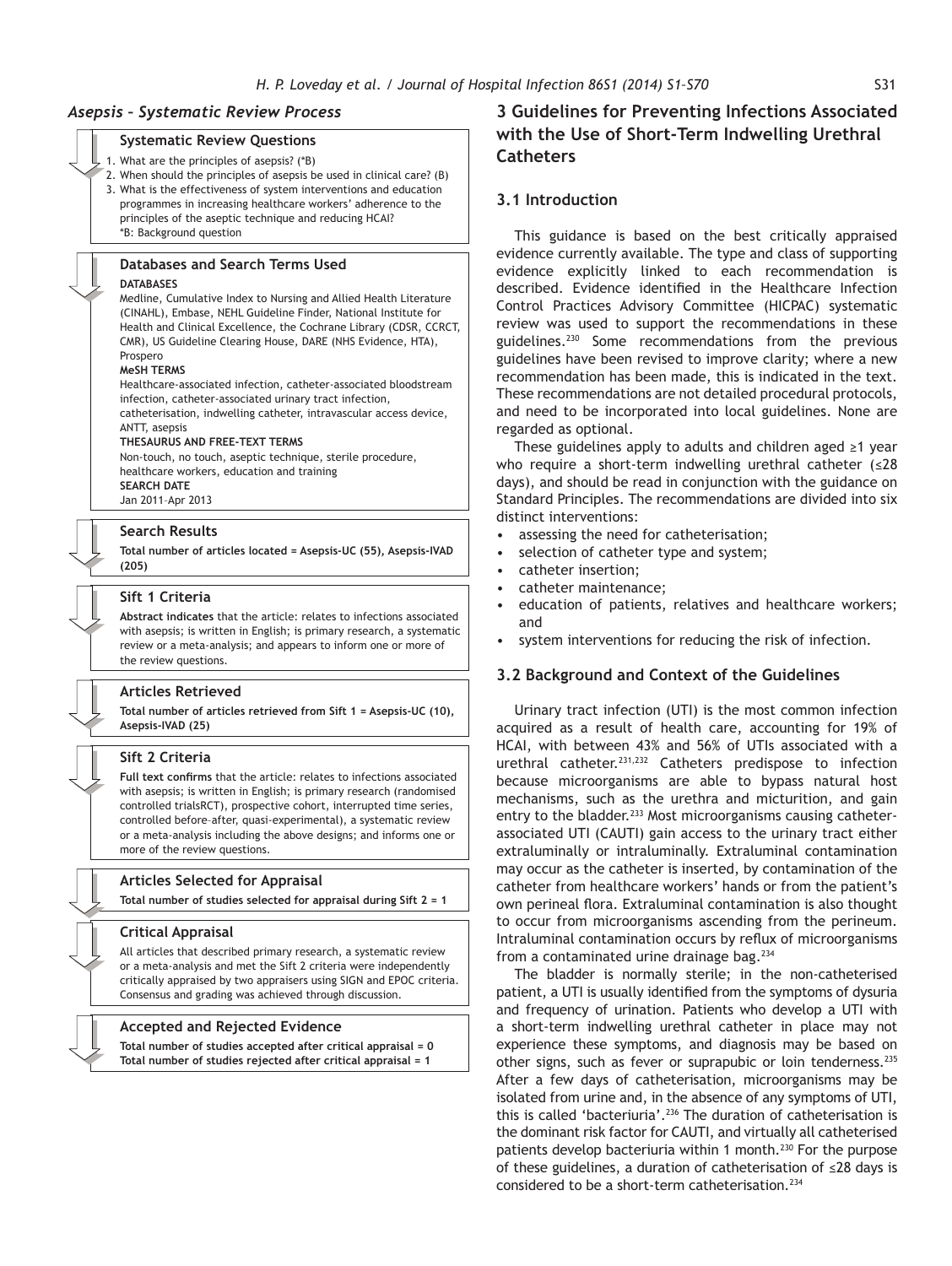### *Asepsis – Systematic Review Process*

**Systematic Review Questions**

1. What are the principles of asepsis? (*B)
2. When should the principles of asepsis be used in clinical care? (B)
3. What is the effectiveness of system interventions and education programmes in increasing healthcare workers' adherence to the principles of the aseptic technique and reducing HCAI?

*B: Background question

**Databases and Search Terms Used**

**DATABASES**
Medline, Cumulative Index to Nursing and Allied Health Literature (CINAHL), Embase, NEHL Guideline Finder, National Institute for Health and Clinical Excellence, the Cochrane Library (CDSR, CCRCT, CMR), US Guideline Clearing House, DARE (NHS Evidence, HTA), Prospero

**MeSH TERMS**
Healthcare-associated infection, catheter-associated bloodstream infection, catheter-associated urinary tract infection, catheterisation, indwelling catheter, intravascular access device, ANTT, asepsis

**THESAURUS AND FREE-TEXT TERMS**
Non-touch, no touch, aseptic technique, sterile procedure, healthcare workers, education and training

**SEARCH DATE**
Jan 2011–Apr 2013

**Search Results**

**Total number of articles located = Asepsis-UC (55), Asepsis-IVAD (205)**

**Sift 1 Criteria**

**Abstract indicates** that the article: relates to infections associated with asepsis; is written in English; is primary research, a systematic review or a meta-analysis; and appears to inform one or more of the review questions.

**Articles Retrieved**

**Total number of articles retrieved from Sift 1 = Asepsis-UC (10), Asepsis-IVAD (25)**

**Sift 2 Criteria**

**Full text confirms** that the article: relates to infections associated with asepsis; is written in English; is primary research (randomised controlled trialsRCT), prospective cohort, interrupted time series, controlled before–after, quasi-experimental), a systematic review or a meta-analysis including the above designs; and informs one or more of the review questions.

**Articles Selected for Appraisal**

**Total number of studies selected for appraisal during Sift 2 = 1**

**Critical Appraisal**

All articles that described primary research, a systematic review or a meta-analysis and met the Sift 2 criteria were independently critically appraised by two appraisers using SIGN and EPOC criteria. Consensus and grading was achieved through discussion.

**Accepted and Rejected Evidence**

**Total number of studies accepted after critical appraisal = 0**
**Total number of studies rejected after critical appraisal = 1**

## 3 Guidelines for Preventing Infections Associated with the Use of Short-Term Indwelling Urethral Catheters

### 3.1 Introduction

This guidance is based on the best critically appraised evidence currently available. The type and class of supporting evidence explicitly linked to each recommendation is described. Evidence identified in the Healthcare Infection Control Practices Advisory Committee (HICPAC) systematic review was used to support the recommendations in these guidelines.[230] Some recommendations from the previous guidelines have been revised to improve clarity; where a new recommendation has been made, this is indicated in the text. These recommendations are not detailed procedural protocols, and need to be incorporated into local guidelines. None are regarded as optional.

These guidelines apply to adults and children aged ≥1 year who require a short-term indwelling urethral catheter (≤28 days), and should be read in conjunction with the guidance on Standard Principles. The recommendations are divided into six distinct interventions:

- assessing the need for catheterisation;
- selection of catheter type and system;
- catheter insertion;
- catheter maintenance;
- education of patients, relatives and healthcare workers; and
- system interventions for reducing the risk of infection.

### 3.2 Background and Context of the Guidelines

Urinary tract infection (UTI) is the most common infection acquired as a result of health care, accounting for 19% of HCAI, with between 43% and 56% of UTIs associated with a urethral catheter.[231,232] Catheters predispose to infection because microorganisms are able to bypass natural host mechanisms, such as the urethra and micturition, and gain entry to the bladder.[233] Most microorganisms causing catheter-associated UTI (CAUTI) gain access to the urinary tract either extraluminally or intraluminally. Extraluminal contamination may occur as the catheter is inserted, by contamination of the catheter from healthcare workers' hands or from the patient's own perineal flora. Extraluminal contamination is also thought to occur from microorganisms ascending from the perineum. Intraluminal contamination occurs by reflux of microorganisms from a contaminated urine drainage bag.[234]

The bladder is normally sterile; in the non-catheterised patient, a UTI is usually identified from the symptoms of dysuria and frequency of urination. Patients who develop a UTI with a short-term indwelling urethral catheter in place may not experience these symptoms, and diagnosis may be based on other signs, such as fever or suprapubic or loin tenderness.[235] After a few days of catheterisation, microorganisms may be isolated from urine and, in the absence of any symptoms of UTI, this is called 'bacteriuria'.[236] The duration of catheterisation is the dominant risk factor for CAUTI, and virtually all catheterised patients develop bacteriuria within 1 month.[230] For the purpose of these guidelines, a duration of catheterisation of ≤28 days is considered to be a short-term catheterisation.[234]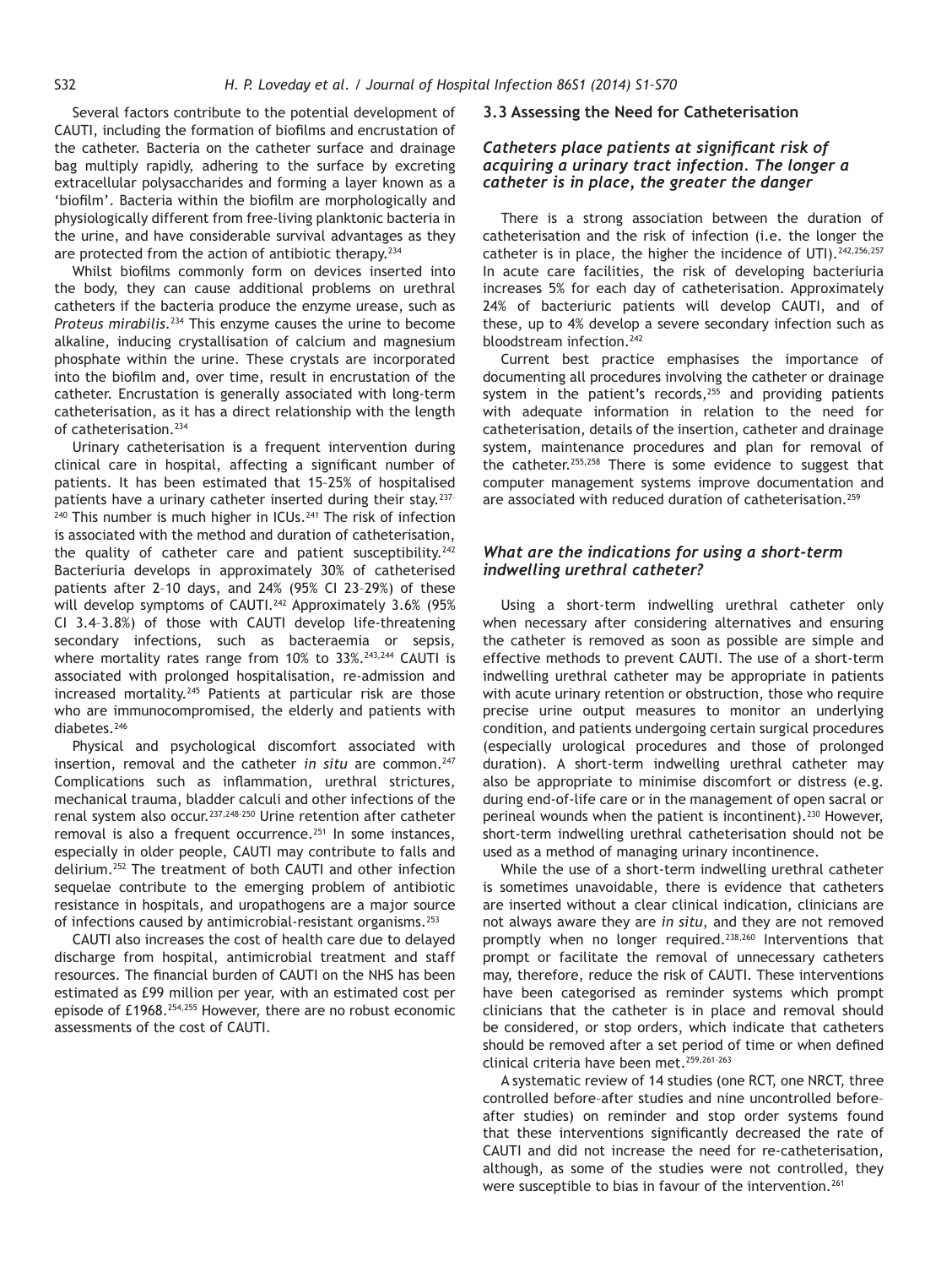Several factors contribute to the potential development of CAUTI, including the formation of biofilms and encrustation of the catheter. Bacteria on the catheter surface and drainage bag multiply rapidly, adhering to the surface by excreting extracellular polysaccharides and forming a layer known as a 'biofilm'. Bacteria within the biofilm are morphologically and physiologically different from free-living planktonic bacteria in the urine, and have considerable survival advantages as they are protected from the action of antibiotic therapy.[234]

Whilst biofilms commonly form on devices inserted into the body, they can cause additional problems on urethral catheters if the bacteria produce the enzyme urease, such as *Proteus mirabilis*.[234] This enzyme causes the urine to become alkaline, inducing crystallisation of calcium and magnesium phosphate within the urine. These crystals are incorporated into the biofilm and, over time, result in encrustation of the catheter. Encrustation is generally associated with long-term catheterisation, as it has a direct relationship with the length of catheterisation.[234]

Urinary catheterisation is a frequent intervention during clinical care in hospital, affecting a significant number of patients. It has been estimated that 15–25% of hospitalised patients have a urinary catheter inserted during their stay.[237–240] This number is much higher in ICUs.[241] The risk of infection is associated with the method and duration of catheterisation, the quality of catheter care and patient susceptibility.[242] Bacteriuria develops in approximately 30% of catheterised patients after 2–10 days, and 24% (95% CI 23–29%) of these will develop symptoms of CAUTI.[242] Approximately 3.6% (95% CI 3.4–3.8%) of those with CAUTI develop life-threatening secondary infections, such as bacteraemia or sepsis, where mortality rates range from 10% to 33%.[243,244] CAUTI is associated with prolonged hospitalisation, re-admission and increased mortality.[245] Patients at particular risk are those who are immunocompromised, the elderly and patients with diabetes.[246]

Physical and psychological discomfort associated with insertion, removal and the catheter *in situ* are common.[247] Complications such as inflammation, urethral strictures, mechanical trauma, bladder calculi and other infections of the renal system also occur.[237,248–250] Urine retention after catheter removal is also a frequent occurrence.[251] In some instances, especially in older people, CAUTI may contribute to falls and delirium.[252] The treatment of both CAUTI and other infection sequelae contribute to the emerging problem of antibiotic resistance in hospitals, and uropathogens are a major source of infections caused by antimicrobial-resistant organisms.[253]

CAUTI also increases the cost of health care due to delayed discharge from hospital, antimicrobial treatment and staff resources. The financial burden of CAUTI on the NHS has been estimated as £99 million per year, with an estimated cost per episode of £1968.[254,255] However, there are no robust economic assessments of the cost of CAUTI.

## 3.3 Assessing the Need for Catheterisation

### *Catheters place patients at significant risk of acquiring a urinary tract infection. The longer a catheter is in place, the greater the danger*

There is a strong association between the duration of catheterisation and the risk of infection (i.e. the longer the catheter is in place, the higher the incidence of UTI).[242,256,257] In acute care facilities, the risk of developing bacteriuria increases 5% for each day of catheterisation. Approximately 24% of bacteriuric patients will develop CAUTI, and of these, up to 4% develop a severe secondary infection such as bloodstream infection.[242]

Current best practice emphasises the importance of documenting all procedures involving the catheter or drainage system in the patient's records,[255] and providing patients with adequate information in relation to the need for catheterisation, details of the insertion, catheter and drainage system, maintenance procedures and plan for removal of the catheter.[255,258] There is some evidence to suggest that computer management systems improve documentation and are associated with reduced duration of catheterisation.[259]

### *What are the indications for using a short-term indwelling urethral catheter?*

Using a short-term indwelling urethral catheter only when necessary after considering alternatives and ensuring the catheter is removed as soon as possible are simple and effective methods to prevent CAUTI. The use of a short-term indwelling urethral catheter may be appropriate in patients with acute urinary retention or obstruction, those who require precise urine output measures to monitor an underlying condition, and patients undergoing certain surgical procedures (especially urological procedures and those of prolonged duration). A short-term indwelling urethral catheter may also be appropriate to minimise discomfort or distress (e.g. during end-of-life care or in the management of open sacral or perineal wounds when the patient is incontinent).[230] However, short-term indwelling urethral catheterisation should not be used as a method of managing urinary incontinence.

While the use of a short-term indwelling urethral catheter is sometimes unavoidable, there is evidence that catheters are inserted without a clear clinical indication, clinicians are not always aware they are *in situ*, and they are not removed promptly when no longer required.[238,260] Interventions that prompt or facilitate the removal of unnecessary catheters may, therefore, reduce the risk of CAUTI. These interventions have been categorised as reminder systems which prompt clinicians that the catheter is in place and removal should be considered, or stop orders, which indicate that catheters should be removed after a set period of time or when defined clinical criteria have been met.[259,261–263]

A systematic review of 14 studies (one RCT, one NRCT, three controlled before–after studies and nine uncontrolled before–after studies) on reminder and stop order systems found that these interventions significantly decreased the rate of CAUTI and did not increase the need for re-catheterisation, although, as some of the studies were not controlled, they were susceptible to bias in favour of the intervention.[261]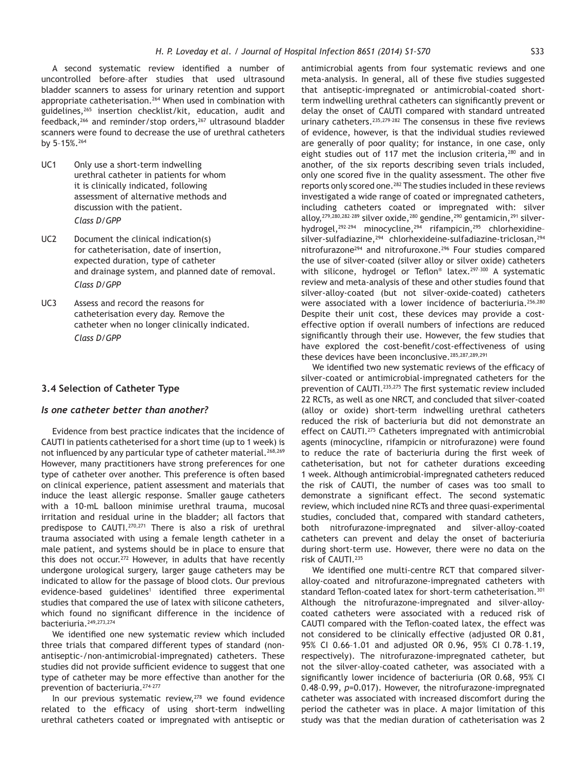A second systematic review identified a number of uncontrolled before–after studies that used ultrasound bladder scanners to assess for urinary retention and support appropriate catheterisation.[264] When used in combination with guidelines,[265] insertion checklist/kit, education, audit and feedback,[266] and reminder/stop orders,[267] ultrasound bladder scanners were found to decrease the use of urethral catheters by 5–15%.[264]

UC1 Only use a short-term indwelling urethral catheter in patients for whom it is clinically indicated, following assessment of alternative methods and discussion with the patient.
*Class D/GPP*

UC2 Document the clinical indication(s) for catheterisation, date of insertion, expected duration, type of catheter and drainage system, and planned date of removal.
*Class D/GPP*

UC3 Assess and record the reasons for catheterisation every day. Remove the catheter when no longer clinically indicated.
*Class D/GPP*

### 3.4 Selection of Catheter Type

#### *Is one catheter better than another?*

Evidence from best practice indicates that the incidence of CAUTI in patients catheterised for a short time (up to 1 week) is not influenced by any particular type of catheter material.[268,269] However, many practitioners have strong preferences for one type of catheter over another. This preference is often based on clinical experience, patient assessment and materials that induce the least allergic response. Smaller gauge catheters with a 10-mL balloon minimise urethral trauma, mucosal irritation and residual urine in the bladder; all factors that predispose to CAUTI.[270,271] There is also a risk of urethral trauma associated with using a female length catheter in a male patient, and systems should be in place to ensure that this does not occur.[272] However, in adults that have recently undergone urological surgery, larger gauge catheters may be indicated to allow for the passage of blood clots. Our previous evidence-based guidelines[1] identified three experimental studies that compared the use of latex with silicone catheters, which found no significant difference in the incidence of bacteriuria.[249,273,274]

We identified one new systematic review which included three trials that compared different types of standard (non-antiseptic-/non-antimicrobial-impregnated) catheters. These studies did not provide sufficient evidence to suggest that one type of catheter may be more effective than another for the prevention of bacteriuria.[274-277]

In our previous systematic review,[278] we found evidence related to the efficacy of using short-term indwelling urethral catheters coated or impregnated with antiseptic or antimicrobial agents from four systematic reviews and one meta-analysis. In general, all of these five studies suggested that antiseptic-impregnated or antimicrobial-coated short-term indwelling urethral catheters can significantly prevent or delay the onset of CAUTI compared with standard untreated urinary catheters.[235,279-282] The consensus in these five reviews of evidence, however, is that the individual studies reviewed are generally of poor quality; for instance, in one case, only eight studies out of 117 met the inclusion criteria,[280] and in another, of the six reports describing seven trials included, only one scored five in the quality assessment. The other five reports only scored one.[282] The studies included in these reviews investigated a wide range of coated or impregnated catheters, including catheters coated or impregnated with: silver alloy,[279,280,282-289] silver oxide,[280] gendine,[290] gentamicin,[291] silver-hydrogel,[292-294] minocycline,[294] rifampicin,[295] chlorhexidine–silver-sulfadiazine,[294] chlorhexideine-sulfadiazine-triclosan,[294] nitrofurazone[294] and nitrofuroxone.[296] Four studies compared the use of silver-coated (silver alloy or silver oxide) catheters with silicone, hydrogel or Teflon® latex.[297-300] A systematic review and meta-analysis of these and other studies found that silver-alloy-coated (but not silver-oxide-coated) catheters were associated with a lower incidence of bacteriuria.[256,280] Despite their unit cost, these devices may provide a cost-effective option if overall numbers of infections are reduced significantly through their use. However, the few studies that have explored the cost-benefit/cost-effectiveness of using these devices have been inconclusive.[285,287,289,291]

We identified two new systematic reviews of the efficacy of silver-coated or antimicrobial-impregnated catheters for the prevention of CAUTI.[235,275] The first systematic review included 22 RCTs, as well as one NRCT, and concluded that silver-coated (alloy or oxide) short-term indwelling urethral catheters reduced the risk of bacteriuria but did not demonstrate an effect on CAUTI.[275] Catheters impregnated with antimicrobial agents (minocycline, rifampicin or nitrofurazone) were found to reduce the rate of bacteriuria during the first week of catheterisation, but not for catheter durations exceeding 1 week. Although antimicrobial-impregnated catheters reduced the risk of CAUTI, the number of cases was too small to demonstrate a significant effect. The second systematic review, which included nine RCTs and three quasi-experimental studies, concluded that, compared with standard catheters, both nitrofurazone-impregnated and silver-alloy-coated catheters can prevent and delay the onset of bacteriuria during short-term use. However, there were no data on the risk of CAUTI.[235]

We identified one multi-centre RCT that compared silver-alloy-coated and nitrofurazone-impregnated catheters with standard Teflon-coated latex for short-term catheterisation.[301] Although the nitrofurazone-impregnated and silver-alloy-coated catheters were associated with a reduced risk of CAUTI compared with the Teflon-coated latex, the effect was not considered to be clinically effective (adjusted OR 0.81, 95% CI 0.66–1.01 and adjusted OR 0.96, 95% CI 0.78–1.19, respectively). The nitrofurazone-impregnated catheter, but not the silver-alloy-coated catheter, was associated with a significantly lower incidence of bacteriuria (OR 0.68, 95% CI 0.48–0.99, $p$=0.017). However, the nitrofurazone-impregnated catheter was associated with increased discomfort during the period the catheter was in place. A major limitation of this study was that the median duration of catheterisation was 2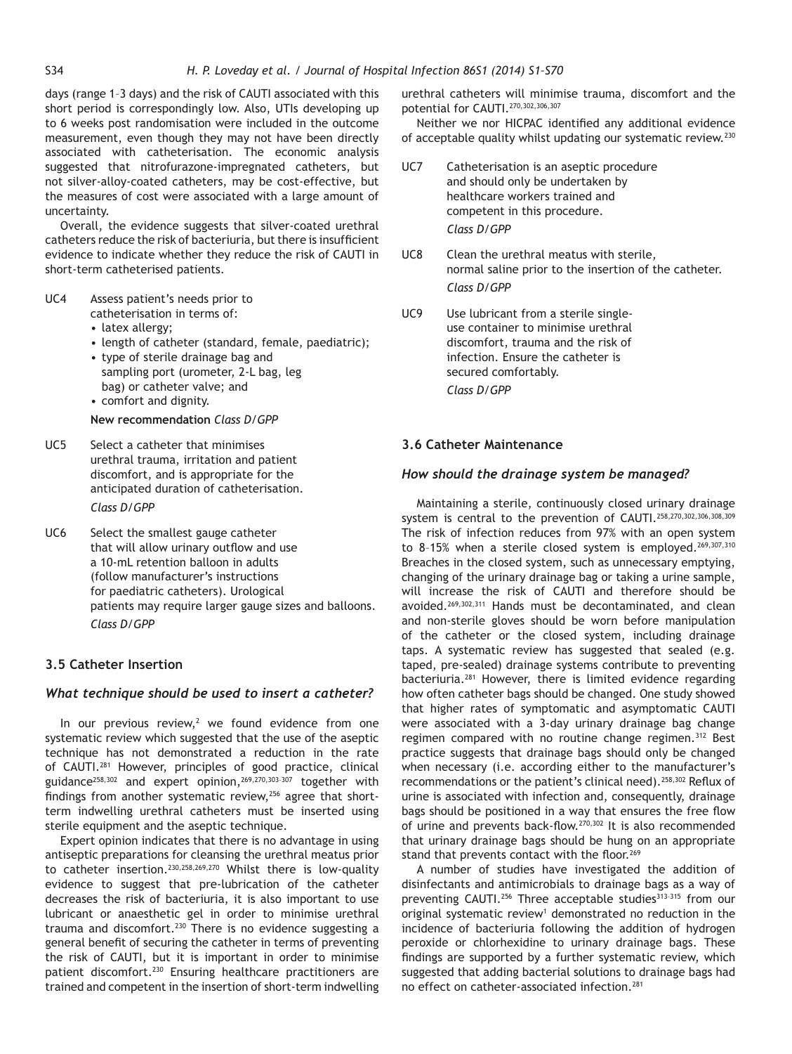days (range 1–3 days) and the risk of CAUTI associated with this short period is correspondingly low. Also, UTIs developing up to 6 weeks post randomisation were included in the outcome measurement, even though they may not have been directly associated with catheterisation. The economic analysis suggested that nitrofurazone-impregnated catheters, but not silver-alloy-coated catheters, may be cost-effective, but the measures of cost were associated with a large amount of uncertainty.

Overall, the evidence suggests that silver-coated urethral catheters reduce the risk of bacteriuria, but there is insufficient evidence to indicate whether they reduce the risk of CAUTI in short-term catheterised patients.

UC4 Assess patient's needs prior to catheterisation in terms of:
- latex allergy;
- length of catheter (standard, female, paediatric);
- type of sterile drainage bag and sampling port (urometer, 2-L bag, leg bag) or catheter valve; and
- comfort and dignity.

**New recommendation** *Class D/GPP*

UC5 Select a catheter that minimises urethral trauma, irritation and patient discomfort, and is appropriate for the anticipated duration of catheterisation.
*Class D/GPP*

UC6 Select the smallest gauge catheter that will allow urinary outflow and use a 10-mL retention balloon in adults (follow manufacturer's instructions for paediatric catheters). Urological patients may require larger gauge sizes and balloons.
*Class D/GPP*

### 3.5 Catheter Insertion

#### *What technique should be used to insert a catheter?*

In our previous review,[2] we found evidence from one systematic review which suggested that the use of the aseptic technique has not demonstrated a reduction in the rate of CAUTI.[281] However, principles of good practice, clinical guidance[258,302] and expert opinion,[269,270,303–307] together with findings from another systematic review,[256] agree that short-term indwelling urethral catheters must be inserted using sterile equipment and the aseptic technique.

Expert opinion indicates that there is no advantage in using antiseptic preparations for cleansing the urethral meatus prior to catheter insertion.[230,258,269,270] Whilst there is low-quality evidence to suggest that pre-lubrication of the catheter decreases the risk of bacteriuria, it is also important to use lubricant or anaesthetic gel in order to minimise urethral trauma and discomfort.[230] There is no evidence suggesting a general benefit of securing the catheter in terms of preventing the risk of CAUTI, but it is important in order to minimise patient discomfort.[230] Ensuring healthcare practitioners are trained and competent in the insertion of short-term indwelling urethral catheters will minimise trauma, discomfort and the potential for CAUTI.[270,302,306,307]

Neither we nor HICPAC identified any additional evidence of acceptable quality whilst updating our systematic review.[230]

UC7 Catheterisation is an aseptic procedure and should only be undertaken by healthcare workers trained and competent in this procedure.
*Class D/GPP*

UC8 Clean the urethral meatus with sterile, normal saline prior to the insertion of the catheter.
*Class D/GPP*

UC9 Use lubricant from a sterile single-use container to minimise urethral discomfort, trauma and the risk of infection. Ensure the catheter is secured comfortably.
*Class D/GPP*

### 3.6 Catheter Maintenance

#### *How should the drainage system be managed?*

Maintaining a sterile, continuously closed urinary drainage system is central to the prevention of CAUTI.[258,270,302,306,308,309] The risk of infection reduces from 97% with an open system to 8–15% when a sterile closed system is employed.[269,307,310] Breaches in the closed system, such as unnecessary emptying, changing of the urinary drainage bag or taking a urine sample, will increase the risk of CAUTI and therefore should be avoided.[269,302,311] Hands must be decontaminated, and clean and non-sterile gloves should be worn before manipulation of the catheter or the closed system, including drainage taps. A systematic review has suggested that sealed (e.g. taped, pre-sealed) drainage systems contribute to preventing bacteriuria.[281] However, there is limited evidence regarding how often catheter bags should be changed. One study showed that higher rates of symptomatic and asymptomatic CAUTI were associated with a 3-day urinary drainage bag change regimen compared with no routine change regimen.[312] Best practice suggests that drainage bags should only be changed when necessary (i.e. according either to the manufacturer's recommendations or the patient's clinical need).[258,302] Reflux of urine is associated with infection and, consequently, drainage bags should be positioned in a way that ensures the free flow of urine and prevents back-flow.[270,302] It is also recommended that urinary drainage bags should be hung on an appropriate stand that prevents contact with the floor.[269]

A number of studies have investigated the addition of disinfectants and antimicrobials to drainage bags as a way of preventing CAUTI.[256] Three acceptable studies[313–315] from our original systematic review[1] demonstrated no reduction in the incidence of bacteriuria following the addition of hydrogen peroxide or chlorhexidine to urinary drainage bags. These findings are supported by a further systematic review, which suggested that adding bacterial solutions to drainage bags had no effect on catheter-associated infection.[281]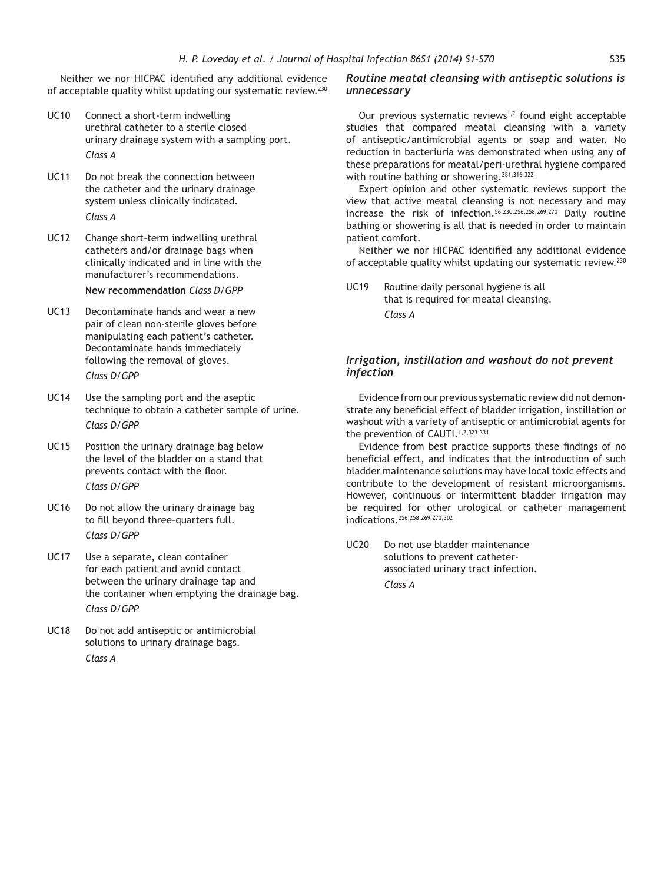Neither we nor HICPAC identified any additional evidence of acceptable quality whilst updating our systematic review.[230]

UC10 Connect a short-term indwelling urethral catheter to a sterile closed urinary drainage system with a sampling port.
*Class A*

UC11 Do not break the connection between the catheter and the urinary drainage system unless clinically indicated.
*Class A*

UC12 Change short-term indwelling urethral catheters and/or drainage bags when clinically indicated and in line with the manufacturer's recommendations.
**New recommendation** *Class D/GPP*

UC13 Decontaminate hands and wear a new pair of clean non-sterile gloves before manipulating each patient's catheter. Decontaminate hands immediately following the removal of gloves.
*Class D/GPP*

UC14 Use the sampling port and the aseptic technique to obtain a catheter sample of urine.
*Class D/GPP*

UC15 Position the urinary drainage bag below the level of the bladder on a stand that prevents contact with the floor.
*Class D/GPP*

UC16 Do not allow the urinary drainage bag to fill beyond three-quarters full.
*Class D/GPP*

UC17 Use a separate, clean container for each patient and avoid contact between the urinary drainage tap and the container when emptying the drainage bag.
*Class D/GPP*

UC18 Do not add antiseptic or antimicrobial solutions to urinary drainage bags.
*Class A*

### *Routine meatal cleansing with antiseptic solutions is unnecessary*

Our previous systematic reviews[1,2] found eight acceptable studies that compared meatal cleansing with a variety of antiseptic/antimicrobial agents or soap and water. No reduction in bacteriuria was demonstrated when using any of these preparations for meatal/peri-urethral hygiene compared with routine bathing or showering.[281,316–322]

Expert opinion and other systematic reviews support the view that active meatal cleansing is not necessary and may increase the risk of infection.[56,230,256,258,269,270] Daily routine bathing or showering is all that is needed in order to maintain patient comfort.

Neither we nor HICPAC identified any additional evidence of acceptable quality whilst updating our systematic review.[230]

UC19 Routine daily personal hygiene is all that is required for meatal cleansing.
*Class A*

### *Irrigation, instillation and washout do not prevent infection*

Evidence from our previous systematic review did not demonstrate any beneficial effect of bladder irrigation, instillation or washout with a variety of antiseptic or antimicrobial agents for the prevention of CAUTI.[1,2,323–331]

Evidence from best practice supports these findings of no beneficial effect, and indicates that the introduction of such bladder maintenance solutions may have local toxic effects and contribute to the development of resistant microorganisms. However, continuous or intermittent bladder irrigation may be required for other urological or catheter management indications.[256,258,269,270,302]

UC20 Do not use bladder maintenance solutions to prevent catheter-associated urinary tract infection.
*Class A*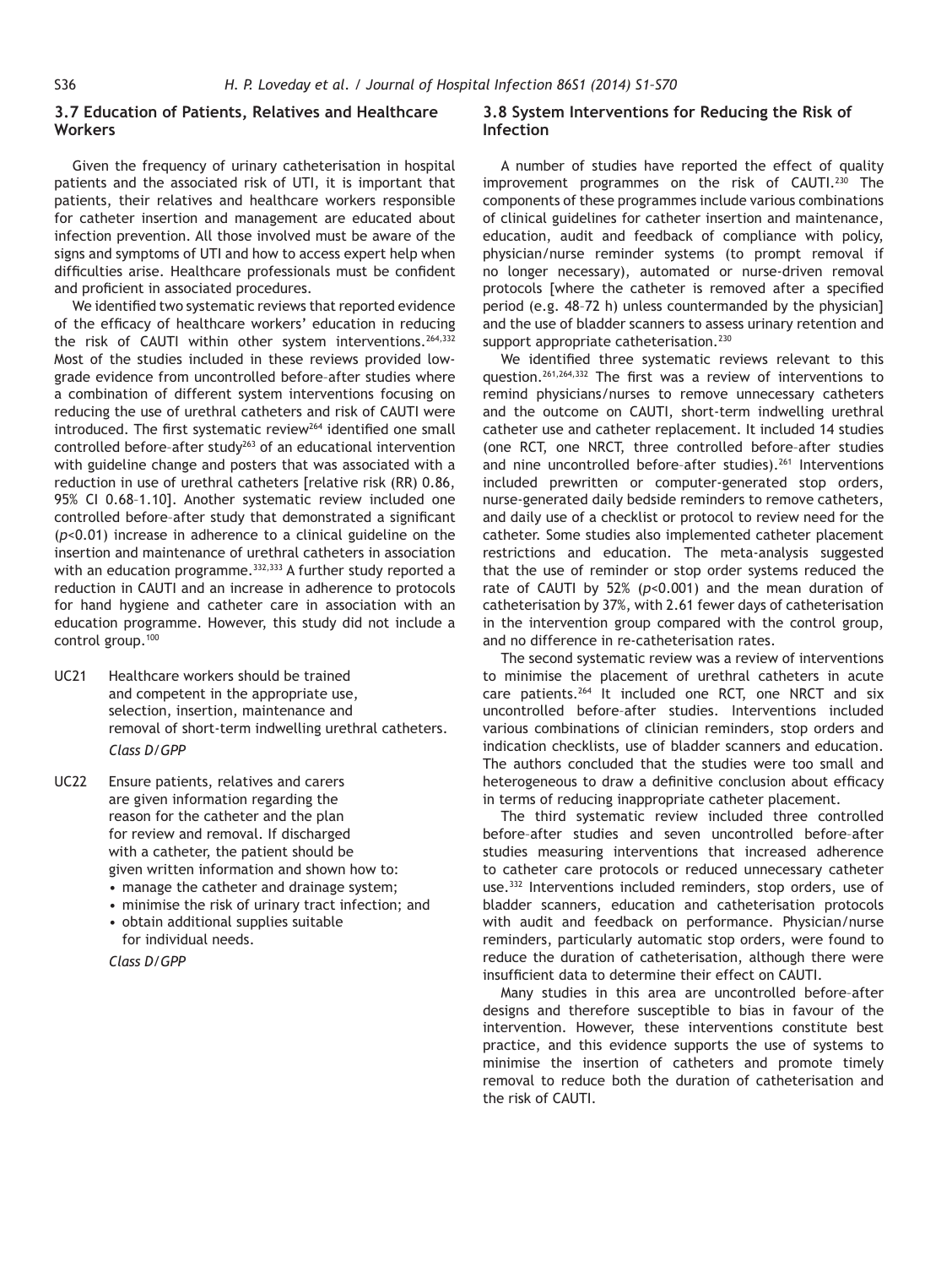### 3.7 Education of Patients, Relatives and Healthcare Workers

Given the frequency of urinary catheterisation in hospital patients and the associated risk of UTI, it is important that patients, their relatives and healthcare workers responsible for catheter insertion and management are educated about infection prevention. All those involved must be aware of the signs and symptoms of UTI and how to access expert help when difficulties arise. Healthcare professionals must be confident and proficient in associated procedures.

We identified two systematic reviews that reported evidence of the efficacy of healthcare workers' education in reducing the risk of CAUTI within other system interventions.[264,332] Most of the studies included in these reviews provided low-grade evidence from uncontrolled before–after studies where a combination of different system interventions focusing on reducing the use of urethral catheters and risk of CAUTI were introduced. The first systematic review[264] identified one small controlled before–after study[263] of an educational intervention with guideline change and posters that was associated with a reduction in use of urethral catheters [relative risk (RR) 0.86, 95% CI 0.68–1.10]. Another systematic review included one controlled before–after study that demonstrated a significant ($p$<0.01) increase in adherence to a clinical guideline on the insertion and maintenance of urethral catheters in association with an education programme.[332,333] A further study reported a reduction in CAUTI and an increase in adherence to protocols for hand hygiene and catheter care in association with an education programme. However, this study did not include a control group.[100]

UC21 Healthcare workers should be trained and competent in the appropriate use, selection, insertion, maintenance and removal of short-term indwelling urethral catheters.
*Class D/GPP*

UC22 Ensure patients, relatives and carers are given information regarding the reason for the catheter and the plan for review and removal. If discharged with a catheter, the patient should be given written information and shown how to:
- manage the catheter and drainage system;
- minimise the risk of urinary tract infection; and
- obtain additional supplies suitable for individual needs.

*Class D/GPP*

### 3.8 System Interventions for Reducing the Risk of Infection

A number of studies have reported the effect of quality improvement programmes on the risk of CAUTI.[230] The components of these programmes include various combinations of clinical guidelines for catheter insertion and maintenance, education, audit and feedback of compliance with policy, physician/nurse reminder systems (to prompt removal if no longer necessary), automated or nurse-driven removal protocols [where the catheter is removed after a specified period (e.g. 48–72 h) unless countermanded by the physician] and the use of bladder scanners to assess urinary retention and support appropriate catheterisation.[230]

We identified three systematic reviews relevant to this question.[261,264,332] The first was a review of interventions to remind physicians/nurses to remove unnecessary catheters and the outcome on CAUTI, short-term indwelling urethral catheter use and catheter replacement. It included 14 studies (one RCT, one NRCT, three controlled before–after studies and nine uncontrolled before–after studies).[261] Interventions included prewritten or computer-generated stop orders, nurse-generated daily bedside reminders to remove catheters, and daily use of a checklist or protocol to review need for the catheter. Some studies also implemented catheter placement restrictions and education. The meta-analysis suggested that the use of reminder or stop order systems reduced the rate of CAUTI by 52% ($p$<0.001) and the mean duration of catheterisation by 37%, with 2.61 fewer days of catheterisation in the intervention group compared with the control group, and no difference in re-catheterisation rates.

The second systematic review was a review of interventions to minimise the placement of urethral catheters in acute care patients.[264] It included one RCT, one NRCT and six uncontrolled before–after studies. Interventions included various combinations of clinician reminders, stop orders and indication checklists, use of bladder scanners and education. The authors concluded that the studies were too small and heterogeneous to draw a definitive conclusion about efficacy in terms of reducing inappropriate catheter placement.

The third systematic review included three controlled before–after studies and seven uncontrolled before–after studies measuring interventions that increased adherence to catheter care protocols or reduced unnecessary catheter use.[332] Interventions included reminders, stop orders, use of bladder scanners, education and catheterisation protocols with audit and feedback on performance. Physician/nurse reminders, particularly automatic stop orders, were found to reduce the duration of catheterisation, although there were insufficient data to determine their effect on CAUTI.

Many studies in this area are uncontrolled before–after designs and therefore susceptible to bias in favour of the intervention. However, these interventions constitute best practice, and this evidence supports the use of systems to minimise the insertion of catheters and promote timely removal to reduce both the duration of catheterisation and the risk of CAUTI.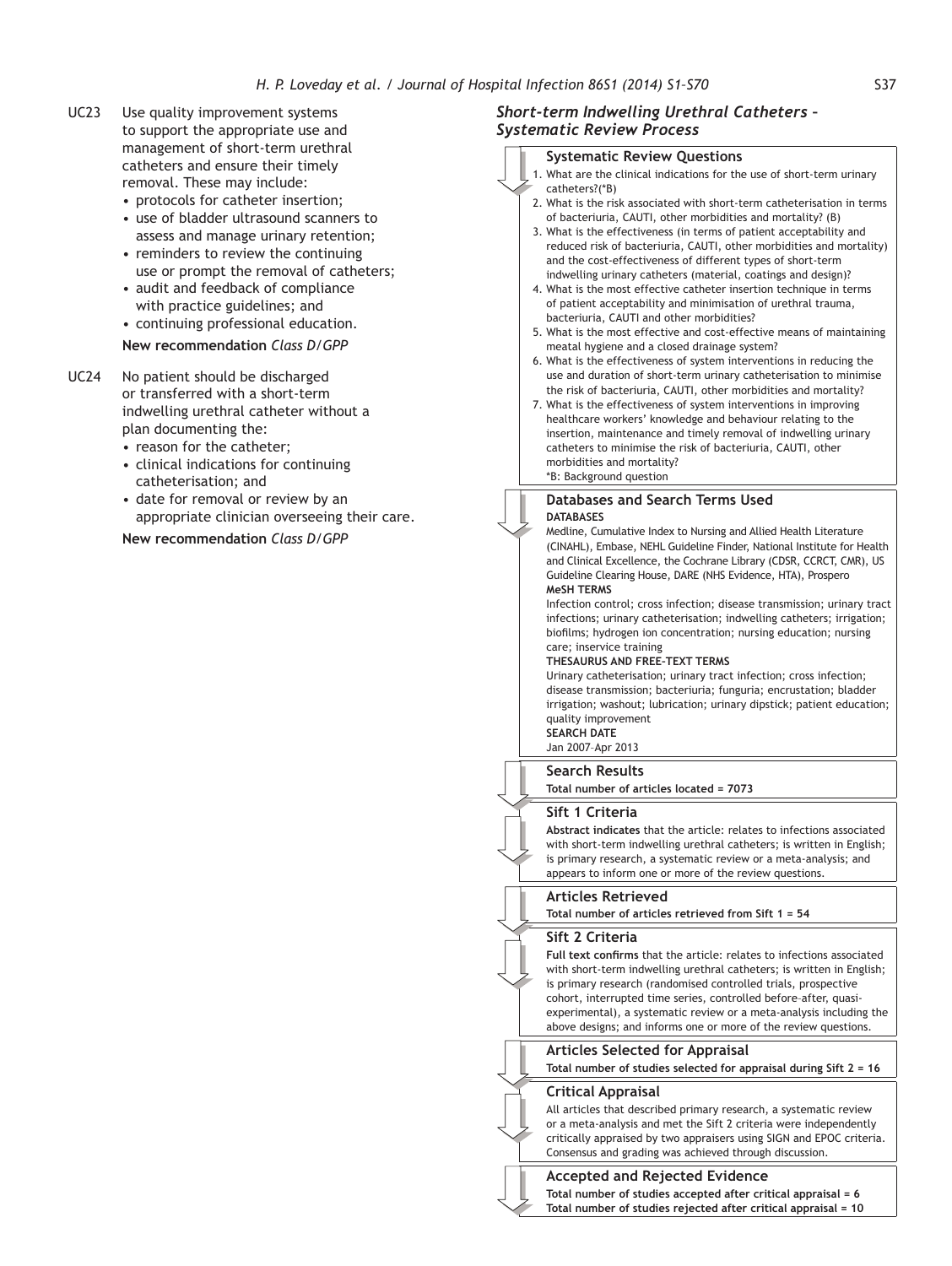UC23 Use quality improvement systems to support the appropriate use and management of short-term urethral catheters and ensure their timely removal. These may include:

- protocols for catheter insertion;
- use of bladder ultrasound scanners to assess and manage urinary retention;
- reminders to review the continuing use or prompt the removal of catheters;
- audit and feedback of compliance with practice guidelines; and
- continuing professional education.

**New recommendation** *Class D/GPP*

UC24 No patient should be discharged or transferred with a short-term indwelling urethral catheter without a plan documenting the:

- reason for the catheter;
- clinical indications for continuing catheterisation; and
- date for removal or review by an appropriate clinician overseeing their care.

**New recommendation** *Class D/GPP*

## *Short-term Indwelling Urethral Catheters – Systematic Review Process*

### Systematic Review Questions

1. What are the clinical indications for the use of short-term urinary catheters?(*B)
2. What is the risk associated with short-term catheterisation in terms of bacteriuria, CAUTI, other morbidities and mortality? (B)
3. What is the effectiveness (in terms of patient acceptability and reduced risk of bacteriuria, CAUTI, other morbidities and mortality) and the cost-effectiveness of different types of short-term indwelling urinary catheters (material, coatings and design)?
4. What is the most effective catheter insertion technique in terms of patient acceptability and minimisation of urethral trauma, bacteriuria, CAUTI and other morbidities?
5. What is the most effective and cost-effective means of maintaining meatal hygiene and a closed drainage system?
6. What is the effectiveness of system interventions in reducing the use and duration of short-term urinary catheterisation to minimise the risk of bacteriuria, CAUTI, other morbidities and mortality?
7. What is the effectiveness of system interventions in improving healthcare workers' knowledge and behaviour relating to the insertion, maintenance and timely removal of indwelling urinary catheters to minimise the risk of bacteriuria, CAUTI, other morbidities and mortality?

*B: Background question

### Databases and Search Terms Used

**DATABASES**

Medline, Cumulative Index to Nursing and Allied Health Literature (CINAHL), Embase, NEHL Guideline Finder, National Institute for Health and Clinical Excellence, the Cochrane Library (CDSR, CCRCT, CMR), US Guideline Clearing House, DARE (NHS Evidence, HTA), Prospero

**MeSH TERMS**

Infection control; cross infection; disease transmission; urinary tract infections; urinary catheterisation; indwelling catheters; irrigation; biofilms; hydrogen ion concentration; nursing education; nursing care; inservice training

**THESAURUS AND FREE-TEXT TERMS**

Urinary catheterisation; urinary tract infection; cross infection; disease transmission; bacteriuria; funguria; encrustation; bladder irrigation; washout; lubrication; urinary dipstick; patient education; quality improvement

**SEARCH DATE**

Jan 2007–Apr 2013

### Search Results

**Total number of articles located = 7073**

### Sift 1 Criteria

**Abstract indicates** that the article: relates to infections associated with short-term indwelling urethral catheters; is written in English; is primary research, a systematic review or a meta-analysis; and appears to inform one or more of the review questions.

### Articles Retrieved

**Total number of articles retrieved from Sift 1 = 54**

### Sift 2 Criteria

**Full text confirms** that the article: relates to infections associated with short-term indwelling urethral catheters; is written in English; is primary research (randomised controlled trials, prospective cohort, interrupted time series, controlled before–after, quasi-experimental), a systematic review or a meta-analysis including the above designs; and informs one or more of the review questions.

### Articles Selected for Appraisal

**Total number of studies selected for appraisal during Sift 2 = 16**

### Critical Appraisal

All articles that described primary research, a systematic review or a meta-analysis and met the Sift 2 criteria were independently critically appraised by two appraisers using SIGN and EPOC criteria. Consensus and grading was achieved through discussion.

### Accepted and Rejected Evidence

**Total number of studies accepted after critical appraisal = 6**
**Total number of studies rejected after critical appraisal = 10**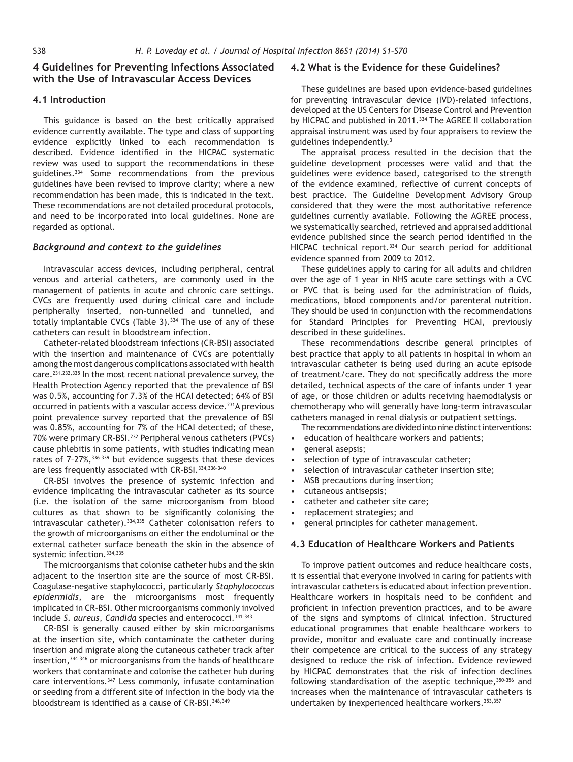## 4 Guidelines for Preventing Infections Associated with the Use of Intravascular Access Devices

### 4.1 Introduction

This guidance is based on the best critically appraised evidence currently available. The type and class of supporting evidence explicitly linked to each recommendation is described. Evidence identified in the HICPAC systematic review was used to support the recommendations in these guidelines.[334] Some recommendations from the previous guidelines have been revised to improve clarity; where a new recommendation has been made, this is indicated in the text. These recommendations are not detailed procedural protocols, and need to be incorporated into local guidelines. None are regarded as optional.

#### *Background and context to the guidelines*

Intravascular access devices, including peripheral, central venous and arterial catheters, are commonly used in the management of patients in acute and chronic care settings. CVCs are frequently used during clinical care and include peripherally inserted, non-tunnelled and tunnelled, and totally implantable CVCs (Table 3).[334] The use of any of these catheters can result in bloodstream infection.

Catheter-related bloodstream infections (CR-BSI) associated with the insertion and maintenance of CVCs are potentially among the most dangerous complications associated with health care.[231,232,335] In the most recent national prevalence survey, the Health Protection Agency reported that the prevalence of BSI was 0.5%, accounting for 7.3% of the HCAI detected; 64% of BSI occurred in patients with a vascular access device.[231] A previous point prevalence survey reported that the prevalence of BSI was 0.85%, accounting for 7% of the HCAI detected; of these, 70% were primary CR-BSI.[232] Peripheral venous catheters (PVCs) cause phlebitis in some patients, with studies indicating mean rates of 7–27%,[336–339] but evidence suggests that these devices are less frequently associated with CR-BSI.[334,336–340]

CR-BSI involves the presence of systemic infection and evidence implicating the intravascular catheter as its source (i.e. the isolation of the same microorganism from blood cultures as that shown to be significantly colonising the intravascular catheter).[334,335] Catheter colonisation refers to the growth of microorganisms on either the endoluminal or the external catheter surface beneath the skin in the absence of systemic infection.[334,335]

The microorganisms that colonise catheter hubs and the skin adjacent to the insertion site are the source of most CR-BSI. Coagulase-negative staphylococci, particularly *Staphylococcus epidermidis*, are the microorganisms most frequently implicated in CR-BSI. Other microorganisms commonly involved include *S. aureus*, *Candida* species and enterococci.[341–343]

CR-BSI is generally caused either by skin microorganisms at the insertion site, which contaminate the catheter during insertion and migrate along the cutaneous catheter track after insertion,[344–346] or microorganisms from the hands of healthcare workers that contaminate and colonise the catheter hub during care interventions.[347] Less commonly, infusate contamination or seeding from a different site of infection in the body via the bloodstream is identified as a cause of CR-BSI.[348,349]

### 4.2 What is the Evidence for these Guidelines?

These guidelines are based upon evidence-based guidelines for preventing intravascular device (IVD)-related infections, developed at the US Centers for Disease Control and Prevention by HICPAC and published in 2011.[334] The AGREE II collaboration appraisal instrument was used by four appraisers to review the guidelines independently.[3]

The appraisal process resulted in the decision that the guideline development processes were valid and that the guidelines were evidence based, categorised to the strength of the evidence examined, reflective of current concepts of best practice. The Guideline Development Advisory Group considered that they were the most authoritative reference guidelines currently available. Following the AGREE process, we systematically searched, retrieved and appraised additional evidence published since the search period identified in the HICPAC technical report.[334] Our search period for additional evidence spanned from 2009 to 2012.

These guidelines apply to caring for all adults and children over the age of 1 year in NHS acute care settings with a CVC or PVC that is being used for the administration of fluids, medications, blood components and/or parenteral nutrition. They should be used in conjunction with the recommendations for Standard Principles for Preventing HCAI, previously described in these guidelines.

These recommendations describe general principles of best practice that apply to all patients in hospital in whom an intravascular catheter is being used during an acute episode of treatment/care. They do not specifically address the more detailed, technical aspects of the care of infants under 1 year of age, or those children or adults receiving haemodialysis or chemotherapy who will generally have long-term intravascular catheters managed in renal dialysis or outpatient settings.

The recommendations are divided into nine distinct interventions:

- education of healthcare workers and patients;
- general asepsis;
- selection of type of intravascular catheter;
- selection of intravascular catheter insertion site;
- MSB precautions during insertion;
- cutaneous antisepsis;
- catheter and catheter site care;
- replacement strategies; and
- general principles for catheter management.

### 4.3 Education of Healthcare Workers and Patients

To improve patient outcomes and reduce healthcare costs, it is essential that everyone involved in caring for patients with intravascular catheters is educated about infection prevention. Healthcare workers in hospitals need to be confident and proficient in infection prevention practices, and to be aware of the signs and symptoms of clinical infection. Structured educational programmes that enable healthcare workers to provide, monitor and evaluate care and continually increase their competence are critical to the success of any strategy designed to reduce the risk of infection. Evidence reviewed by HICPAC demonstrates that the risk of infection declines following standardisation of the aseptic technique,[350–356] and increases when the maintenance of intravascular catheters is undertaken by inexperienced healthcare workers.[353,357]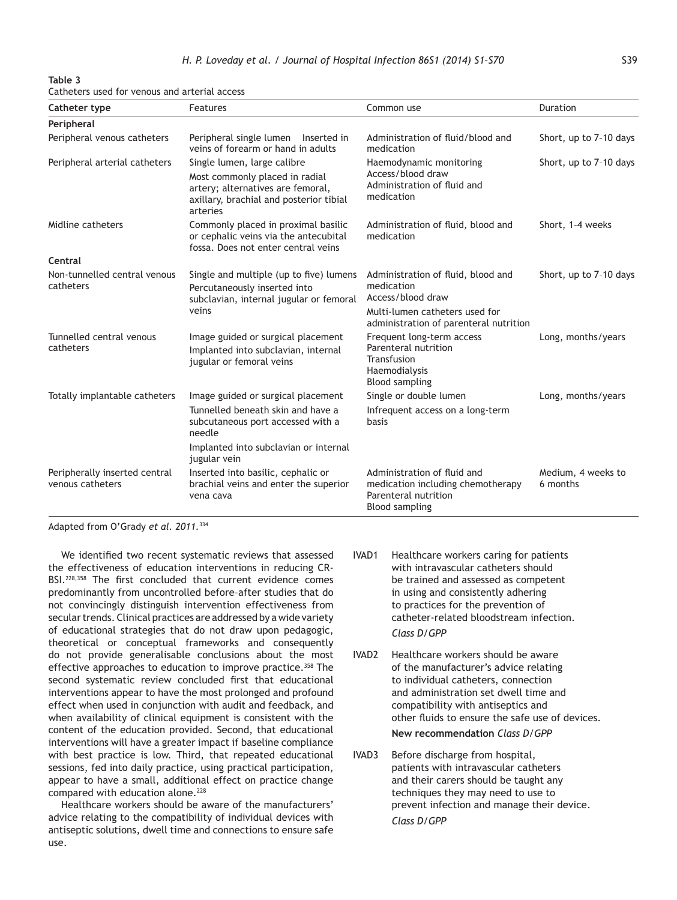**Table 3**
Catheters used for venous and arterial access

| Catheter type | Features | Common use | Duration |
|---|---|---|---|
| **Peripheral** | | | |
| Peripheral venous catheters | Peripheral single lumen Inserted in veins of forearm or hand in adults | Administration of fluid/blood and medication | Short, up to 7–10 days |
| Peripheral arterial catheters | Single lumen, large calibre<br>Most commonly placed in radial artery; alternatives are femoral, axillary, brachial and posterior tibial arteries | Haemodynamic monitoring<br>Access/blood draw<br>Administration of fluid and medication | Short, up to 7–10 days |
| Midline catheters | Commonly placed in proximal basilic or cephalic veins via the antecubital fossa. Does not enter central veins | Administration of fluid, blood and medication | Short, 1–4 weeks |
| **Central** | | | |
| Non-tunnelled central venous catheters | Single and multiple (up to five) lumens<br>Percutaneously inserted into subclavian, internal jugular or femoral veins | Administration of fluid, blood and medication<br>Access/blood draw<br>Multi-lumen catheters used for administration of parenteral nutrition | Short, up to 7–10 days |
| Tunnelled central venous catheters | Image guided or surgical placement<br>Implanted into subclavian, internal jugular or femoral veins | Frequent long-term access<br>Parenteral nutrition<br>Transfusion<br>Haemodialysis<br>Blood sampling | Long, months/years |
| Totally implantable catheters | Image guided or surgical placement<br>Tunnelled beneath skin and have a subcutaneous port accessed with a needle<br>Implanted into subclavian or internal jugular vein | Single or double lumen<br>Infrequent access on a long-term basis | Long, months/years |
| Peripherally inserted central venous catheters | Inserted into basilic, cephalic or brachial veins and enter the superior vena cava | Administration of fluid and medication including chemotherapy<br>Parenteral nutrition<br>Blood sampling | Medium, 4 weeks to 6 months |

Adapted from O'Grady *et al. 2011.*[334]

We identified two recent systematic reviews that assessed the effectiveness of education interventions in reducing CR-BSI.[228,358] The first concluded that current evidence comes predominantly from uncontrolled before–after studies that do not convincingly distinguish intervention effectiveness from secular trends. Clinical practices are addressed by a wide variety of educational strategies that do not draw upon pedagogic, theoretical or conceptual frameworks and consequently do not provide generalisable conclusions about the most effective approaches to education to improve practice.[358] The second systematic review concluded first that educational interventions appear to have the most prolonged and profound effect when used in conjunction with audit and feedback, and when availability of clinical equipment is consistent with the content of the education provided. Second, that educational interventions will have a greater impact if baseline compliance with best practice is low. Third, that repeated educational sessions, fed into daily practice, using practical participation, appear to have a small, additional effect on practice change compared with education alone.[228]

Healthcare workers should be aware of the manufacturers' advice relating to the compatibility of individual devices with antiseptic solutions, dwell time and connections to ensure safe use.

IVAD1 Healthcare workers caring for patients with intravascular catheters should be trained and assessed as competent in using and consistently adhering to practices for the prevention of catheter-related bloodstream infection.
*Class D/GPP*

IVAD2 Healthcare workers should be aware of the manufacturer's advice relating to individual catheters, connection and administration set dwell time and compatibility with antiseptics and other fluids to ensure the safe use of devices.
**New recommendation** *Class D/GPP*

IVAD3 Before discharge from hospital, patients with intravascular catheters and their carers should be taught any techniques they may need to use to prevent infection and manage their device.
*Class D/GPP*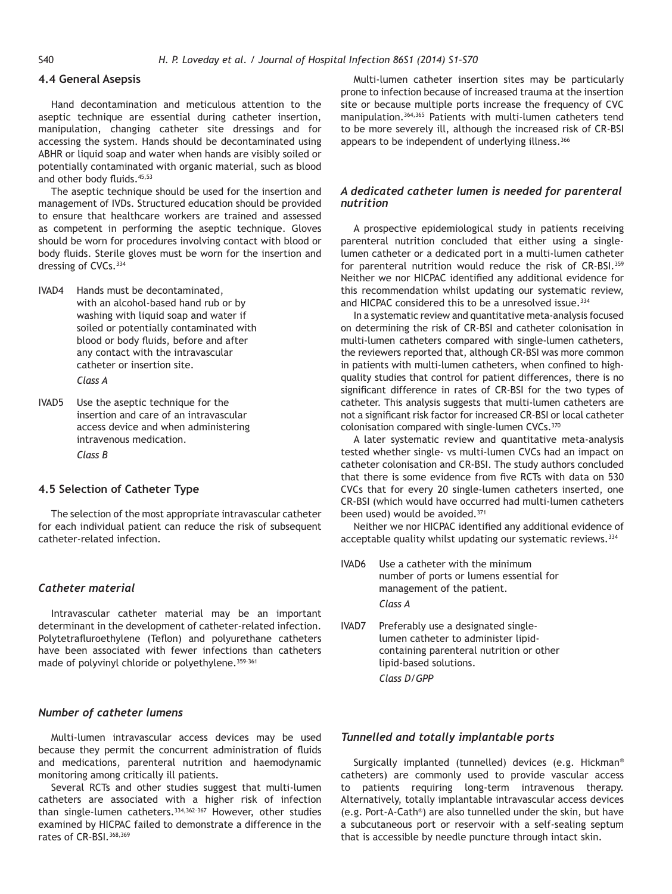### 4.4 General Asepsis

Hand decontamination and meticulous attention to the aseptic technique are essential during catheter insertion, manipulation, changing catheter site dressings and for accessing the system. Hands should be decontaminated using ABHR or liquid soap and water when hands are visibly soiled or potentially contaminated with organic material, such as blood and other body fluids.[45,53]

The aseptic technique should be used for the insertion and management of IVDs. Structured education should be provided to ensure that healthcare workers are trained and assessed as competent in performing the aseptic technique. Gloves should be worn for procedures involving contact with blood or body fluids. Sterile gloves must be worn for the insertion and dressing of CVCs.[334]

IVAD4 Hands must be decontaminated, with an alcohol-based hand rub or by washing with liquid soap and water if soiled or potentially contaminated with blood or body fluids, before and after any contact with the intravascular catheter or insertion site.
*Class A*

IVAD5 Use the aseptic technique for the insertion and care of an intravascular access device and when administering intravenous medication.
*Class B*

### 4.5 Selection of Catheter Type

The selection of the most appropriate intravascular catheter for each individual patient can reduce the risk of subsequent catheter-related infection.

#### *Catheter material*

Intravascular catheter material may be an important determinant in the development of catheter-related infection. Polytetrafluroethylene (Teflon) and polyurethane catheters have been associated with fewer infections than catheters made of polyvinyl chloride or polyethylene.[359–361]

#### *Number of catheter lumens*

Multi-lumen intravascular access devices may be used because they permit the concurrent administration of fluids and medications, parenteral nutrition and haemodynamic monitoring among critically ill patients.

Several RCTs and other studies suggest that multi-lumen catheters are associated with a higher risk of infection than single-lumen catheters.[334,362–367] However, other studies examined by HICPAC failed to demonstrate a difference in the rates of CR-BSI.[368,369]

Multi-lumen catheter insertion sites may be particularly prone to infection because of increased trauma at the insertion site or because multiple ports increase the frequency of CVC manipulation.[364,365] Patients with multi-lumen catheters tend to be more severely ill, although the increased risk of CR-BSI appears to be independent of underlying illness.[366]

#### *A dedicated catheter lumen is needed for parenteral nutrition*

A prospective epidemiological study in patients receiving parenteral nutrition concluded that either using a single-lumen catheter or a dedicated port in a multi-lumen catheter for parenteral nutrition would reduce the risk of CR-BSI.[359] Neither we nor HICPAC identified any additional evidence for this recommendation whilst updating our systematic review, and HICPAC considered this to be a unresolved issue.[334]

In a systematic review and quantitative meta-analysis focused on determining the risk of CR-BSI and catheter colonisation in multi-lumen catheters compared with single-lumen catheters, the reviewers reported that, although CR-BSI was more common in patients with multi-lumen catheters, when confined to high-quality studies that control for patient differences, there is no significant difference in rates of CR-BSI for the two types of catheter. This analysis suggests that multi-lumen catheters are not a significant risk factor for increased CR-BSI or local catheter colonisation compared with single-lumen CVCs.[370]

A later systematic review and quantitative meta-analysis tested whether single- vs multi-lumen CVCs had an impact on catheter colonisation and CR-BSI. The study authors concluded that there is some evidence from five RCTs with data on 530 CVCs that for every 20 single-lumen catheters inserted, one CR-BSI (which would have occurred had multi-lumen catheters been used) would be avoided.[371]

Neither we nor HICPAC identified any additional evidence of acceptable quality whilst updating our systematic reviews.[334]

IVAD6 Use a catheter with the minimum number of ports or lumens essential for management of the patient.
*Class A*

IVAD7 Preferably use a designated single-lumen catheter to administer lipid-containing parenteral nutrition or other lipid-based solutions.
*Class D/GPP*

#### *Tunnelled and totally implantable ports*

Surgically implanted (tunnelled) devices (e.g. Hickman® catheters) are commonly used to provide vascular access to patients requiring long-term intravenous therapy. Alternatively, totally implantable intravascular access devices (e.g. Port-A-Cath®) are also tunnelled under the skin, but have a subcutaneous port or reservoir with a self-sealing septum that is accessible by needle puncture through intact skin.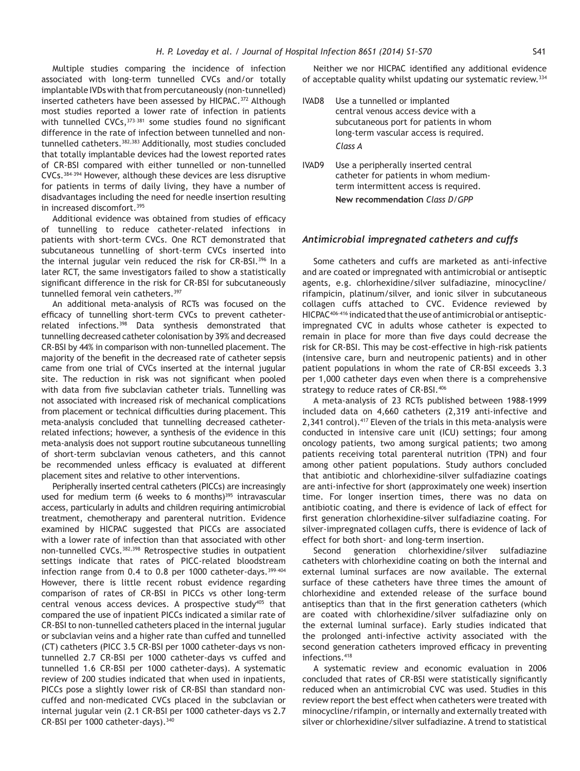Multiple studies comparing the incidence of infection associated with long-term tunnelled CVCs and/or totally implantable IVDs with that from percutaneously (non-tunnelled) inserted catheters have been assessed by HICPAC.[372] Although most studies reported a lower rate of infection in patients with tunnelled CVCs,[373-381] some studies found no significant difference in the rate of infection between tunnelled and non-tunnelled catheters.[382,383] Additionally, most studies concluded that totally implantable devices had the lowest reported rates of CR-BSI compared with either tunnelled or non-tunnelled CVCs.[384-394] However, although these devices are less disruptive for patients in terms of daily living, they have a number of disadvantages including the need for needle insertion resulting in increased discomfort.[395]

Additional evidence was obtained from studies of efficacy of tunnelling to reduce catheter-related infections in patients with short-term CVCs. One RCT demonstrated that subcutaneous tunnelling of short-term CVCs inserted into the internal jugular vein reduced the risk for CR-BSI.[396] In a later RCT, the same investigators failed to show a statistically significant difference in the risk for CR-BSI for subcutaneously tunnelled femoral vein catheters.[397]

An additional meta-analysis of RCTs was focused on the efficacy of tunnelling short-term CVCs to prevent catheter-related infections.[398] Data synthesis demonstrated that tunnelling decreased catheter colonisation by 39% and decreased CR-BSI by 44% in comparison with non-tunnelled placement. The majority of the benefit in the decreased rate of catheter sepsis came from one trial of CVCs inserted at the internal jugular site. The reduction in risk was not significant when pooled with data from five subclavian catheter trials. Tunnelling was not associated with increased risk of mechanical complications from placement or technical difficulties during placement. This meta-analysis concluded that tunnelling decreased catheter-related infections; however, a synthesis of the evidence in this meta-analysis does not support routine subcutaneous tunnelling of short-term subclavian venous catheters, and this cannot be recommended unless efficacy is evaluated at different placement sites and relative to other interventions.

Peripherally inserted central catheters (PICCs) are increasingly used for medium term (6 weeks to 6 months)[395] intravascular access, particularly in adults and children requiring antimicrobial treatment, chemotherapy and parenteral nutrition. Evidence examined by HICPAC suggested that PICCs are associated with a lower rate of infection than that associated with other non-tunnelled CVCs.[382,398] Retrospective studies in outpatient settings indicate that rates of PICC-related bloodstream infection range from 0.4 to 0.8 per 1000 catheter-days.[399-404] However, there is little recent robust evidence regarding comparison of rates of CR-BSI in PICCs vs other long-term central venous access devices. A prospective study[405] that compared the use of inpatient PICCs indicated a similar rate of CR-BSI to non-tunnelled catheters placed in the internal jugular or subclavian veins and a higher rate than cuffed and tunnelled (CT) catheters (PICC 3.5 CR-BSI per 1000 catheter-days vs non-tunnelled 2.7 CR-BSI per 1000 catheter-days vs cuffed and tunnelled 1.6 CR-BSI per 1000 catheter-days). A systematic review of 200 studies indicated that when used in inpatients, PICCs pose a slightly lower risk of CR-BSI than standard non-cuffed and non-medicated CVCs placed in the subclavian or internal jugular vein (2.1 CR-BSI per 1000 catheter-days vs 2.7 CR-BSI per 1000 catheter-days).[340]

Neither we nor HICPAC identified any additional evidence of acceptable quality whilst updating our systematic review.[334]

IVAD8 Use a tunnelled or implanted central venous access device with a subcutaneous port for patients in whom long-term vascular access is required.
*Class A*

IVAD9 Use a peripherally inserted central catheter for patients in whom medium-term intermittent access is required.
**New recommendation** *Class D/GPP*

### *Antimicrobial impregnated catheters and cuffs*

Some catheters and cuffs are marketed as anti-infective and are coated or impregnated with antimicrobial or antiseptic agents, e.g. chlorhexidine/silver sulfadiazine, minocycline/rifampicin, platinum/silver, and ionic silver in subcutaneous collagen cuffs attached to CVC. Evidence reviewed by HICPAC[406-416] indicated that the use of antimicrobial or antiseptic-impregnated CVC in adults whose catheter is expected to remain in place for more than five days could decrease the risk for CR-BSI. This may be cost-effective in high-risk patients (intensive care, burn and neutropenic patients) and in other patient populations in whom the rate of CR-BSI exceeds 3.3 per 1,000 catheter days even when there is a comprehensive strategy to reduce rates of CR-BSI.[406]

A meta-analysis of 23 RCTs published between 1988-1999 included data on 4,660 catheters (2,319 anti-infective and 2,341 control).[417] Eleven of the trials in this meta-analysis were conducted in intensive care unit (ICU) settings; four among oncology patients, two among surgical patients; two among patients receiving total parenteral nutrition (TPN) and four among other patient populations. Study authors concluded that antibiotic and chlorhexidine-silver sulfadiazine coatings are anti-infective for short (approximately one week) insertion time. For longer insertion times, there was no data on antibiotic coating, and there is evidence of lack of effect for first generation chlorhexidine-silver sulfadiazine coating. For silver-impregnated collagen cuffs, there is evidence of lack of effect for both short- and long-term insertion.

Second generation chlorhexidine/silver sulfadiazine catheters with chlorhexidine coating on both the internal and external luminal surfaces are now available. The external surface of these catheters have three times the amount of chlorhexidine and extended release of the surface bound antiseptics than that in the first generation catheters (which are coated with chlorhexidine/silver sulfadiazine only on the external luminal surface). Early studies indicated that the prolonged anti-infective activity associated with the second generation catheters improved efficacy in preventing infections.[418]

A systematic review and economic evaluation in 2006 concluded that rates of CR-BSI were statistically significantly reduced when an antimicrobial CVC was used. Studies in this review report the best effect when catheters were treated with minocycline/rifampin, or internally and externally treated with silver or chlorhexidine/silver sulfadiazine. A trend to statistical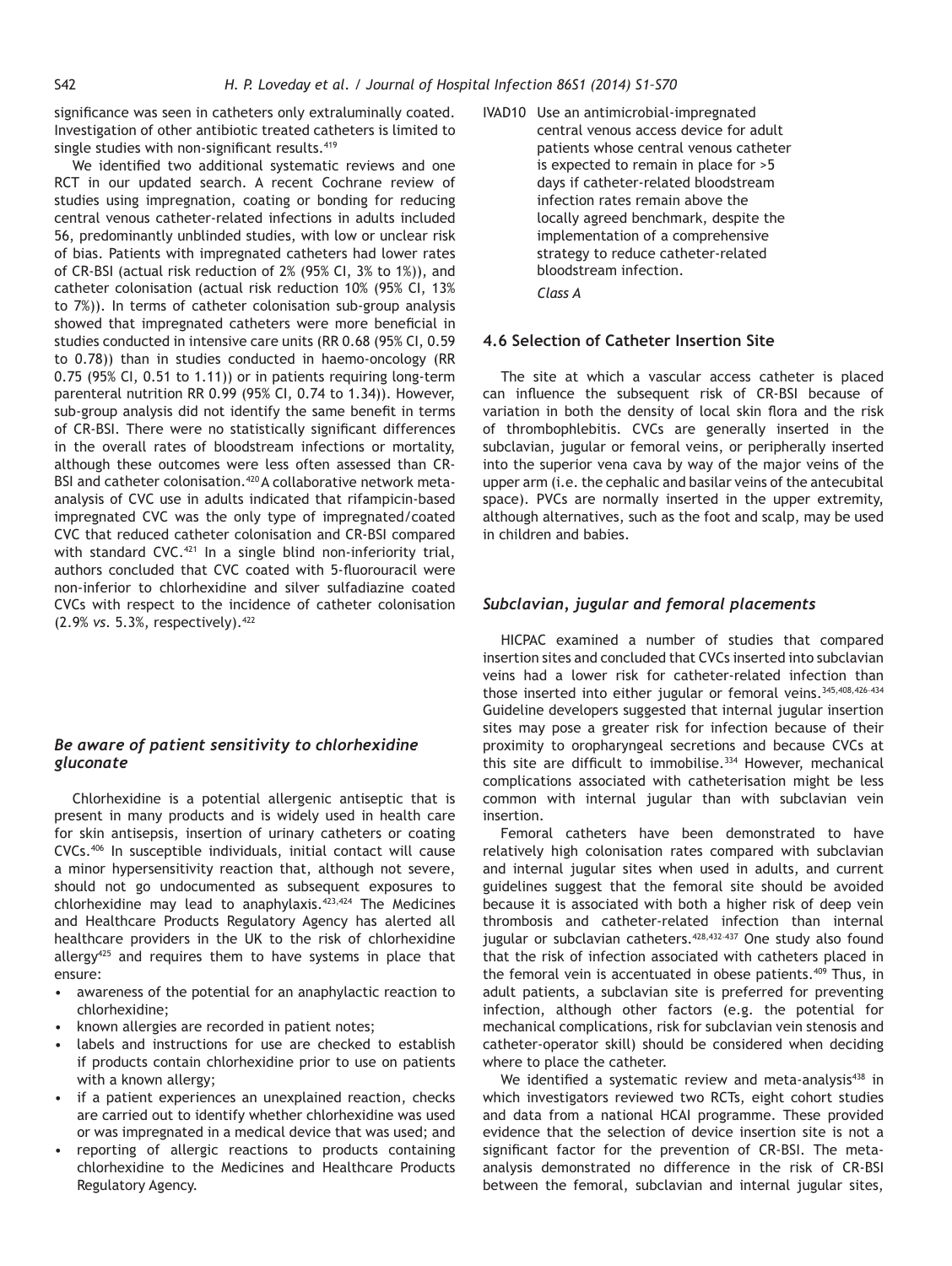significance was seen in catheters only extraluminally coated. Investigation of other antibiotic treated catheters is limited to single studies with non-significant results.[419]

We identified two additional systematic reviews and one RCT in our updated search. A recent Cochrane review of studies using impregnation, coating or bonding for reducing central venous catheter-related infections in adults included 56, predominantly unblinded studies, with low or unclear risk of bias. Patients with impregnated catheters had lower rates of CR-BSI (actual risk reduction of 2% (95% CI, 3% to 1%)), and catheter colonisation (actual risk reduction 10% (95% CI, 13% to 7%)). In terms of catheter colonisation sub-group analysis showed that impregnated catheters were more beneficial in studies conducted in intensive care units (RR 0.68 (95% CI, 0.59 to 0.78)) than in studies conducted in haemo-oncology (RR 0.75 (95% CI, 0.51 to 1.11)) or in patients requiring long-term parenteral nutrition RR 0.99 (95% CI, 0.74 to 1.34)). However, sub-group analysis did not identify the same benefit in terms of CR-BSI. There were no statistically significant differences in the overall rates of bloodstream infections or mortality, although these outcomes were less often assessed than CR-BSI and catheter colonisation.[420] A collaborative network meta-analysis of CVC use in adults indicated that rifampicin-based impregnated CVC was the only type of impregnated/coated CVC that reduced catheter colonisation and CR-BSI compared with standard CVC.[421] In a single blind non-inferiority trial, authors concluded that CVC coated with 5-fluorouracil were non-inferior to chlorhexidine and silver sulfadiazine coated CVCs with respect to the incidence of catheter colonisation (2.9% *vs.* 5.3%, respectively).[422]

### *Be aware of patient sensitivity to chlorhexidine gluconate*

Chlorhexidine is a potential allergenic antiseptic that is present in many products and is widely used in health care for skin antisepsis, insertion of urinary catheters or coating CVCs.[406] In susceptible individuals, initial contact will cause a minor hypersensitivity reaction that, although not severe, should not go undocumented as subsequent exposures to chlorhexidine may lead to anaphylaxis.[423,424] The Medicines and Healthcare Products Regulatory Agency has alerted all healthcare providers in the UK to the risk of chlorhexidine allergy[425] and requires them to have systems in place that ensure:

- awareness of the potential for an anaphylactic reaction to chlorhexidine;
- known allergies are recorded in patient notes;
- labels and instructions for use are checked to establish if products contain chlorhexidine prior to use on patients with a known allergy;
- if a patient experiences an unexplained reaction, checks are carried out to identify whether chlorhexidine was used or was impregnated in a medical device that was used; and
- reporting of allergic reactions to products containing chlorhexidine to the Medicines and Healthcare Products Regulatory Agency.

IVAD10 Use an antimicrobial-impregnated central venous access device for adult patients whose central venous catheter is expected to remain in place for >5 days if catheter-related bloodstream infection rates remain above the locally agreed benchmark, despite the implementation of a comprehensive strategy to reduce catheter-related bloodstream infection.

*Class A*

## 4.6 Selection of Catheter Insertion Site

The site at which a vascular access catheter is placed can influence the subsequent risk of CR-BSI because of variation in both the density of local skin flora and the risk of thrombophlebitis. CVCs are generally inserted in the subclavian, jugular or femoral veins, or peripherally inserted into the superior vena cava by way of the major veins of the upper arm (i.e. the cephalic and basilar veins of the antecubital space). PVCs are normally inserted in the upper extremity, although alternatives, such as the foot and scalp, may be used in children and babies.

### *Subclavian, jugular and femoral placements*

HICPAC examined a number of studies that compared insertion sites and concluded that CVCs inserted into subclavian veins had a lower risk for catheter-related infection than those inserted into either jugular or femoral veins.[345,408,426–434] Guideline developers suggested that internal jugular insertion sites may pose a greater risk for infection because of their proximity to oropharyngeal secretions and because CVCs at this site are difficult to immobilise.[334] However, mechanical complications associated with catheterisation might be less common with internal jugular than with subclavian vein insertion.

Femoral catheters have been demonstrated to have relatively high colonisation rates compared with subclavian and internal jugular sites when used in adults, and current guidelines suggest that the femoral site should be avoided because it is associated with both a higher risk of deep vein thrombosis and catheter-related infection than internal jugular or subclavian catheters.[428,432–437] One study also found that the risk of infection associated with catheters placed in the femoral vein is accentuated in obese patients.[409] Thus, in adult patients, a subclavian site is preferred for preventing infection, although other factors (e.g. the potential for mechanical complications, risk for subclavian vein stenosis and catheter-operator skill) should be considered when deciding where to place the catheter.

We identified a systematic review and meta-analysis[438] in which investigators reviewed two RCTs, eight cohort studies and data from a national HCAI programme. These provided evidence that the selection of device insertion site is not a significant factor for the prevention of CR-BSI. The meta-analysis demonstrated no difference in the risk of CR-BSI between the femoral, subclavian and internal jugular sites,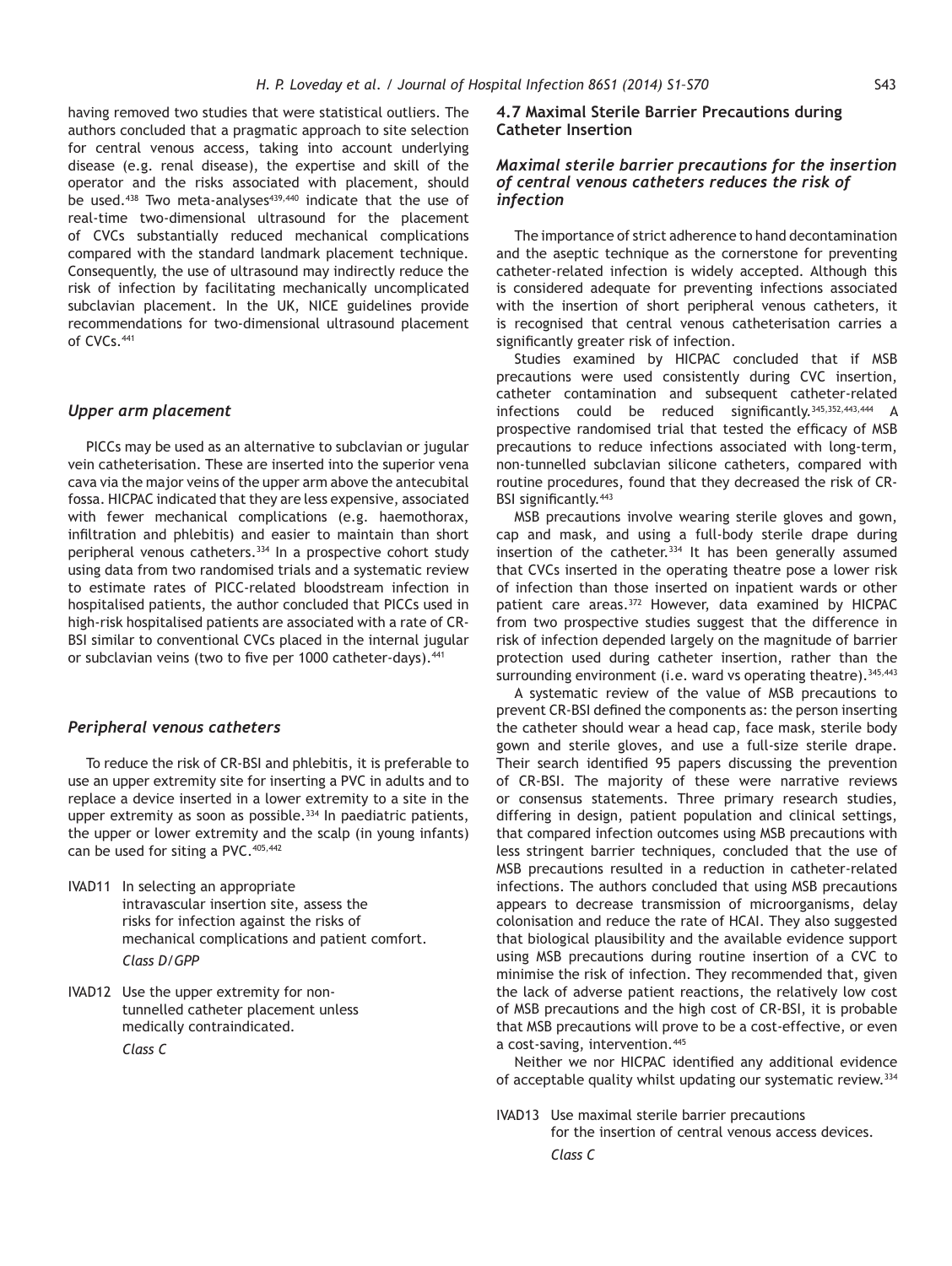having removed two studies that were statistical outliers. The authors concluded that a pragmatic approach to site selection for central venous access, taking into account underlying disease (e.g. renal disease), the expertise and skill of the operator and the risks associated with placement, should be used.[438] Two meta-analyses[439,440] indicate that the use of real-time two-dimensional ultrasound for the placement of CVCs substantially reduced mechanical complications compared with the standard landmark placement technique. Consequently, the use of ultrasound may indirectly reduce the risk of infection by facilitating mechanically uncomplicated subclavian placement. In the UK, NICE guidelines provide recommendations for two-dimensional ultrasound placement of CVCs.[441]

### *Upper arm placement*

PICCs may be used as an alternative to subclavian or jugular vein catheterisation. These are inserted into the superior vena cava via the major veins of the upper arm above the antecubital fossa. HICPAC indicated that they are less expensive, associated with fewer mechanical complications (e.g. haemothorax, infiltration and phlebitis) and easier to maintain than short peripheral venous catheters.[334] In a prospective cohort study using data from two randomised trials and a systematic review to estimate rates of PICC-related bloodstream infection in hospitalised patients, the author concluded that PICCs used in high-risk hospitalised patients are associated with a rate of CR-BSI similar to conventional CVCs placed in the internal jugular or subclavian veins (two to five per 1000 catheter-days).[441]

### *Peripheral venous catheters*

To reduce the risk of CR-BSI and phlebitis, it is preferable to use an upper extremity site for inserting a PVC in adults and to replace a device inserted in a lower extremity to a site in the upper extremity as soon as possible.[334] In paediatric patients, the upper or lower extremity and the scalp (in young infants) can be used for siting a PVC.[405,442]

IVAD11 In selecting an appropriate intravascular insertion site, assess the risks for infection against the risks of mechanical complications and patient comfort.
*Class D/GPP*

IVAD12 Use the upper extremity for non-tunnelled catheter placement unless medically contraindicated.
*Class C*

## 4.7 Maximal Sterile Barrier Precautions during Catheter Insertion

### *Maximal sterile barrier precautions for the insertion of central venous catheters reduces the risk of infection*

The importance of strict adherence to hand decontamination and the aseptic technique as the cornerstone for preventing catheter-related infection is widely accepted. Although this is considered adequate for preventing infections associated with the insertion of short peripheral venous catheters, it is recognised that central venous catheterisation carries a significantly greater risk of infection.

Studies examined by HICPAC concluded that if MSB precautions were used consistently during CVC insertion, catheter contamination and subsequent catheter-related infections could be reduced significantly.[345,352,443,444] A prospective randomised trial that tested the efficacy of MSB precautions to reduce infections associated with long-term, non-tunnelled subclavian silicone catheters, compared with routine procedures, found that they decreased the risk of CR-BSI significantly.[443]

MSB precautions involve wearing sterile gloves and gown, cap and mask, and using a full-body sterile drape during insertion of the catheter.[334] It has been generally assumed that CVCs inserted in the operating theatre pose a lower risk of infection than those inserted on inpatient wards or other patient care areas.[372] However, data examined by HICPAC from two prospective studies suggest that the difference in risk of infection depended largely on the magnitude of barrier protection used during catheter insertion, rather than the surrounding environment (i.e. ward vs operating theatre).[345,443]

A systematic review of the value of MSB precautions to prevent CR-BSI defined the components as: the person inserting the catheter should wear a head cap, face mask, sterile body gown and sterile gloves, and use a full-size sterile drape. Their search identified 95 papers discussing the prevention of CR-BSI. The majority of these were narrative reviews or consensus statements. Three primary research studies, differing in design, patient population and clinical settings, that compared infection outcomes using MSB precautions with less stringent barrier techniques, concluded that the use of MSB precautions resulted in a reduction in catheter-related infections. The authors concluded that using MSB precautions appears to decrease transmission of microorganisms, delay colonisation and reduce the rate of HCAI. They also suggested that biological plausibility and the available evidence support using MSB precautions during routine insertion of a CVC to minimise the risk of infection. They recommended that, given the lack of adverse patient reactions, the relatively low cost of MSB precautions and the high cost of CR-BSI, it is probable that MSB precautions will prove to be a cost-effective, or even a cost-saving, intervention.[445]

Neither we nor HICPAC identified any additional evidence of acceptable quality whilst updating our systematic review.[334]

IVAD13 Use maximal sterile barrier precautions for the insertion of central venous access devices.
*Class C*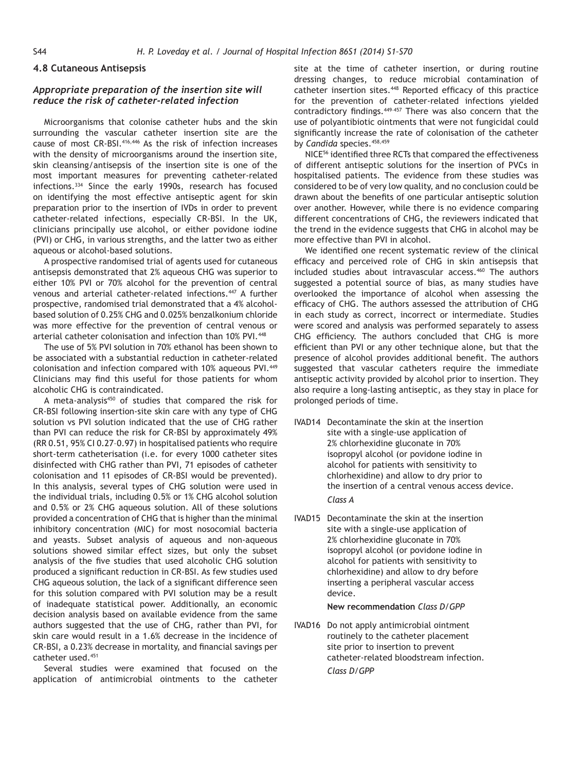### 4.8 Cutaneous Antisepsis

#### *Appropriate preparation of the insertion site will reduce the risk of catheter-related infection*

Microorganisms that colonise catheter hubs and the skin surrounding the vascular catheter insertion site are the cause of most CR-BSI.[416,446] As the risk of infection increases with the density of microorganisms around the insertion site, skin cleansing/antisepsis of the insertion site is one of the most important measures for preventing catheter-related infections.[334] Since the early 1990s, research has focused on identifying the most effective antiseptic agent for skin preparation prior to the insertion of IVDs in order to prevent catheter-related infections, especially CR-BSI. In the UK, clinicians principally use alcohol, or either povidone iodine (PVI) or CHG, in various strengths, and the latter two as either aqueous or alcohol-based solutions.

A prospective randomised trial of agents used for cutaneous antisepsis demonstrated that 2% aqueous CHG was superior to either 10% PVI or 70% alcohol for the prevention of central venous and arterial catheter-related infections.[447] A further prospective, randomised trial demonstrated that a 4% alcohol-based solution of 0.25% CHG and 0.025% benzalkonium chloride was more effective for the prevention of central venous or arterial catheter colonisation and infection than 10% PVI.[448]

The use of 5% PVI solution in 70% ethanol has been shown to be associated with a substantial reduction in catheter-related colonisation and infection compared with 10% aqueous PVI.[449] Clinicians may find this useful for those patients for whom alcoholic CHG is contraindicated.

A meta-analysis[450] of studies that compared the risk for CR-BSI following insertion-site skin care with any type of CHG solution vs PVI solution indicated that the use of CHG rather than PVI can reduce the risk for CR-BSI by approximately 49% (RR 0.51, 95% CI 0.27–0.97) in hospitalised patients who require short-term catheterisation (i.e. for every 1000 catheter sites disinfected with CHG rather than PVI, 71 episodes of catheter colonisation and 11 episodes of CR-BSI would be prevented). In this analysis, several types of CHG solution were used in the individual trials, including 0.5% or 1% CHG alcohol solution and 0.5% or 2% CHG aqueous solution. All of these solutions provided a concentration of CHG that is higher than the minimal inhibitory concentration (MIC) for most nosocomial bacteria and yeasts. Subset analysis of aqueous and non-aqueous solutions showed similar effect sizes, but only the subset analysis of the five studies that used alcoholic CHG solution produced a significant reduction in CR-BSI. As few studies used CHG aqueous solution, the lack of a significant difference seen for this solution compared with PVI solution may be a result of inadequate statistical power. Additionally, an economic decision analysis based on available evidence from the same authors suggested that the use of CHG, rather than PVI, for skin care would result in a 1.6% decrease in the incidence of CR-BSI, a 0.23% decrease in mortality, and financial savings per catheter used.[451]

Several studies were examined that focused on the application of antimicrobial ointments to the catheter site at the time of catheter insertion, or during routine dressing changes, to reduce microbial contamination of catheter insertion sites.[448] Reported efficacy of this practice for the prevention of catheter-related infections yielded contradictory findings.[449–457] There was also concern that the use of polyantibiotic ointments that were not fungicidal could significantly increase the rate of colonisation of the catheter by *Candida* species.[458,459]

NICE[56] identified three RCTs that compared the effectiveness of different antiseptic solutions for the insertion of PVCs in hospitalised patients. The evidence from these studies was considered to be of very low quality, and no conclusion could be drawn about the benefits of one particular antiseptic solution over another. However, while there is no evidence comparing different concentrations of CHG, the reviewers indicated that the trend in the evidence suggests that CHG in alcohol may be more effective than PVI in alcohol.

We identified one recent systematic review of the clinical efficacy and perceived role of CHG in skin antisepsis that included studies about intravascular access.[460] The authors suggested a potential source of bias, as many studies have overlooked the importance of alcohol when assessing the efficacy of CHG. The authors assessed the attribution of CHG in each study as correct, incorrect or intermediate. Studies were scored and analysis was performed separately to assess CHG efficiency. The authors concluded that CHG is more efficient than PVI or any other technique alone, but that the presence of alcohol provides additional benefit. The authors suggested that vascular catheters require the immediate antiseptic activity provided by alcohol prior to insertion. They also require a long-lasting antiseptic, as they stay in place for prolonged periods of time.

IVAD14 Decontaminate the skin at the insertion site with a single-use application of 2% chlorhexidine gluconate in 70% isopropyl alcohol (or povidone iodine in alcohol for patients with sensitivity to chlorhexidine) and allow to dry prior to the insertion of a central venous access device.
*Class A*

IVAD15 Decontaminate the skin at the insertion site with a single-use application of 2% chlorhexidine gluconate in 70% isopropyl alcohol (or povidone iodine in alcohol for patients with sensitivity to chlorhexidine) and allow to dry before inserting a peripheral vascular access device.
**New recommendation** *Class D/GPP*

IVAD16 Do not apply antimicrobial ointment routinely to the catheter placement site prior to insertion to prevent catheter-related bloodstream infection.
*Class D/GPP*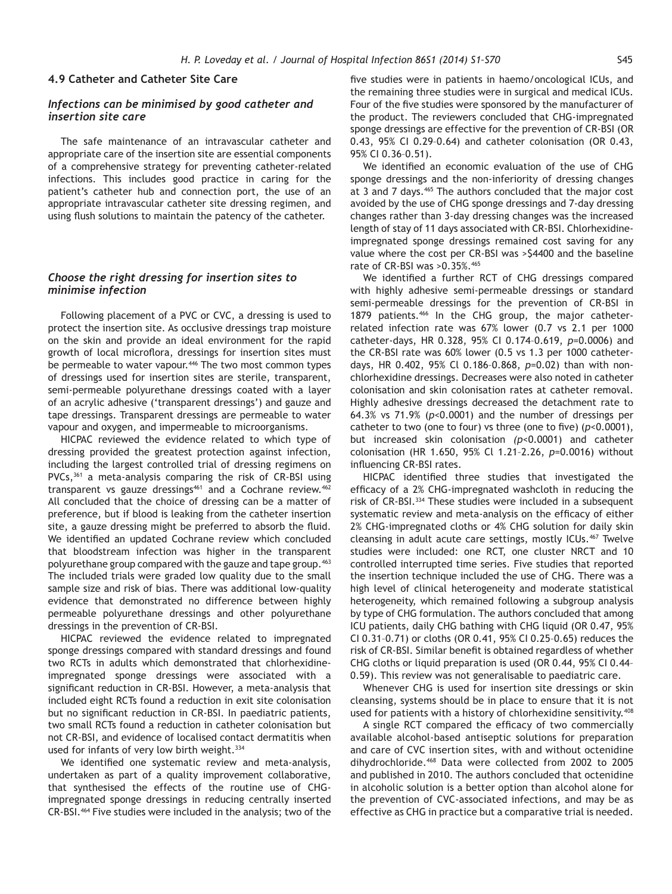### 4.9 Catheter and Catheter Site Care

#### *Infections can be minimised by good catheter and insertion site care*

The safe maintenance of an intravascular catheter and appropriate care of the insertion site are essential components of a comprehensive strategy for preventing catheter-related infections. This includes good practice in caring for the patient's catheter hub and connection port, the use of an appropriate intravascular catheter site dressing regimen, and using flush solutions to maintain the patency of the catheter.

#### *Choose the right dressing for insertion sites to minimise infection*

Following placement of a PVC or CVC, a dressing is used to protect the insertion site. As occlusive dressings trap moisture on the skin and provide an ideal environment for the rapid growth of local microflora, dressings for insertion sites must be permeable to water vapour.[446] The two most common types of dressings used for insertion sites are sterile, transparent, semi-permeable polyurethane dressings coated with a layer of an acrylic adhesive ('transparent dressings') and gauze and tape dressings. Transparent dressings are permeable to water vapour and oxygen, and impermeable to microorganisms.

HICPAC reviewed the evidence related to which type of dressing provided the greatest protection against infection, including the largest controlled trial of dressing regimens on PVCs,[361] a meta-analysis comparing the risk of CR-BSI using transparent vs gauze dressings[461] and a Cochrane review.[462] All concluded that the choice of dressing can be a matter of preference, but if blood is leaking from the catheter insertion site, a gauze dressing might be preferred to absorb the fluid. We identified an updated Cochrane review which concluded that bloodstream infection was higher in the transparent polyurethane group compared with the gauze and tape group.[463] The included trials were graded low quality due to the small sample size and risk of bias. There was additional low-quality evidence that demonstrated no difference between highly permeable polyurethane dressings and other polyurethane dressings in the prevention of CR-BSI.

HICPAC reviewed the evidence related to impregnated sponge dressings compared with standard dressings and found two RCTs in adults which demonstrated that chlorhexidine-impregnated sponge dressings were associated with a significant reduction in CR-BSI. However, a meta-analysis that included eight RCTs found a reduction in exit site colonisation but no significant reduction in CR-BSI. In paediatric patients, two small RCTs found a reduction in catheter colonisation but not CR-BSI, and evidence of localised contact dermatitis when used for infants of very low birth weight.[334]

We identified one systematic review and meta-analysis, undertaken as part of a quality improvement collaborative, that synthesised the effects of the routine use of CHG-impregnated sponge dressings in reducing centrally inserted CR-BSI.[464] Five studies were included in the analysis; two of the five studies were in patients in haemo/oncological ICUs, and the remaining three studies were in surgical and medical ICUs. Four of the five studies were sponsored by the manufacturer of the product. The reviewers concluded that CHG-impregnated sponge dressings are effective for the prevention of CR-BSI (OR 0.43, 95% CI 0.29–0.64) and catheter colonisation (OR 0.43, 95% CI 0.36–0.51).

We identified an economic evaluation of the use of CHG sponge dressings and the non-inferiority of dressing changes at 3 and 7 days.[465] The authors concluded that the major cost avoided by the use of CHG sponge dressings and 7-day dressing changes rather than 3-day dressing changes was the increased length of stay of 11 days associated with CR-BSI. Chlorhexidine-impregnated sponge dressings remained cost saving for any value where the cost per CR-BSI was >$4400 and the baseline rate of CR-BSI was >0.35%.[465]

We identified a further RCT of CHG dressings compared with highly adhesive semi-permeable dressings or standard semi-permeable dressings for the prevention of CR-BSI in 1879 patients.[466] In the CHG group, the major catheter-related infection rate was 67% lower (0.7 vs 2.1 per 1000 catheter-days, HR 0.328, 95% CI 0.174–0.619, $p$=0.0006) and the CR-BSI rate was 60% lower (0.5 vs 1.3 per 1000 catheter-days, HR 0.402, 95% Cl 0.186–0.868, $p$=0.02) than with non-chlorhexidine dressings. Decreases were also noted in catheter colonisation and skin colonisation rates at catheter removal. Highly adhesive dressings decreased the detachment rate to 64.3% vs 71.9% ($p$<0.0001) and the number of dressings per catheter to two (one to four) vs three (one to five) ($p$<0.0001), but increased skin colonisation ($p$<0.0001) and catheter colonisation (HR 1.650, 95% Cl 1.21–2.26, $p$=0.0016) without influencing CR-BSI rates.

HICPAC identified three studies that investigated the efficacy of a 2% CHG-impregnated washcloth in reducing the risk of CR-BSI.[334] These studies were included in a subsequent systematic review and meta-analysis on the efficacy of either 2% CHG-impregnated cloths or 4% CHG solution for daily skin cleansing in adult acute care settings, mostly ICUs.[467] Twelve studies were included: one RCT, one cluster NRCT and 10 controlled interrupted time series. Five studies that reported the insertion technique included the use of CHG. There was a high level of clinical heterogeneity and moderate statistical heterogeneity, which remained following a subgroup analysis by type of CHG formulation. The authors concluded that among ICU patients, daily CHG bathing with CHG liquid (OR 0.47, 95% CI 0.31–0.71) or cloths (OR 0.41, 95% CI 0.25–0.65) reduces the risk of CR-BSI. Similar benefit is obtained regardless of whether CHG cloths or liquid preparation is used (OR 0.44, 95% CI 0.44–0.59). This review was not generalisable to paediatric care.

Whenever CHG is used for insertion site dressings or skin cleansing, systems should be in place to ensure that it is not used for patients with a history of chlorhexidine sensitivity.[408]

A single RCT compared the efficacy of two commercially available alcohol-based antiseptic solutions for preparation and care of CVC insertion sites, with and without octenidine dihydrochloride.[468] Data were collected from 2002 to 2005 and published in 2010. The authors concluded that octenidine in alcoholic solution is a better option than alcohol alone for the prevention of CVC-associated infections, and may be as effective as CHG in practice but a comparative trial is needed.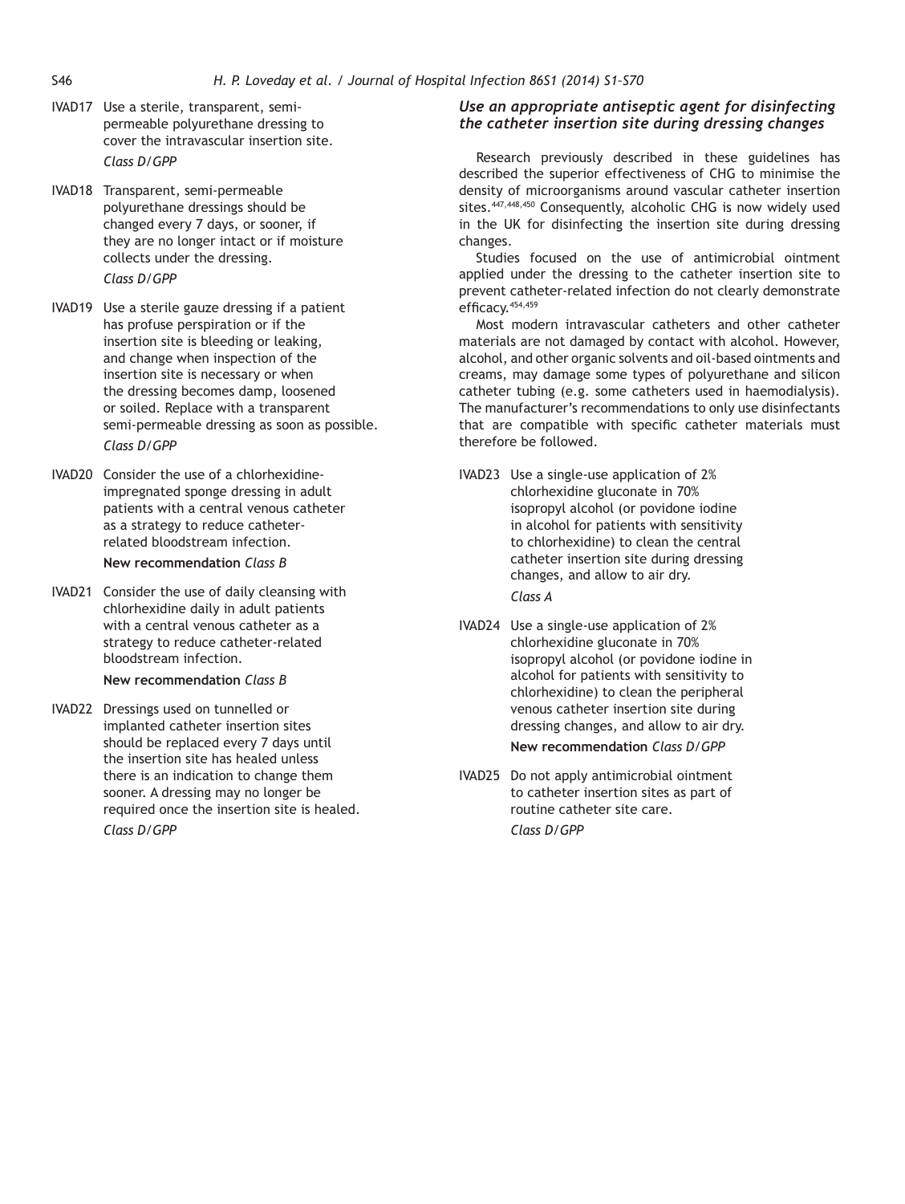IVAD17 Use a sterile, transparent, semi-permeable polyurethane dressing to cover the intravascular insertion site.
*Class D/GPP*

IVAD18 Transparent, semi-permeable polyurethane dressings should be changed every 7 days, or sooner, if they are no longer intact or if moisture collects under the dressing.
*Class D/GPP*

IVAD19 Use a sterile gauze dressing if a patient has profuse perspiration or if the insertion site is bleeding or leaking, and change when inspection of the insertion site is necessary or when the dressing becomes damp, loosened or soiled. Replace with a transparent semi-permeable dressing as soon as possible.
*Class D/GPP*

IVAD20 Consider the use of a chlorhexidine-impregnated sponge dressing in adult patients with a central venous catheter as a strategy to reduce catheter-related bloodstream infection.
**New recommendation** *Class B*

IVAD21 Consider the use of daily cleansing with chlorhexidine daily in adult patients with a central venous catheter as a strategy to reduce catheter-related bloodstream infection.
**New recommendation** *Class B*

IVAD22 Dressings used on tunnelled or implanted catheter insertion sites should be replaced every 7 days until the insertion site has healed unless there is an indication to change them sooner. A dressing may no longer be required once the insertion site is healed.
*Class D/GPP*

### *Use an appropriate antiseptic agent for disinfecting the catheter insertion site during dressing changes*

Research previously described in these guidelines has described the superior effectiveness of CHG to minimise the density of microorganisms around vascular catheter insertion sites.[447,448,450] Consequently, alcoholic CHG is now widely used in the UK for disinfecting the insertion site during dressing changes.

Studies focused on the use of antimicrobial ointment applied under the dressing to the catheter insertion site to prevent catheter-related infection do not clearly demonstrate efficacy.[454,459]

Most modern intravascular catheters and other catheter materials are not damaged by contact with alcohol. However, alcohol, and other organic solvents and oil-based ointments and creams, may damage some types of polyurethane and silicon catheter tubing (e.g. some catheters used in haemodialysis). The manufacturer's recommendations to only use disinfectants that are compatible with specific catheter materials must therefore be followed.

IVAD23 Use a single-use application of 2% chlorhexidine gluconate in 70% isopropyl alcohol (or povidone iodine in alcohol for patients with sensitivity to chlorhexidine) to clean the central catheter insertion site during dressing changes, and allow to air dry.
*Class A*

IVAD24 Use a single-use application of 2% chlorhexidine gluconate in 70% isopropyl alcohol (or povidone iodine in alcohol for patients with sensitivity to chlorhexidine) to clean the peripheral venous catheter insertion site during dressing changes, and allow to air dry.
**New recommendation** *Class D/GPP*

IVAD25 Do not apply antimicrobial ointment to catheter insertion sites as part of routine catheter site care.
*Class D/GPP*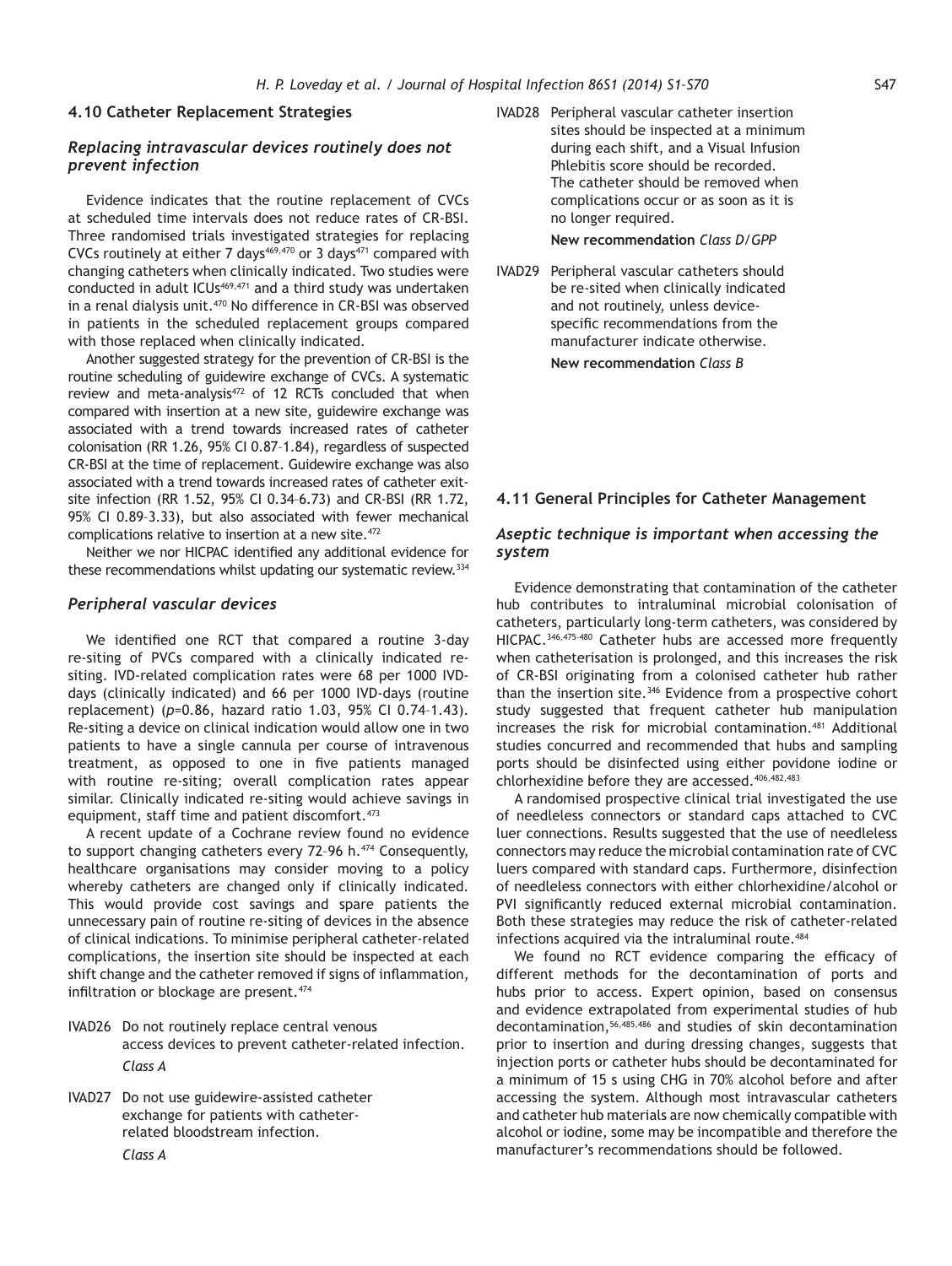## 4.10 Catheter Replacement Strategies

### *Replacing intravascular devices routinely does not prevent infection*

Evidence indicates that the routine replacement of CVCs at scheduled time intervals does not reduce rates of CR-BSI. Three randomised trials investigated strategies for replacing CVCs routinely at either 7 days[469,470] or 3 days[471] compared with changing catheters when clinically indicated. Two studies were conducted in adult ICUs[469,471] and a third study was undertaken in a renal dialysis unit.[470] No difference in CR-BSI was observed in patients in the scheduled replacement groups compared with those replaced when clinically indicated.

Another suggested strategy for the prevention of CR-BSI is the routine scheduling of guidewire exchange of CVCs. A systematic review and meta-analysis[472] of 12 RCTs concluded that when compared with insertion at a new site, guidewire exchange was associated with a trend towards increased rates of catheter colonisation (RR 1.26, 95% CI 0.87–1.84), regardless of suspected CR-BSI at the time of replacement. Guidewire exchange was also associated with a trend towards increased rates of catheter exit-site infection (RR 1.52, 95% CI 0.34–6.73) and CR-BSI (RR 1.72, 95% CI 0.89–3.33), but also associated with fewer mechanical complications relative to insertion at a new site.[472]

Neither we nor HICPAC identified any additional evidence for these recommendations whilst updating our systematic review.[334]

### *Peripheral vascular devices*

We identified one RCT that compared a routine 3-day re-siting of PVCs compared with a clinically indicated re-siting. IVD-related complication rates were 68 per 1000 IVD-days (clinically indicated) and 66 per 1000 IVD-days (routine replacement) ($p$=0.86, hazard ratio 1.03, 95% CI 0.74–1.43). Re-siting a device on clinical indication would allow one in two patients to have a single cannula per course of intravenous treatment, as opposed to one in five patients managed with routine re-siting; overall complication rates appear similar. Clinically indicated re-siting would achieve savings in equipment, staff time and patient discomfort.[473]

A recent update of a Cochrane review found no evidence to support changing catheters every 72–96 h.[474] Consequently, healthcare organisations may consider moving to a policy whereby catheters are changed only if clinically indicated. This would provide cost savings and spare patients the unnecessary pain of routine re-siting of devices in the absence of clinical indications. To minimise peripheral catheter-related complications, the insertion site should be inspected at each shift change and the catheter removed if signs of inflammation, infiltration or blockage are present.[474]

IVAD26 Do not routinely replace central venous access devices to prevent catheter-related infection.
*Class A*

IVAD27 Do not use guidewire-assisted catheter exchange for patients with catheter-related bloodstream infection.
*Class A*

IVAD28 Peripheral vascular catheter insertion sites should be inspected at a minimum during each shift, and a Visual Infusion Phlebitis score should be recorded. The catheter should be removed when complications occur or as soon as it is no longer required.
**New recommendation** *Class D/GPP*

IVAD29 Peripheral vascular catheters should be re-sited when clinically indicated and not routinely, unless device-specific recommendations from the manufacturer indicate otherwise.
**New recommendation** *Class B*

## 4.11 General Principles for Catheter Management

### *Aseptic technique is important when accessing the system*

Evidence demonstrating that contamination of the catheter hub contributes to intraluminal microbial colonisation of catheters, particularly long-term catheters, was considered by HICPAC.[346,475–480] Catheter hubs are accessed more frequently when catheterisation is prolonged, and this increases the risk of CR-BSI originating from a colonised catheter hub rather than the insertion site.[346] Evidence from a prospective cohort study suggested that frequent catheter hub manipulation increases the risk for microbial contamination.[481] Additional studies concurred and recommended that hubs and sampling ports should be disinfected using either povidone iodine or chlorhexidine before they are accessed.[406,482,483]

A randomised prospective clinical trial investigated the use of needleless connectors or standard caps attached to CVC luer connections. Results suggested that the use of needleless connectors may reduce the microbial contamination rate of CVC luers compared with standard caps. Furthermore, disinfection of needleless connectors with either chlorhexidine/alcohol or PVI significantly reduced external microbial contamination. Both these strategies may reduce the risk of catheter-related infections acquired via the intraluminal route.[484]

We found no RCT evidence comparing the efficacy of different methods for the decontamination of ports and hubs prior to access. Expert opinion, based on consensus and evidence extrapolated from experimental studies of hub decontamination,[56,485,486] and studies of skin decontamination prior to insertion and during dressing changes, suggests that injection ports or catheter hubs should be decontaminated for a minimum of 15 s using CHG in 70% alcohol before and after accessing the system. Although most intravascular catheters and catheter hub materials are now chemically compatible with alcohol or iodine, some may be incompatible and therefore the manufacturer's recommendations should be followed.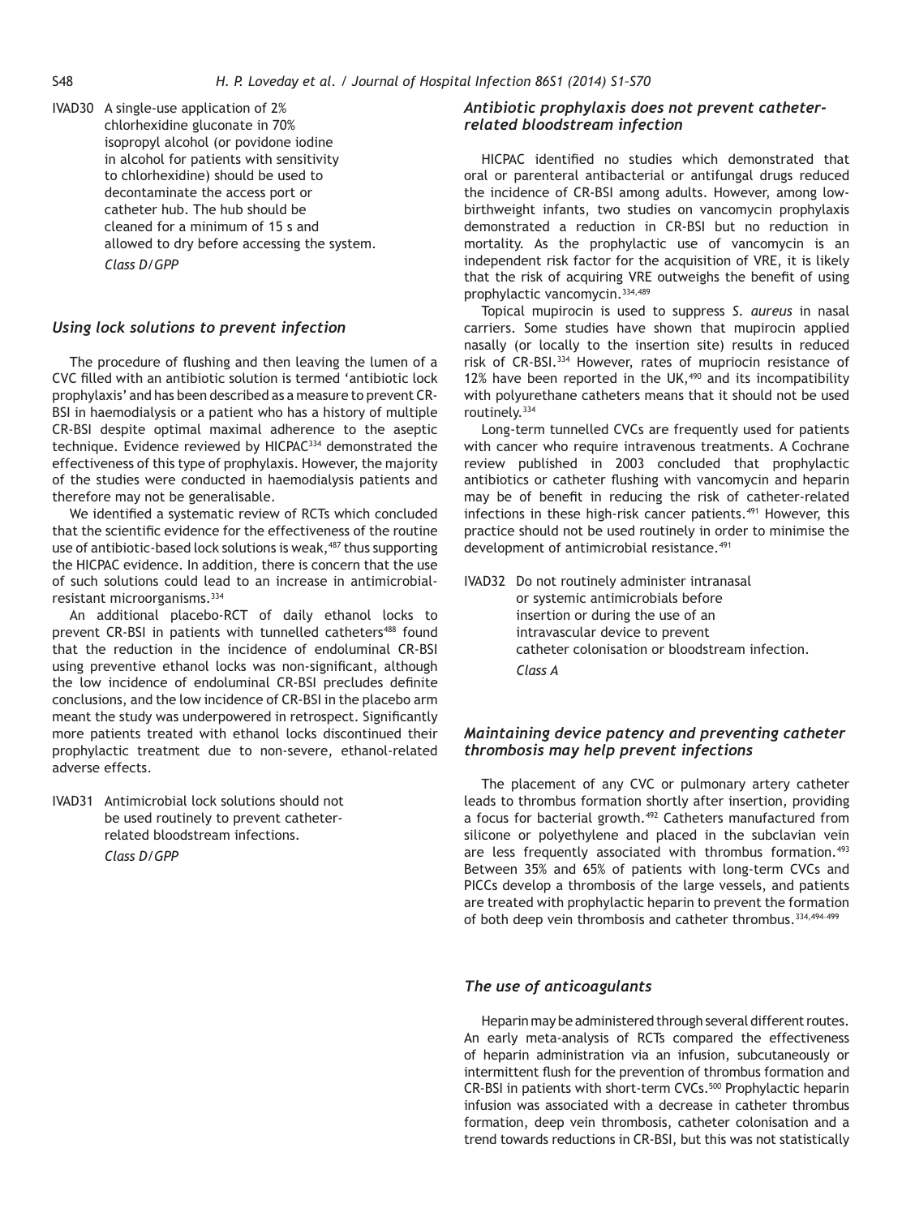IVAD30 A single-use application of 2% chlorhexidine gluconate in 70% isopropyl alcohol (or povidone iodine in alcohol for patients with sensitivity to chlorhexidine) should be used to decontaminate the access port or catheter hub. The hub should be cleaned for a minimum of 15 s and allowed to dry before accessing the system.
*Class D/GPP*

### *Using lock solutions to prevent infection*

The procedure of flushing and then leaving the lumen of a CVC filled with an antibiotic solution is termed 'antibiotic lock prophylaxis' and has been described as a measure to prevent CR-BSI in haemodialysis or a patient who has a history of multiple CR-BSI despite optimal maximal adherence to the aseptic technique. Evidence reviewed by HICPAC[334] demonstrated the effectiveness of this type of prophylaxis. However, the majority of the studies were conducted in haemodialysis patients and therefore may not be generalisable.

We identified a systematic review of RCTs which concluded that the scientific evidence for the effectiveness of the routine use of antibiotic-based lock solutions is weak,[487] thus supporting the HICPAC evidence. In addition, there is concern that the use of such solutions could lead to an increase in antimicrobial-resistant microorganisms.[334]

An additional placebo-RCT of daily ethanol locks to prevent CR-BSI in patients with tunnelled catheters[488] found that the reduction in the incidence of endoluminal CR-BSI using preventive ethanol locks was non-significant, although the low incidence of endoluminal CR-BSI precludes definite conclusions, and the low incidence of CR-BSI in the placebo arm meant the study was underpowered in retrospect. Significantly more patients treated with ethanol locks discontinued their prophylactic treatment due to non-severe, ethanol-related adverse effects.

IVAD31 Antimicrobial lock solutions should not be used routinely to prevent catheter-related bloodstream infections.
*Class D/GPP*

### *Antibiotic prophylaxis does not prevent catheter-related bloodstream infection*

HICPAC identified no studies which demonstrated that oral or parenteral antibacterial or antifungal drugs reduced the incidence of CR-BSI among adults. However, among low-birthweight infants, two studies on vancomycin prophylaxis demonstrated a reduction in CR-BSI but no reduction in mortality. As the prophylactic use of vancomycin is an independent risk factor for the acquisition of VRE, it is likely that the risk of acquiring VRE outweighs the benefit of using prophylactic vancomycin.[334,489]

Topical mupirocin is used to suppress *S. aureus* in nasal carriers. Some studies have shown that mupirocin applied nasally (or locally to the insertion site) results in reduced risk of CR-BSI.[334] However, rates of mupriocin resistance of 12% have been reported in the UK,[490] and its incompatibility with polyurethane catheters means that it should not be used routinely.[334]

Long-term tunnelled CVCs are frequently used for patients with cancer who require intravenous treatments. A Cochrane review published in 2003 concluded that prophylactic antibiotics or catheter flushing with vancomycin and heparin may be of benefit in reducing the risk of catheter-related infections in these high-risk cancer patients.[491] However, this practice should not be used routinely in order to minimise the development of antimicrobial resistance.[491]

IVAD32 Do not routinely administer intranasal or systemic antimicrobials before insertion or during the use of an intravascular device to prevent catheter colonisation or bloodstream infection.
*Class A*

### *Maintaining device patency and preventing catheter thrombosis may help prevent infections*

The placement of any CVC or pulmonary artery catheter leads to thrombus formation shortly after insertion, providing a focus for bacterial growth.[492] Catheters manufactured from silicone or polyethylene and placed in the subclavian vein are less frequently associated with thrombus formation.[493] Between 35% and 65% of patients with long-term CVCs and PICCs develop a thrombosis of the large vessels, and patients are treated with prophylactic heparin to prevent the formation of both deep vein thrombosis and catheter thrombus.[334,494–499]

### *The use of anticoagulants*

Heparin may be administered through several different routes. An early meta-analysis of RCTs compared the effectiveness of heparin administration via an infusion, subcutaneously or intermittent flush for the prevention of thrombus formation and CR-BSI in patients with short-term CVCs.[500] Prophylactic heparin infusion was associated with a decrease in catheter thrombus formation, deep vein thrombosis, catheter colonisation and a trend towards reductions in CR-BSI, but this was not statistically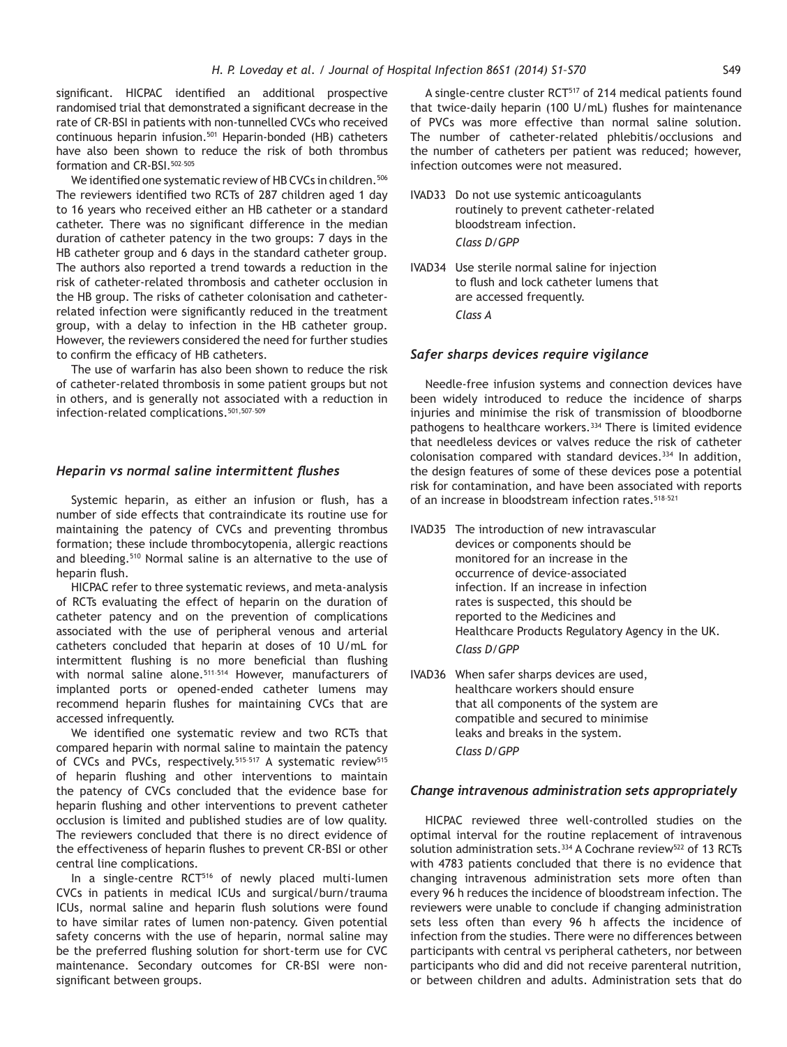significant. HICPAC identified an additional prospective randomised trial that demonstrated a significant decrease in the rate of CR-BSI in patients with non-tunnelled CVCs who received continuous heparin infusion.[501] Heparin-bonded (HB) catheters have also been shown to reduce the risk of both thrombus formation and CR-BSI.[502–505]

We identified one systematic review of HB CVCs in children.[506] The reviewers identified two RCTs of 287 children aged 1 day to 16 years who received either an HB catheter or a standard catheter. There was no significant difference in the median duration of catheter patency in the two groups: 7 days in the HB catheter group and 6 days in the standard catheter group. The authors also reported a trend towards a reduction in the risk of catheter-related thrombosis and catheter occlusion in the HB group. The risks of catheter colonisation and catheter-related infection were significantly reduced in the treatment group, with a delay to infection in the HB catheter group. However, the reviewers considered the need for further studies to confirm the efficacy of HB catheters.

The use of warfarin has also been shown to reduce the risk of catheter-related thrombosis in some patient groups but not in others, and is generally not associated with a reduction in infection-related complications.[501,507–509]

### Heparin vs normal saline intermittent flushes

Systemic heparin, as either an infusion or flush, has a number of side effects that contraindicate its routine use for maintaining the patency of CVCs and preventing thrombus formation; these include thrombocytopenia, allergic reactions and bleeding.[510] Normal saline is an alternative to the use of heparin flush.

HICPAC refer to three systematic reviews, and meta-analysis of RCTs evaluating the effect of heparin on the duration of catheter patency and on the prevention of complications associated with the use of peripheral venous and arterial catheters concluded that heparin at doses of 10 U/mL for intermittent flushing is no more beneficial than flushing with normal saline alone.[511–514] However, manufacturers of implanted ports or opened-ended catheter lumens may recommend heparin flushes for maintaining CVCs that are accessed infrequently.

We identified one systematic review and two RCTs that compared heparin with normal saline to maintain the patency of CVCs and PVCs, respectively.[515–517] A systematic review[515] of heparin flushing and other interventions to maintain the patency of CVCs concluded that the evidence base for heparin flushing and other interventions to prevent catheter occlusion is limited and published studies are of low quality. The reviewers concluded that there is no direct evidence of the effectiveness of heparin flushes to prevent CR-BSI or other central line complications.

In a single-centre RCT[516] of newly placed multi-lumen CVCs in patients in medical ICUs and surgical/burn/trauma ICUs, normal saline and heparin flush solutions were found to have similar rates of lumen non-patency. Given potential safety concerns with the use of heparin, normal saline may be the preferred flushing solution for short-term use for CVC maintenance. Secondary outcomes for CR-BSI were non-significant between groups.

A single-centre cluster RCT[517] of 214 medical patients found that twice-daily heparin (100 U/mL) flushes for maintenance of PVCs was more effective than normal saline solution. The number of catheter-related phlebitis/occlusions and the number of catheters per patient was reduced; however, infection outcomes were not measured.

IVAD33 Do not use systemic anticoagulants routinely to prevent catheter-related bloodstream infection.
*Class D/GPP*

IVAD34 Use sterile normal saline for injection to flush and lock catheter lumens that are accessed frequently.
*Class A*

### Safer sharps devices require vigilance

Needle-free infusion systems and connection devices have been widely introduced to reduce the incidence of sharps injuries and minimise the risk of transmission of bloodborne pathogens to healthcare workers.[334] There is limited evidence that needleless devices or valves reduce the risk of catheter colonisation compared with standard devices.[334] In addition, the design features of some of these devices pose a potential risk for contamination, and have been associated with reports of an increase in bloodstream infection rates.[518–521]

IVAD35 The introduction of new intravascular devices or components should be monitored for an increase in the occurrence of device-associated infection. If an increase in infection rates is suspected, this should be reported to the Medicines and Healthcare Products Regulatory Agency in the UK.
*Class D/GPP*

IVAD36 When safer sharps devices are used, healthcare workers should ensure that all components of the system are compatible and secured to minimise leaks and breaks in the system.
*Class D/GPP*

### Change intravenous administration sets appropriately

HICPAC reviewed three well-controlled studies on the optimal interval for the routine replacement of intravenous solution administration sets.[334] A Cochrane review[522] of 13 RCTs with 4783 patients concluded that there is no evidence that changing intravenous administration sets more often than every 96 h reduces the incidence of bloodstream infection. The reviewers were unable to conclude if changing administration sets less often than every 96 h affects the incidence of infection from the studies. There were no differences between participants with central vs peripheral catheters, nor between participants who did and did not receive parenteral nutrition, or between children and adults. Administration sets that do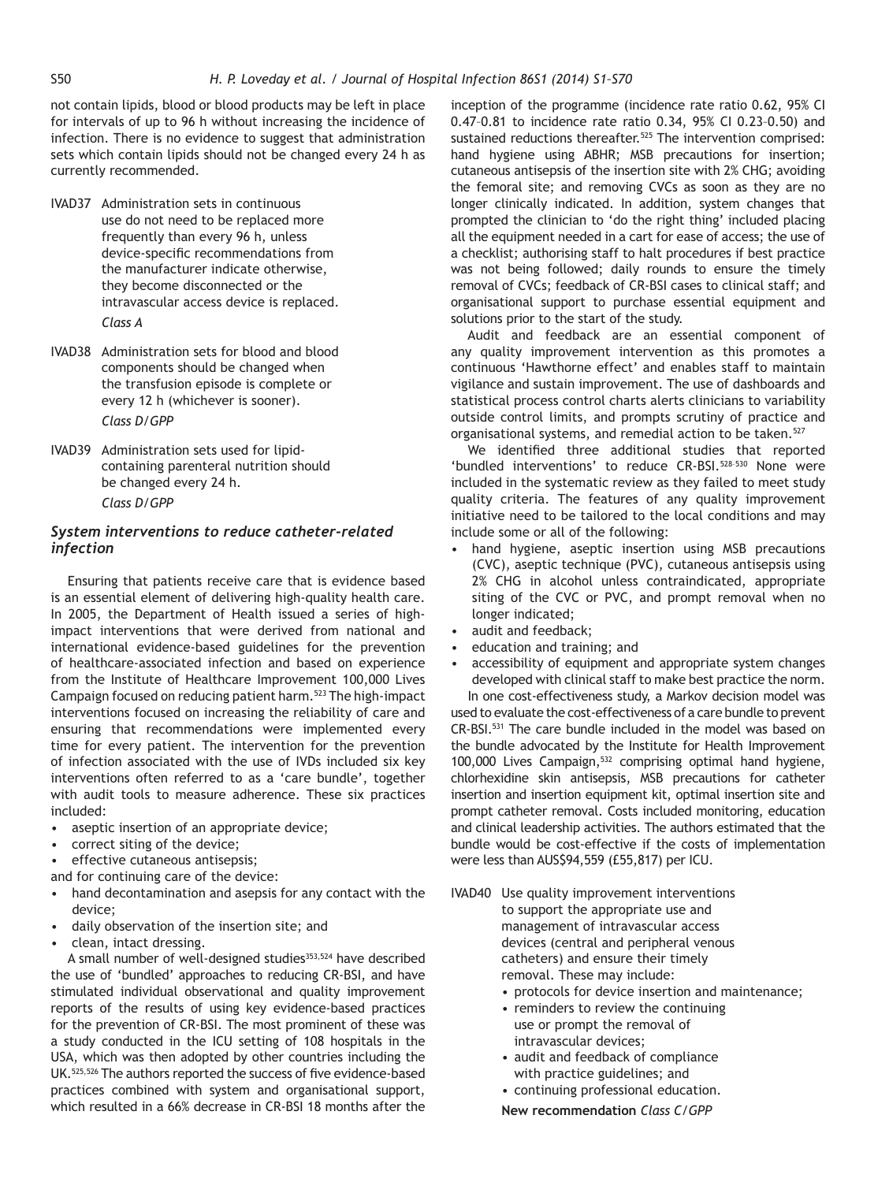not contain lipids, blood or blood products may be left in place for intervals of up to 96 h without increasing the incidence of infection. There is no evidence to suggest that administration sets which contain lipids should not be changed every 24 h as currently recommended.

IVAD37 Administration sets in continuous use do not need to be replaced more frequently than every 96 h, unless device-specific recommendations from the manufacturer indicate otherwise, they become disconnected or the intravascular access device is replaced.
*Class A*

IVAD38 Administration sets for blood and blood components should be changed when the transfusion episode is complete or every 12 h (whichever is sooner).
*Class D/GPP*

IVAD39 Administration sets used for lipid-containing parenteral nutrition should be changed every 24 h.
*Class D/GPP*

### System interventions to reduce catheter-related infection

Ensuring that patients receive care that is evidence based is an essential element of delivering high-quality health care. In 2005, the Department of Health issued a series of high-impact interventions that were derived from national and international evidence-based guidelines for the prevention of healthcare-associated infection and based on experience from the Institute of Healthcare Improvement 100,000 Lives Campaign focused on reducing patient harm.[523] The high-impact interventions focused on increasing the reliability of care and ensuring that recommendations were implemented every time for every patient. The intervention for the prevention of infection associated with the use of IVDs included six key interventions often referred to as a 'care bundle', together with audit tools to measure adherence. These six practices included:

- aseptic insertion of an appropriate device;
- correct siting of the device;
- effective cutaneous antisepsis;

and for continuing care of the device:

- hand decontamination and asepsis for any contact with the device;
- daily observation of the insertion site; and
- clean, intact dressing.

A small number of well-designed studies[353,524] have described the use of 'bundled' approaches to reducing CR-BSI, and have stimulated individual observational and quality improvement reports of the results of using key evidence-based practices for the prevention of CR-BSI. The most prominent of these was a study conducted in the ICU setting of 108 hospitals in the USA, which was then adopted by other countries including the UK.[525,526] The authors reported the success of five evidence-based practices combined with system and organisational support, which resulted in a 66% decrease in CR-BSI 18 months after the inception of the programme (incidence rate ratio 0.62, 95% CI 0.47–0.81 to incidence rate ratio 0.34, 95% CI 0.23–0.50) and sustained reductions thereafter.[525] The intervention comprised: hand hygiene using ABHR; MSB precautions for insertion; cutaneous antisepsis of the insertion site with 2% CHG; avoiding the femoral site; and removing CVCs as soon as they are no longer clinically indicated. In addition, system changes that prompted the clinician to 'do the right thing' included placing all the equipment needed in a cart for ease of access; the use of a checklist; authorising staff to halt procedures if best practice was not being followed; daily rounds to ensure the timely removal of CVCs; feedback of CR-BSI cases to clinical staff; and organisational support to purchase essential equipment and solutions prior to the start of the study.

Audit and feedback are an essential component of any quality improvement intervention as this promotes a continuous 'Hawthorne effect' and enables staff to maintain vigilance and sustain improvement. The use of dashboards and statistical process control charts alerts clinicians to variability outside control limits, and prompts scrutiny of practice and organisational systems, and remedial action to be taken.[527]

We identified three additional studies that reported 'bundled interventions' to reduce CR-BSI.[528–530] None were included in the systematic review as they failed to meet study quality criteria. The features of any quality improvement initiative need to be tailored to the local conditions and may include some or all of the following:

- hand hygiene, aseptic insertion using MSB precautions (CVC), aseptic technique (PVC), cutaneous antisepsis using 2% CHG in alcohol unless contraindicated, appropriate siting of the CVC or PVC, and prompt removal when no longer indicated;
- audit and feedback;
- education and training; and
- accessibility of equipment and appropriate system changes developed with clinical staff to make best practice the norm.

In one cost-effectiveness study, a Markov decision model was used to evaluate the cost-effectiveness of a care bundle to prevent CR-BSI.[531] The care bundle included in the model was based on the bundle advocated by the Institute for Health Improvement 100,000 Lives Campaign,[532] comprising optimal hand hygiene, chlorhexidine skin antisepsis, MSB precautions for catheter insertion and insertion equipment kit, optimal insertion site and prompt catheter removal. Costs included monitoring, education and clinical leadership activities. The authors estimated that the bundle would be cost-effective if the costs of implementation were less than AUS$94,559 (£55,817) per ICU.

IVAD40 Use quality improvement interventions to support the appropriate use and management of intravascular access devices (central and peripheral venous catheters) and ensure their timely removal. These may include:

- protocols for device insertion and maintenance;
- reminders to review the continuing use or prompt the removal of intravascular devices;
- audit and feedback of compliance with practice guidelines; and
- continuing professional education.

**New recommendation** *Class C/GPP*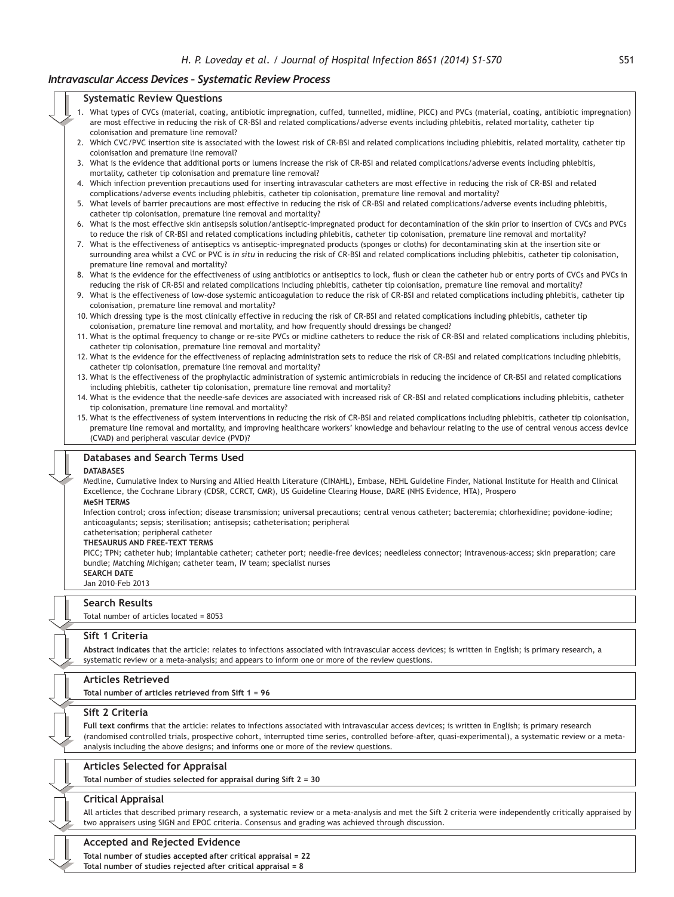## Intravascular Access Devices – Systematic Review Process

### Systematic Review Questions

1. What types of CVCs (material, coating, antibiotic impregnation, cuffed, tunnelled, midline, PICC) and PVCs (material, coating, antibiotic impregnation) are most effective in reducing the risk of CR-BSI and related complications/adverse events including phlebitis, related mortality, catheter tip colonisation and premature line removal?
2. Which CVC/PVC insertion site is associated with the lowest risk of CR-BSI and related complications including phlebitis, related mortality, catheter tip colonisation and premature line removal?
3. What is the evidence that additional ports or lumens increase the risk of CR-BSI and related complications/adverse events including phlebitis, mortality, catheter tip colonisation and premature line removal?
4. Which infection prevention precautions used for inserting intravascular catheters are most effective in reducing the risk of CR-BSI and related complications/adverse events including phlebitis, catheter tip colonisation, premature line removal and mortality?
5. What levels of barrier precautions are most effective in reducing the risk of CR-BSI and related complications/adverse events including phlebitis, catheter tip colonisation, premature line removal and mortality?
6. What is the most effective skin antisepsis solution/antiseptic-impregnated product for decontamination of the skin prior to insertion of CVCs and PVCs to reduce the risk of CR-BSI and related complications including phlebitis, catheter tip colonisation, premature line removal and mortality?
7. What is the effectiveness of antiseptics vs antiseptic-impregnated products (sponges or cloths) for decontaminating skin at the insertion site or surrounding area whilst a CVC or PVC is *in situ* in reducing the risk of CR-BSI and related complications including phlebitis, catheter tip colonisation, premature line removal and mortality?
8. What is the evidence for the effectiveness of using antibiotics or antiseptics to lock, flush or clean the catheter hub or entry ports of CVCs and PVCs in reducing the risk of CR-BSI and related complications including phlebitis, catheter tip colonisation, premature line removal and mortality?
9. What is the effectiveness of low-dose systemic anticoagulation to reduce the risk of CR-BSI and related complications including phlebitis, catheter tip colonisation, premature line removal and mortality?
10. Which dressing type is the most clinically effective in reducing the risk of CR-BSI and related complications including phlebitis, catheter tip colonisation, premature line removal and mortality, and how frequently should dressings be changed?
11. What is the optimal frequency to change or re-site PVCs or midline catheters to reduce the risk of CR-BSI and related complications including phlebitis, catheter tip colonisation, premature line removal and mortality?
12. What is the evidence for the effectiveness of replacing administration sets to reduce the risk of CR-BSI and related complications including phlebitis, catheter tip colonisation, premature line removal and mortality?
13. What is the effectiveness of the prophylactic administration of systemic antimicrobials in reducing the incidence of CR-BSI and related complications including phlebitis, catheter tip colonisation, premature line removal and mortality?
14. What is the evidence that the needle-safe devices are associated with increased risk of CR-BSI and related complications including phlebitis, catheter tip colonisation, premature line removal and mortality?
15. What is the effectiveness of system interventions in reducing the risk of CR-BSI and related complications including phlebitis, catheter tip colonisation, premature line removal and mortality, and improving healthcare workers' knowledge and behaviour relating to the use of central venous access device (CVAD) and peripheral vascular device (PVD)?

### Databases and Search Terms Used

**DATABASES**

Medline, Cumulative Index to Nursing and Allied Health Literature (CINAHL), Embase, NEHL Guideline Finder, National Institute for Health and Clinical Excellence, the Cochrane Library (CDSR, CCRCT, CMR), US Guideline Clearing House, DARE (NHS Evidence, HTA), Prospero

**MeSH TERMS**

Infection control; cross infection; disease transmission; universal precautions; central venous catheter; bacteremia; chlorhexidine; povidone-iodine; anticoagulants; sepsis; sterilisation; antisepsis; catheterisation; peripheral
catheterisation; peripheral catheter

**THESAURUS AND FREE-TEXT TERMS**

PICC; TPN; catheter hub; implantable catheter; catheter port; needle-free devices; needleless connector; intravenous-access; skin preparation; care bundle; Matching Michigan; catheter team, IV team; specialist nurses

**SEARCH DATE**

Jan 2010–Feb 2013

### Search Results

Total number of articles located = 8053

### Sift 1 Criteria

**Abstract indicates** that the article: relates to infections associated with intravascular access devices; is written in English; is primary research, a systematic review or a meta-analysis; and appears to inform one or more of the review questions.

### Articles Retrieved

**Total number of articles retrieved from Sift 1 = 96**

### Sift 2 Criteria

**Full text confirms** that the article: relates to infections associated with intravascular access devices; is written in English; is primary research (randomised controlled trials, prospective cohort, interrupted time series, controlled before–after, quasi-experimental), a systematic review or a meta-analysis including the above designs; and informs one or more of the review questions.

### Articles Selected for Appraisal

**Total number of studies selected for appraisal during Sift 2 = 30**

### Critical Appraisal

All articles that described primary research, a systematic review or a meta-analysis and met the Sift 2 criteria were independently critically appraised by two appraisers using SIGN and EPOC criteria. Consensus and grading was achieved through discussion.

### Accepted and Rejected Evidence

**Total number of studies accepted after critical appraisal = 22**
**Total number of studies rejected after critical appraisal = 8**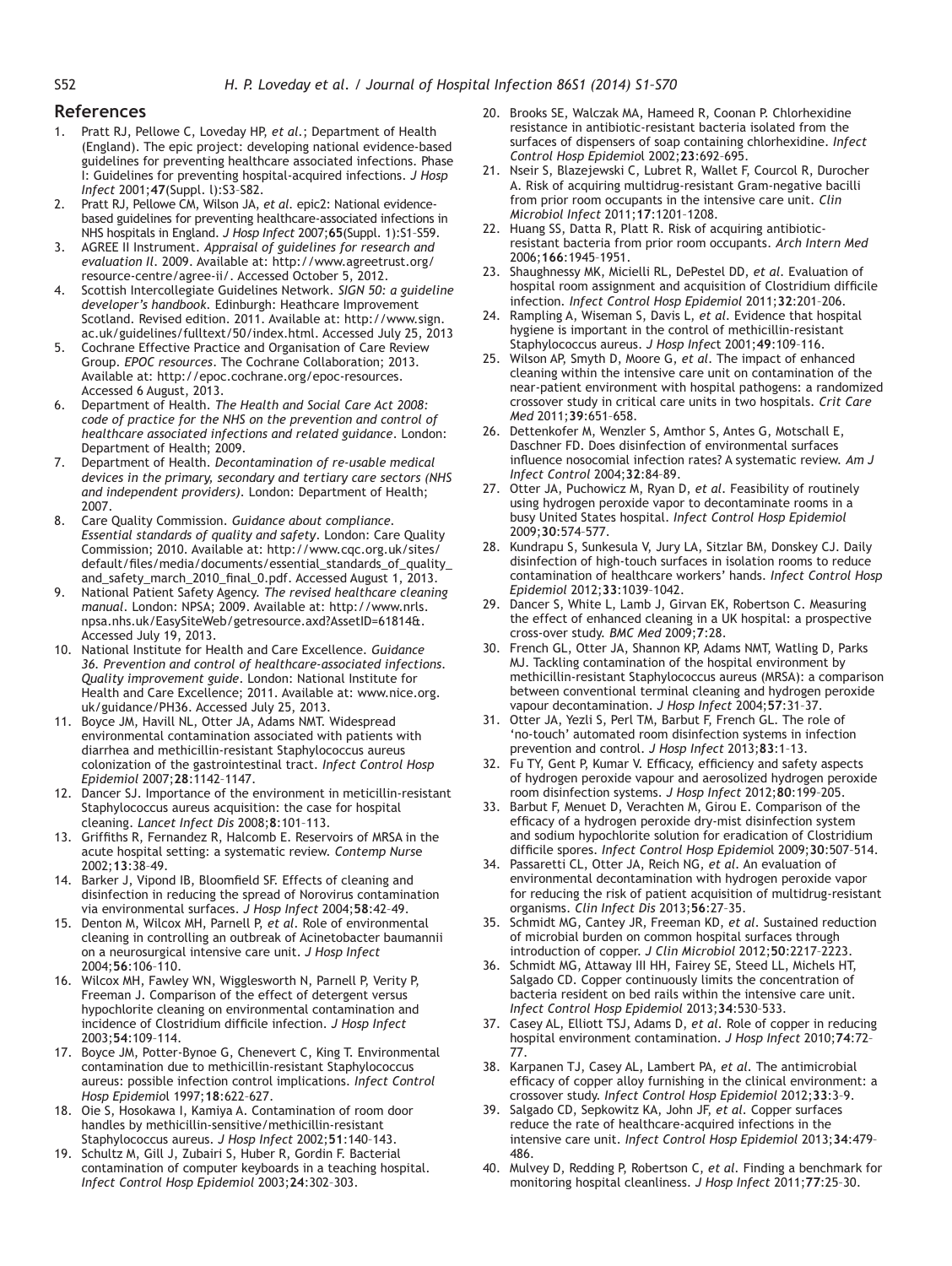## References

1. Pratt RJ, Pellowe C, Loveday HP, *et al.*; Department of Health (England). The epic project: developing national evidence-based guidelines for preventing healthcare associated infections. Phase I: Guidelines for preventing hospital-acquired infections. *J Hosp Infect* 2001;**47**(Suppl. l):S3–S82.
2. Pratt RJ, Pellowe CM, Wilson JA, *et al.* epic2: National evidence-based guidelines for preventing healthcare-associated infections in NHS hospitals in England. *J Hosp Infect* 2007;**65**(Suppl. 1):S1–S59.
3. AGREE II Instrument. *Appraisal of guidelines for research and evaluation II*. 2009. Available at: http://www.agreetrust.org/resource-centre/agree-ii/. Accessed October 5, 2012.
4. Scottish Intercollegiate Guidelines Network. *SIGN 50: a guideline developer's handbook*. Edinburgh: Heathcare Improvement Scotland. Revised edition. 2011. Available at: http://www.sign.ac.uk/guidelines/fulltext/50/index.html. Accessed July 25, 2013
5. Cochrane Effective Practice and Organisation of Care Review Group. *EPOC resources*. The Cochrane Collaboration; 2013. Available at: http://epoc.cochrane.org/epoc-resources. Accessed 6 August, 2013.
6. Department of Health. *The Health and Social Care Act 2008: code of practice for the NHS on the prevention and control of healthcare associated infections and related guidance*. London: Department of Health; 2009.
7. Department of Health. *Decontamination of re-usable medical devices in the primary, secondary and tertiary care sectors (NHS and independent providers)*. London: Department of Health; 2007.
8. Care Quality Commission. *Guidance about compliance. Essential standards of quality and safety*. London: Care Quality Commission; 2010. Available at: http://www.cqc.org.uk/sites/default/files/media/documents/essential_standards_of_quality_and_safety_march_2010_final_0.pdf. Accessed August 1, 2013.
9. National Patient Safety Agency. *The revised healthcare cleaning manual*. London: NPSA; 2009. Available at: http://www.nrls.npsa.nhs.uk/EasySiteWeb/getresource.axd?AssetID=61814&. Accessed July 19, 2013.
10. National Institute for Health and Care Excellence. *Guidance 36. Prevention and control of healthcare-associated infections. Quality improvement guide*. London: National Institute for Health and Care Excellence; 2011. Available at: www.nice.org.uk/guidance/PH36. Accessed July 25, 2013.
11. Boyce JM, Havill NL, Otter JA, Adams NMT. Widespread environmental contamination associated with patients with diarrhea and methicillin-resistant Staphylococcus aureus colonization of the gastrointestinal tract. *Infect Control Hosp Epidemiol* 2007;**28**:1142–1147.
12. Dancer SJ. Importance of the environment in meticillin-resistant Staphylococcus aureus acquisition: the case for hospital cleaning. *Lancet Infect Dis* 2008;**8**:101–113.
13. Griffiths R, Fernandez R, Halcomb E. Reservoirs of MRSA in the acute hospital setting: a systematic review. *Contemp Nurse* 2002;**13**:38–49.
14. Barker J, Vipond IB, Bloomfield SF. Effects of cleaning and disinfection in reducing the spread of Norovirus contamination via environmental surfaces. *J Hosp Infect* 2004;**58**:42–49.
15. Denton M, Wilcox MH, Parnell P, *et al.* Role of environmental cleaning in controlling an outbreak of Acinetobacter baumannii on a neurosurgical intensive care unit. *J Hosp Infect* 2004;**56**:106–110.
16. Wilcox MH, Fawley WN, Wigglesworth N, Parnell P, Verity P, Freeman J. Comparison of the effect of detergent versus hypochlorite cleaning on environmental contamination and incidence of Clostridium difficile infection. *J Hosp Infect* 2003;**54**:109–114.
17. Boyce JM, Potter-Bynoe G, Chenevert C, King T. Environmental contamination due to methicillin-resistant Staphylococcus aureus: possible infection control implications. *Infect Control Hosp Epidemiol* 1997;**18**:622–627.
18. Oie S, Hosokawa I, Kamiya A. Contamination of room door handles by methicillin-sensitive/methicillin-resistant Staphylococcus aureus. *J Hosp Infect* 2002;**51**:140–143.
19. Schultz M, Gill J, Zubairi S, Huber R, Gordin F. Bacterial contamination of computer keyboards in a teaching hospital. *Infect Control Hosp Epidemiol* 2003;**24**:302–303.
20. Brooks SE, Walczak MA, Hameed R, Coonan P. Chlorhexidine resistance in antibiotic-resistant bacteria isolated from the surfaces of dispensers of soap containing chlorhexidine. *Infect Control Hosp Epidemiol* 2002;**23**:692–695.
21. Nseir S, Blazejewski C, Lubret R, Wallet F, Courcol R, Durocher A. Risk of acquiring multidrug-resistant Gram-negative bacilli from prior room occupants in the intensive care unit. *Clin Microbiol Infect* 2011;**17**:1201–1208.
22. Huang SS, Datta R, Platt R. Risk of acquiring antibiotic-resistant bacteria from prior room occupants. *Arch Intern Med* 2006;**166**:1945–1951.
23. Shaughnessy MK, Micielli RL, DePestel DD, *et al.* Evaluation of hospital room assignment and acquisition of Clostridium difficile infection. *Infect Control Hosp Epidemiol* 2011;**32**:201–206.
24. Rampling A, Wiseman S, Davis L, *et al.* Evidence that hospital hygiene is important in the control of methicillin-resistant Staphylococcus aureus. *J Hosp Infect* 2001;**49**:109–116.
25. Wilson AP, Smyth D, Moore G, *et al.* The impact of enhanced cleaning within the intensive care unit on contamination of the near-patient environment with hospital pathogens: a randomized crossover study in critical care units in two hospitals. *Crit Care Med* 2011;**39**:651–658.
26. Dettenkofer M, Wenzler S, Amthor S, Antes G, Motschall E, Daschner FD. Does disinfection of environmental surfaces influence nosocomial infection rates? A systematic review. *Am J Infect Control* 2004;**32**:84–89.
27. Otter JA, Puchowicz M, Ryan D, *et al.* Feasibility of routinely using hydrogen peroxide vapor to decontaminate rooms in a busy United States hospital. *Infect Control Hosp Epidemiol* 2009;**30**:574–577.
28. Kundrapu S, Sunkesula V, Jury LA, Sitzlar BM, Donskey CJ. Daily disinfection of high-touch surfaces in isolation rooms to reduce contamination of healthcare workers' hands. *Infect Control Hosp Epidemiol* 2012;**33**:1039–1042.
29. Dancer S, White L, Lamb J, Girvan EK, Robertson C. Measuring the effect of enhanced cleaning in a UK hospital: a prospective cross-over study. *BMC Med* 2009;**7**:28.
30. French GL, Otter JA, Shannon KP, Adams NMT, Watling D, Parks MJ. Tackling contamination of the hospital environment by methicillin-resistant Staphylococcus aureus (MRSA): a comparison between conventional terminal cleaning and hydrogen peroxide vapour decontamination. *J Hosp Infect* 2004;**57**:31–37.
31. Otter JA, Yezli S, Perl TM, Barbut F, French GL. The role of 'no-touch' automated room disinfection systems in infection prevention and control. *J Hosp Infect* 2013;**83**:1–13.
32. Fu TY, Gent P, Kumar V. Efficacy, efficiency and safety aspects of hydrogen peroxide vapour and aerosolized hydrogen peroxide room disinfection systems. *J Hosp Infect* 2012;**80**:199–205.
33. Barbut F, Menuet D, Verachten M, Girou E. Comparison of the efficacy of a hydrogen peroxide dry-mist disinfection system and sodium hypochlorite solution for eradication of Clostridium difficile spores. *Infect Control Hosp Epidemiol* 2009;**30**:507–514.
34. Passaretti CL, Otter JA, Reich NG, *et al.* An evaluation of environmental decontamination with hydrogen peroxide vapor for reducing the risk of patient acquisition of multidrug-resistant organisms. *Clin Infect Dis* 2013;**56**:27–35.
35. Schmidt MG, Cantey JR, Freeman KD, *et al.* Sustained reduction of microbial burden on common hospital surfaces through introduction of copper. *J Clin Microbiol* 2012;**50**:2217–2223.
36. Schmidt MG, Attaway III HH, Fairey SE, Steed LL, Michels HT, Salgado CD. Copper continuously limits the concentration of bacteria resident on bed rails within the intensive care unit. *Infect Control Hosp Epidemiol* 2013;**34**:530–533.
37. Casey AL, Elliott TSJ, Adams D, *et al.* Role of copper in reducing hospital environment contamination. *J Hosp Infect* 2010;**74**:72–77.
38. Karpanen TJ, Casey AL, Lambert PA, *et al.* The antimicrobial efficacy of copper alloy furnishing in the clinical environment: a crossover study. *Infect Control Hosp Epidemiol* 2012;**33**:3–9.
39. Salgado CD, Sepkowitz KA, John JF, *et al.* Copper surfaces reduce the rate of healthcare-acquired infections in the intensive care unit. *Infect Control Hosp Epidemiol* 2013;**34**:479–486.
40. Mulvey D, Redding P, Robertson C, *et al.* Finding a benchmark for monitoring hospital cleanliness. *J Hosp Infect* 2011;**77**:25–30.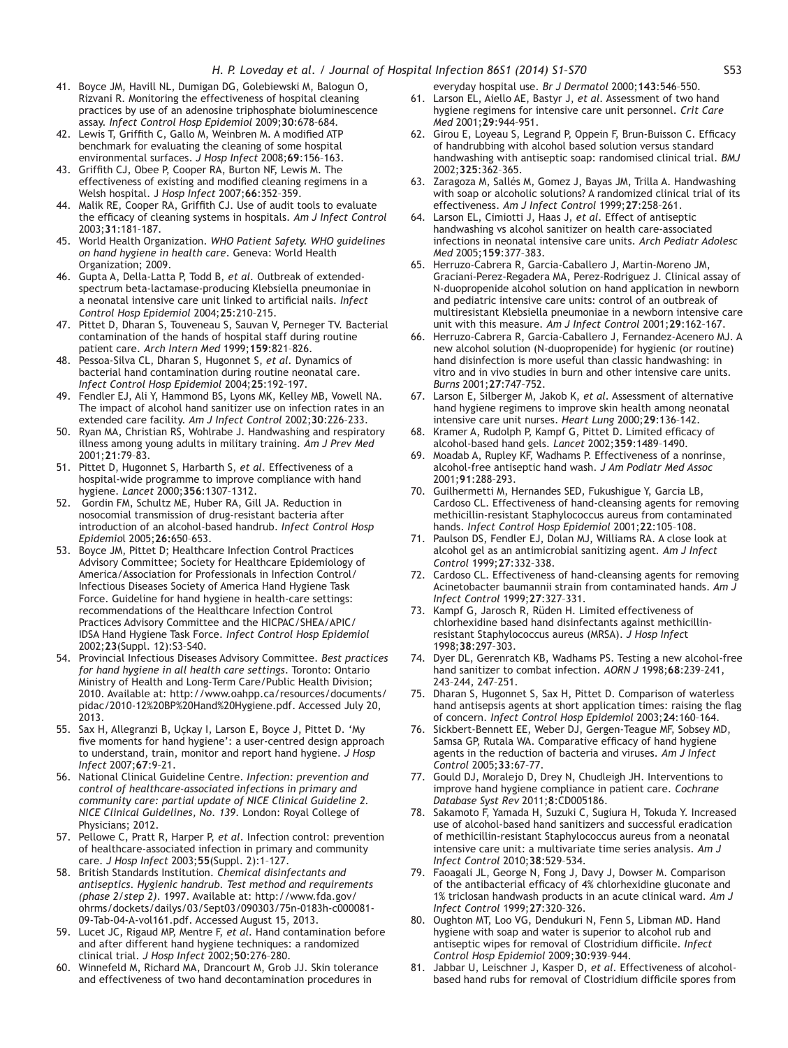41. Boyce JM, Havill NL, Dumigan DG, Golebiewski M, Balogun O, Rizvani R. Monitoring the effectiveness of hospital cleaning practices by use of an adenosine triphosphate bioluminescence assay. *Infect Control Hosp Epidemiol* 2009;**30**:678–684.
42. Lewis T, Griffith C, Gallo M, Weinbren M. A modified ATP benchmark for evaluating the cleaning of some hospital environmental surfaces. *J Hosp Infect* 2008;**69**:156–163.
43. Griffith CJ, Obee P, Cooper RA, Burton NF, Lewis M. The effectiveness of existing and modified cleaning regimens in a Welsh hospital. *J Hosp Infect* 2007;**66**:352–359.
44. Malik RE, Cooper RA, Griffith CJ. Use of audit tools to evaluate the efficacy of cleaning systems in hospitals. *Am J Infect Control* 2003;**31**:181–187.
45. World Health Organization. *WHO Patient Safety. WHO guidelines on hand hygiene in health care*. Geneva: World Health Organization; 2009.
46. Gupta A, Della-Latta P, Todd B, *et al*. Outbreak of extended-spectrum beta-lactamase-producing Klebsiella pneumoniae in a neonatal intensive care unit linked to artificial nails. *Infect Control Hosp Epidemiol* 2004;**25**:210–215.
47. Pittet D, Dharan S, Touveneau S, Sauvan V, Perneger TV. Bacterial contamination of the hands of hospital staff during routine patient care. *Arch Intern Med* 1999;**159**:821–826.
48. Pessoa-Silva CL, Dharan S, Hugonnet S, *et al*. Dynamics of bacterial hand contamination during routine neonatal care. *Infect Control Hosp Epidemiol* 2004;**25**:192–197.
49. Fendler EJ, Ali Y, Hammond BS, Lyons MK, Kelley MB, Vowell NA. The impact of alcohol hand sanitizer use on infection rates in an extended care facility. *Am J Infect Control* 2002;**30**:226–233.
50. Ryan MA, Christian RS, Wohlrabe J. Handwashing and respiratory illness among young adults in military training. *Am J Prev Med* 2001;**21**:79–83.
51. Pittet D, Hugonnet S, Harbarth S, *et al*. Effectiveness of a hospital-wide programme to improve compliance with hand hygiene. *Lancet* 2000;**356**:1307–1312.
52. Gordin FM, Schultz ME, Huber RA, Gill JA. Reduction in nosocomial transmission of drug-resistant bacteria after introduction of an alcohol-based handrub. *Infect Control Hosp Epidemiol* 2005;**26:**650–653.
53. Boyce JM, Pittet D; Healthcare Infection Control Practices Advisory Committee; Society for Healthcare Epidemiology of America/Association for Professionals in Infection Control/Infectious Diseases Society of America Hand Hygiene Task Force. Guideline for hand hygiene in health-care settings: recommendations of the Healthcare Infection Control Practices Advisory Committee and the HICPAC/SHEA/APIC/IDSA Hand Hygiene Task Force. *Infect Control Hosp Epidemiol* 2002;**23**(Suppl. 12):S3–S40.
54. Provincial Infectious Diseases Advisory Committee. *Best practices for hand hygiene in all health care settings*. Toronto: Ontario Ministry of Health and Long-Term Care/Public Health Division; 2010. Available at: http://www.oahpp.ca/resources/documents/pidac/2010-12%20BP%20Hand%20Hygiene.pdf. Accessed July 20, 2013.
55. Sax H, Allegranzi B, Uçkay I, Larson E, Boyce J, Pittet D. 'My five moments for hand hygiene': a user-centred design approach to understand, train, monitor and report hand hygiene. *J Hosp Infect* 2007;**67**:9–21.
56. National Clinical Guideline Centre. *Infection: prevention and control of healthcare-associated infections in primary and community care: partial update of NICE Clinical Guideline 2. NICE Clinical Guidelines, No. 139*. London: Royal College of Physicians; 2012.
57. Pellowe C, Pratt R, Harper P, *et al*. Infection control: prevention of healthcare-associated infection in primary and community care. *J Hosp Infect* 2003;**55**(Suppl. 2):1–127.
58. British Standards Institution. *Chemical disinfectants and antiseptics. Hygienic handrub. Test method and requirements (phase 2/step 2)*. 1997. Available at: http://www.fda.gov/ohrms/dockets/dailys/03/Sept03/090303/75n-0183h-c000081-09-Tab-04-A-vol161.pdf. Accessed August 15, 2013.
59. Lucet JC, Rigaud MP, Mentre F, *et al*. Hand contamination before and after different hand hygiene techniques: a randomized clinical trial. *J Hosp Infect* 2002;**50**:276–280.
60. Winnefeld M, Richard MA, Drancourt M, Grob JJ. Skin tolerance and effectiveness of two hand decontamination procedures in everyday hospital use. *Br J Dermatol* 2000;**143**:546–550.
61. Larson EL, Aiello AE, Bastyr J, *et al*. Assessment of two hand hygiene regimens for intensive care unit personnel. *Crit Care Med* 2001;**29**:944–951.
62. Girou E, Loyeau S, Legrand P, Oppein F, Brun-Buisson C. Efficacy of handrubbing with alcohol based solution versus standard handwashing with antiseptic soap: randomised clinical trial. *BMJ* 2002;**325**:362–365.
63. Zaragoza M, Sallés M, Gomez J, Bayas JM, Trilla A. Handwashing with soap or alcoholic solutions? A randomized clinical trial of its effectiveness. *Am J Infect Control* 1999;**27**:258–261.
64. Larson EL, Cimiotti J, Haas J, *et al*. Effect of antiseptic handwashing vs alcohol sanitizer on health care-associated infections in neonatal intensive care units. *Arch Pediatr Adolesc Med* 2005;**159**:377–383.
65. Herruzo-Cabrera R, Garcia-Caballero J, Martin-Moreno JM, Graciani-Perez-Regadera MA, Perez-Rodriguez J. Clinical assay of N-duopropenide alcohol solution on hand application in newborn and pediatric intensive care units: control of an outbreak of multiresistant Klebsiella pneumoniae in a newborn intensive care unit with this measure. *Am J Infect Control* 2001;**29**:162–167.
66. Herruzo-Cabrera R, Garcia-Caballero J, Fernandez-Acenero MJ. A new alcohol solution (N-duopropenide) for hygienic (or routine) hand disinfection is more useful than classic handwashing: in vitro and in vivo studies in burn and other intensive care units. *Burns* 2001;**27**:747–752.
67. Larson E, Silberger M, Jakob K, *et al*. Assessment of alternative hand hygiene regimens to improve skin health among neonatal intensive care unit nurses. *Heart Lung* 2000;**29**:136–142.
68. Kramer A, Rudolph P, Kampf G, Pittet D. Limited efficacy of alcohol-based hand gels. *Lancet* 2002;**359**:1489–1490.
69. Moadab A, Rupley KF, Wadhams P. Effectiveness of a nonrinse, alcohol-free antiseptic hand wash. *J Am Podiatr Med Assoc* 2001;**91**:288–293.
70. Guilhermetti M, Hernandes SED, Fukushigue Y, Garcia LB, Cardoso CL. Effectiveness of hand-cleansing agents for removing methicillin-resistant Staphylococcus aureus from contaminated hands. *Infect Control Hosp Epidemiol* 2001;**22**:105–108.
71. Paulson DS, Fendler EJ, Dolan MJ, Williams RA. A close look at alcohol gel as an antimicrobial sanitizing agent. *Am J Infect Control* 1999;**27**:332–338.
72. Cardoso CL. Effectiveness of hand-cleansing agents for removing Acinetobacter baumannii strain from contaminated hands. *Am J Infect Control* 1999;**27**:327–331.
73. Kampf G, Jarosch R, Rüden H. Limited effectiveness of chlorhexidine based hand disinfectants against methicillin-resistant Staphylococcus aureus (MRSA). *J Hosp Infect* 1998;**38**:297–303.
74. Dyer DL, Gerenratch KB, Wadhams PS. Testing a new alcohol-free hand sanitizer to combat infection. *AORN J* 1998;**68**:239–241, 243–244, 247–251.
75. Dharan S, Hugonnet S, Sax H, Pittet D. Comparison of waterless hand antisepsis agents at short application times: raising the flag of concern. *Infect Control Hosp Epidemiol* 2003;**24**:160–164.
76. Sickbert-Bennett EE, Weber DJ, Gergen-Teague MF, Sobsey MD, Samsa GP, Rutala WA. Comparative efficacy of hand hygiene agents in the reduction of bacteria and viruses. *Am J Infect Control* 2005;**33**:67–77.
77. Gould DJ, Moralejo D, Drey N, Chudleigh JH. Interventions to improve hand hygiene compliance in patient care. *Cochrane Database Syst Rev* 2011;**8**:CD005186.
78. Sakamoto F, Yamada H, Suzuki C, Sugiura H, Tokuda Y. Increased use of alcohol-based hand sanitizers and successful eradication of methicillin-resistant Staphylococcus aureus from a neonatal intensive care unit: a multivariate time series analysis. *Am J Infect Control* 2010;**38**:529–534.
79. Faoagali JL, George N, Fong J, Davy J, Dowser M. Comparison of the antibacterial efficacy of 4% chlorhexidine gluconate and 1% triclosan handwash products in an acute clinical ward. *Am J Infect Control* 1999;**27**:320–326.
80. Oughton MT, Loo VG, Dendukuri N, Fenn S, Libman MD. Hand hygiene with soap and water is superior to alcohol rub and antiseptic wipes for removal of Clostridium difficile. *Infect Control Hosp Epidemiol* 2009;**30**:939–944.
81. Jabbar U, Leischner J, Kasper D, *et al*. Effectiveness of alcohol-based hand rubs for removal of Clostridium difficile spores from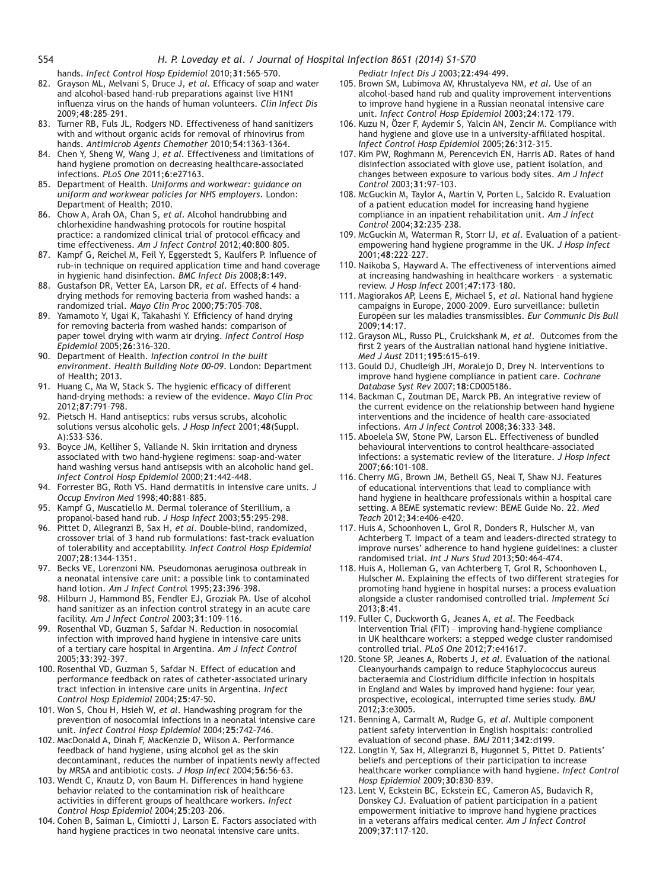hands. *Infect Control Hosp Epidemiol* 2010;**31**:565–570.

82. Grayson ML, Melvani S, Druce J, *et al.* Efficacy of soap and water and alcohol-based hand-rub preparations against live H1N1 influenza virus on the hands of human volunteers. *Clin Infect Dis* 2009;**48**:285–291.
83. Turner RB, Fuls JL, Rodgers ND. Effectiveness of hand sanitizers with and without organic acids for removal of rhinovirus from hands. *Antimicrob Agents Chemother* 2010;**54**:1363–1364.
84. Chen Y, Sheng W, Wang J, *et al.* Effectiveness and limitations of hand hygiene promotion on decreasing healthcare-associated infections. *PLoS One* 2011;**6**:e27163.
85. Department of Health. *Uniforms and workwear: guidance on uniform and workwear policies for NHS employers.* London: Department of Health; 2010.
86. Chow A, Arah OA, Chan S, *et al.* Alcohol handrubbing and chlorhexidine handwashing protocols for routine hospital practice: a randomized clinical trial of protocol efficacy and time effectiveness. *Am J Infect Control* 2012;**40**:800–805.
87. Kampf G, Reichel M, Feil Y, Eggerstedt S, Kaulfers P. Influence of rub-in technique on required application time and hand coverage in hygienic hand disinfection. *BMC Infect Dis* 2008;**8**:149.
88. Gustafson DR, Vetter EA, Larson DR, *et al.* Effects of 4 hand-drying methods for removing bacteria from washed hands: a randomized trial. *Mayo Clin Proc* 2000;**75**:705–708.
89. Yamamoto Y, Ugai K, Takahashi Y. Efficiency of hand drying for removing bacteria from washed hands: comparison of paper towel drying with warm air drying. *Infect Control Hosp Epidemiol* 2005;**26**:316–320.
90. Department of Health. *Infection control in the built environment. Health Building Note 00-09.* London: Department of Health; 2013.
91. Huang C, Ma W, Stack S. The hygienic efficacy of different hand-drying methods: a review of the evidence. *Mayo Clin Proc* 2012;**87**:791–798.
92. Pietsch H. Hand antiseptics: rubs versus scrubs, alcoholic solutions versus alcoholic gels. *J Hosp Infect* 2001;**48**(Suppl. A):S33–S36.
93. Boyce JM, Kelliher S, Vallande N. Skin irritation and dryness associated with two hand-hygiene regimens: soap-and-water hand washing versus hand antisepsis with an alcoholic hand gel. *Infect Control Hosp Epidemiol* 2000;**21**:442–448.
94. Forrester BG, Roth VS. Hand dermatitis in intensive care units. *J Occup Environ Med* 1998;**40**:881–885.
95. Kampf G, Muscatiello M. Dermal tolerance of Sterillium, a propanol-based hand rub. *J Hosp Infect* 2003;**55**:295–298.
96. Pittet D, Allegranzi B, Sax H, *et al.* Double-blind, randomized, crossover trial of 3 hand rub formulations: fast-track evaluation of tolerability and acceptability. *Infect Control Hosp Epidemiol* 2007;**28**:1344–1351.
97. Becks VE, Lorenzoni NM. Pseudomonas aeruginosa outbreak in a neonatal intensive care unit: a possible link to contaminated hand lotion. *Am J Infect Control* 1995;**23**:396–398.
98. Hilburn J, Hammond BS, Fendler EJ, Groziak PA. Use of alcohol hand sanitizer as an infection control strategy in an acute care facility. *Am J Infect Control* 2003;**31**:109–116.
99. Rosenthal VD, Guzman S, Safdar N. Reduction in nosocomial infection with improved hand hygiene in intensive care units of a tertiary care hospital in Argentina. *Am J Infect Control* 2005;**33**:392–397.
100. Rosenthal VD, Guzman S, Safdar N. Effect of education and performance feedback on rates of catheter-associated urinary tract infection in intensive care units in Argentina. *Infect Control Hosp Epidemiol* 2004;**25**:47–50.
101. Won S, Chou H, Hsieh W, *et al.* Handwashing program for the prevention of nosocomial infections in a neonatal intensive care unit. *Infect Control Hosp Epidemiol* 2004;**25**:742–746.
102. MacDonald A, Dinah F, MacKenzie D, Wilson A. Performance feedback of hand hygiene, using alcohol gel as the skin decontaminant, reduces the number of inpatients newly affected by MRSA and antibiotic costs. *J Hosp Infect* 2004;**56**:56–63.
103. Wendt C, Knautz D, von Baum H. Differences in hand hygiene behavior related to the contamination risk of healthcare activities in different groups of healthcare workers. *Infect Control Hosp Epidemiol* 2004;**25**:203–206.
104. Cohen B, Saiman L, Cimiotti J, Larson E. Factors associated with hand hygiene practices in two neonatal intensive care units. *Pediatr Infect Dis J* 2003;**22**:494–499.
105. Brown SM, Lubimova AV, Khrustalyeva NM, *et al.* Use of an alcohol-based hand rub and quality improvement interventions to improve hand hygiene in a Russian neonatal intensive care unit. *Infect Control Hosp Epidemiol* 2003;**24**:172–179.
106. Kuzu N, Özer F, Aydemir S, Yalcin AN, Zencir M. Compliance with hand hygiene and glove use in a university-affiliated hospital. *Infect Control Hosp Epidemiol* 2005;**26**:312–315.
107. Kim PW, Roghmann M, Perencevich EN, Harris AD. Rates of hand disinfection associated with glove use, patient isolation, and changes between exposure to various body sites. *Am J Infect Control* 2003;**31**:97–103.
108. McGuckin M, Taylor A, Martin V, Porten L, Salcido R. Evaluation of a patient education model for increasing hand hygiene compliance in an inpatient rehabilitation unit. *Am J Infect Control* 2004;**32**:235–238.
109. McGuckin M, Waterman R, Storr IJ, *et al.* Evaluation of a patient-empowering hand hygiene programme in the UK. *J Hosp Infect* 2001;**48**:222–227.
110. Naikoba S, Hayward A. The effectiveness of interventions aimed at increasing handwashing in healthcare workers – a systematic review. *J Hosp Infect* 2001;**47**:173–180.
111. Magiorakos AP, Leens E, Michael S, *et al.* National hand hygiene campaigns in Europe, 2000–2009. Euro surveillance: bulletin Européen sur les maladies transmissibles. *Eur Communic Dis Bull* 2009;**14**:17.
112. Grayson ML, Russo PL, Cruickshank M, *et al.* Outcomes from the first 2 years of the Australian national hand hygiene initiative. *Med J Aust* 2011;**195**:615–619.
113. Gould DJ, Chudleigh JH, Moralejo D, Drey N. Interventions to improve hand hygiene compliance in patient care. *Cochrane Database Syst Rev* 2007;**18**:CD005186.
114. Backman C, Zoutman DE, Marck PB. An integrative review of the current evidence on the relationship between hand hygiene interventions and the incidence of health care-associated infections. *Am J Infect Control* 2008;**36**:333–348.
115. Aboelela SW, Stone PW, Larson EL. Effectiveness of bundled behavioural interventions to control healthcare-associated infections: a systematic review of the literature. *J Hosp Infect* 2007;**66**:101–108.
116. Cherry MG, Brown JM, Bethell GS, Neal T, Shaw NJ. Features of educational interventions that lead to compliance with hand hygiene in healthcare professionals within a hospital care setting. A BEME systematic review: BEME Guide No. 22. *Med Teach* 2012;**34**:e406–e420.
117. Huis A, Schoonhoven L, Grol R, Donders R, Hulscher M, van Achterberg T. Impact of a team and leaders-directed strategy to improve nurses' adherence to hand hygiene guidelines: a cluster randomised trial. *Int J Nurs Stud* 2013;**50**:464–474.
118. Huis A, Holleman G, van Achterberg T, Grol R, Schoonhoven L, Hulscher M. Explaining the effects of two different strategies for promoting hand hygiene in hospital nurses: a process evaluation alongside a cluster randomised controlled trial. *Implement Sci* 2013;**8**:41.
119. Fuller C, Duckworth G, Jeanes A, *et al.* The Feedback Intervention Trial (FIT) – improving hand-hygiene compliance in UK healthcare workers: a stepped wedge cluster randomised controlled trial. *PLoS One* 2012;**7**:e41617.
120. Stone SP, Jeanes A, Roberts J, *et al.* Evaluation of the national Cleanyourhands campaign to reduce Staphylococcus aureus bacteraemia and Clostridium difficile infection in hospitals in England and Wales by improved hand hygiene: four year, prospective, ecological, interrupted time series study. *BMJ* 2012;**3**:e3005.
121. Benning A, Carmalt M, Rudge G, *et al.* Multiple component patient safety intervention in English hospitals: controlled evaluation of second phase. *BMJ* 2011;**342**:d199.
122. Longtin Y, Sax H, Allegranzi B, Hugonnet S, Pittet D. Patients' beliefs and perceptions of their participation to increase healthcare worker compliance with hand hygiene. *Infect Control Hosp Epidemiol* 2009;**30**:830–839.
123. Lent V, Eckstein BC, Eckstein EC, Cameron AS, Budavich R, Donskey CJ. Evaluation of patient participation in a patient empowerment initiative to improve hand hygiene practices in a veterans affairs medical center. *Am J Infect Control* 2009;**37**:117–120.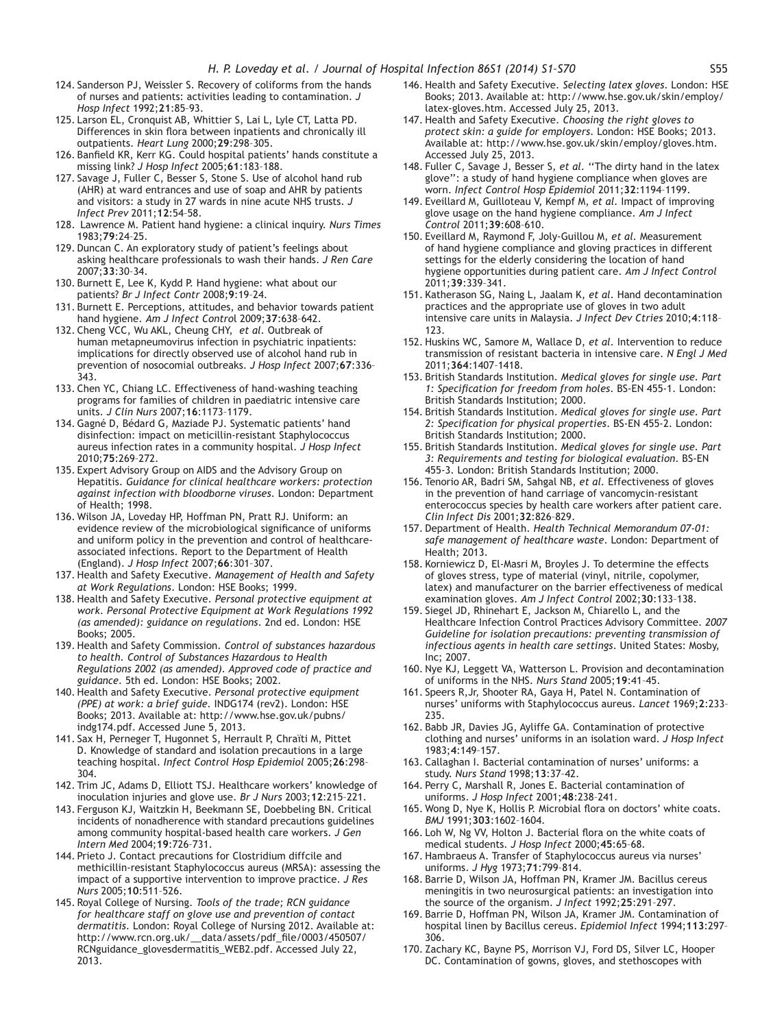124. Sanderson PJ, Weissler S. Recovery of coliforms from the hands of nurses and patients: activities leading to contamination. *J Hosp Infect* 1992;**21**:85–93.
125. Larson EL, Cronquist AB, Whittier S, Lai L, Lyle CT, Latta PD. Differences in skin flora between inpatients and chronically ill outpatients. *Heart Lung* 2000;**29**:298–305.
126. Banfield KR, Kerr KG. Could hospital patients' hands constitute a missing link? *J Hosp Infect* 2005;**61**:183–188.
127. Savage J, Fuller C, Besser S, Stone S. Use of alcohol hand rub (AHR) at ward entrances and use of soap and AHR by patients and visitors: a study in 27 wards in nine acute NHS trusts. *J Infect Prev* 2011;**12**:54–58.
128. Lawrence M. Patient hand hygiene: a clinical inquiry. *Nurs Times* 1983;**79**:24–25.
129. Duncan C. An exploratory study of patient's feelings about asking healthcare professionals to wash their hands. *J Ren Care* 2007;**33**:30–34.
130. Burnett E, Lee K, Kydd P. Hand hygiene: what about our patients? *Br J Infect Contr* 2008;**9**:19–24.
131. Burnett E. Perceptions, attitudes, and behavior towards patient hand hygiene. *Am J Infect Control* 2009;**37**:638–642.
132. Cheng VCC, Wu AKL, Cheung CHY, *et al*. Outbreak of human metapneumovirus infection in psychiatric inpatients: implications for directly observed use of alcohol hand rub in prevention of nosocomial outbreaks. *J Hosp Infect* 2007;**67**:336–343.
133. Chen YC, Chiang LC. Effectiveness of hand-washing teaching programs for families of children in paediatric intensive care units. *J Clin Nurs* 2007;**16**:1173–1179.
134. Gagné D, Bédard G, Maziade PJ. Systematic patients' hand disinfection: impact on meticillin-resistant Staphylococcus aureus infection rates in a community hospital. *J Hosp Infect* 2010;**75**:269–272.
135. Expert Advisory Group on AIDS and the Advisory Group on Hepatitis. *Guidance for clinical healthcare workers: protection against infection with bloodborne viruses*. London: Department of Health; 1998.
136. Wilson JA, Loveday HP, Hoffman PN, Pratt RJ. Uniform: an evidence review of the microbiological significance of uniforms and uniform policy in the prevention and control of healthcare-associated infections. Report to the Department of Health (England). *J Hosp Infect* 2007;**66**:301–307.
137. Health and Safety Executive. *Management of Health and Safety at Work Regulations*. London: HSE Books; 1999.
138. Health and Safety Executive. *Personal protective equipment at work. Personal Protective Equipment at Work Regulations 1992 (as amended): guidance on regulations*. 2nd ed. London: HSE Books; 2005.
139. Health and Safety Commission. *Control of substances hazardous to health. Control of Substances Hazardous to Health Regulations 2002 (as amended). Approved code of practice and guidance*. 5th ed. London: HSE Books; 2002.
140. Health and Safety Executive. *Personal protective equipment (PPE) at work: a brief guide*. INDG174 (rev2). London: HSE Books; 2013. Available at: http://www.hse.gov.uk/pubns/indg174.pdf. Accessed June 5, 2013.
141. Sax H, Perneger T, Hugonnet S, Herrault P, Chraïti M, Pittet D. Knowledge of standard and isolation precautions in a large teaching hospital. *Infect Control Hosp Epidemiol* 2005;**26**:298–304.
142. Trim JC, Adams D, Elliott TSJ. Healthcare workers' knowledge of inoculation injuries and glove use. *Br J Nurs* 2003;**12**:215–221.
143. Ferguson KJ, Waitzkin H, Beekmann SE, Doebbeling BN. Critical incidents of nonadherence with standard precautions guidelines among community hospital-based health care workers. *J Gen Intern Med* 2004;**19**:726–731.
144. Prieto J. Contact precautions for Clostridium diffcile and methicillin-resistant Staphylococcus aureus (MRSA): assessing the impact of a supportive intervention to improve practice. *J Res Nurs* 2005;**10**:511–526.
145. Royal College of Nursing. *Tools of the trade; RCN guidance for healthcare staff on glove use and prevention of contact dermatitis*. London: Royal College of Nursing 2012. Available at: http://www.rcn.org.uk/__data/assets/pdf_file/0003/450507/RCNguidance_glovesdermatitis_WEB2.pdf. Accessed July 22, 2013.
146. Health and Safety Executive. *Selecting latex gloves*. London: HSE Books; 2013. Available at: http://www.hse.gov.uk/skin/employ/latex-gloves.htm. Accessed July 25, 2013.
147. Health and Safety Executive. *Choosing the right gloves to protect skin: a guide for employers*. London: HSE Books; 2013. Available at: http://www.hse.gov.uk/skin/employ/gloves.htm. Accessed July 25, 2013.
148. Fuller C, Savage J, Besser S, *et al*. "The dirty hand in the latex glove": a study of hand hygiene compliance when gloves are worn. *Infect Control Hosp Epidemiol* 2011;**32**:1194–1199.
149. Eveillard M, Guilloteau V, Kempf M, *et al*. Impact of improving glove usage on the hand hygiene compliance. *Am J Infect Control* 2011;**39**:608–610.
150. Eveillard M, Raymond F, Joly-Guillou M, *et al*. Measurement of hand hygiene compliance and gloving practices in different settings for the elderly considering the location of hand hygiene opportunities during patient care. *Am J Infect Control* 2011;**39**:339–341.
151. Katherason SG, Naing L, Jaalam K, *et al*. Hand decontamination practices and the appropriate use of gloves in two adult intensive care units in Malaysia. *J Infect Dev Ctries* 2010;**4**:118–123.
152. Huskins WC, Samore M, Wallace D, *et al*. Intervention to reduce transmission of resistant bacteria in intensive care. *N Engl J Med* 2011;**364**:1407–1418.
153. British Standards Institution. *Medical gloves for single use. Part 1: Specification for freedom from holes*. BS-EN 455-1. London: British Standards Institution; 2000.
154. British Standards Institution. *Medical gloves for single use. Part 2: Specification for physical properties*. BS-EN 455-2. London: British Standards Institution; 2000.
155. British Standards Institution. *Medical gloves for single use. Part 3: Requirements and testing for biological evaluation*. BS-EN 455-3. London: British Standards Institution; 2000.
156. Tenorio AR, Badri SM, Sahgal NB, *et al*. Effectiveness of gloves in the prevention of hand carriage of vancomycin-resistant enterococcus species by health care workers after patient care. *Clin Infect Dis* 2001;**32**:826–829.
157. Department of Health. *Health Technical Memorandum 07-01: safe management of healthcare waste*. London: Department of Health; 2013.
158. Korniewicz D, El-Masri M, Broyles J. To determine the effects of gloves stress, type of material (vinyl, nitrile, copolymer, latex) and manufacturer on the barrier effectiveness of medical examination gloves. *Am J Infect Control* 2002;**30**:133–138.
159. Siegel JD, Rhinehart E, Jackson M, Chiarello L, and the Healthcare Infection Control Practices Advisory Committee. *2007 Guideline for isolation precautions: preventing transmission of infectious agents in health care settings*. United States: Mosby, Inc; 2007.
160. Nye KJ, Leggett VA, Watterson L. Provision and decontamination of uniforms in the NHS. *Nurs Stand* 2005;**19**:41–45.
161. Speers R,Jr, Shooter RA, Gaya H, Patel N. Contamination of nurses' uniforms with Staphylococcus aureus. *Lancet* 1969;**2**:233–235.
162. Babb JR, Davies JG, Ayliffe GA. Contamination of protective clothing and nurses' uniforms in an isolation ward. *J Hosp Infect* 1983;**4**:149–157.
163. Callaghan I. Bacterial contamination of nurses' uniforms: a study. *Nurs Stand* 1998;**13**:37–42.
164. Perry C, Marshall R, Jones E. Bacterial contamination of uniforms. *J Hosp Infect* 2001;**48**:238–241.
165. Wong D, Nye K, Hollis P. Microbial flora on doctors' white coats. *BMJ* 1991;**303**:1602–1604.
166. Loh W, Ng VV, Holton J. Bacterial flora on the white coats of medical students. *J Hosp Infect* 2000;**45**:65–68.
167. Hambraeus A. Transfer of Staphylococcus aureus via nurses' uniforms. *J Hyg* 1973;**71**:799–814.
168. Barrie D, Wilson JA, Hoffman PN, Kramer JM. Bacillus cereus meningitis in two neurosurgical patients: an investigation into the source of the organism. *J Infect* 1992;**25**:291–297.
169. Barrie D, Hoffman PN, Wilson JA, Kramer JM. Contamination of hospital linen by Bacillus cereus. *Epidemiol Infect* 1994;**113**:297–306.
170. Zachary KC, Bayne PS, Morrison VJ, Ford DS, Silver LC, Hooper DC. Contamination of gowns, gloves, and stethoscopes with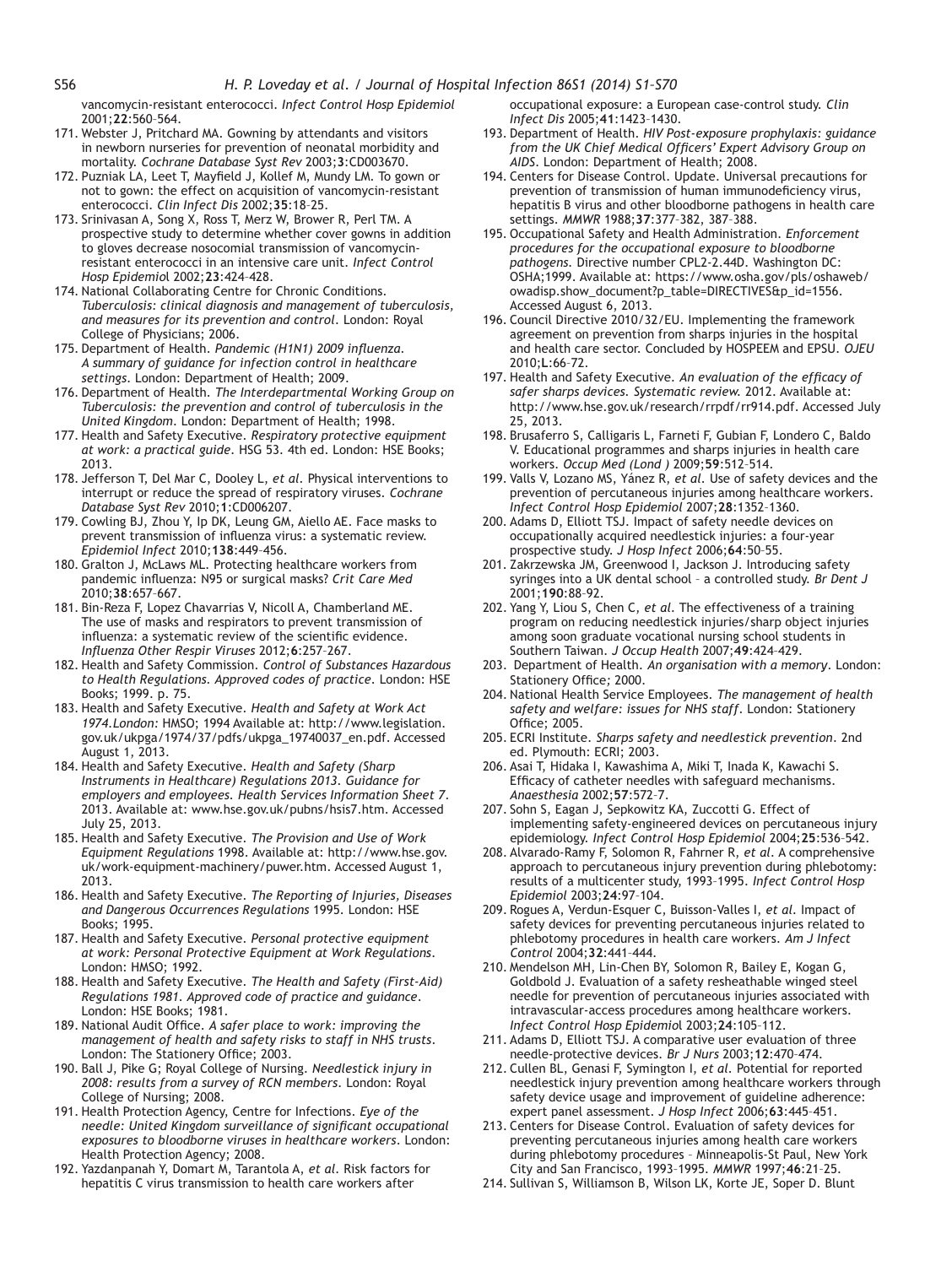vancomycin-resistant enterococci. *Infect Control Hosp Epidemiol* 2001;**22**:560–564.

171. Webster J, Pritchard MA. Gowning by attendants and visitors in newborn nurseries for prevention of neonatal morbidity and mortality. *Cochrane Database Syst Rev* 2003;**3**:CD003670.
172. Puzniak LA, Leet T, Mayfield J, Kollef M, Mundy LM. To gown or not to gown: the effect on acquisition of vancomycin-resistant enterococci. *Clin Infect Dis* 2002;**35**:18–25.
173. Srinivasan A, Song X, Ross T, Merz W, Brower R, Perl TM. A prospective study to determine whether cover gowns in addition to gloves decrease nosocomial transmission of vancomycin-resistant enterococci in an intensive care unit. *Infect Control Hosp Epidemiol* 2002;**23**:424–428.
174. National Collaborating Centre for Chronic Conditions. *Tuberculosis: clinical diagnosis and management of tuberculosis, and measures for its prevention and control*. London: Royal College of Physicians; 2006.
175. Department of Health. *Pandemic (H1N1) 2009 influenza. A summary of guidance for infection control in healthcare settings*. London: Department of Health; 2009.
176. Department of Health. *The Interdepartmental Working Group on Tuberculosis: the prevention and control of tuberculosis in the United Kingdom*. London: Department of Health; 1998.
177. Health and Safety Executive. *Respiratory protective equipment at work: a practical guide*. HSG 53. 4th ed. London: HSE Books; 2013.
178. Jefferson T, Del Mar C, Dooley L, *et al*. Physical interventions to interrupt or reduce the spread of respiratory viruses. *Cochrane Database Syst Rev* 2010;**1**:CD006207.
179. Cowling BJ, Zhou Y, Ip DK, Leung GM, Aiello AE. Face masks to prevent transmission of influenza virus: a systematic review. *Epidemiol Infect* 2010;**138**:449–456.
180. Gralton J, McLaws ML. Protecting healthcare workers from pandemic influenza: N95 or surgical masks? *Crit Care Med* 2010;**38**:657–667.
181. Bin-Reza F, Lopez Chavarrias V, Nicoll A, Chamberland ME. The use of masks and respirators to prevent transmission of influenza: a systematic review of the scientific evidence. *Influenza Other Respir Viruses* 2012;**6**:257–267.
182. Health and Safety Commission. *Control of Substances Hazardous to Health Regulations. Approved codes of practice*. London: HSE Books; 1999. p. 75.
183. Health and Safety Executive. *Health and Safety at Work Act 1974.London:* HMSO; 1994 Available at: http://www.legislation.gov.uk/ukpga/1974/37/pdfs/ukpga_19740037_en.pdf. Accessed August 1, 2013.
184. Health and Safety Executive. *Health and Safety (Sharp Instruments in Healthcare) Regulations 2013. Guidance for employers and employees. Health Services Information Sheet 7*. 2013. Available at: www.hse.gov.uk/pubns/hsis7.htm. Accessed July 25, 2013.
185. Health and Safety Executive. *The Provision and Use of Work Equipment Regulations* 1998. Available at: http://www.hse.gov.uk/work-equipment-machinery/puwer.htm. Accessed August 1, 2013.
186. Health and Safety Executive. *The Reporting of Injuries, Diseases and Dangerous Occurrences Regulations* 1995. London: HSE Books; 1995.
187. Health and Safety Executive. *Personal protective equipment at work: Personal Protective Equipment at Work Regulations*. London: HMSO; 1992.
188. Health and Safety Executive. *The Health and Safety (First-Aid) Regulations 1981. Approved code of practice and guidance*. London: HSE Books; 1981.
189. National Audit Office. *A safer place to work: improving the management of health and safety risks to staff in NHS trusts*. London: The Stationery Office; 2003.
190. Ball J, Pike G; Royal College of Nursing. *Needlestick injury in 2008: results from a survey of RCN members*. London: Royal College of Nursing; 2008.
191. Health Protection Agency, Centre for Infections. *Eye of the needle: United Kingdom surveillance of significant occupational exposures to bloodborne viruses in healthcare workers*. London: Health Protection Agency; 2008.
192. Yazdanpanah Y, Domart M, Tarantola A, *et al*. Risk factors for hepatitis C virus transmission to health care workers after occupational exposure: a European case-control study. *Clin Infect Dis* 2005;**41**:1423–1430.
193. Department of Health. *HIV Post-exposure prophylaxis: guidance from the UK Chief Medical Officers' Expert Advisory Group on AIDS*. London: Department of Health; 2008.
194. Centers for Disease Control. Update. Universal precautions for prevention of transmission of human immunodeficiency virus, hepatitis B virus and other bloodborne pathogens in health care settings. *MMWR* 1988;**37**:377–382, 387–388.
195. Occupational Safety and Health Administration. *Enforcement procedures for the occupational exposure to bloodborne pathogens*. Directive number CPL2-2.44D. Washington DC: OSHA;1999. Available at: https://www.osha.gov/pls/oshaweb/owadisp.show_document?p_table=DIRECTIVES&p_id=1556. Accessed August 6, 2013.
196. Council Directive 2010/32/EU. Implementing the framework agreement on prevention from sharps injuries in the hospital and health care sector. Concluded by HOSPEEM and EPSU. *OJEU* 2010;**L**:66–72.
197. Health and Safety Executive. *An evaluation of the efficacy of safer sharps devices. Systematic review*. 2012. Available at: http://www.hse.gov.uk/research/rrpdf/rr914.pdf. Accessed July 25, 2013.
198. Brusaferro S, Calligaris L, Farneti F, Gubian F, Londero C, Baldo V. Educational programmes and sharps injuries in health care workers. *Occup Med (Lond )* 2009;**59**:512–514.
199. Valls V, Lozano MS, Yánez R, *et al*. Use of safety devices and the prevention of percutaneous injuries among healthcare workers. *Infect Control Hosp Epidemiol* 2007;**28**:1352–1360.
200. Adams D, Elliott TSJ. Impact of safety needle devices on occupationally acquired needlestick injuries: a four-year prospective study. *J Hosp Infect* 2006;**64**:50–55.
201. Zakrzewska JM, Greenwood I, Jackson J. Introducing safety syringes into a UK dental school – a controlled study. *Br Dent J* 2001;**190**:88–92.
202. Yang Y, Liou S, Chen C, *et al*. The effectiveness of a training program on reducing needlestick injuries/sharp object injuries among soon graduate vocational nursing school students in Southern Taiwan. *J Occup Health* 2007;**49**:424–429.
203. Department of Health. *An organisation with a memory*. London: Stationery Office; 2000.
204. National Health Service Employees. *The management of health safety and welfare: issues for NHS staff*. London: Stationery Office; 2005.
205. ECRI Institute. *Sharps safety and needlestick prevention*. 2nd ed. Plymouth: ECRI; 2003.
206. Asai T, Hidaka I, Kawashima A, Miki T, Inada K, Kawachi S. Efficacy of catheter needles with safeguard mechanisms. *Anaesthesia* 2002;**57**:572–7.
207. Sohn S, Eagan J, Sepkowitz KA, Zuccotti G. Effect of implementing safety-engineered devices on percutaneous injury epidemiology. *Infect Control Hosp Epidemiol* 2004;**25**:536–542.
208. Alvarado-Ramy F, Solomon R, Fahrner R, *et al*. A comprehensive approach to percutaneous injury prevention during phlebotomy: results of a multicenter study, 1993–1995. *Infect Control Hosp Epidemiol* 2003;**24**:97–104.
209. Rogues A, Verdun-Esquer C, Buisson-Valles I, *et al*. Impact of safety devices for preventing percutaneous injuries related to phlebotomy procedures in health care workers. *Am J Infect Control* 2004;**32**:441–444.
210. Mendelson MH, Lin-Chen BY, Solomon R, Bailey E, Kogan G, Goldbold J. Evaluation of a safety resheathable winged steel needle for prevention of percutaneous injuries associated with intravascular-access procedures among healthcare workers. *Infect Control Hosp Epidemiol* 2003;**24**:105–112.
211. Adams D, Elliott TSJ. A comparative user evaluation of three needle-protective devices. *Br J Nurs* 2003;**12**:470–474.
212. Cullen BL, Genasi F, Symington I, *et al*. Potential for reported needlestick injury prevention among healthcare workers through safety device usage and improvement of guideline adherence: expert panel assessment. *J Hosp Infect* 2006;**63**:445–451.
213. Centers for Disease Control. Evaluation of safety devices for preventing percutaneous injuries among health care workers during phlebotomy procedures – Minneapolis-St Paul, New York City and San Francisco, 1993–1995. *MMWR* 1997;**46**:21–25.
214. Sullivan S, Williamson B, Wilson LK, Korte JE, Soper D. Blunt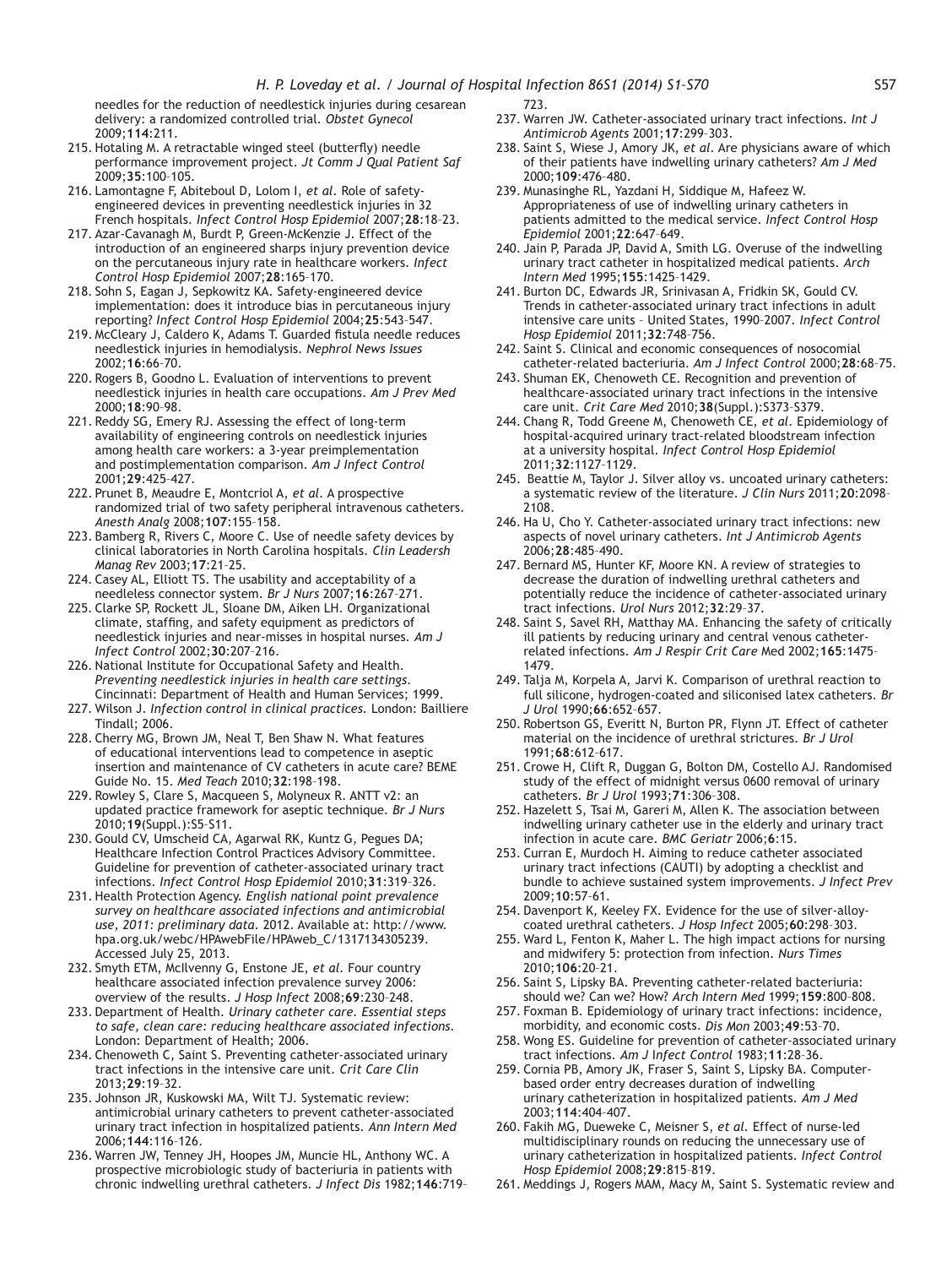needles for the reduction of needlestick injuries during cesarean delivery: a randomized controlled trial. *Obstet Gynecol* 2009;**114**:211.

215. Hotaling M. A retractable winged steel (butterfly) needle performance improvement project. *Jt Comm J Qual Patient Saf* 2009;**35**:100–105.
216. Lamontagne F, Abiteboul D, Lolom I, *et al*. Role of safety-engineered devices in preventing needlestick injuries in 32 French hospitals. *Infect Control Hosp Epidemiol* 2007;**28**:18–23.
217. Azar-Cavanagh M, Burdt P, Green-McKenzie J. Effect of the introduction of an engineered sharps injury prevention device on the percutaneous injury rate in healthcare workers. *Infect Control Hosp Epidemiol* 2007;**28**:165–170.
218. Sohn S, Eagan J, Sepkowitz KA. Safety-engineered device implementation: does it introduce bias in percutaneous injury reporting? *Infect Control Hosp Epidemiol* 2004;**25**:543–547.
219. McCleary J, Caldero K, Adams T. Guarded fistula needle reduces needlestick injuries in hemodialysis. *Nephrol News Issues* 2002;**16**:66–70.
220. Rogers B, Goodno L. Evaluation of interventions to prevent needlestick injuries in health care occupations. *Am J Prev Med* 2000;**18**:90–98.
221. Reddy SG, Emery RJ. Assessing the effect of long-term availability of engineering controls on needlestick injuries among health care workers: a 3-year preimplementation and postimplementation comparison. *Am J Infect Control* 2001;**29**:425–427.
222. Prunet B, Meaudre E, Montcriol A, *et al*. A prospective randomized trial of two safety peripheral intravenous catheters. *Anesth Analg* 2008;**107**:155–158.
223. Bamberg R, Rivers C, Moore C. Use of needle safety devices by clinical laboratories in North Carolina hospitals. *Clin Leadersh Manag Rev* 2003;**17**:21–25.
224. Casey AL, Elliott TS. The usability and acceptability of a needleless connector system. *Br J Nurs* 2007;**16**:267–271.
225. Clarke SP, Rockett JL, Sloane DM, Aiken LH. Organizational climate, staffing, and safety equipment as predictors of needlestick injuries and near-misses in hospital nurses. *Am J Infect Control* 2002;**30**:207–216.
226. National Institute for Occupational Safety and Health. *Preventing needlestick injuries in health care settings*. Cincinnati: Department of Health and Human Services; 1999.
227. Wilson J. *Infection control in clinical practices*. London: Bailliere Tindall; 2006.
228. Cherry MG, Brown JM, Neal T, Ben Shaw N. What features of educational interventions lead to competence in aseptic insertion and maintenance of CV catheters in acute care? BEME Guide No. 15. *Med Teach* 2010;**32**:198–198.
229. Rowley S, Clare S, Macqueen S, Molyneux R. ANTT v2: an updated practice framework for aseptic technique. *Br J Nurs* 2010;**19**(Suppl.):S5–S11.
230. Gould CV, Umscheid CA, Agarwal RK, Kuntz G, Pegues DA; Healthcare Infection Control Practices Advisory Committee. Guideline for prevention of catheter-associated urinary tract infections. *Infect Control Hosp Epidemiol* 2010;**31**:319–326.
231. Health Protection Agency. *English national point prevalence survey on healthcare associated infections and antimicrobial use, 2011: preliminary data*. 2012. Available at: http://www.hpa.org.uk/webc/HPAwebFile/HPAweb_C/1317134305239. Accessed July 25, 2013.
232. Smyth ETM, McIlvenny G, Enstone JE, *et al*. Four country healthcare associated infection prevalence survey 2006: overview of the results. *J Hosp Infect* 2008;**69**:230–248.
233. Department of Health. *Urinary catheter care. Essential steps to safe, clean care: reducing healthcare associated infections*. London: Department of Health; 2006.
234. Chenoweth C, Saint S. Preventing catheter-associated urinary tract infections in the intensive care unit. *Crit Care Clin* 2013;**29**:19–32.
235. Johnson JR, Kuskowski MA, Wilt TJ. Systematic review: antimicrobial urinary catheters to prevent catheter-associated urinary tract infection in hospitalized patients. *Ann Intern Med* 2006;**144**:116–126.
236. Warren JW, Tenney JH, Hoopes JM, Muncie HL, Anthony WC. A prospective microbiologic study of bacteriuria in patients with chronic indwelling urethral catheters. *J Infect Dis* 1982;**146**:719–723.
237. Warren JW. Catheter-associated urinary tract infections. *Int J Antimicrob Agents* 2001;**17**:299–303.
238. Saint S, Wiese J, Amory JK, *et al*. Are physicians aware of which of their patients have indwelling urinary catheters? *Am J Med* 2000;**109**:476–480.
239. Munasinghe RL, Yazdani H, Siddique M, Hafeez W. Appropriateness of use of indwelling urinary catheters in patients admitted to the medical service. *Infect Control Hosp Epidemiol* 2001;**22**:647–649.
240. Jain P, Parada JP, David A, Smith LG. Overuse of the indwelling urinary tract catheter in hospitalized medical patients. *Arch Intern Med* 1995;**155**:1425–1429.
241. Burton DC, Edwards JR, Srinivasan A, Fridkin SK, Gould CV. Trends in catheter-associated urinary tract infections in adult intensive care units – United States, 1990–2007. *Infect Control Hosp Epidemiol* 2011;**32**:748–756.
242. Saint S. Clinical and economic consequences of nosocomial catheter-related bacteriuria. *Am J Infect Control* 2000;**28**:68–75.
243. Shuman EK, Chenoweth CE. Recognition and prevention of healthcare-associated urinary tract infections in the intensive care unit. *Crit Care Med* 2010;**38**(Suppl.):S373–S379.
244. Chang R, Todd Greene M, Chenoweth CE, *et al*. Epidemiology of hospital-acquired urinary tract-related bloodstream infection at a university hospital. *Infect Control Hosp Epidemiol* 2011;**32**:1127–1129.
245. Beattie M, Taylor J. Silver alloy vs. uncoated urinary catheters: a systematic review of the literature. *J Clin Nurs* 2011;**20**:2098–2108.
246. Ha U, Cho Y. Catheter-associated urinary tract infections: new aspects of novel urinary catheters. *Int J Antimicrob Agents* 2006;**28**:485–490.
247. Bernard MS, Hunter KF, Moore KN. A review of strategies to decrease the duration of indwelling urethral catheters and potentially reduce the incidence of catheter-associated urinary tract infections. *Urol Nurs* 2012;**32**:29–37.
248. Saint S, Savel RH, Matthay MA. Enhancing the safety of critically ill patients by reducing urinary and central venous catheter-related infections. *Am J Respir Crit Care Med* 2002;**165**:1475–1479.
249. Talja M, Korpela A, Jarvi K. Comparison of urethral reaction to full silicone, hydrogen-coated and siliconised latex catheters. *Br J Urol* 1990;**66**:652–657.
250. Robertson GS, Everitt N, Burton PR, Flynn JT. Effect of catheter material on the incidence of urethral strictures. *Br J Urol* 1991;**68**:612–617.
251. Crowe H, Clift R, Duggan G, Bolton DM, Costello AJ. Randomised study of the effect of midnight versus 0600 removal of urinary catheters. *Br J Urol* 1993;**71**:306–308.
252. Hazelett S, Tsai M, Gareri M, Allen K. The association between indwelling urinary catheter use in the elderly and urinary tract infection in acute care. *BMC Geriatr* 2006;**6**:15.
253. Curran E, Murdoch H. Aiming to reduce catheter associated urinary tract infections (CAUTI) by adopting a checklist and bundle to achieve sustained system improvements. *J Infect Prev* 2009;**10**:57–61.
254. Davenport K, Keeley FX. Evidence for the use of silver-alloy-coated urethral catheters. *J Hosp Infect* 2005;**60**:298–303.
255. Ward L, Fenton K, Maher L. The high impact actions for nursing and midwifery 5: protection from infection. *Nurs Times* 2010;**106**:20–21.
256. Saint S, Lipsky BA. Preventing catheter-related bacteriuria: should we? Can we? How? *Arch Intern Med* 1999;**159**:800–808.
257. Foxman B. Epidemiology of urinary tract infections: incidence, morbidity, and economic costs. *Dis Mon* 2003;**49**:53–70.
258. Wong ES. Guideline for prevention of catheter-associated urinary tract infections. *Am J Infect Control* 1983;**11**:28–36.
259. Cornia PB, Amory JK, Fraser S, Saint S, Lipsky BA. Computer-based order entry decreases duration of indwelling urinary catheterization in hospitalized patients. *Am J Med* 2003;**114**:404–407.
260. Fakih MG, Dueweke C, Meisner S, *et al*. Effect of nurse-led multidisciplinary rounds on reducing the unnecessary use of urinary catheterization in hospitalized patients. *Infect Control Hosp Epidemiol* 2008;**29**:815–819.
261. Meddings J, Rogers MAM, Macy M, Saint S. Systematic review and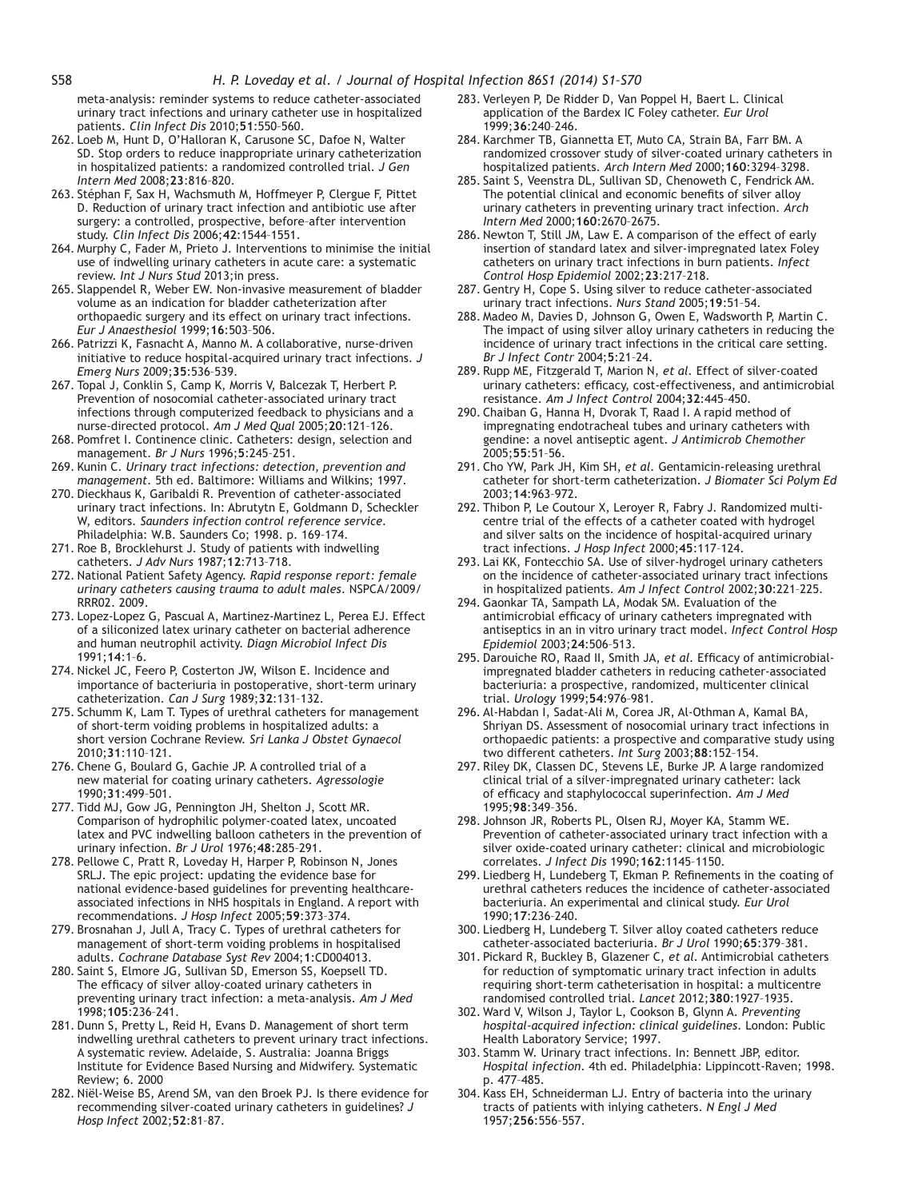meta-analysis: reminder systems to reduce catheter-associated urinary tract infections and urinary catheter use in hospitalized patients. *Clin Infect Dis* 2010;**51**:550–560.

262. Loeb M, Hunt D, O'Halloran K, Carusone SC, Dafoe N, Walter SD. Stop orders to reduce inappropriate urinary catheterization in hospitalized patients: a randomized controlled trial. *J Gen Intern Med* 2008;**23**:816–820.
263. Stéphan F, Sax H, Wachsmuth M, Hoffmeyer P, Clergue F, Pittet D. Reduction of urinary tract infection and antibiotic use after surgery: a controlled, prospective, before–after intervention study. *Clin Infect Dis* 2006;**42**:1544–1551.
264. Murphy C, Fader M, Prieto J. Interventions to minimise the initial use of indwelling urinary catheters in acute care: a systematic review. *Int J Nurs Stud* 2013;in press.
265. Slappendel R, Weber EW. Non-invasive measurement of bladder volume as an indication for bladder catheterization after orthopaedic surgery and its effect on urinary tract infections. *Eur J Anaesthesiol* 1999;**16**:503–506.
266. Patrizzi K, Fasnacht A, Manno M. A collaborative, nurse-driven initiative to reduce hospital-acquired urinary tract infections. *J Emerg Nurs* 2009;**35**:536–539.
267. Topal J, Conklin S, Camp K, Morris V, Balcezak T, Herbert P. Prevention of nosocomial catheter-associated urinary tract infections through computerized feedback to physicians and a nurse-directed protocol. *Am J Med Qual* 2005;**20**:121–126.
268. Pomfret I. Continence clinic. Catheters: design, selection and management. *Br J Nurs* 1996;**5**:245–251.
269. Kunin C. *Urinary tract infections: detection, prevention and management*. 5th ed. Baltimore: Williams and Wilkins; 1997.
270. Dieckhaus K, Garibaldi R. Prevention of catheter-associated urinary tract infections. In: Abrutytn E, Goldmann D, Scheckler W, editors. *Saunders infection control reference service*. Philadelphia: W.B. Saunders Co; 1998. p. 169–174.
271. Roe B, Brocklehurst J. Study of patients with indwelling catheters. *J Adv Nurs* 1987;**12**:713–718.
272. National Patient Safety Agency. *Rapid response report: female urinary catheters causing trauma to adult males*. NSPCA/2009/RRR02. 2009.
273. Lopez-Lopez G, Pascual A, Martinez-Martinez L, Perea EJ. Effect of a siliconized latex urinary catheter on bacterial adherence and human neutrophil activity. *Diagn Microbiol Infect Dis* 1991;**14**:1–6.
274. Nickel JC, Feero P, Costerton JW, Wilson E. Incidence and importance of bacteriuria in postoperative, short-term urinary catheterization. *Can J Surg* 1989;**32**:131–132.
275. Schumm K, Lam T. Types of urethral catheters for management of short-term voiding problems in hospitalized adults: a short version Cochrane Review. *Sri Lanka J Obstet Gynaecol* 2010;**31**:110–121.
276. Chene G, Boulard G, Gachie JP. A controlled trial of a new material for coating urinary catheters. *Agressologie* 1990;**31**:499–501.
277. Tidd MJ, Gow JG, Pennington JH, Shelton J, Scott MR. Comparison of hydrophilic polymer-coated latex, uncoated latex and PVC indwelling balloon catheters in the prevention of urinary infection. *Br J Urol* 1976;**48**:285–291.
278. Pellowe C, Pratt R, Loveday H, Harper P, Robinson N, Jones SRLJ. The epic project: updating the evidence base for national evidence-based guidelines for preventing healthcare-associated infections in NHS hospitals in England. A report with recommendations. *J Hosp Infect* 2005;**59**:373–374.
279. Brosnahan J, Jull A, Tracy C. Types of urethral catheters for management of short-term voiding problems in hospitalised adults. *Cochrane Database Syst Rev* 2004;**1**:CD004013.
280. Saint S, Elmore JG, Sullivan SD, Emerson SS, Koepsell TD. The efficacy of silver alloy-coated urinary catheters in preventing urinary tract infection: a meta-analysis. *Am J Med* 1998;**105**:236–241.
281. Dunn S, Pretty L, Reid H, Evans D. Management of short term indwelling urethral catheters to prevent urinary tract infections. A systematic review. Adelaide, S. Australia: Joanna Briggs Institute for Evidence Based Nursing and Midwifery. Systematic Review; 6. 2000
282. Niël-Weise BS, Arend SM, van den Broek PJ. Is there evidence for recommending silver-coated urinary catheters in guidelines? *J Hosp Infect* 2002;**52**:81–87.
283. Verleyen P, De Ridder D, Van Poppel H, Baert L. Clinical application of the Bardex IC Foley catheter. *Eur Urol* 1999;**36**:240–246.
284. Karchmer TB, Giannetta ET, Muto CA, Strain BA, Farr BM. A randomized crossover study of silver-coated urinary catheters in hospitalized patients. *Arch Intern Med* 2000;**160**:3294–3298.
285. Saint S, Veenstra DL, Sullivan SD, Chenoweth C, Fendrick AM. The potential clinical and economic benefits of silver alloy urinary catheters in preventing urinary tract infection. *Arch Intern Med* 2000;**160**:2670–2675.
286. Newton T, Still JM, Law E. A comparison of the effect of early insertion of standard latex and silver-impregnated latex Foley catheters on urinary tract infections in burn patients. *Infect Control Hosp Epidemiol* 2002;**23**:217–218.
287. Gentry H, Cope S. Using silver to reduce catheter-associated urinary tract infections. *Nurs Stand* 2005;**19**:51–54.
288. Madeo M, Davies D, Johnson G, Owen E, Wadsworth P, Martin C. The impact of using silver alloy urinary catheters in reducing the incidence of urinary tract infections in the critical care setting. *Br J Infect Contr* 2004;**5**:21–24.
289. Rupp ME, Fitzgerald T, Marion N, *et al*. Effect of silver-coated urinary catheters: efficacy, cost-effectiveness, and antimicrobial resistance. *Am J Infect Control* 2004;**32**:445–450.
290. Chaiban G, Hanna H, Dvorak T, Raad I. A rapid method of impregnating endotracheal tubes and urinary catheters with gendine: a novel antiseptic agent. *J Antimicrob Chemother* 2005;**55**:51–56.
291. Cho YW, Park JH, Kim SH, *et al*. Gentamicin-releasing urethral catheter for short-term catheterization. *J Biomater Sci Polym Ed* 2003;**14**:963–972.
292. Thibon P, Le Coutour X, Leroyer R, Fabry J. Randomized multi-centre trial of the effects of a catheter coated with hydrogel and silver salts on the incidence of hospital-acquired urinary tract infections. *J Hosp Infect* 2000;**45**:117–124.
293. Lai KK, Fontecchio SA. Use of silver-hydrogel urinary catheters on the incidence of catheter-associated urinary tract infections in hospitalized patients. *Am J Infect Control* 2002;**30**:221–225.
294. Gaonkar TA, Sampath LA, Modak SM. Evaluation of the antimicrobial efficacy of urinary catheters impregnated with antiseptics in an in vitro urinary tract model. *Infect Control Hosp Epidemiol* 2003;**24**:506–513.
295. Darouiche RO, Raad II, Smith JA, *et al*. Efficacy of antimicrobial-impregnated bladder catheters in reducing catheter-associated bacteriuria: a prospective, randomized, multicenter clinical trial. *Urology* 1999;**54**:976–981.
296. Al-Habdan I, Sadat-Ali M, Corea JR, Al-Othman A, Kamal BA, Shriyan DS. Assessment of nosocomial urinary tract infections in orthopaedic patients: a prospective and comparative study using two different catheters. *Int Surg* 2003;**88**:152–154.
297. Riley DK, Classen DC, Stevens LE, Burke JP. A large randomized clinical trial of a silver-impregnated urinary catheter: lack of efficacy and staphylococcal superinfection. *Am J Med* 1995;**98**:349–356.
298. Johnson JR, Roberts PL, Olsen RJ, Moyer KA, Stamm WE. Prevention of catheter-associated urinary tract infection with a silver oxide-coated urinary catheter: clinical and microbiologic correlates. *J Infect Dis* 1990;**162**:1145–1150.
299. Liedberg H, Lundeberg T, Ekman P. Refinements in the coating of urethral catheters reduces the incidence of catheter-associated bacteriuria. An experimental and clinical study. *Eur Urol* 1990;**17**:236–240.
300. Liedberg H, Lundeberg T. Silver alloy coated catheters reduce catheter-associated bacteriuria. *Br J Urol* 1990;**65**:379–381.
301. Pickard R, Buckley B, Glazener C, *et al*. Antimicrobial catheters for reduction of symptomatic urinary tract infection in adults requiring short-term catheterisation in hospital: a multicentre randomised controlled trial. *Lancet* 2012;**380**:1927–1935.
302. Ward V, Wilson J, Taylor L, Cookson B, Glynn A. *Preventing hospital-acquired infection: clinical guidelines*. London: Public Health Laboratory Service; 1997.
303. Stamm W. Urinary tract infections. In: Bennett JBP, editor. *Hospital infection*. 4th ed. Philadelphia: Lippincott-Raven; 1998. p. 477–485.
304. Kass EH, Schneiderman LJ. Entry of bacteria into the urinary tracts of patients with inlying catheters. *N Engl J Med* 1957;**256**:556–557.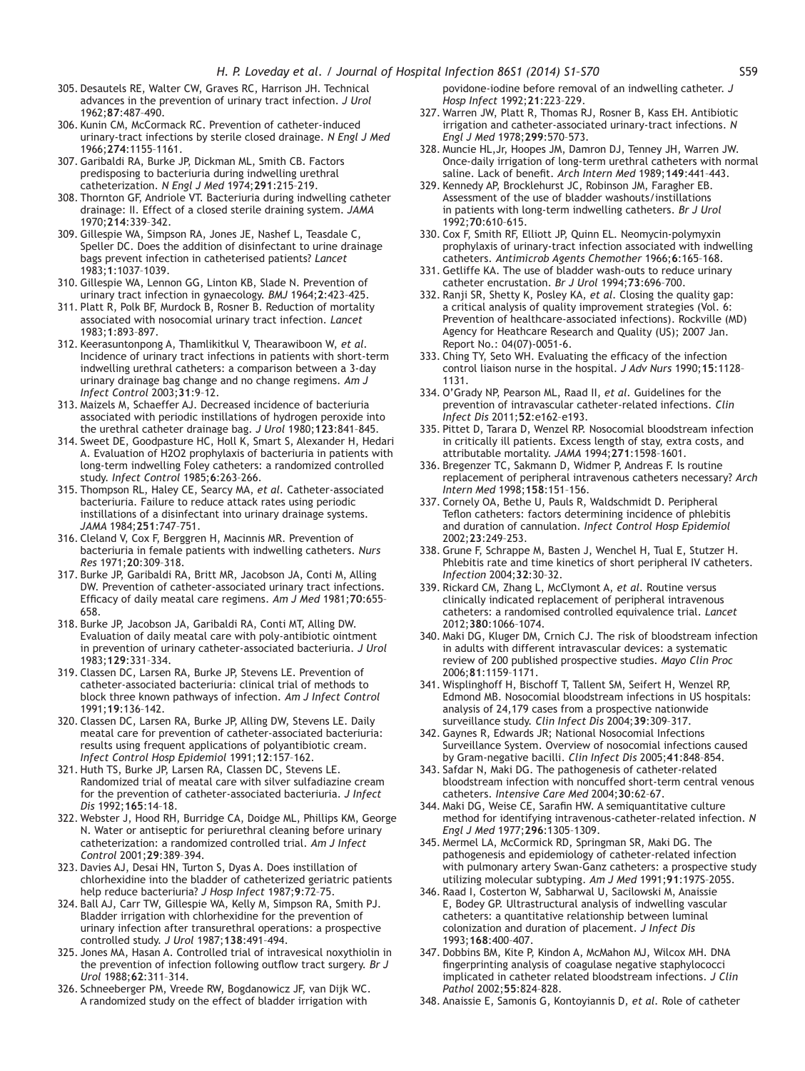305. Desautels RE, Walter CW, Graves RC, Harrison JH. Technical advances in the prevention of urinary tract infection. *J Urol* 1962;**87**:487–490.
306. Kunin CM, McCormack RC. Prevention of catheter-induced urinary-tract infections by sterile closed drainage. *N Engl J Med* 1966;**274**:1155–1161.
307. Garibaldi RA, Burke JP, Dickman ML, Smith CB. Factors predisposing to bacteriuria during indwelling urethral catheterization. *N Engl J Med* 1974;**291**:215–219.
308. Thornton GF, Andriole VT. Bacteriuria during indwelling catheter drainage: II. Effect of a closed sterile draining system. *JAMA* 1970;**214**:339–342.
309. Gillespie WA, Simpson RA, Jones JE, Nashef L, Teasdale C, Speller DC. Does the addition of disinfectant to urine drainage bags prevent infection in catheterised patients? *Lancet* 1983;**1**:1037–1039.
310. Gillespie WA, Lennon GG, Linton KB, Slade N. Prevention of urinary tract infection in gynaecology. *BMJ* 1964;**2**:423–425.
311. Platt R, Polk BF, Murdock B, Rosner B. Reduction of mortality associated with nosocomial urinary tract infection. *Lancet* 1983;**1**:893–897.
312. Keerasuntonpong A, Thamlikitkul V, Thearawiboon W, *et al*. Incidence of urinary tract infections in patients with short-term indwelling urethral catheters: a comparison between a 3-day urinary drainage bag change and no change regimens. *Am J Infect Control* 2003;**31**:9–12.
313. Maizels M, Schaeffer AJ. Decreased incidence of bacteriuria associated with periodic instillations of hydrogen peroxide into the urethral catheter drainage bag. *J Urol* 1980;**123**:841–845.
314. Sweet DE, Goodpasture HC, Holl K, Smart S, Alexander H, Hedari A. Evaluation of H2O2 prophylaxis of bacteriuria in patients with long-term indwelling Foley catheters: a randomized controlled study. *Infect Control* 1985;**6**:263–266.
315. Thompson RL, Haley CE, Searcy MA, *et al*. Catheter-associated bacteriuria. Failure to reduce attack rates using periodic instillations of a disinfectant into urinary drainage systems. *JAMA* 1984;**251**:747–751.
316. Cleland V, Cox F, Berggren H, Macinnis MR. Prevention of bacteriuria in female patients with indwelling catheters. *Nurs Res* 1971;**20**:309–318.
317. Burke JP, Garibaldi RA, Britt MR, Jacobson JA, Conti M, Alling DW. Prevention of catheter-associated urinary tract infections. Efficacy of daily meatal care regimens. *Am J Med* 1981;**70**:655–658.
318. Burke JP, Jacobson JA, Garibaldi RA, Conti MT, Alling DW. Evaluation of daily meatal care with poly-antibiotic ointment in prevention of urinary catheter-associated bacteriuria. *J Urol* 1983;**129**:331–334.
319. Classen DC, Larsen RA, Burke JP, Stevens LE. Prevention of catheter-associated bacteriuria: clinical trial of methods to block three known pathways of infection. *Am J Infect Control* 1991;**19**:136–142.
320. Classen DC, Larsen RA, Burke JP, Alling DW, Stevens LE. Daily meatal care for prevention of catheter-associated bacteriuria: results using frequent applications of polyantibiotic cream. *Infect Control Hosp Epidemiol* 1991;**12**:157–162.
321. Huth TS, Burke JP, Larsen RA, Classen DC, Stevens LE. Randomized trial of meatal care with silver sulfadiazine cream for the prevention of catheter-associated bacteriuria. *J Infect Dis* 1992;**165**:14–18.
322. Webster J, Hood RH, Burridge CA, Doidge ML, Phillips KM, George N. Water or antiseptic for periurethral cleaning before urinary catheterization: a randomized controlled trial. *Am J Infect Control* 2001;**29**:389–394.
323. Davies AJ, Desai HN, Turton S, Dyas A. Does instillation of chlorhexidine into the bladder of catheterized geriatric patients help reduce bacteriuria? *J Hosp Infect* 1987;**9**:72–75.
324. Ball AJ, Carr TW, Gillespie WA, Kelly M, Simpson RA, Smith PJ. Bladder irrigation with chlorhexidine for the prevention of urinary infection after transurethral operations: a prospective controlled study. *J Urol* 1987;**138**:491–494.
325. Jones MA, Hasan A. Controlled trial of intravesical noxythiolin in the prevention of infection following outflow tract surgery. *Br J Urol* 1988;**62**:311–314.
326. Schneeberger PM, Vreede RW, Bogdanowicz JF, van Dijk WC. A randomized study on the effect of bladder irrigation with povidone-iodine before removal of an indwelling catheter. *J Hosp Infect* 1992;**21**:223–229.
327. Warren JW, Platt R, Thomas RJ, Rosner B, Kass EH. Antibiotic irrigation and catheter-associated urinary-tract infections. *N Engl J Med* 1978;**299**:570–573.
328. Muncie HL,Jr, Hoopes JM, Damron DJ, Tenney JH, Warren JW. Once-daily irrigation of long-term urethral catheters with normal saline. Lack of benefit. *Arch Intern Med* 1989;**149**:441–443.
329. Kennedy AP, Brocklehurst JC, Robinson JM, Faragher EB. Assessment of the use of bladder washouts/instillations in patients with long-term indwelling catheters. *Br J Urol* 1992;**70**:610–615.
330. Cox F, Smith RF, Elliott JP, Quinn EL. Neomycin-polymyxin prophylaxis of urinary-tract infection associated with indwelling catheters. *Antimicrob Agents Chemother* 1966;**6**:165–168.
331. Getliffe KA. The use of bladder wash-outs to reduce urinary catheter encrustation. *Br J Urol* 1994;**73**:696–700.
332. Ranji SR, Shetty K, Posley KA, *et al*. Closing the quality gap: a critical analysis of quality improvement strategies (Vol. 6: Prevention of healthcare-associated infections). Rockville (MD) Agency for Heathcare Research and Quality (US); 2007 Jan. Report No.: 04(07)-0051-6.
333. Ching TY, Seto WH. Evaluating the efficacy of the infection control liaison nurse in the hospital. *J Adv Nurs* 1990;**15**:1128–1131.
334. O'Grady NP, Pearson ML, Raad II, *et al*. Guidelines for the prevention of intravascular catheter-related infections. *Clin Infect Dis* 2011;**52**:e162–e193.
335. Pittet D, Tarara D, Wenzel RP. Nosocomial bloodstream infection in critically ill patients. Excess length of stay, extra costs, and attributable mortality. *JAMA* 1994;**271**:1598–1601.
336. Bregenzer TC, Sakmann D, Widmer P, Andreas F. Is routine replacement of peripheral intravenous catheters necessary? *Arch Intern Med* 1998;**158**:151–156.
337. Cornely OA, Bethe U, Pauls R, Waldschmidt D. Peripheral Teflon catheters: factors determining incidence of phlebitis and duration of cannulation. *Infect Control Hosp Epidemiol* 2002;**23**:249–253.
338. Grune F, Schrappe M, Basten J, Wenchel H, Tual E, Stutzer H. Phlebitis rate and time kinetics of short peripheral IV catheters. *Infection* 2004;**32**:30–32.
339. Rickard CM, Zhang L, McClymont A, *et al*. Routine versus clinically indicated replacement of peripheral intravenous catheters: a randomised controlled equivalence trial. *Lancet* 2012;**380**:1066–1074.
340. Maki DG, Kluger DM, Crnich CJ. The risk of bloodstream infection in adults with different intravascular devices: a systematic review of 200 published prospective studies. *Mayo Clin Proc* 2006;**81**:1159–1171.
341. Wisplinghoff H, Bischoff T, Tallent SM, Seifert H, Wenzel RP, Edmond MB. Nosocomial bloodstream infections in US hospitals: analysis of 24,179 cases from a prospective nationwide surveillance study. *Clin Infect Dis* 2004;**39**:309–317.
342. Gaynes R, Edwards JR; National Nosocomial Infections Surveillance System. Overview of nosocomial infections caused by Gram-negative bacilli. *Clin Infect Dis* 2005;**41**:848–854.
343. Safdar N, Maki DG. The pathogenesis of catheter-related bloodstream infection with noncuffed short-term central venous catheters. *Intensive Care Med* 2004;**30**:62–67.
344. Maki DG, Weise CE, Sarafin HW. A semiquantitative culture method for identifying intravenous-catheter-related infection. *N Engl J Med* 1977;**296**:1305–1309.
345. Mermel LA, McCormick RD, Springman SR, Maki DG. The pathogenesis and epidemiology of catheter-related infection with pulmonary artery Swan-Ganz catheters: a prospective study utilizing molecular subtyping. *Am J Med* 1991;**91**:197S–205S.
346. Raad I, Costerton W, Sabharwal U, Sacilowski M, Anaissie E, Bodey GP. Ultrastructural analysis of indwelling vascular catheters: a quantitative relationship between luminal colonization and duration of placement. *J Infect Dis* 1993;**168**:400–407.
347. Dobbins BM, Kite P, Kindon A, McMahon MJ, Wilcox MH. DNA fingerprinting analysis of coagulase negative staphylococci implicated in catheter related bloodstream infections. *J Clin Pathol* 2002;**55**:824–828.
348. Anaissie E, Samonis G, Kontoyiannis D, *et al*. Role of catheter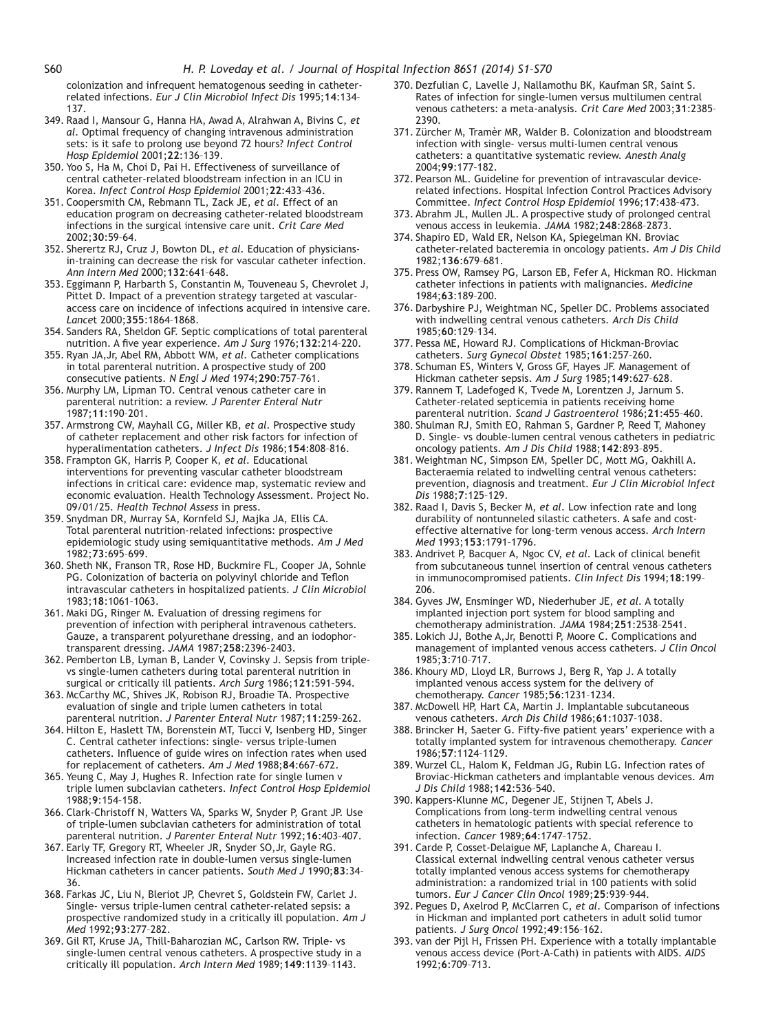colonization and infrequent hematogenous seeding in catheter-related infections. *Eur J Clin Microbiol Infect Dis* 1995;**14**:134–137.

349. Raad I, Mansour G, Hanna HA, Awad A, Alrahwan A, Bivins C, *et al*. Optimal frequency of changing intravenous administration sets: is it safe to prolong use beyond 72 hours? *Infect Control Hosp Epidemiol* 2001;**22**:136–139.
350. Yoo S, Ha M, Choi D, Pai H. Effectiveness of surveillance of central catheter-related bloodstream infection in an ICU in Korea. *Infect Control Hosp Epidemiol* 2001;**22**:433–436.
351. Coopersmith CM, Rebmann TL, Zack JE, *et al*. Effect of an education program on decreasing catheter-related bloodstream infections in the surgical intensive care unit. *Crit Care Med* 2002;**30**:59–64.
352. Sherertz RJ, Cruz J, Bowton DL, *et al*. Education of physicians-in-training can decrease the risk for vascular catheter infection. *Ann Intern Med* 2000;**132**:641–648.
353. Eggimann P, Harbarth S, Constantin M, Touveneau S, Chevrolet J, Pittet D. Impact of a prevention strategy targeted at vascular-access care on incidence of infections acquired in intensive care. *Lancet* 2000;**355**:1864–1868.
354. Sanders RA, Sheldon GF. Septic complications of total parenteral nutrition. A five year experience. *Am J Surg* 1976;**132**:214–220.
355. Ryan JA,Jr, Abel RM, Abbott WM, *et al*. Catheter complications in total parenteral nutrition. A prospective study of 200 consecutive patients. *N Engl J Med* 1974;**290**:757–761.
356. Murphy LM, Lipman TO. Central venous catheter care in parenteral nutrition: a review. *J Parenter Enteral Nutr* 1987;**11**:190–201.
357. Armstrong CW, Mayhall CG, Miller KB, *et al*. Prospective study of catheter replacement and other risk factors for infection of hyperalimentation catheters. *J Infect Dis* 1986;**154**:808–816.
358. Frampton GK, Harris P, Cooper K, *et al*. Educational interventions for preventing vascular catheter bloodstream infections in critical care: evidence map, systematic review and economic evaluation. Health Technology Assessment. Project No. 09/01/25. *Health Technol Assess* in press.
359. Snydman DR, Murray SA, Kornfeld SJ, Majka JA, Ellis CA. Total parenteral nutrition-related infections: prospective epidemiologic study using semiquantitative methods. *Am J Med* 1982;**73**:695–699.
360. Sheth NK, Franson TR, Rose HD, Buckmire FL, Cooper JA, Sohnle PG. Colonization of bacteria on polyvinyl chloride and Teflon intravascular catheters in hospitalized patients. *J Clin Microbiol* 1983;**18**:1061–1063.
361. Maki DG, Ringer M. Evaluation of dressing regimens for prevention of infection with peripheral intravenous catheters. Gauze, a transparent polyurethane dressing, and an iodophor-transparent dressing. *JAMA* 1987;**258**:2396–2403.
362. Pemberton LB, Lyman B, Lander V, Covinsky J. Sepsis from triple- vs single-lumen catheters during total parenteral nutrition in surgical or critically ill patients. *Arch Surg* 1986;**121**:591–594.
363. McCarthy MC, Shives JK, Robison RJ, Broadie TA. Prospective evaluation of single and triple lumen catheters in total parenteral nutrition. *J Parenter Enteral Nutr* 1987;**11**:259–262.
364. Hilton E, Haslett TM, Borenstein MT, Tucci V, Isenberg HD, Singer C. Central catheter infections: single- versus triple-lumen catheters. Influence of guide wires on infection rates when used for replacement of catheters. *Am J Med* 1988;**84**:667–672.
365. Yeung C, May J, Hughes R. Infection rate for single lumen v triple lumen subclavian catheters. *Infect Control Hosp Epidemiol* 1988;**9**:154–158.
366. Clark-Christoff N, Watters VA, Sparks W, Snyder P, Grant JP. Use of triple-lumen subclavian catheters for administration of total parenteral nutrition. *J Parenter Enteral Nutr* 1992;**16**:403–407.
367. Early TF, Gregory RT, Wheeler JR, Snyder SO,Jr, Gayle RG. Increased infection rate in double-lumen versus single-lumen Hickman catheters in cancer patients. *South Med J* 1990;**83**:34–36.
368. Farkas JC, Liu N, Bleriot JP, Chevret S, Goldstein FW, Carlet J. Single- versus triple-lumen central catheter-related sepsis: a prospective randomized study in a critically ill population. *Am J Med* 1992;**93**:277–282.
369. Gil RT, Kruse JA, Thill-Baharozian MC, Carlson RW. Triple- vs single-lumen central venous catheters. A prospective study in a critically ill population. *Arch Intern Med* 1989;**149**:1139–1143.
370. Dezfulian C, Lavelle J, Nallamothu BK, Kaufman SR, Saint S. Rates of infection for single-lumen versus multilumen central venous catheters: a meta-analysis. *Crit Care Med* 2003;**31**:2385–2390.
371. Zürcher M, Tramèr MR, Walder B. Colonization and bloodstream infection with single- versus multi-lumen central venous catheters: a quantitative systematic review. *Anesth Analg* 2004;**99**:177–182.
372. Pearson ML. Guideline for prevention of intravascular device-related infections. Hospital Infection Control Practices Advisory Committee. *Infect Control Hosp Epidemiol* 1996;**17**:438–473.
373. Abrahm JL, Mullen JL. A prospective study of prolonged central venous access in leukemia. *JAMA* 1982;**248**:2868–2873.
374. Shapiro ED, Wald ER, Nelson KA, Spiegelman KN. Broviac catheter-related bacteremia in oncology patients. *Am J Dis Child* 1982;**136**:679–681.
375. Press OW, Ramsey PG, Larson EB, Fefer A, Hickman RO. Hickman catheter infections in patients with malignancies. *Medicine* 1984;**63**:189–200.
376. Darbyshire PJ, Weightman NC, Speller DC. Problems associated with indwelling central venous catheters. *Arch Dis Child* 1985;**60**:129–134.
377. Pessa ME, Howard RJ. Complications of Hickman-Broviac catheters. *Surg Gynecol Obstet* 1985;**161**:257–260.
378. Schuman ES, Winters V, Gross GF, Hayes JF. Management of Hickman catheter sepsis. *Am J Surg* 1985;**149**:627–628.
379. Rannem T, Ladefoged K, Tvede M, Lorentzen J, Jarnum S. Catheter-related septicemia in patients receiving home parenteral nutrition. *Scand J Gastroenterol* 1986;**21**:455–460.
380. Shulman RJ, Smith EO, Rahman S, Gardner P, Reed T, Mahoney D. Single- vs double-lumen central venous catheters in pediatric oncology patients. *Am J Dis Child* 1988;**142**:893–895.
381. Weightman NC, Simpson EM, Speller DC, Mott MG, Oakhill A. Bacteraemia related to indwelling central venous catheters: prevention, diagnosis and treatment. *Eur J Clin Microbiol Infect Dis* 1988;**7**:125–129.
382. Raad I, Davis S, Becker M, *et al*. Low infection rate and long durability of nontunneled silastic catheters. A safe and cost-effective alternative for long-term venous access. *Arch Intern Med* 1993;**153**:1791–1796.
383. Andrivet P, Bacquer A, Ngoc CV, *et al*. Lack of clinical benefit from subcutaneous tunnel insertion of central venous catheters in immunocompromised patients. *Clin Infect Dis* 1994;**18**:199–206.
384. Gyves JW, Ensminger WD, Niederhuber JE, *et al*. A totally implanted injection port system for blood sampling and chemotherapy administration. *JAMA* 1984;**251**:2538–2541.
385. Lokich JJ, Bothe A,Jr, Benotti P, Moore C. Complications and management of implanted venous access catheters. *J Clin Oncol* 1985;**3**:710–717.
386. Khoury MD, Lloyd LR, Burrows J, Berg R, Yap J. A totally implanted venous access system for the delivery of chemotherapy. *Cancer* 1985;**56**:1231–1234.
387. McDowell HP, Hart CA, Martin J. Implantable subcutaneous venous catheters. *Arch Dis Child* 1986;**61**:1037–1038.
388. Brincker H, Saeter G. Fifty-five patient years' experience with a totally implanted system for intravenous chemotherapy. *Cancer* 1986;**57**:1124–1129.
389. Wurzel CL, Halom K, Feldman JG, Rubin LG. Infection rates of Broviac-Hickman catheters and implantable venous devices. *Am J Dis Child* 1988;**142**:536–540.
390. Kappers-Klunne MC, Degener JE, Stijnen T, Abels J. Complications from long-term indwelling central venous catheters in hematologic patients with special reference to infection. *Cancer* 1989;**64**:1747–1752.
391. Carde P, Cosset-Delaigue MF, Laplanche A, Chareau I. Classical external indwelling central venous catheter versus totally implanted venous access systems for chemotherapy administration: a randomized trial in 100 patients with solid tumors. *Eur J Cancer Clin Oncol* 1989;**25**:939–944.
392. Pegues D, Axelrod P, McClarren C, *et al*. Comparison of infections in Hickman and implanted port catheters in adult solid tumor patients. *J Surg Oncol* 1992;**49**:156–162.
393. van der Pijl H, Frissen PH. Experience with a totally implantable venous access device (Port-A-Cath) in patients with AIDS. *AIDS* 1992;**6**:709–713.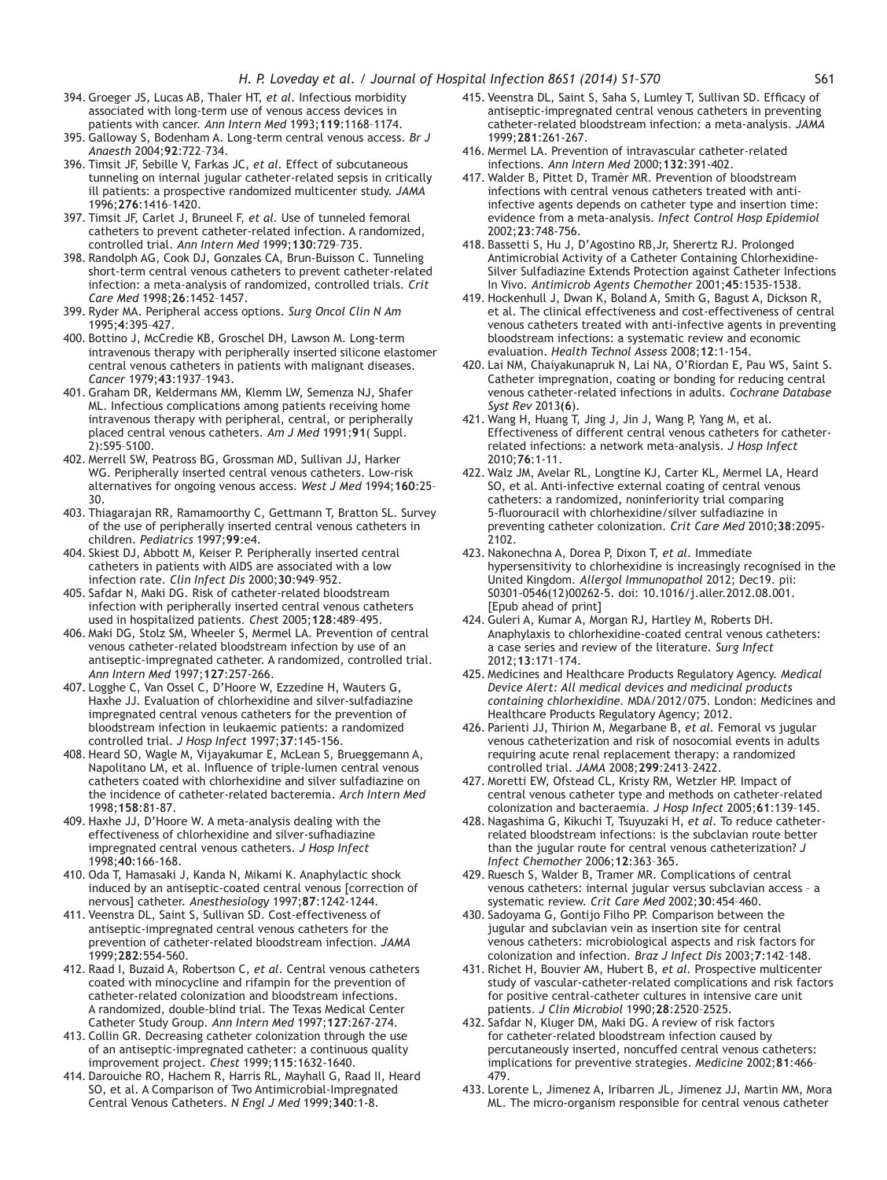394. Groeger JS, Lucas AB, Thaler HT, *et al*. Infectious morbidity associated with long-term use of venous access devices in patients with cancer. *Ann Intern Med* 1993;**119**:1168–1174.
395. Galloway S, Bodenham A. Long-term central venous access. *Br J Anaesth* 2004;**92**:722–734.
396. Timsit JF, Sebille V, Farkas JC, *et al*. Effect of subcutaneous tunneling on internal jugular catheter-related sepsis in critically ill patients: a prospective randomized multicenter study. *JAMA* 1996;**276**:1416–1420.
397. Timsit JF, Carlet J, Bruneel F, *et al*. Use of tunneled femoral catheters to prevent catheter-related infection. A randomized, controlled trial. *Ann Intern Med* 1999;**130**:729–735.
398. Randolph AG, Cook DJ, Gonzales CA, Brun-Buisson C. Tunneling short-term central venous catheters to prevent catheter-related infection: a meta-analysis of randomized, controlled trials. *Crit Care Med* 1998;**26**:1452–1457.
399. Ryder MA. Peripheral access options. *Surg Oncol Clin N Am* 1995;**4**:395–427.
400. Bottino J, McCredie KB, Groschel DH, Lawson M. Long-term intravenous therapy with peripherally inserted silicone elastomer central venous catheters in patients with malignant diseases. *Cancer* 1979;**43**:1937–1943.
401. Graham DR, Keldermans MM, Klemm LW, Semenza NJ, Shafer ML. Infectious complications among patients receiving home intravenous therapy with peripheral, central, or peripherally placed central venous catheters. *Am J Med* 1991;**91**( Suppl. 2):S95–S100.
402. Merrell SW, Peatross BG, Grossman MD, Sullivan JJ, Harker WG. Peripherally inserted central venous catheters. Low-risk alternatives for ongoing venous access. *West J Med* 1994;**160**:25–30.
403. Thiagarajan RR, Ramamoorthy C, Gettmann T, Bratton SL. Survey of the use of peripherally inserted central venous catheters in children. *Pediatrics* 1997;**99**:e4.
404. Skiest DJ, Abbott M, Keiser P. Peripherally inserted central catheters in patients with AIDS are associated with a low infection rate. *Clin Infect Dis* 2000;**30**:949–952.
405. Safdar N, Maki DG. Risk of catheter-related bloodstream infection with peripherally inserted central venous catheters used in hospitalized patients. *Chest* 2005;**128**:489–495.
406. Maki DG, Stolz SM, Wheeler S, Mermel LA. Prevention of central venous catheter-related bloodstream infection by use of an antiseptic-impregnated catheter. A randomized, controlled trial. *Ann Intern Med* 1997;**127**:257-266.
407. Logghe C, Van Ossel C, D'Hoore W, Ezzedine H, Wauters G, Haxhe JJ. Evaluation of chlorhexidine and silver-sulfadiazine impregnated central venous catheters for the prevention of bloodstream infection in leukaemic patients: a randomized controlled trial. *J Hosp Infect* 1997;**37**:145-156.
408. Heard SO, Wagle M, Vijayakumar E, McLean S, Brueggemann A, Napolitano LM, et al. Influence of triple-lumen central venous catheters coated with chlorhexidine and silver sulfadiazine on the incidence of catheter-related bacteremia. *Arch Intern Med* 1998;**158**:81-87.
409. Haxhe JJ, D'Hoore W. A meta-analysis dealing with the effectiveness of chlorhexidine and silver-sufhadiazine impregnated central venous catheters. *J Hosp Infect* 1998;**40**:166-168.
410. Oda T, Hamasaki J, Kanda N, Mikami K. Anaphylactic shock induced by an antiseptic-coated central venous [correction of nervous] catheter. *Anesthesiology* 1997;**87**:1242-1244.
411. Veenstra DL, Saint S, Sullivan SD. Cost-effectiveness of antiseptic-impregnated central venous catheters for the prevention of catheter-related bloodstream infection. *JAMA* 1999;**282**:554-560.
412. Raad I, Buzaid A, Robertson C, *et al*. Central venous catheters coated with minocycline and rifampin for the prevention of catheter-related colonization and bloodstream infections. A randomized, double-blind trial. The Texas Medical Center Catheter Study Group. *Ann Intern Med* 1997;**127**:267-274.
413. Collin GR. Decreasing catheter colonization through the use of an antiseptic-impregnated catheter: a continuous quality improvement project. *Chest* 1999;**115**:1632-1640.
414. Darouiche RO, Hachem R, Harris RL, Mayhall G, Raad II, Heard SO, et al. A Comparison of Two Antimicrobial-Impregnated Central Venous Catheters. *N Engl J Med* 1999;**340**:1-8.
415. Veenstra DL, Saint S, Saha S, Lumley T, Sullivan SD. Efficacy of antiseptic-impregnated central venous catheters in preventing catheter-related bloodstream infection: a meta-analysis. *JAMA* 1999;**281**:261-267.
416. Mermel LA. Prevention of intravascular catheter-related infections. *Ann Intern Med* 2000;**132**:391-402.
417. Walder B, Pittet D, Tramèr MR. Prevention of bloodstream infections with central venous catheters treated with anti-infective agents depends on catheter type and insertion time: evidence from a meta-analysis. *Infect Control Hosp Epidemiol* 2002;**23**:748-756.
418. Bassetti S, Hu J, D'Agostino RB,Jr, Sherertz RJ. Prolonged Antimicrobial Activity of a Catheter Containing Chlorhexidine-Silver Sulfadiazine Extends Protection against Catheter Infections In Vivo. *Antimicrob Agents Chemother* 2001;**45**:1535-1538.
419. Hockenhull J, Dwan K, Boland A, Smith G, Bagust A, Dickson R, et al. The clinical effectiveness and cost-effectiveness of central venous catheters treated with anti-infective agents in preventing bloodstream infections: a systematic review and economic evaluation. *Health Technol Assess* 2008;**12**:1-154.
420. Lai NM, Chaiyakunapruk N, Lai NA, O'Riordan E, Pau WS, Saint S. Catheter impregnation, coating or bonding for reducing central venous catheter-related infections in adults. *Cochrane Database Syst Rev* 2013(**6**).
421. Wang H, Huang T, Jing J, Jin J, Wang P, Yang M, et al. Effectiveness of different central venous catheters for catheter-related infections: a network meta-analysis. *J Hosp Infect* 2010;**76**:1-11.
422. Walz JM, Avelar RL, Longtine KJ, Carter KL, Mermel LA, Heard SO, et al. Anti-infective external coating of central venous catheters: a randomized, noninferiority trial comparing 5-fluorouracil with chlorhexidine/silver sulfadiazine in preventing catheter colonization. *Crit Care Med* 2010;**38**:2095-2102.
423. Nakonechna A, Dorea P, Dixon T, *et al*. Immediate hypersensitivity to chlorhexidine is increasingly recognised in the United Kingdom. *Allergol Immunopathol* 2012; Dec19. pii: S0301-0546(12)00262-5. doi: 10.1016/j.aller.2012.08.001. [Epub ahead of print]
424. Guleri A, Kumar A, Morgan RJ, Hartley M, Roberts DH. Anaphylaxis to chlorhexidine-coated central venous catheters: a case series and review of the literature. *Surg Infect* 2012;**13**:171–174.
425. Medicines and Healthcare Products Regulatory Agency. *Medical Device Alert: All medical devices and medicinal products containing chlorhexidine*. MDA/2012/075. London: Medicines and Healthcare Products Regulatory Agency; 2012.
426. Parienti JJ, Thirion M, Megarbane B, *et al*. Femoral vs jugular venous catheterization and risk of nosocomial events in adults requiring acute renal replacement therapy: a randomized controlled trial. *JAMA* 2008;**299**:2413–2422.
427. Moretti EW, Ofstead CL, Kristy RM, Wetzler HP. Impact of central venous catheter type and methods on catheter-related colonization and bacteraemia. *J Hosp Infect* 2005;**61**:139–145.
428. Nagashima G, Kikuchi T, Tsuyuzaki H, *et al*. To reduce catheter-related bloodstream infections: is the subclavian route better than the jugular route for central venous catheterization? *J Infect Chemother* 2006;**12**:363–365.
429. Ruesch S, Walder B, Tramer MR. Complications of central venous catheters: internal jugular versus subclavian access – a systematic review. *Crit Care Med* 2002;**30**:454–460.
430. Sadoyama G, Gontijo Filho PP. Comparison between the jugular and subclavian vein as insertion site for central venous catheters: microbiological aspects and risk factors for colonization and infection. *Braz J Infect Dis* 2003;**7**:142–148.
431. Richet H, Bouvier AM, Hubert B, *et al*. Prospective multicenter study of vascular-catheter-related complications and risk factors for positive central-catheter cultures in intensive care unit patients. *J Clin Microbiol* 1990;**28**:2520–2525.
432. Safdar N, Kluger DM, Maki DG. A review of risk factors for catheter-related bloodstream infection caused by percutaneously inserted, noncuffed central venous catheters: implications for preventive strategies. *Medicine* 2002;**81**:466–479.
433. Lorente L, Jimenez A, Iribarren JL, Jimenez JJ, Martin MM, Mora ML. The micro-organism responsible for central venous catheter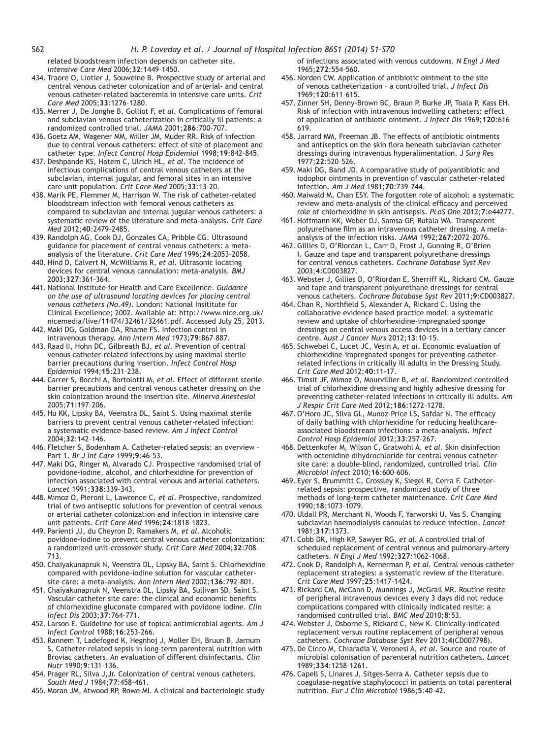related bloodstream infection depends on catheter site. *Intensive Care Med* 2006;**32**:1449–1450.

434. Traore O, Liotier J, Souweine B. Prospective study of arterial and central venous catheter colonization and of arterial- and central venous catheter-related bacteremia in intensive care units. *Crit Care Med* 2005;**33**:1276–1280.
435. Merrer J, De Jonghe B, Golliot F, *et al.* Complications of femoral and subclavian venous catheterization in critically ill patients: a randomized controlled trial. *JAMA* 2001;**286**:700–707.
436. Goetz AM, Wagener MM, Miller JM, Muder RR. Risk of infection due to central venous catheters: effect of site of placement and catheter type. *Infect Control Hosp Epidemiol* 1998;**19**:842–845.
437. Deshpande KS, Hatem C, Ulrich HL, *et al.* The incidence of infectious complications of central venous catheters at the subclavian, internal jugular, and femoral sites in an intensive care unit population. *Crit Care Med* 2005;**33**:13–20.
438. Marik PE, Flemmer M, Harrison W. The risk of catheter-related bloodstream infection with femoral venous catheters as compared to subclavian and internal jugular venous catheters: a systematic review of the literature and meta-analysis. *Crit Care Med* 2012;**40**:2479–2485.
439. Randolph AG, Cook DJ, Gonzales CA, Pribble CG. Ultrasound guidance for placement of central venous catheters: a meta-analysis of the literature. *Crit Care Med* 1996;**24**:2053–2058.
440. Hind D, Calvert N, McWilliams R, *et al.* Ultrasonic locating devices for central venous cannulation: meta-analysis. *BMJ* 2003;**327**:361–364.
441. National Institute for Health and Care Excellence. *Guidance on the use of ultrasound locating devices for placing central venous catheters (No.49)*. London: National Insititute for Clinical Excellence; 2002. Available at: http://www.nice.org.uk/nicemedia/live/11474/32461/32461.pdf. Accessed July 25, 2013.
442. Maki DG, Goldman DA, Rhame FS. Infection control in intravenous therapy. *Ann Intern Med* 1973;**79**:867–887.
443. Raad II, Hohn DC, Gilbreath BJ, *et al.* Prevention of central venous catheter-related infections by using maximal sterile barrier precautions during insertion. *Infect Control Hosp Epidemiol* 1994;**15**:231–238.
444. Carrer S, Bocchi A, Bortolotti M, *et al.* Effect of different sterile barrier precautions and central venous catheter dressing on the skin colonization around the insertion site. *Minerva Anestesiol* 2005;**71**:197–206.
445. Hu KK, Lipsky BA, Veenstra DL, Saint S. Using maximal sterile barriers to prevent central venous catheter-related infection: a systematic evidence-based review. *Am J Infect Control* 2004;**32**:142–146.
446. Fletcher S, Bodenham A. Catheter-related sepsis: an overview – Part 1. *Br J Int Care* 1999;**9**:46–53.
447. Maki DG, Ringer M, Alvarado CJ. Prospective randomised trial of povidone-iodine, alcohol, and chlorhexidine for prevention of infection associated with central venous and arterial catheters. *Lancet* 1991;**338**:339–343.
448. Mimoz O, Pieroni L, Lawrence C, *et al.* Prospective, randomized trial of two antiseptic solutions for prevention of central venous or arterial catheter colonization and infection in intensive care unit patients. *Crit Care Med* 1996;**24**:1818–1823.
449. Parienti JJ, du Cheyron D, Ramakers M, *et al.* Alcoholic povidone-iodine to prevent central venous catheter colonization: a randomized unit-crossover study. *Crit Care Med* 2004;**32**:708–713.
450. Chaiyakunapruk N, Veenstra DL, Lipsky BA, Saint S. Chlorhexidine compared with povidone-iodine solution for vascular catheter-site care: a meta-analysis. *Ann Intern Med* 2002;**136**:792–801.
451. Chaiyakunapruk N, Veenstra DL, Lipsky BA, Sullivan SD, Saint S. Vascular catheter site care: the clinical and economic benefits of chlorhexidine gluconate compared with povidone iodine. *Clin Infect Dis* 2003;**37**:764–771.
452. Larson E. Guideline for use of topical antimicrobial agents. *Am J Infect Control* 1988;**16**:253–266.
453. Rannem T, Ladefoged K, Hegnhoj J, Moller EH, Bruun B, Jarnum S. Catheter-related sepsis in long-term parenteral nutrition with Broviac catheters. An evaluation of different disinfectants. *Clin Nutr* 1990;**9**:131–136.
454. Prager RL, Silva J,Jr. Colonization of central venous catheters. *South Med J* 1984;**77**:458–461.
455. Moran JM, Atwood RP, Rowe MI. A clinical and bacteriologic study of infections associated with venous cutdowns. *N Engl J Med* 1965;**272**:554–560.
456. Norden CW. Application of antibiotic ointment to the site of venous catheterization – a controlled trial. *J Infect Dis* 1969;**120**:611–615.
457. Zinner SH, Denny-Brown BC, Braun P, Burke JP, Toala P, Kass EH. Risk of infection with intravenous indwelling catheters: effect of application of antibiotic ointment. *J Infect Dis* 1969;**120**:616–619.
458. Jarrard MM, Freeman JB. The effects of antibiotic ointments and antiseptics on the skin flora beneath subclavian catheter dressings during intravenous hyperalimentation. *J Surg Res* 1977;**22**:520–526.
459. Maki DG, Band JD. A comparative study of polyantibiotic and iodophor ointments in prevention of vascular catheter-related infection. *Am J Med* 1981;**70**:739–744.
460. Maiwald M, Chan ESY. The forgotten role of alcohol: a systematic review and meta-analysis of the clinical efficacy and perceived role of chlorhexidine in skin antisepsis. *PLoS One* 2012;**7**:e44277.
461. Hoffmann KK, Weber DJ, Samsa GP, Rutala WA. Transparent polyurethane film as an intravenous catheter dressing. A meta-analysis of the infection risks. *JAMA* 1992;**267**:2072–2076.
462. Gillies D, O'Riordan L, Carr D, Frost J, Gunning R, O'Brien I. Gauze and tape and transparent polyurethane dressings for central venous catheters. *Cochrane Database Syst Rev* 2003;**4**:CD003827.
463. Webster J, Gillies D, O'Riordan E, Sherriff KL, Rickard CM. Gauze and tape and transparent polyurethane dressings for central venous catheters. *Cochrane Database Syst Rev* 2011;**9**:CD003827.
464. Chan R, Northfield S, Alexander A, Rickard C. Using the collaborative evidence based practice model: a systematic review and uptake of chlorhexidine-impregnated sponge dressings on central venous access devices in a tertiary cancer centre. *Aust J Cancer Nurs* 2012;**13**:10–15.
465. Schwebel C, Lucet JC, Vesin A, *et al.* Economic evaluation of chlorhexidine-impregnated sponges for preventing catheter-related infections in critically ill adults in the Dressing Study. *Crit Care Med* 2012;**40**:11-17.
466. Timsit JF, Mimoz O, Mourvillier B, *et al.* Randomized controlled trial of chlorhexidine dressing and highly adhesive dressing for preventing catheter-related infections in critically ill adults. *Am J Respir Crit Care* Med 2012;**186**:1272–1278.
467. O'Horo JC, Silva GL, Munoz-Price LS, Safdar N. The efficacy of daily bathing with chlorhexidine for reducing healthcare-associated bloodstream infections: a meta-analysis. *Infect Control Hosp Epidemiol* 2012;**33**:257–267.
468. Dettenkofer M, Wilson C, Gratwohl A, *et al.* Skin disinfection with octenidine dihydrochloride for central venous catheter site care: a double-blind, randomized, controlled trial. *Clin Microbiol Infect* 2010;**16**:600–606.
469. Eyer S, Brummitt C, Crossley K, Siegel R, Cerra F. Catheter-related sepsis: prospective, randomized study of three methods of long-term catheter maintenance. *Crit Care Med* 1990;**18**:1073–1079.
470. Uldall PR, Merchant N, Woods F, Yarworski U, Vas S. Changing subclavian haemodialysis cannulas to reduce infection. *Lancet* 1981;**317**:1373.
471. Cobb DK, High KP, Sawyer RG, *et al.* A controlled trial of scheduled replacement of central venous and pulmonary-artery catheters. *N Engl J Med* 1992;**327**:1062–1068.
472. Cook D, Randolph A, Kernerman P, *et al.* Central venous catheter replacement strategies: a systematic review of the literature. *Crit Care Med* 1997;**25**:1417–1424.
473. Rickard CM, McCann D, Munnings J, McGrail MR. Routine resite of peripheral intravenous devices every 3 days did not reduce complications compared with clinically indicated resite: a randomised controlled trial. *BMC Med* 2010;**8**:53.
474. Webster J, Osborne S, Rickard C, New K. Clinically-indicated replacement versus routine replacement of peripheral venous catheters. *Cochrane Database Syst Rev* 2013;**4**(CD007798).
475. De Cicco M, Chiaradia V, Veronesi A, *et al.* Source and route of microbial colonisation of parenteral nutrition catheters. *Lancet* 1989;**334**:1258–1261.
476. Capell S, Linares J, Sitges-Serra A. Catheter sepsis due to coagulase-negative staphylococci in patients on total parenteral nutrition. *Eur J Clin Microbiol* 1986;**5**:40–42.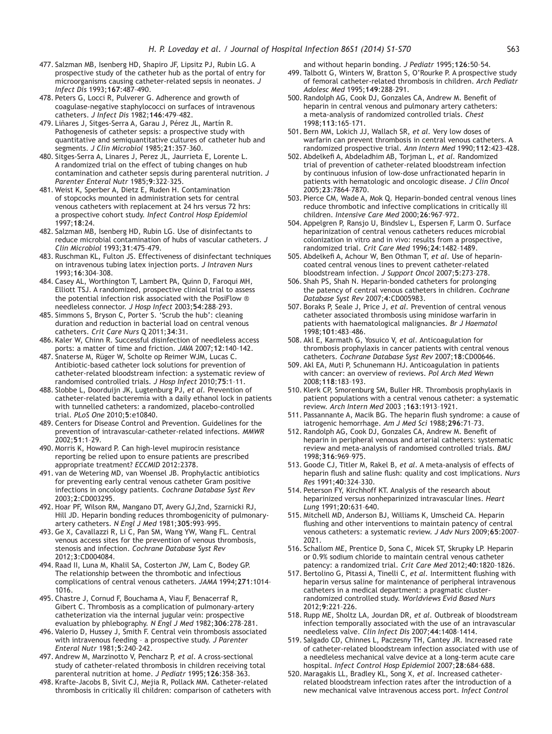477. Salzman MB, Isenberg HD, Shapiro JF, Lipsitz PJ, Rubin LG. A prospective study of the catheter hub as the portal of entry for microorganisms causing catheter-related sepsis in neonates. *J Infect Dis* 1993;**167**:487–490.
478. Peters G, Locci R, Pulverer G. Adherence and growth of coagulase-negative staphylococci on surfaces of intravenous catheters. *J Infect Dis* 1982;**146**:479–482.
479. Liñares J, Sitges-Serra A, Garau J, Pérez JL, Martín R. Pathogenesis of catheter sepsis: a prospective study with quantitative and semiquantitative cultures of catheter hub and segments. *J Clin Microbiol* 1985;**21**:357–360.
480. Sitges-Serra A, Linares J, Perez JL, Jaurrieta E, Lorente L. A randomized trial on the effect of tubing changes on hub contamination and catheter sepsis during parenteral nutrition. *J Parenter Enteral Nutr* 1985;**9**:322–325.
481. Weist K, Sperber A, Dietz E, Ruden H. Contamination of stopcocks mounted in administration sets for central venous catheters with replacement at 24 hrs versus 72 hrs: a prospective cohort study. *Infect Control Hosp Epidemiol* 1997;**18**:24.
482. Salzman MB, Isenberg HD, Rubin LG. Use of disinfectants to reduce microbial contamination of hubs of vascular catheters. *J Clin Microbiol* 1993;**31**:475–479.
483. Ruschman KL, Fulton JS. Effectiveness of disinfectant techniques on intravenous tubing latex injection ports. *J Intraven Nurs* 1993;**16**:304–308.
484. Casey AL, Worthington T, Lambert PA, Quinn D, Faroqui MH, Elliott TSJ. A randomized, prospective clinical trial to assess the potential infection risk associated with the PosiFlow ® needleless connector. *J Hosp Infect* 2003;**54**:288–293.
485. Simmons S, Bryson C, Porter S. 'Scrub the hub': cleaning duration and reduction in bacterial load on central venous catheters. *Crit Care Nurs Q* 2011;**34**:31.
486. Kaler W, Chinn R. Successful disinfection of needleless access ports: a matter of time and friction. *JAVA* 2007;**12**:140–142.
487. Snaterse M, Rüger W, Scholte op Reimer WJM, Lucas C. Antibiotic-based catheter lock solutions for prevention of catheter-related bloodstream infection: a systematic review of randomised controlled trials. *J Hosp Infect* 2010;**75**:1–11.
488. Slobbe L, Doorduijn JK, Lugtenburg PJ, *et al*. Prevention of catheter-related bacteremia with a daily ethanol lock in patients with tunnelled catheters: a randomized, placebo-controlled trial. *PLoS One* 2010;**5**:e10840.
489. Centers for Disease Control and Prevention. Guidelines for the prevention of intravascular-catheter-related infections. *MMWR* 2002;**51**:1–29.
490. Morris K, Howard P. Can high-level mupirocin resistance reporting be relied upon to ensure patients are prescribed appropriate treatment? *ECCMID* 2012:2378.
491. van de Wetering MD, van Woensel JB. Prophylactic antibiotics for preventing early central venous catheter Gram positive infections in oncology patients. *Cochrane Database Syst Rev* 2003;**2**:CD003295.
492. Hoar PF, Wilson RM, Mangano DT, Avery GJ,2nd, Szarnicki RJ, Hill JD. Heparin bonding reduces thrombogenicity of pulmonary-artery catheters. *N Engl J Med* 1981;**305**:993–995.
493. Ge X, Cavallazzi R, Li C, Pan SM, Wang YW, Wang FL. Central venous access sites for the prevention of venous thrombosis, stenosis and infection. *Cochrane Database Syst Rev* 2012;**3**:CD004084.
494. Raad II, Luna M, Khalil SA, Costerton JW, Lam C, Bodey GP. The relationship between the thrombotic and infectious complications of central venous catheters. *JAMA* 1994;**271**:1014–1016.
495. Chastre J, Cornud F, Bouchama A, Viau F, Benacerraf R, Gibert C. Thrombosis as a complication of pulmonary-artery catheterization via the internal jugular vein: prospective evaluation by phlebography. *N Engl J Med* 1982;**306**:278–281.
496. Valerio D, Hussey J, Smith F. Central vein thrombosis associated with intravenous feeding – a prospective study. *J Parenter Enteral Nutr* 1981;**5**:240–242.
497. Andrew M, Marzinotto V, Pencharz P, *et al*. A cross-sectional study of catheter-related thrombosis in children receiving total parenteral nutrition at home. *J Pediatr* 1995;**126**:358–363.
498. Krafte-Jacobs B, Sivit CJ, Mejia R, Pollack MM. Catheter-related thrombosis in critically ill children: comparison of catheters with and without heparin bonding. *J Pediatr* 1995;**126**:50–54.
499. Talbott G, Winters W, Bratton S, O'Rourke P. A prospective study of femoral catheter-related thrombosis in children. *Arch Pediatr Adolesc Med* 1995;**149**:288–291.
500. Randolph AG, Cook DJ, Gonzales CA, Andrew M. Benefit of heparin in central venous and pulmonary artery catheters: a meta-analysis of randomized controlled trials. *Chest* 1998;**113**:165–171.
501. Bern MM, Lokich JJ, Wallach SR, *et al*. Very low doses of warfarin can prevent thrombosis in central venous catheters. A randomized prospective trial. *Ann Intern Med* 1990;**112**:423–428.
502. Abdelkefi A, Abdeladhim AB, Torjman L, *et al*. Randomized trial of prevention of catheter-related bloodstream infection by continuous infusion of low-dose unfractionated heparin in patients with hematologic and oncologic disease. *J Clin Oncol* 2005;**23**:7864–7870.
503. Pierce CM, Wade A, Mok Q. Heparin-bonded central venous lines reduce thrombotic and infective complications in critically ill children. *Intensive Care Med* 2000;**26**:967–972.
504. Appelgren P, Ransjo U, Bindslev L, Espersen F, Larm O. Surface heparinization of central venous catheters reduces microbial colonization in vitro and in vivo: results from a prospective, randomized trial. *Crit Care Med* 1996;**24**:1482–1489.
505. Abdelkefi A, Achour W, Ben Othman T, *et al*. Use of heparin-coated central venous lines to prevent catheter-related bloodstream infection. *J Support Oncol* 2007;**5**:273–278.
506. Shah PS, Shah N. Heparin-bonded catheters for prolonging the patency of central venous catheters in children. *Cochrane Database Syst Rev* 2007;**4**:CD005983.
507. Boraks P, Seale J, Price J, *et al*. Prevention of central venous catheter associated thrombosis using minidose warfarin in patients with haematological malignancies. *Br J Haematol* 1998;**101**:483–486.
508. Akl E, Karmath G, Yosuico V, *et al*. Anticoagulation for thrombosis prophylaxis in cancer patients with central venous catheters. *Cochrane Database Syst Rev* 2007;**18**:CD00646.
509. Akl EA, Muti P, Schunemann HJ. Anticoagulation in patients with cancer: an overview of reviews. *Pol Arch Med Wewn* 2008;**118**:183–193.
510. Klerk CP, Smorenburg SM, Buller HR. Thrombosis prophylaxis in patient populations with a central venous catheter: a systematic review. *Arch Intern Med* 2003 ;**163**:1913–1921.
511. Passannante A, Macik BG. The heparin flush syndrome: a cause of iatrogenic hemorrhage. *Am J Med Sci* 1988;**296**:71–73.
512. Randolph AG, Cook DJ, Gonzales CA, Andrew M. Benefit of heparin in peripheral venous and arterial catheters: systematic review and meta-analysis of randomised controlled trials. *BMJ* 1998;**316**:969–975.
513. Goode CJ, Titler M, Rakel B, *et al*. A meta-analysis of effects of heparin flush and saline flush: quality and cost implications. *Nurs Res* 1991;**40**:324–330.
514. Peterson FY, Kirchhoff KT. Analysis of the research about heparinized versus nonheparinized intravascular lines. *Heart Lung* 1991;**20**:631–640.
515. Mitchell MD, Anderson BJ, Williams K, Umscheid CA. Heparin flushing and other interventions to maintain patency of central venous catheters: a systematic review. *J Adv Nurs* 2009;**65**:2007–2021.
516. Schallom ME, Prentice D, Sona C, Micek ST, Skrupky LP. Heparin or 0.9% sodium chloride to maintain central venous catheter patency: a randomized trial. *Crit Care Med* 2012;**40**:1820–1826.
517. Bertolino G, Pitassi A, Tinelli C, *et al*. Intermittent flushing with heparin versus saline for maintenance of peripheral intravenous catheters in a medical department: a pragmatic cluster-randomized controlled study. *Worldviews Evid Based Nurs* 2012;**9**:221–226.
518. Rupp ME, Sholtz LA, Jourdan DR, *et al*. Outbreak of bloodstream infection temporally associated with the use of an intravascular needleless valve. *Clin Infect Dis* 2007;**44**:1408–1414.
519. Salgado CD, Chinnes L, Paczesny TH, Cantey JR. Increased rate of catheter-related bloodstream infection associated with use of a needleless mechanical valve device at a long-term acute care hospital. *Infect Control Hosp Epidemiol* 2007;**28**:684–688.
520. Maragakis LL, Bradley KL, Song X, *et al*. Increased catheter-related bloodstream infection rates after the introduction of a new mechanical valve intravenous access port. *Infect Control*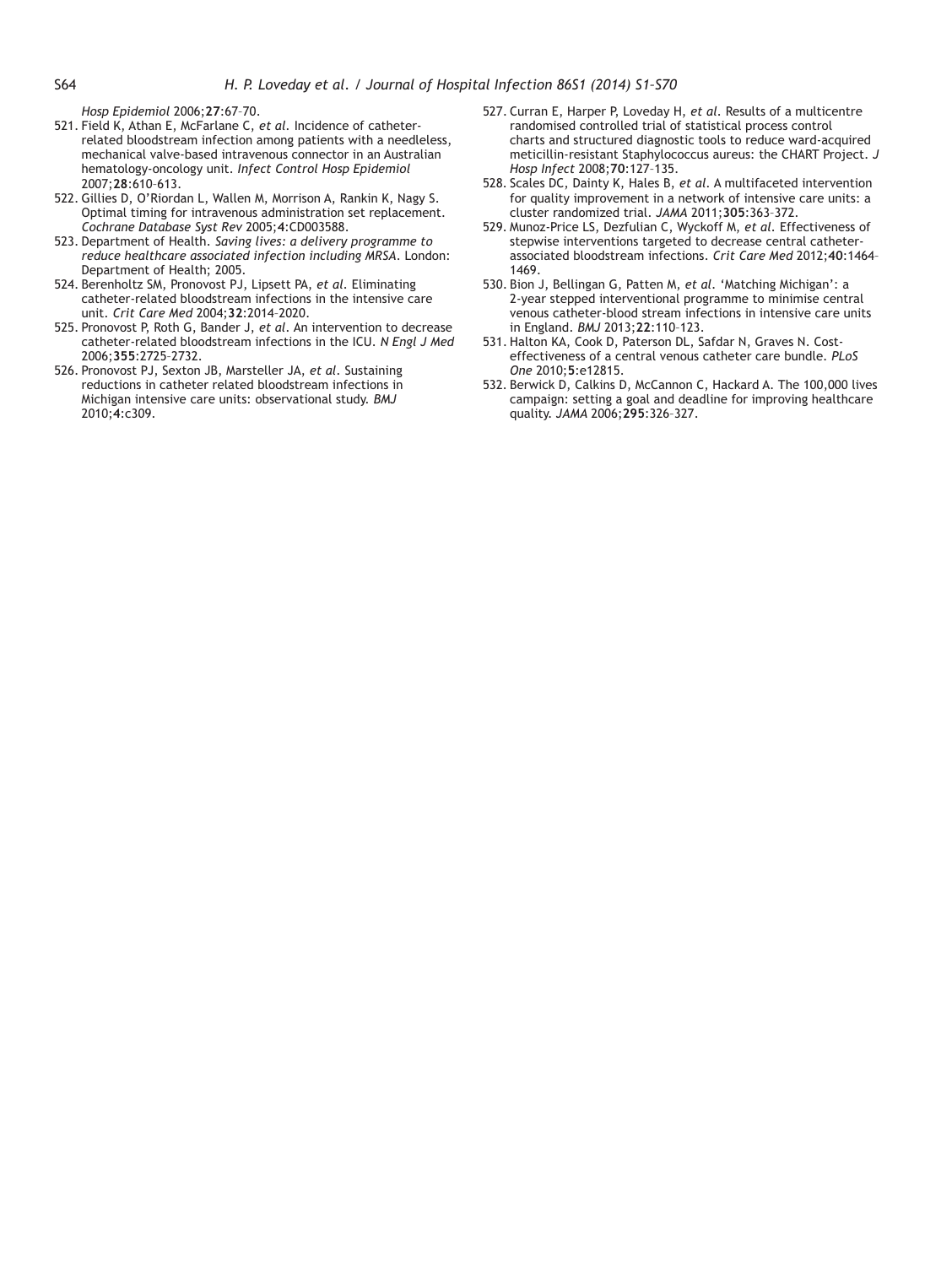*Hosp Epidemiol* 2006;**27**:67–70.

521. Field K, Athan E, McFarlane C, *et al*. Incidence of catheter-related bloodstream infection among patients with a needleless, mechanical valve-based intravenous connector in an Australian hematology-oncology unit. *Infect Control Hosp Epidemiol* 2007;**28**:610–613.
522. Gillies D, O'Riordan L, Wallen M, Morrison A, Rankin K, Nagy S. Optimal timing for intravenous administration set replacement. *Cochrane Database Syst Rev* 2005;**4**:CD003588.
523. Department of Health. *Saving lives: a delivery programme to reduce healthcare associated infection including MRSA*. London: Department of Health; 2005.
524. Berenholtz SM, Pronovost PJ, Lipsett PA, *et al*. Eliminating catheter-related bloodstream infections in the intensive care unit. *Crit Care Med* 2004;**32**:2014–2020.
525. Pronovost P, Roth G, Bander J, *et al*. An intervention to decrease catheter-related bloodstream infections in the ICU. *N Engl J Med* 2006;**355**:2725–2732.
526. Pronovost PJ, Sexton JB, Marsteller JA, *et al*. Sustaining reductions in catheter related bloodstream infections in Michigan intensive care units: observational study. *BMJ* 2010;**4**:c309.
527. Curran E, Harper P, Loveday H, *et al*. Results of a multicentre randomised controlled trial of statistical process control charts and structured diagnostic tools to reduce ward-acquired meticillin-resistant Staphylococcus aureus: the CHART Project. *J Hosp Infect* 2008;**70**:127–135.
528. Scales DC, Dainty K, Hales B, *et al*. A multifaceted intervention for quality improvement in a network of intensive care units: a cluster randomized trial. *JAMA* 2011;**305**:363–372.
529. Munoz-Price LS, Dezfulian C, Wyckoff M, *et al*. Effectiveness of stepwise interventions targeted to decrease central catheter-associated bloodstream infections. *Crit Care Med* 2012;**40**:1464–1469.
530. Bion J, Bellingan G, Patten M, *et al*. 'Matching Michigan': a 2-year stepped interventional programme to minimise central venous catheter-blood stream infections in intensive care units in England. *BMJ* 2013;**22**:110–123.
531. Halton KA, Cook D, Paterson DL, Safdar N, Graves N. Cost-effectiveness of a central venous catheter care bundle. *PLoS One* 2010;**5**:e12815.
532. Berwick D, Calkins D, McCannon C, Hackard A. The 100,000 lives campaign: setting a goal and deadline for improving healthcare quality. *JAMA* 2006;**295**:326–327.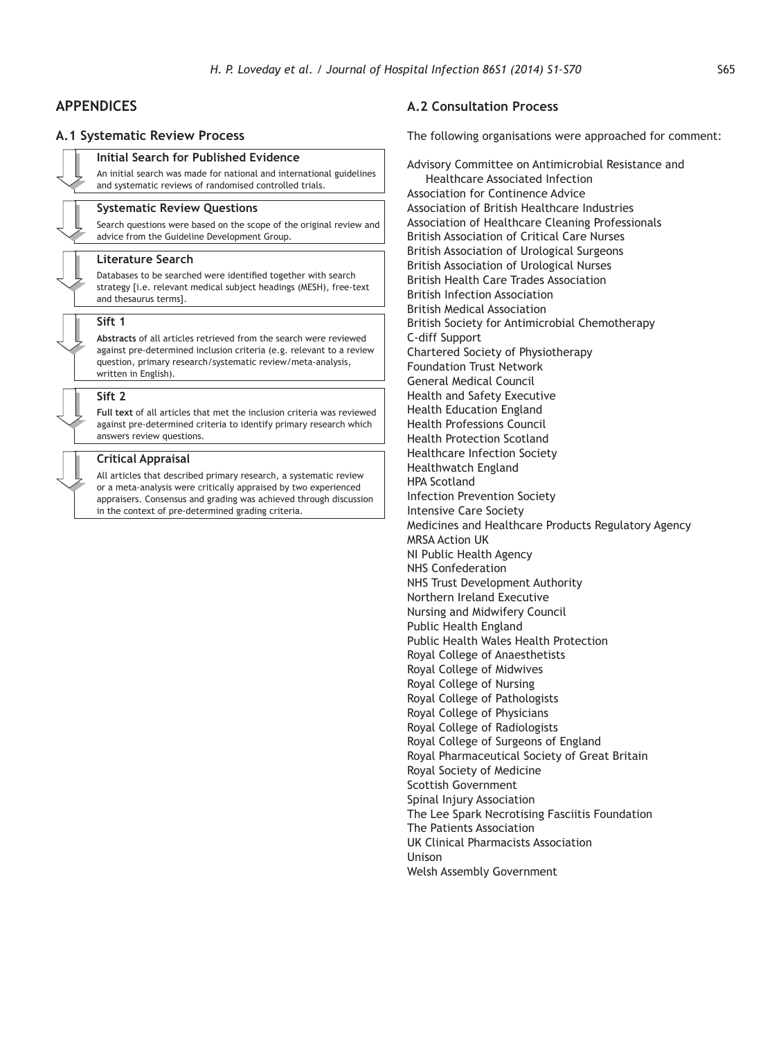## APPENDICES

### A.1 Systematic Review Process

**Initial Search for Published Evidence**

An initial search was made for national and international guidelines and systematic reviews of randomised controlled trials.

**Systematic Review Questions**

Search questions were based on the scope of the original review and advice from the Guideline Development Group.

**Literature Search**

Databases to be searched were identified together with search strategy [i.e. relevant medical subject headings (MESH), free-text and thesaurus terms].

**Sift 1**

**Abstracts** of all articles retrieved from the search were reviewed against pre-determined inclusion criteria (e.g. relevant to a review question, primary research/systematic review/meta-analysis, written in English).

**Sift 2**

**Full text** of all articles that met the inclusion criteria was reviewed against pre-determined criteria to identify primary research which answers review questions.

**Critical Appraisal**

All articles that described primary research, a systematic review or a meta-analysis were critically appraised by two experienced appraisers. Consensus and grading was achieved through discussion in the context of pre-determined grading criteria.

### A.2 Consultation Process

The following organisations were approached for comment:

Advisory Committee on Antimicrobial Resistance and Healthcare Associated Infection
Association for Continence Advice
Association of British Healthcare Industries
Association of Healthcare Cleaning Professionals
British Association of Critical Care Nurses
British Association of Urological Surgeons
British Association of Urological Nurses
British Health Care Trades Association
British Infection Association
British Medical Association
British Society for Antimicrobial Chemotherapy
C-diff Support
Chartered Society of Physiotherapy
Foundation Trust Network
General Medical Council
Health and Safety Executive
Health Education England
Health Professions Council
Health Protection Scotland
Healthcare Infection Society
Healthwatch England
HPA Scotland
Infection Prevention Society
Intensive Care Society
Medicines and Healthcare Products Regulatory Agency
MRSA Action UK
NI Public Health Agency
NHS Confederation
NHS Trust Development Authority
Northern Ireland Executive
Nursing and Midwifery Council
Public Health England
Public Health Wales Health Protection
Royal College of Anaesthetists
Royal College of Midwives
Royal College of Nursing
Royal College of Pathologists
Royal College of Physicians
Royal College of Radiologists
Royal College of Surgeons of England
Royal Pharmaceutical Society of Great Britain
Royal Society of Medicine
Scottish Government
Spinal Injury Association
The Lee Spark Necrotising Fasciitis Foundation
The Patients Association
UK Clinical Pharmacists Association
Unison
Welsh Assembly Government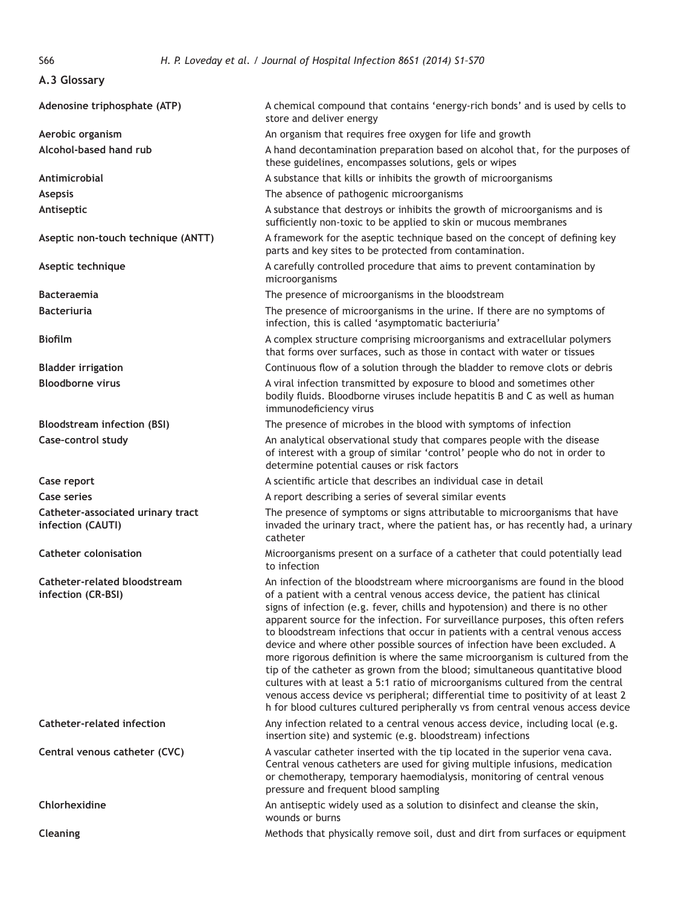## A.3 Glossary

| | |
|---|---|
| **Adenosine triphosphate (ATP)** | A chemical compound that contains 'energy-rich bonds' and is used by cells to store and deliver energy |
| **Aerobic organism** | An organism that requires free oxygen for life and growth |
| **Alcohol-based hand rub** | A hand decontamination preparation based on alcohol that, for the purposes of these guidelines, encompasses solutions, gels or wipes |
| **Antimicrobial** | A substance that kills or inhibits the growth of microorganisms |
| **Asepsis** | The absence of pathogenic microorganisms |
| **Antiseptic** | A substance that destroys or inhibits the growth of microorganisms and is sufficiently non-toxic to be applied to skin or mucous membranes |
| **Aseptic non-touch technique (ANTT)** | A framework for the aseptic technique based on the concept of defining key parts and key sites to be protected from contamination. |
| **Aseptic technique** | A carefully controlled procedure that aims to prevent contamination by microorganisms |
| **Bacteraemia** | The presence of microorganisms in the bloodstream |
| **Bacteriuria** | The presence of microorganisms in the urine. If there are no symptoms of infection, this is called 'asymptomatic bacteriuria' |
| **Biofilm** | A complex structure comprising microorganisms and extracellular polymers that forms over surfaces, such as those in contact with water or tissues |
| **Bladder irrigation** | Continuous flow of a solution through the bladder to remove clots or debris |
| **Bloodborne virus** | A viral infection transmitted by exposure to blood and sometimes other bodily fluids. Bloodborne viruses include hepatitis B and C as well as human immunodeficiency virus |
| **Bloodstream infection (BSI)** | The presence of microbes in the blood with symptoms of infection |
| **Case–control study** | An analytical observational study that compares people with the disease of interest with a group of similar 'control' people who do not in order to determine potential causes or risk factors |
| **Case report** | A scientific article that describes an individual case in detail |
| **Case series** | A report describing a series of several similar events |
| **Catheter-associated urinary tract infection (CAUTI)** | The presence of symptoms or signs attributable to microorganisms that have invaded the urinary tract, where the patient has, or has recently had, a urinary catheter |
| **Catheter colonisation** | Microorganisms present on a surface of a catheter that could potentially lead to infection |
| **Catheter-related bloodstream infection (CR-BSI)** | An infection of the bloodstream where microorganisms are found in the blood of a patient with a central venous access device, the patient has clinical signs of infection (e.g. fever, chills and hypotension) and there is no other apparent source for the infection. For surveillance purposes, this often refers to bloodstream infections that occur in patients with a central venous access device and where other possible sources of infection have been excluded. A more rigorous definition is where the same microorganism is cultured from the tip of the catheter as grown from the blood; simultaneous quantitative blood cultures with at least a 5:1 ratio of microorganisms cultured from the central venous access device vs peripheral; differential time to positivity of at least 2 h for blood cultures cultured peripherally vs from central venous access device |
| **Catheter-related infection** | Any infection related to a central venous access device, including local (e.g. insertion site) and systemic (e.g. bloodstream) infections |
| **Central venous catheter (CVC)** | A vascular catheter inserted with the tip located in the superior vena cava. Central venous catheters are used for giving multiple infusions, medication or chemotherapy, temporary haemodialysis, monitoring of central venous pressure and frequent blood sampling |
| **Chlorhexidine** | An antiseptic widely used as a solution to disinfect and cleanse the skin, wounds or burns |
| **Cleaning** | Methods that physically remove soil, dust and dirt from surfaces or equipment |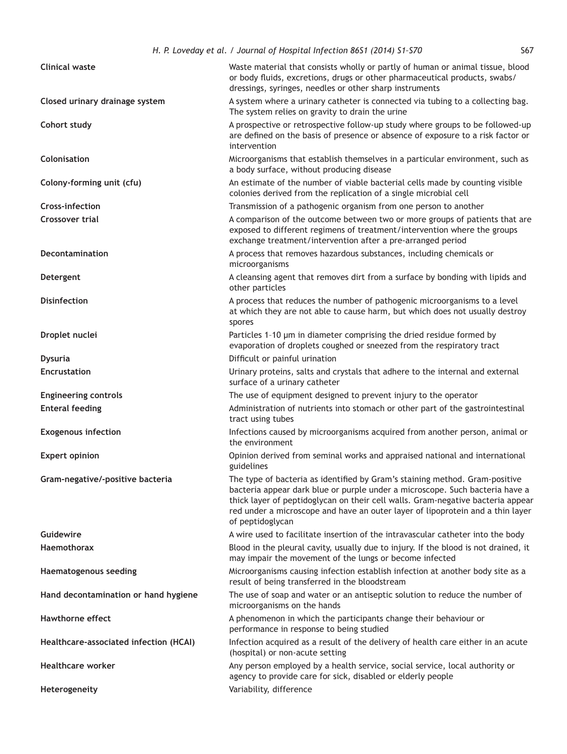| | |
|---|---|
| **Clinical waste** | Waste material that consists wholly or partly of human or animal tissue, blood or body fluids, excretions, drugs or other pharmaceutical products, swabs/dressings, syringes, needles or other sharp instruments |
| **Closed urinary drainage system** | A system where a urinary catheter is connected via tubing to a collecting bag. The system relies on gravity to drain the urine |
| **Cohort study** | A prospective or retrospective follow-up study where groups to be followed-up are defined on the basis of presence or absence of exposure to a risk factor or intervention |
| **Colonisation** | Microorganisms that establish themselves in a particular environment, such as a body surface, without producing disease |
| **Colony-forming unit (cfu)** | An estimate of the number of viable bacterial cells made by counting visible colonies derived from the replication of a single microbial cell |
| **Cross-infection** | Transmission of a pathogenic organism from one person to another |
| **Crossover trial** | A comparison of the outcome between two or more groups of patients that are exposed to different regimens of treatment/intervention where the groups exchange treatment/intervention after a pre-arranged period |
| **Decontamination** | A process that removes hazardous substances, including chemicals or microorganisms |
| **Detergent** | A cleansing agent that removes dirt from a surface by bonding with lipids and other particles |
| **Disinfection** | A process that reduces the number of pathogenic microorganisms to a level at which they are not able to cause harm, but which does not usually destroy spores |
| **Droplet nuclei** | Particles 1–10 μm in diameter comprising the dried residue formed by evaporation of droplets coughed or sneezed from the respiratory tract |
| **Dysuria** | Difficult or painful urination |
| **Encrustation** | Urinary proteins, salts and crystals that adhere to the internal and external surface of a urinary catheter |
| **Engineering controls** | The use of equipment designed to prevent injury to the operator |
| **Enteral feeding** | Administration of nutrients into stomach or other part of the gastrointestinal tract using tubes |
| **Exogenous infection** | Infections caused by microorganisms acquired from another person, animal or the environment |
| **Expert opinion** | Opinion derived from seminal works and appraised national and international guidelines |
| **Gram-negative/-positive bacteria** | The type of bacteria as identified by Gram's staining method. Gram-positive bacteria appear dark blue or purple under a microscope. Such bacteria have a thick layer of peptidoglycan on their cell walls. Gram-negative bacteria appear red under a microscope and have an outer layer of lipoprotein and a thin layer of peptidoglycan |
| **Guidewire** | A wire used to facilitate insertion of the intravascular catheter into the body |
| **Haemothorax** | Blood in the pleural cavity, usually due to injury. If the blood is not drained, it may impair the movement of the lungs or become infected |
| **Haematogenous seeding** | Microorganisms causing infection establish infection at another body site as a result of being transferred in the bloodstream |
| **Hand decontamination or hand hygiene** | The use of soap and water or an antiseptic solution to reduce the number of microorganisms on the hands |
| **Hawthorne effect** | A phenomenon in which the participants change their behaviour or performance in response to being studied |
| **Healthcare-associated infection (HCAI)** | Infection acquired as a result of the delivery of health care either in an acute (hospital) or non-acute setting |
| **Healthcare worker** | Any person employed by a health service, social service, local authority or agency to provide care for sick, disabled or elderly people |
| **Heterogeneity** | Variability, difference |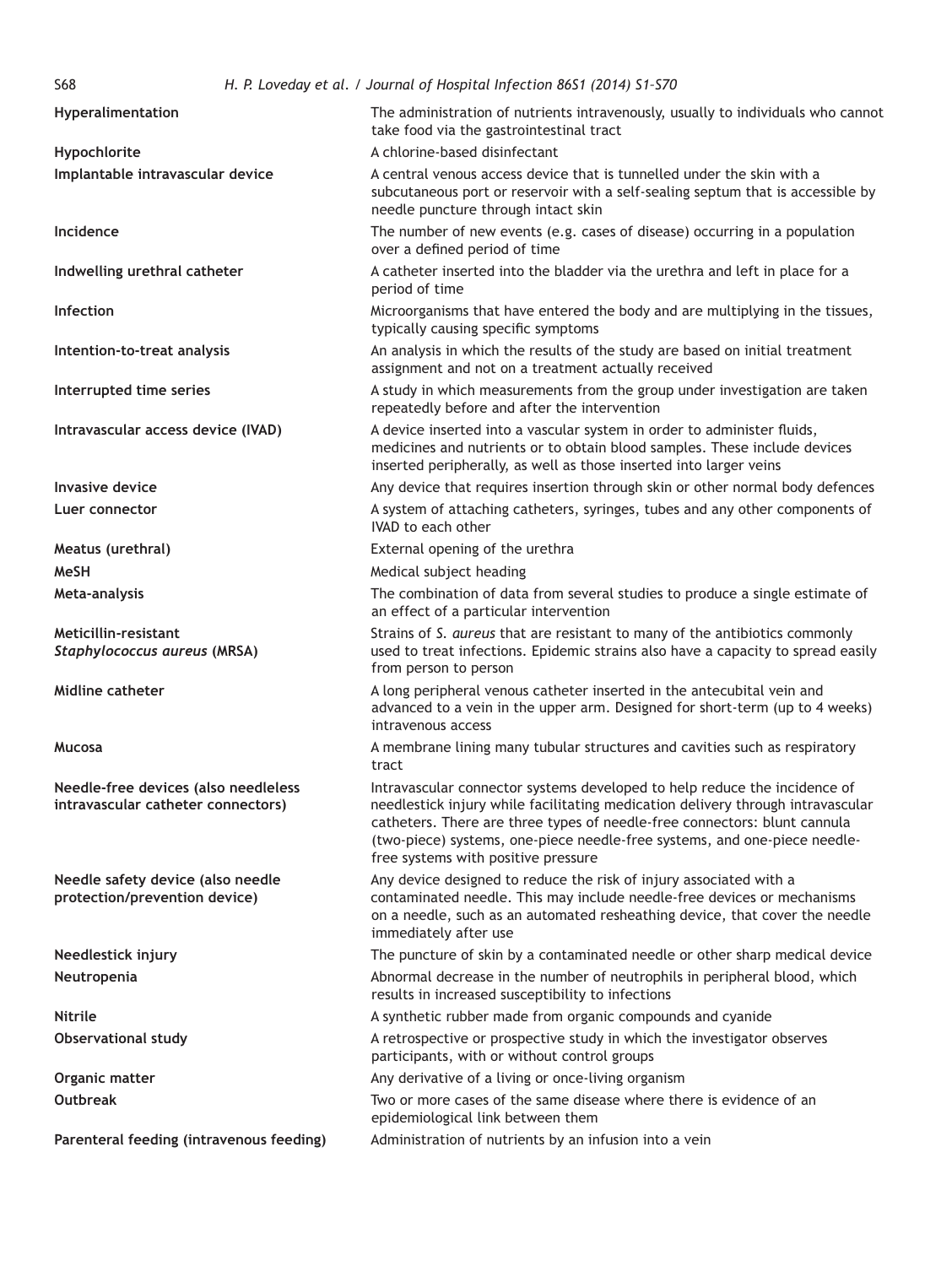| | |
|---|---|
| **Hyperalimentation** | The administration of nutrients intravenously, usually to individuals who cannot take food via the gastrointestinal tract |
| **Hypochlorite** | A chlorine-based disinfectant |
| **Implantable intravascular device** | A central venous access device that is tunnelled under the skin with a subcutaneous port or reservoir with a self-sealing septum that is accessible by needle puncture through intact skin |
| **Incidence** | The number of new events (e.g. cases of disease) occurring in a population over a defined period of time |
| **Indwelling urethral catheter** | A catheter inserted into the bladder via the urethra and left in place for a period of time |
| **Infection** | Microorganisms that have entered the body and are multiplying in the tissues, typically causing specific symptoms |
| **Intention-to-treat analysis** | An analysis in which the results of the study are based on initial treatment assignment and not on a treatment actually received |
| **Interrupted time series** | A study in which measurements from the group under investigation are taken repeatedly before and after the intervention |
| **Intravascular access device (IVAD)** | A device inserted into a vascular system in order to administer fluids, medicines and nutrients or to obtain blood samples. These include devices inserted peripherally, as well as those inserted into larger veins |
| **Invasive device** | Any device that requires insertion through skin or other normal body defences |
| **Luer connector** | A system of attaching catheters, syringes, tubes and any other components of IVAD to each other |
| **Meatus (urethral)** | External opening of the urethra |
| **MeSH** | Medical subject heading |
| **Meta-analysis** | The combination of data from several studies to produce a single estimate of an effect of a particular intervention |
| **Meticillin-resistant *Staphylococcus aureus* (MRSA)** | Strains of *S. aureus* that are resistant to many of the antibiotics commonly used to treat infections. Epidemic strains also have a capacity to spread easily from person to person |
| **Midline catheter** | A long peripheral venous catheter inserted in the antecubital vein and advanced to a vein in the upper arm. Designed for short-term (up to 4 weeks) intravenous access |
| **Mucosa** | A membrane lining many tubular structures and cavities such as respiratory tract |
| **Needle-free devices (also needleless intravascular catheter connectors)** | Intravascular connector systems developed to help reduce the incidence of needlestick injury while facilitating medication delivery through intravascular catheters. There are three types of needle-free connectors: blunt cannula (two-piece) systems, one-piece needle-free systems, and one-piece needle-free systems with positive pressure |
| **Needle safety device (also needle protection/prevention device)** | Any device designed to reduce the risk of injury associated with a contaminated needle. This may include needle-free devices or mechanisms on a needle, such as an automated resheathing device, that cover the needle immediately after use |
| **Needlestick injury** | The puncture of skin by a contaminated needle or other sharp medical device |
| **Neutropenia** | Abnormal decrease in the number of neutrophils in peripheral blood, which results in increased susceptibility to infections |
| **Nitrile** | A synthetic rubber made from organic compounds and cyanide |
| **Observational study** | A retrospective or prospective study in which the investigator observes participants, with or without control groups |
| **Organic matter** | Any derivative of a living or once-living organism |
| **Outbreak** | Two or more cases of the same disease where there is evidence of an epidemiological link between them |
| **Parenteral feeding (intravenous feeding)** | Administration of nutrients by an infusion into a vein |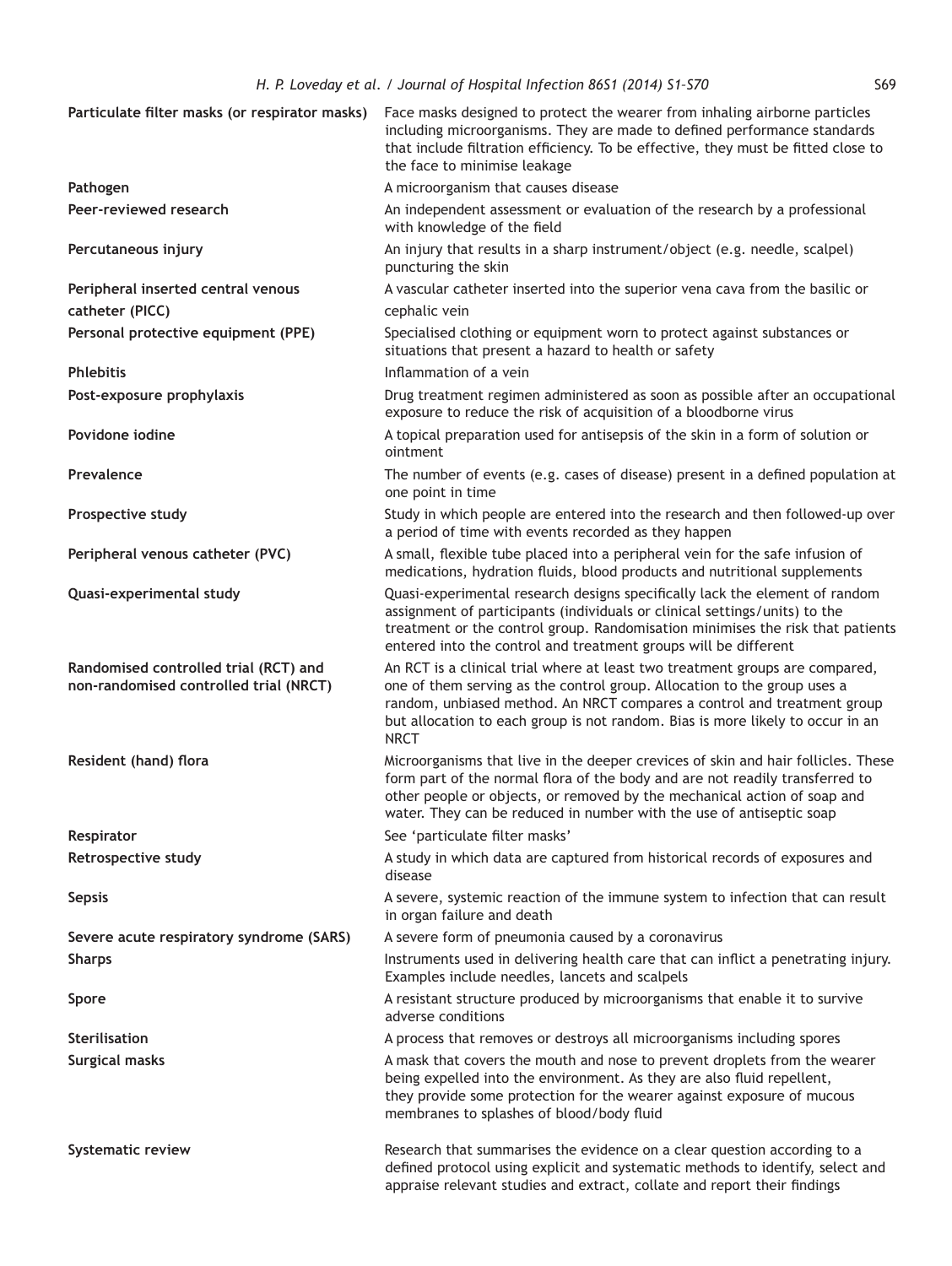| | |
|---|---|
| **Particulate filter masks (or respirator masks)** | Face masks designed to protect the wearer from inhaling airborne particles including microorganisms. They are made to defined performance standards that include filtration efficiency. To be effective, they must be fitted close to the face to minimise leakage |
| **Pathogen** | A microorganism that causes disease |
| **Peer-reviewed research** | An independent assessment or evaluation of the research by a professional with knowledge of the field |
| **Percutaneous injury** | An injury that results in a sharp instrument/object (e.g. needle, scalpel) puncturing the skin |
| **Peripheral inserted central venous catheter (PICC)** | A vascular catheter inserted into the superior vena cava from the basilic or cephalic vein |
| **Personal protective equipment (PPE)** | Specialised clothing or equipment worn to protect against substances or situations that present a hazard to health or safety |
| **Phlebitis** | Inflammation of a vein |
| **Post-exposure prophylaxis** | Drug treatment regimen administered as soon as possible after an occupational exposure to reduce the risk of acquisition of a bloodborne virus |
| **Povidone iodine** | A topical preparation used for antisepsis of the skin in a form of solution or ointment |
| **Prevalence** | The number of events (e.g. cases of disease) present in a defined population at one point in time |
| **Prospective study** | Study in which people are entered into the research and then followed-up over a period of time with events recorded as they happen |
| **Peripheral venous catheter (PVC)** | A small, flexible tube placed into a peripheral vein for the safe infusion of medications, hydration fluids, blood products and nutritional supplements |
| **Quasi-experimental study** | Quasi-experimental research designs specifically lack the element of random assignment of participants (individuals or clinical settings/units) to the treatment or the control group. Randomisation minimises the risk that patients entered into the control and treatment groups will be different |
| **Randomised controlled trial (RCT) and non-randomised controlled trial (NRCT)** | An RCT is a clinical trial where at least two treatment groups are compared, one of them serving as the control group. Allocation to the group uses a random, unbiased method. An NRCT compares a control and treatment group but allocation to each group is not random. Bias is more likely to occur in an NRCT |
| **Resident (hand) flora** | Microorganisms that live in the deeper crevices of skin and hair follicles. These form part of the normal flora of the body and are not readily transferred to other people or objects, or removed by the mechanical action of soap and water. They can be reduced in number with the use of antiseptic soap |
| **Respirator** | See 'particulate filter masks' |
| **Retrospective study** | A study in which data are captured from historical records of exposures and disease |
| **Sepsis** | A severe, systemic reaction of the immune system to infection that can result in organ failure and death |
| **Severe acute respiratory syndrome (SARS)** | A severe form of pneumonia caused by a coronavirus |
| **Sharps** | Instruments used in delivering health care that can inflict a penetrating injury. Examples include needles, lancets and scalpels |
| **Spore** | A resistant structure produced by microorganisms that enable it to survive adverse conditions |
| **Sterilisation** | A process that removes or destroys all microorganisms including spores |
| **Surgical masks** | A mask that covers the mouth and nose to prevent droplets from the wearer being expelled into the environment. As they are also fluid repellent, they provide some protection for the wearer against exposure of mucous membranes to splashes of blood/body fluid |
| **Systematic review** | Research that summarises the evidence on a clear question according to a defined protocol using explicit and systematic methods to identify, select and appraise relevant studies and extract, collate and report their findings |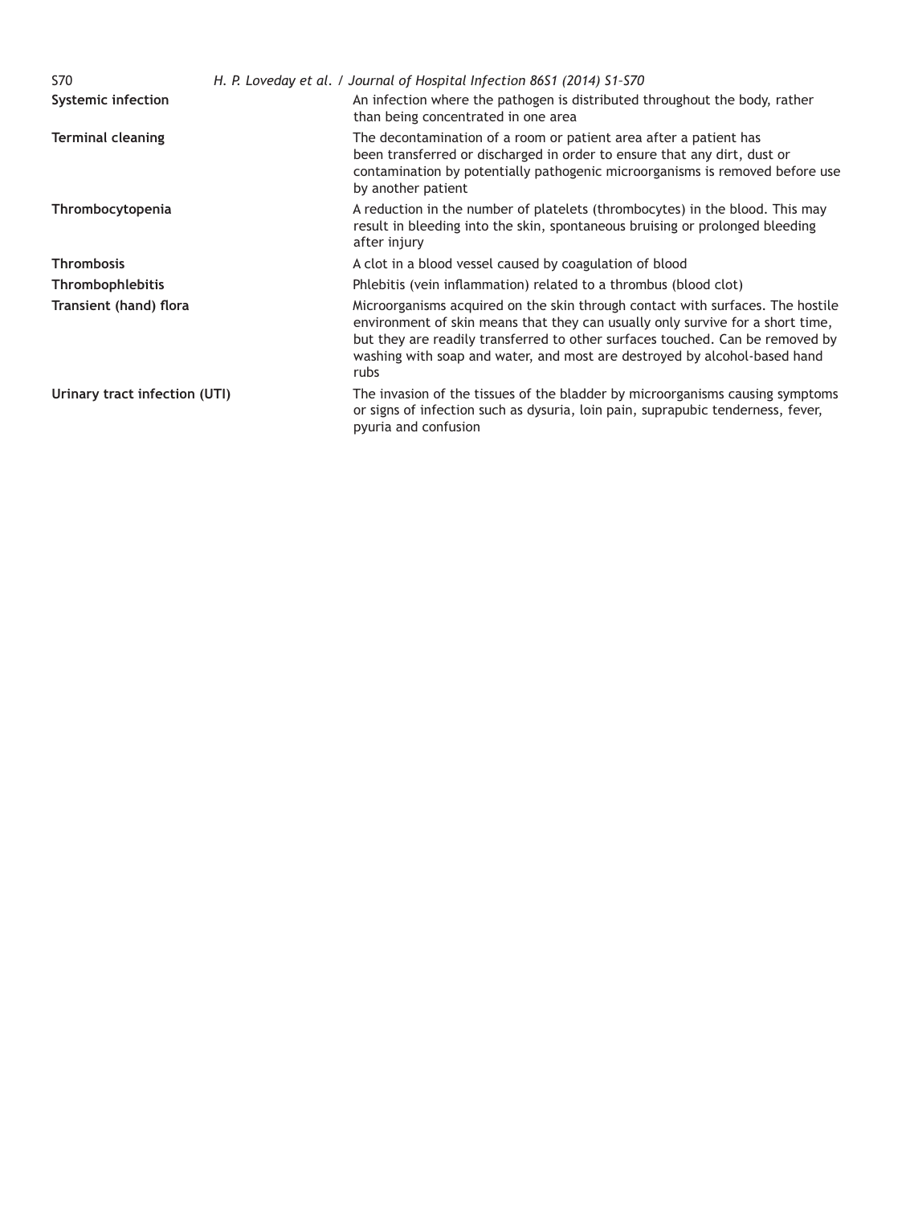| | |
|---|---|
| **Systemic infection** | An infection where the pathogen is distributed throughout the body, rather than being concentrated in one area |
| **Terminal cleaning** | The decontamination of a room or patient area after a patient has been transferred or discharged in order to ensure that any dirt, dust or contamination by potentially pathogenic microorganisms is removed before use by another patient |
| **Thrombocytopenia** | A reduction in the number of platelets (thrombocytes) in the blood. This may result in bleeding into the skin, spontaneous bruising or prolonged bleeding after injury |
| **Thrombosis** | A clot in a blood vessel caused by coagulation of blood |
| **Thrombophlebitis** | Phlebitis (vein inflammation) related to a thrombus (blood clot) |
| **Transient (hand) flora** | Microorganisms acquired on the skin through contact with surfaces. The hostile environment of skin means that they can usually only survive for a short time, but they are readily transferred to other surfaces touched. Can be removed by washing with soap and water, and most are destroyed by alcohol-based hand rubs |
| **Urinary tract infection (UTI)** | The invasion of the tissues of the bladder by microorganisms causing symptoms or signs of infection such as dysuria, loin pain, suprapubic tenderness, fever, pyuria and confusion |